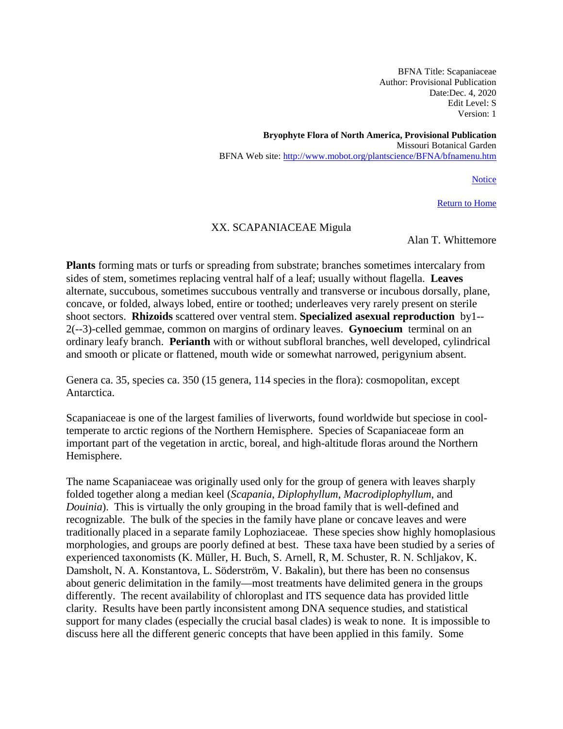BFNA Title: Scapaniaceae
Author: Provisional Publication
Date:Dec. 4, 2020
Edit Level: S
Version: 1

**Bryophyte Flora of North America, Provisional Publication**
Missouri Botanical Garden
BFNA Web site: http://www.mobot.org/plantscience/BFNA/bfnamenu.htm

Notice

Return to Home

# XX. SCAPANIACEAE Migula

Alan T. Whittemore

**Plants** forming mats or turfs or spreading from substrate; branches sometimes intercalary from sides of stem, sometimes replacing ventral half of a leaf; usually without flagella. **Leaves** alternate, succubous, sometimes succubous ventrally and transverse or incubous dorsally, plane, concave, or folded, always lobed, entire or toothed; underleaves very rarely present on sterile shoot sectors. **Rhizoids** scattered over ventral stem. **Specialized asexual reproduction** by1--2(--3)-celled gemmae, common on margins of ordinary leaves. **Gynoecium** terminal on an ordinary leafy branch. **Perianth** with or without subfloral branches, well developed, cylindrical and smooth or plicate or flattened, mouth wide or somewhat narrowed, perigynium absent.

Genera ca. 35, species ca. 350 (15 genera, 114 species in the flora): cosmopolitan, except Antarctica.

Scapaniaceae is one of the largest families of liverworts, found worldwide but speciose in cool-temperate to arctic regions of the Northern Hemisphere. Species of Scapaniaceae form an important part of the vegetation in arctic, boreal, and high-altitude floras around the Northern Hemisphere.

The name Scapaniaceae was originally used only for the group of genera with leaves sharply folded together along a median keel (*Scapania*, *Diplophyllum*, *Macrodiplophyllum*, and *Douinia*). This is virtually the only grouping in the broad family that is well-defined and recognizable. The bulk of the species in the family have plane or concave leaves and were traditionally placed in a separate family Lophoziaceae. These species show highly homoplasious morphologies, and groups are poorly defined at best. These taxa have been studied by a series of experienced taxonomists (K. Müller, H. Buch, S. Arnell, R, M. Schuster, R. N. Schljakov, K. Damsholt, N. A. Konstantova, L. Söderström, V. Bakalin), but there has been no consensus about generic delimitation in the family—most treatments have delimited genera in the groups differently. The recent availability of chloroplast and ITS sequence data has provided little clarity. Results have been partly inconsistent among DNA sequence studies, and statistical support for many clades (especially the crucial basal clades) is weak to none. It is impossible to discuss here all the different generic concepts that have been applied in this family. Some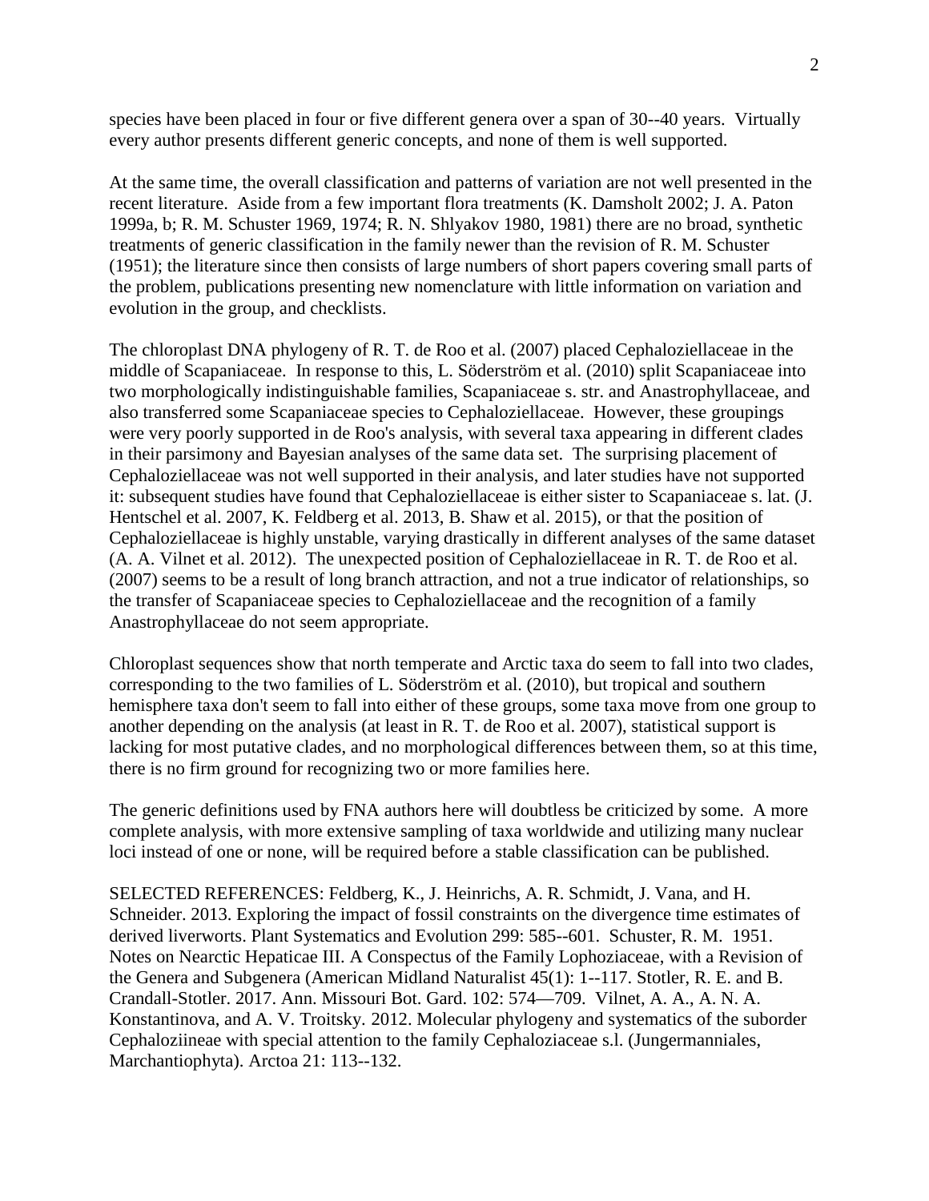species have been placed in four or five different genera over a span of 30--40 years. Virtually every author presents different generic concepts, and none of them is well supported.

At the same time, the overall classification and patterns of variation are not well presented in the recent literature. Aside from a few important flora treatments (K. Damsholt 2002; J. A. Paton 1999a, b; R. M. Schuster 1969, 1974; R. N. Shlyakov 1980, 1981) there are no broad, synthetic treatments of generic classification in the family newer than the revision of R. M. Schuster (1951); the literature since then consists of large numbers of short papers covering small parts of the problem, publications presenting new nomenclature with little information on variation and evolution in the group, and checklists.

The chloroplast DNA phylogeny of R. T. de Roo et al. (2007) placed Cephaloziellaceae in the middle of Scapaniaceae. In response to this, L. Söderström et al. (2010) split Scapaniaceae into two morphologically indistinguishable families, Scapaniaceae s. str. and Anastrophyllaceae, and also transferred some Scapaniaceae species to Cephaloziellaceae. However, these groupings were very poorly supported in de Roo's analysis, with several taxa appearing in different clades in their parsimony and Bayesian analyses of the same data set. The surprising placement of Cephaloziellaceae was not well supported in their analysis, and later studies have not supported it: subsequent studies have found that Cephaloziellaceae is either sister to Scapaniaceae s. lat. (J. Hentschel et al. 2007, K. Feldberg et al. 2013, B. Shaw et al. 2015), or that the position of Cephaloziellaceae is highly unstable, varying drastically in different analyses of the same dataset (A. A. Vilnet et al. 2012). The unexpected position of Cephaloziellaceae in R. T. de Roo et al. (2007) seems to be a result of long branch attraction, and not a true indicator of relationships, so the transfer of Scapaniaceae species to Cephaloziellaceae and the recognition of a family Anastrophyllaceae do not seem appropriate.

Chloroplast sequences show that north temperate and Arctic taxa do seem to fall into two clades, corresponding to the two families of L. Söderström et al. (2010), but tropical and southern hemisphere taxa don't seem to fall into either of these groups, some taxa move from one group to another depending on the analysis (at least in R. T. de Roo et al. 2007), statistical support is lacking for most putative clades, and no morphological differences between them, so at this time, there is no firm ground for recognizing two or more families here.

The generic definitions used by FNA authors here will doubtless be criticized by some. A more complete analysis, with more extensive sampling of taxa worldwide and utilizing many nuclear loci instead of one or none, will be required before a stable classification can be published.

SELECTED REFERENCES: Feldberg, K., J. Heinrichs, A. R. Schmidt, J. Vana, and H. Schneider. 2013. Exploring the impact of fossil constraints on the divergence time estimates of derived liverworts. Plant Systematics and Evolution 299: 585--601. Schuster, R. M. 1951. Notes on Nearctic Hepaticae III. A Conspectus of the Family Lophoziaceae, with a Revision of the Genera and Subgenera (American Midland Naturalist 45(1): 1--117. Stotler, R. E. and B. Crandall-Stotler. 2017. Ann. Missouri Bot. Gard. 102: 574—709. Vilnet, A. A., A. N. A. Konstantinova, and A. V. Troitsky. 2012. Molecular phylogeny and systematics of the suborder Cephaloziineae with special attention to the family Cephaloziaceae s.l. (Jungermanniales, Marchantiophyta). Arctoa 21: 113--132.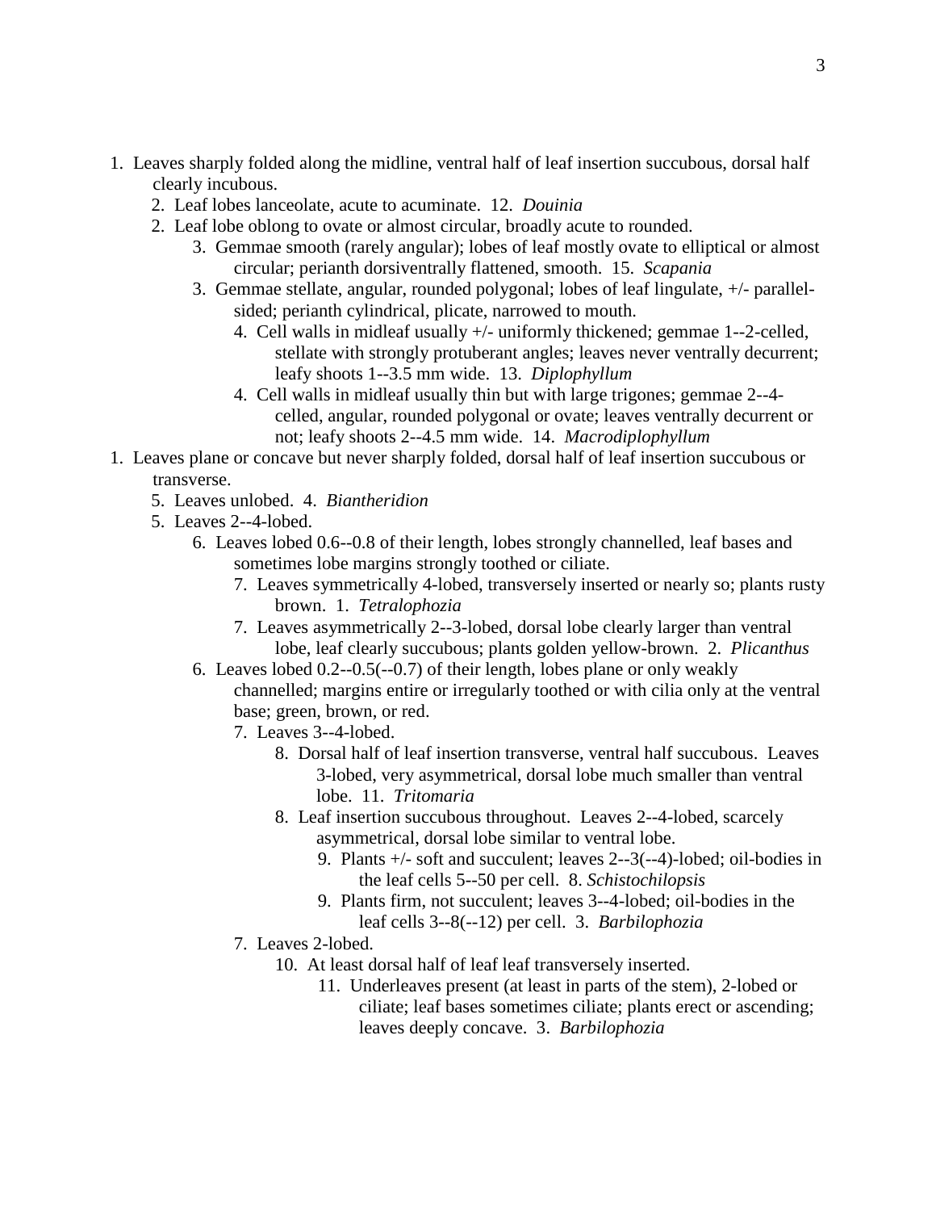1. Leaves sharply folded along the midline, ventral half of leaf insertion succubous, dorsal half clearly incubous.
    2. Leaf lobes lanceolate, acute to acuminate. 12. *Douinia*
    2. Leaf lobe oblong to ovate or almost circular, broadly acute to rounded.
        3. Gemmae smooth (rarely angular); lobes of leaf mostly ovate to elliptical or almost circular; perianth dorsiventrally flattened, smooth. 15. *Scapania*
        3. Gemmae stellate, angular, rounded polygonal; lobes of leaf lingulate, +/- parallel-sided; perianth cylindrical, plicate, narrowed to mouth.
            4. Cell walls in midleaf usually +/- uniformly thickened; gemmae 1--2-celled, stellate with strongly protuberant angles; leaves never ventrally decurrent; leafy shoots 1--3.5 mm wide. 13. *Diplophyllum*
            4. Cell walls in midleaf usually thin but with large trigones; gemmae 2--4-celled, angular, rounded polygonal or ovate; leaves ventrally decurrent or not; leafy shoots 2--4.5 mm wide. 14. *Macrodiplophyllum*
1. Leaves plane or concave but never sharply folded, dorsal half of leaf insertion succubous or transverse.
    5. Leaves unlobed. 4. *Biantheridion*
    5. Leaves 2--4-lobed.
        6. Leaves lobed 0.6--0.8 of their length, lobes strongly channelled, leaf bases and sometimes lobe margins strongly toothed or ciliate.
            7. Leaves symmetrically 4-lobed, transversely inserted or nearly so; plants rusty brown. 1. *Tetralophozia*
            7. Leaves asymmetrically 2--3-lobed, dorsal lobe clearly larger than ventral lobe, leaf clearly succubous; plants golden yellow-brown. 2. *Plicanthus*
        6. Leaves lobed 0.2--0.5(--0.7) of their length, lobes plane or only weakly channelled; margins entire or irregularly toothed or with cilia only at the ventral base; green, brown, or red.
            7. Leaves 3--4-lobed.
                8. Dorsal half of leaf insertion transverse, ventral half succubous. Leaves 3-lobed, very asymmetrical, dorsal lobe much smaller than ventral lobe. 11. *Tritomaria*
                8. Leaf insertion succubous throughout. Leaves 2--4-lobed, scarcely asymmetrical, dorsal lobe similar to ventral lobe.
                    9. Plants +/- soft and succulent; leaves 2--3(--4)-lobed; oil-bodies in the leaf cells 5--50 per cell. 8. *Schistochilopsis*
                    9. Plants firm, not succulent; leaves 3--4-lobed; oil-bodies in the leaf cells 3--8(--12) per cell. 3. *Barbilophozia*
            7. Leaves 2-lobed.
                10. At least dorsal half of leaf leaf transversely inserted.
                    11. Underleaves present (at least in parts of the stem), 2-lobed or ciliate; leaf bases sometimes ciliate; plants erect or ascending; leaves deeply concave. 3. *Barbilophozia*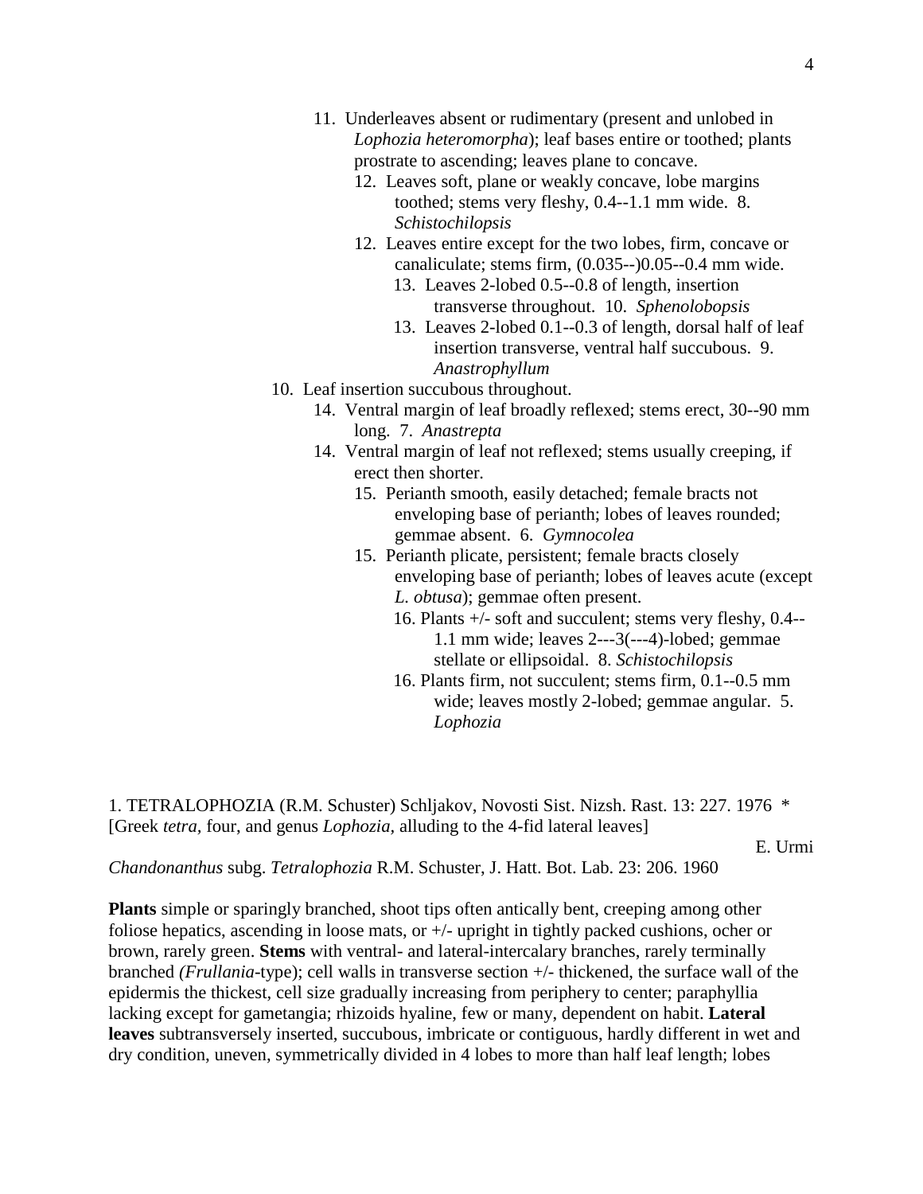11. Underleaves absent or rudimentary (present and unlobed in *Lophozia heteromorpha*); leaf bases entire or toothed; plants prostrate to ascending; leaves plane to concave.

12. Leaves soft, plane or weakly concave, lobe margins toothed; stems very fleshy, 0.4--1.1 mm wide. 8. *Schistochilopsis*

12. Leaves entire except for the two lobes, firm, concave or canaliculate; stems firm, (0.035--)0.05--0.4 mm wide.

13. Leaves 2-lobed 0.5--0.8 of length, insertion transverse throughout. 10. *Sphenolobopsis*

13. Leaves 2-lobed 0.1--0.3 of length, dorsal half of leaf insertion transverse, ventral half succubous. 9. *Anastrophyllum*

10. Leaf insertion succubous throughout.

14. Ventral margin of leaf broadly reflexed; stems erect, 30--90 mm long. 7. *Anastrepta*

14. Ventral margin of leaf not reflexed; stems usually creeping, if erect then shorter.

15. Perianth smooth, easily detached; female bracts not enveloping base of perianth; lobes of leaves rounded; gemmae absent. 6. *Gymnocolea*

15. Perianth plicate, persistent; female bracts closely enveloping base of perianth; lobes of leaves acute (except *L. obtusa*); gemmae often present.

16. Plants +/- soft and succulent; stems very fleshy, 0.4--1.1 mm wide; leaves 2---3(---4)-lobed; gemmae stellate or ellipsoidal. 8. *Schistochilopsis*

16. Plants firm, not succulent; stems firm, 0.1--0.5 mm wide; leaves mostly 2-lobed; gemmae angular. 5. *Lophozia*

1. TETRALOPHOZIA (R.M. Schuster) Schljakov, Novosti Sist. Nizsh. Rast. 13: 227. 1976 *
[Greek *tetra*, four, and genus *Lophozia*, alluding to the 4-fid lateral leaves]

E. Urmi

*Chandonanthus* subg. *Tetralophozia* R.M. Schuster, J. Hatt. Bot. Lab. 23: 206. 1960

**Plants** simple or sparingly branched, shoot tips often antically bent, creeping among other foliose hepatics, ascending in loose mats, or +/- upright in tightly packed cushions, ocher or brown, rarely green. **Stems** with ventral- and lateral-intercalary branches, rarely terminally branched *(Frullania*-type); cell walls in transverse section +/- thickened, the surface wall of the epidermis the thickest, cell size gradually increasing from periphery to center; paraphyllia lacking except for gametangia; rhizoids hyaline, few or many, dependent on habit. **Lateral leaves** subtransversely inserted, succubous, imbricate or contiguous, hardly different in wet and dry condition, uneven, symmetrically divided in 4 lobes to more than half leaf length; lobes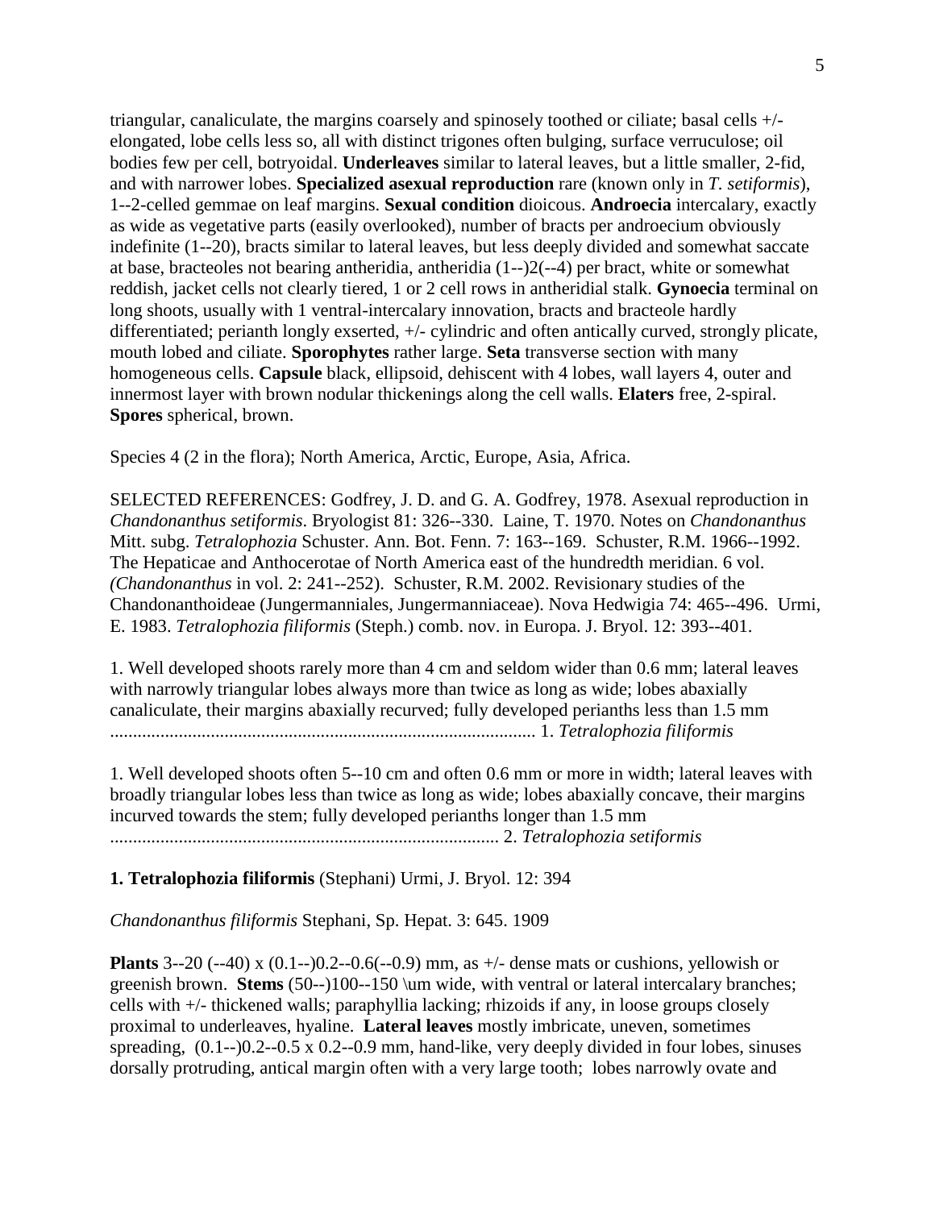triangular, canaliculate, the margins coarsely and spinosely toothed or ciliate; basal cells +/- elongated, lobe cells less so, all with distinct trigones often bulging, surface verruculose; oil bodies few per cell, botryoidal. **Underleaves** similar to lateral leaves, but a little smaller, 2-fid, and with narrower lobes. **Specialized asexual reproduction** rare (known only in *T. setiformis*), 1--2-celled gemmae on leaf margins. **Sexual condition** dioicous. **Androecia** intercalary, exactly as wide as vegetative parts (easily overlooked), number of bracts per androecium obviously indefinite (1--20), bracts similar to lateral leaves, but less deeply divided and somewhat saccate at base, bracteoles not bearing antheridia, antheridia (1--)2(--4) per bract, white or somewhat reddish, jacket cells not clearly tiered, 1 or 2 cell rows in antheridial stalk. **Gynoecia** terminal on long shoots, usually with 1 ventral-intercalary innovation, bracts and bracteole hardly differentiated; perianth longly exserted, +/- cylindric and often antically curved, strongly plicate, mouth lobed and ciliate. **Sporophytes** rather large. **Seta** transverse section with many homogeneous cells. **Capsule** black, ellipsoid, dehiscent with 4 lobes, wall layers 4, outer and innermost layer with brown nodular thickenings along the cell walls. **Elaters** free, 2-spiral. **Spores** spherical, brown.

Species 4 (2 in the flora); North America, Arctic, Europe, Asia, Africa.

SELECTED REFERENCES: Godfrey, J. D. and G. A. Godfrey, 1978. Asexual reproduction in *Chandonanthus setiformis*. Bryologist 81: 326--330. Laine, T. 1970. Notes on *Chandonanthus* Mitt. subg. *Tetralophozia* Schuster. Ann. Bot. Fenn. 7: 163--169. Schuster, R.M. 1966--1992. The Hepaticae and Anthocerotae of North America east of the hundredth meridian. 6 vol. (*Chandonanthus* in vol. 2: 241--252). Schuster, R.M. 2002. Revisionary studies of the Chandonanthoideae (Jungermanniales, Jungermanniaceae). Nova Hedwigia 74: 465--496. Urmi, E. 1983. *Tetralophozia filiformis* (Steph.) comb. nov. in Europa. J. Bryol. 12: 393--401.

1. Well developed shoots rarely more than 4 cm and seldom wider than 0.6 mm; lateral leaves with narrowly triangular lobes always more than twice as long as wide; lobes abaxially canaliculate, their margins abaxially recurved; fully developed perianths less than 1.5 mm ............................................................................................ 1. *Tetralophozia filiformis*

1. Well developed shoots often 5--10 cm and often 0.6 mm or more in width; lateral leaves with broadly triangular lobes less than twice as long as wide; lobes abaxially concave, their margins incurved towards the stem; fully developed perianths longer than 1.5 mm ..................................................................................... 2. *Tetralophozia setiformis*

**1. Tetralophozia filiformis** (Stephani) Urmi, J. Bryol. 12: 394

*Chandonanthus filiformis* Stephani, Sp. Hepat. 3: 645. 1909

**Plants** 3--20 (--40) x (0.1--)0.2--0.6(--0.9) mm, as +/- dense mats or cushions, yellowish or greenish brown. **Stems** (50--)100--150 \um wide, with ventral or lateral intercalary branches; cells with +/- thickened walls; paraphyllia lacking; rhizoids if any, in loose groups closely proximal to underleaves, hyaline. **Lateral leaves** mostly imbricate, uneven, sometimes spreading, (0.1--)0.2--0.5 x 0.2--0.9 mm, hand-like, very deeply divided in four lobes, sinuses dorsally protruding, antical margin often with a very large tooth; lobes narrowly ovate and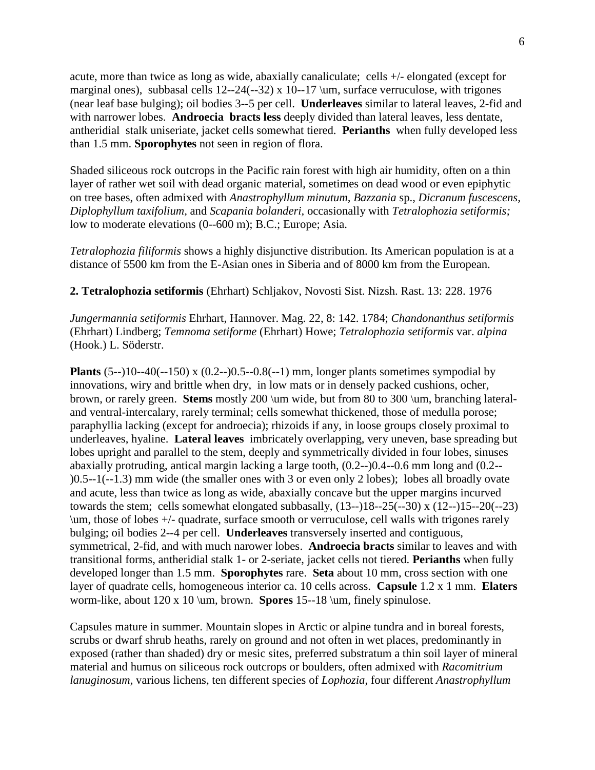acute, more than twice as long as wide, abaxially canaliculate; cells +/- elongated (except for marginal ones), subbasal cells 12--24(--32) x 10--17 \um, surface verruculose, with trigones (near leaf base bulging); oil bodies 3--5 per cell. **Underleaves** similar to lateral leaves, 2-fid and with narrower lobes. **Androecia bracts less** deeply divided than lateral leaves, less dentate, antheridial stalk uniseriate, jacket cells somewhat tiered. **Perianths** when fully developed less than 1.5 mm. **Sporophytes** not seen in region of flora.

Shaded siliceous rock outcrops in the Pacific rain forest with high air humidity, often on a thin layer of rather wet soil with dead organic material, sometimes on dead wood or even epiphytic on tree bases, often admixed with *Anastrophyllum minutum, Bazzania* sp., *Dicranum fuscescens, Diplophyllum taxifolium,* and *Scapania bolanderi,* occasionally with *Tetralophozia setiformis;* low to moderate elevations (0--600 m); B.C.; Europe; Asia.

*Tetralophozia filiformis* shows a highly disjunctive distribution. Its American population is at a distance of 5500 km from the E-Asian ones in Siberia and of 8000 km from the European.

**2. Tetralophozia setiformis** (Ehrhart) Schljakov, Novosti Sist. Nizsh. Rast. 13: 228. 1976

*Jungermannia setiformis* Ehrhart, Hannover. Mag. 22, 8: 142. 1784; *Chandonanthus setiformis* (Ehrhart) Lindberg; *Temnoma setiforme* (Ehrhart) Howe; *Tetralophozia setiformis* var. *alpina* (Hook.) L. Söderstr.

**Plants** (5--)10--40(--150) x (0.2--)0.5--0.8(--1) mm, longer plants sometimes sympodial by innovations, wiry and brittle when dry, in low mats or in densely packed cushions, ocher, brown, or rarely green. **Stems** mostly 200 \um wide, but from 80 to 300 \um, branching lateral- and ventral-intercalary, rarely terminal; cells somewhat thickened, those of medulla porose; paraphyllia lacking (except for androecia); rhizoids if any, in loose groups closely proximal to underleaves, hyaline. **Lateral leaves** imbricately overlapping, very uneven, base spreading but lobes upright and parallel to the stem, deeply and symmetrically divided in four lobes, sinuses abaxially protruding, antical margin lacking a large tooth, (0.2--)0.4--0.6 mm long and (0.2--)0.5--1(--1.3) mm wide (the smaller ones with 3 or even only 2 lobes); lobes all broadly ovate and acute, less than twice as long as wide, abaxially concave but the upper margins incurved towards the stem; cells somewhat elongated subbasally, (13--)18--25(--30) x (12--)15--20(--23) \um, those of lobes +/- quadrate, surface smooth or verruculose, cell walls with trigones rarely bulging; oil bodies 2--4 per cell. **Underleaves** transversely inserted and contiguous, symmetrical, 2-fid, and with much narower lobes. **Androecia bracts** similar to leaves and with transitional forms, antheridial stalk 1- or 2-seriate, jacket cells not tiered. **Perianths** when fully developed longer than 1.5 mm. **Sporophytes** rare. **Seta** about 10 mm, cross section with one layer of quadrate cells, homogeneous interior ca. 10 cells across. **Capsule** 1.2 x 1 mm. **Elaters** worm-like, about 120 x 10 \um, brown. **Spores** 15--18 \um, finely spinulose.

Capsules mature in summer. Mountain slopes in Arctic or alpine tundra and in boreal forests, scrubs or dwarf shrub heaths, rarely on ground and not often in wet places, predominantly in exposed (rather than shaded) dry or mesic sites, preferred substratum a thin soil layer of mineral material and humus on siliceous rock outcrops or boulders, often admixed with *Racomitrium lanuginosum,* various lichens, ten different species of *Lophozia*, four different *Anastrophyllum*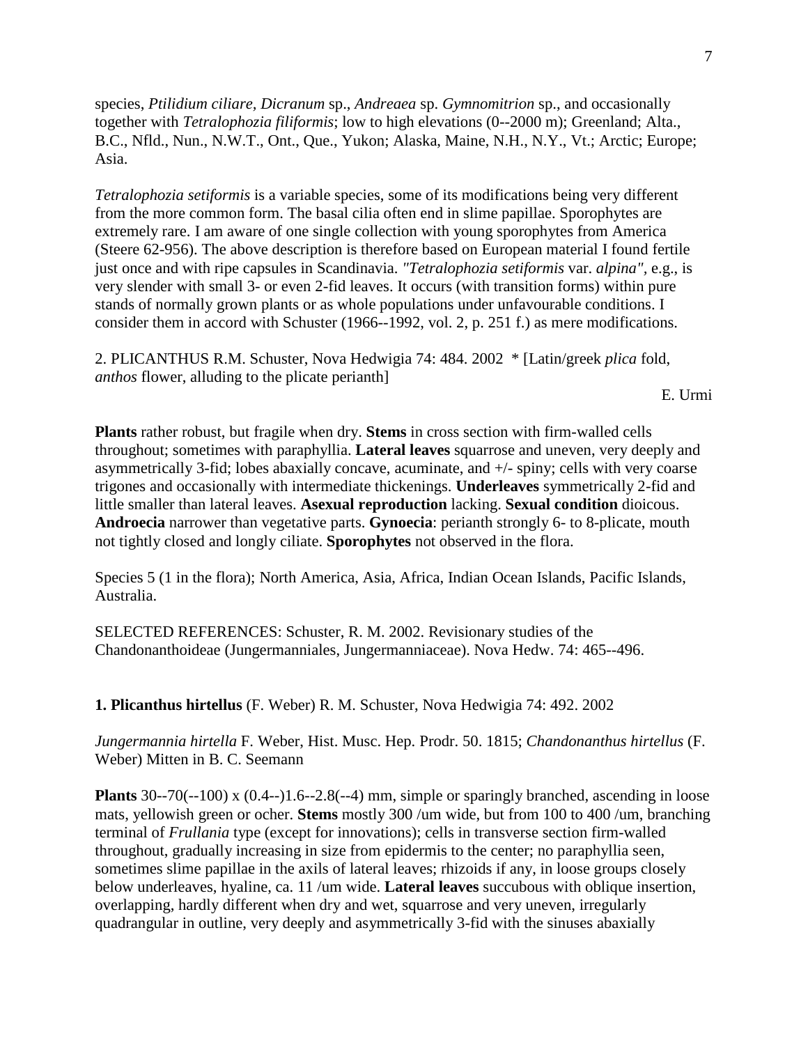species, *Ptilidium ciliare*, *Dicranum* sp., *Andreaea* sp. *Gymnomitrion* sp., and occasionally together with *Tetralophozia filiformis*; low to high elevations (0--2000 m); Greenland; Alta., B.C., Nfld., Nun., N.W.T., Ont., Que., Yukon; Alaska, Maine, N.H., N.Y., Vt.; Arctic; Europe; Asia.

*Tetralophozia setiformis* is a variable species, some of its modifications being very different from the more common form. The basal cilia often end in slime papillae. Sporophytes are extremely rare. I am aware of one single collection with young sporophytes from America (Steere 62-956). The above description is therefore based on European material I found fertile just once and with ripe capsules in Scandinavia. *"Tetralophozia setiformis* var. *alpina"*, e.g., is very slender with small 3- or even 2-fid leaves. It occurs (with transition forms) within pure stands of normally grown plants or as whole populations under unfavourable conditions. I consider them in accord with Schuster (1966--1992, vol. 2, p. 251 f.) as mere modifications.

2. PLICANTHUS R.M. Schuster, Nova Hedwigia 74: 484. 2002 * [Latin/greek *plica* fold, *anthos* flower, alluding to the plicate perianth]

E. Urmi

**Plants** rather robust, but fragile when dry. **Stems** in cross section with firm-walled cells throughout; sometimes with paraphyllia. **Lateral leaves** squarrose and uneven, very deeply and asymmetrically 3-fid; lobes abaxially concave, acuminate, and +/- spiny; cells with very coarse trigones and occasionally with intermediate thickenings. **Underleaves** symmetrically 2-fid and little smaller than lateral leaves. **Asexual reproduction** lacking. **Sexual condition** dioicous. **Androecia** narrower than vegetative parts. **Gynoecia**: perianth strongly 6- to 8-plicate, mouth not tightly closed and longly ciliate. **Sporophytes** not observed in the flora.

Species 5 (1 in the flora); North America, Asia, Africa, Indian Ocean Islands, Pacific Islands, Australia.

SELECTED REFERENCES: Schuster, R. M. 2002. Revisionary studies of the Chandonanthoideae (Jungermanniales, Jungermanniaceae). Nova Hedw. 74: 465--496.

**1. Plicanthus hirtellus** (F. Weber) R. M. Schuster, Nova Hedwigia 74: 492. 2002

*Jungermannia hirtella* F. Weber, Hist. Musc. Hep. Prodr. 50. 1815; *Chandonanthus hirtellus* (F. Weber) Mitten in B. C. Seemann

**Plants** 30--70(--100) x (0.4--)1.6--2.8(--4) mm, simple or sparingly branched, ascending in loose mats, yellowish green or ocher. **Stems** mostly 300 /um wide, but from 100 to 400 /um, branching terminal of *Frullania* type (except for innovations); cells in transverse section firm-walled throughout, gradually increasing in size from epidermis to the center; no paraphyllia seen, sometimes slime papillae in the axils of lateral leaves; rhizoids if any, in loose groups closely below underleaves, hyaline, ca. 11 /um wide. **Lateral leaves** succubous with oblique insertion, overlapping, hardly different when dry and wet, squarrose and very uneven, irregularly quadrangular in outline, very deeply and asymmetrically 3-fid with the sinuses abaxially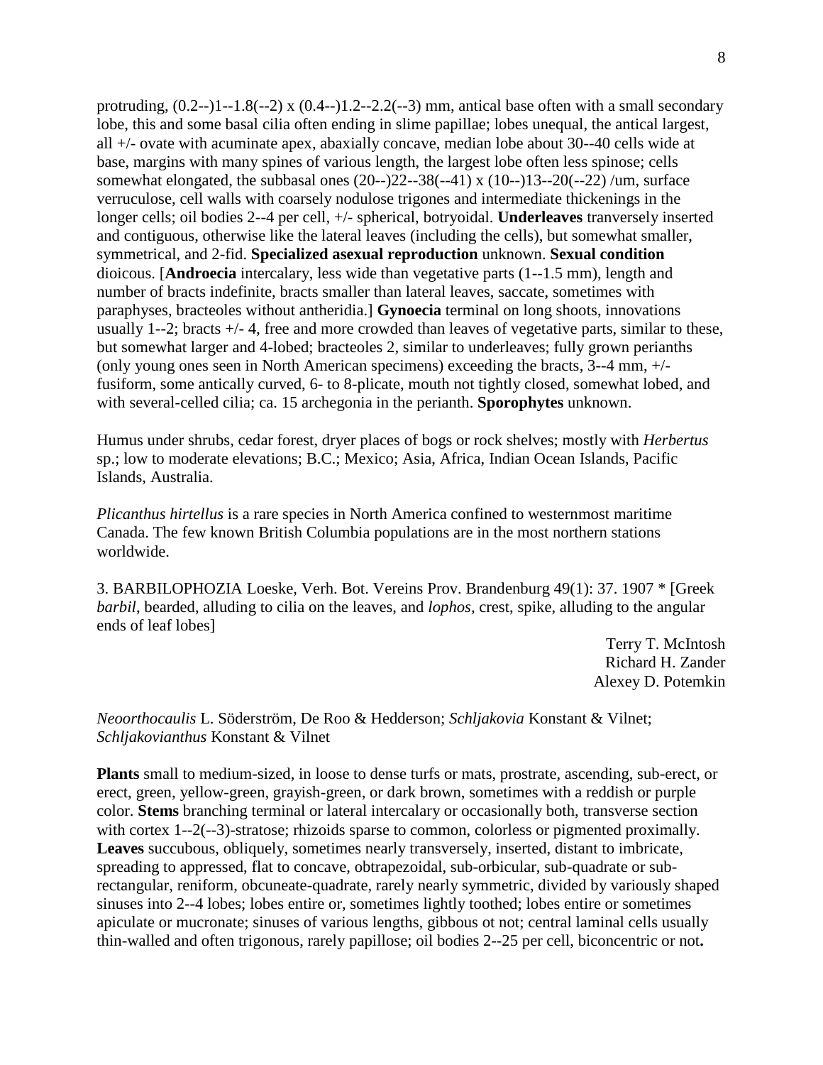protruding, (0.2--)1--1.8(--2) x (0.4--)1.2--2.2(--3) mm, antical base often with a small secondary lobe, this and some basal cilia often ending in slime papillae; lobes unequal, the antical largest, all +/- ovate with acuminate apex, abaxially concave, median lobe about 30--40 cells wide at base, margins with many spines of various length, the largest lobe often less spinose; cells somewhat elongated, the subbasal ones (20--)22--38(--41) x (10--)13--20(--22) /um, surface verruculose, cell walls with coarsely nodulose trigones and intermediate thickenings in the longer cells; oil bodies 2--4 per cell, +/- spherical, botryoidal. **Underleaves** tranversely inserted and contiguous, otherwise like the lateral leaves (including the cells), but somewhat smaller, symmetrical, and 2-fid. **Specialized asexual reproduction** unknown. **Sexual condition** dioicous. [**Androecia** intercalary, less wide than vegetative parts (1--1.5 mm), length and number of bracts indefinite, bracts smaller than lateral leaves, saccate, sometimes with paraphyses, bracteoles without antheridia.] **Gynoecia** terminal on long shoots, innovations usually 1--2; bracts +/- 4, free and more crowded than leaves of vegetative parts, similar to these, but somewhat larger and 4-lobed; bracteoles 2, similar to underleaves; fully grown perianths (only young ones seen in North American specimens) exceeding the bracts, 3--4 mm, +/- fusiform, some antically curved, 6- to 8-plicate, mouth not tightly closed, somewhat lobed, and with several-celled cilia; ca. 15 archegonia in the perianth. **Sporophytes** unknown.

Humus under shrubs, cedar forest, dryer places of bogs or rock shelves; mostly with *Herbertus* sp.; low to moderate elevations; B.C.; Mexico; Asia, Africa, Indian Ocean Islands, Pacific Islands, Australia.

*Plicanthus hirtellus* is a rare species in North America confined to westernmost maritime Canada. The few known British Columbia populations are in the most northern stations worldwide.

3. BARBILOPHOZIA Loeske, Verh. Bot. Vereins Prov. Brandenburg 49(1): 37. 1907 * [Greek *barbil*, bearded, alluding to cilia on the leaves, and *lophos*, crest, spike, alluding to the angular ends of leaf lobes]

Terry T. McIntosh
Richard H. Zander
Alexey D. Potemkin

*Neoorthocaulis* L. Söderström, De Roo & Hedderson; *Schljakovia* Konstant & Vilnet; *Schljakovianthus* Konstant & Vilnet

**Plants** small to medium-sized, in loose to dense turfs or mats, prostrate, ascending, sub-erect, or erect, green, yellow-green, grayish-green, or dark brown, sometimes with a reddish or purple color. **Stems** branching terminal or lateral intercalary or occasionally both, transverse section with cortex 1--2(--3)-stratose; rhizoids sparse to common, colorless or pigmented proximally. **Leaves** succubous, obliquely, sometimes nearly transversely, inserted, distant to imbricate, spreading to appressed, flat to concave, obtrapezoidal, sub-orbicular, sub-quadrate or sub-rectangular, reniform, obcuneate-quadrate, rarely nearly symmetric, divided by variously shaped sinuses into 2--4 lobes; lobes entire or, sometimes lightly toothed; lobes entire or sometimes apiculate or mucronate; sinuses of various lengths, gibbous ot not; central laminal cells usually thin-walled and often trigonous, rarely papillose; oil bodies 2--25 per cell, biconcentric or not**.**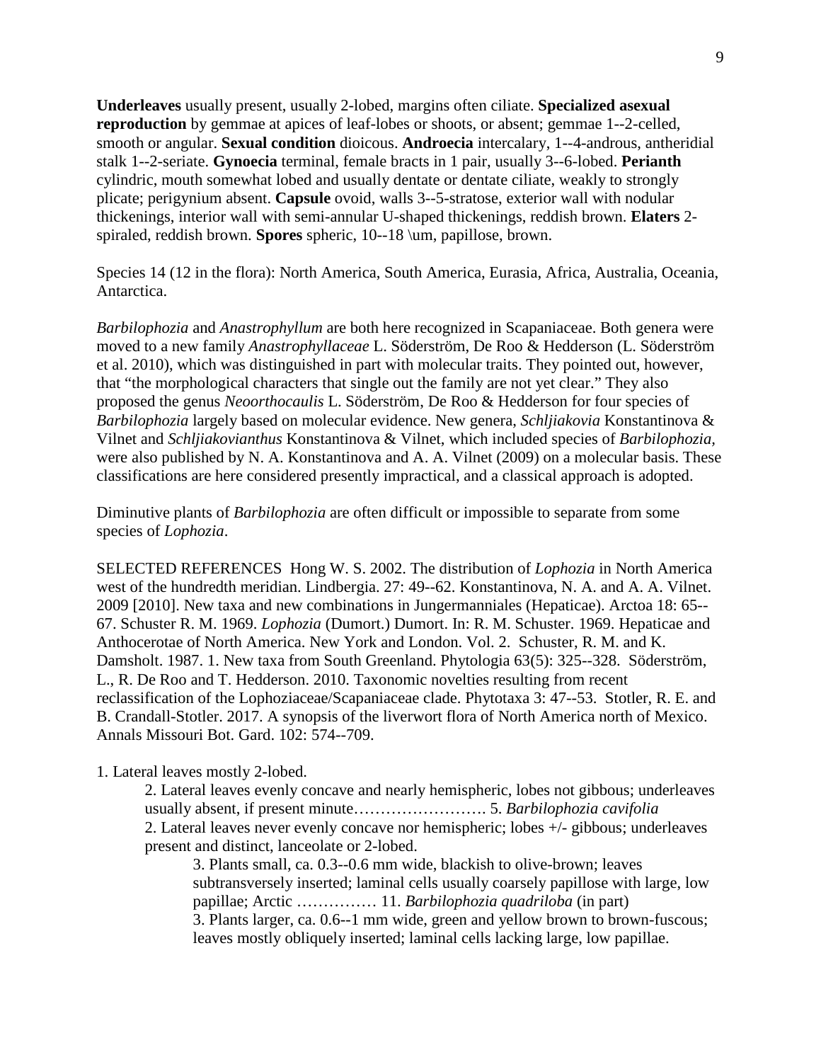**Underleaves** usually present, usually 2-lobed, margins often ciliate. **Specialized asexual reproduction** by gemmae at apices of leaf-lobes or shoots, or absent; gemmae 1--2-celled, smooth or angular. **Sexual condition** dioicous. **Androecia** intercalary, 1--4-androus, antheridial stalk 1--2-seriate. **Gynoecia** terminal, female bracts in 1 pair, usually 3--6-lobed. **Perianth** cylindric, mouth somewhat lobed and usually dentate or dentate ciliate, weakly to strongly plicate; perigynium absent. **Capsule** ovoid, walls 3--5-stratose, exterior wall with nodular thickenings, interior wall with semi-annular U-shaped thickenings, reddish brown. **Elaters** 2-spiraled, reddish brown. **Spores** spheric, 10--18 \um, papillose, brown.

Species 14 (12 in the flora): North America, South America, Eurasia, Africa, Australia, Oceania, Antarctica.

*Barbilophozia* and *Anastrophyllum* are both here recognized in Scapaniaceae. Both genera were moved to a new family *Anastrophyllaceae* L. Söderström, De Roo & Hedderson (L. Söderström et al. 2010), which was distinguished in part with molecular traits. They pointed out, however, that "the morphological characters that single out the family are not yet clear." They also proposed the genus *Neoorthocaulis* L. Söderström, De Roo & Hedderson for four species of *Barbilophozia* largely based on molecular evidence. New genera, *Schljiakovia* Konstantinova & Vilnet and *Schljiakovianthus* Konstantinova & Vilnet, which included species of *Barbilophozia,* were also published by N. A. Konstantinova and A. A. Vilnet (2009) on a molecular basis. These classifications are here considered presently impractical, and a classical approach is adopted.

Diminutive plants of *Barbilophozia* are often difficult or impossible to separate from some species of *Lophozia*.

SELECTED REFERENCES Hong W. S. 2002. The distribution of *Lophozia* in North America west of the hundredth meridian. Lindbergia. 27: 49--62. Konstantinova, N. A. and A. A. Vilnet. 2009 [2010]. New taxa and new combinations in Jungermanniales (Hepaticae). Arctoa 18: 65--67. Schuster R. M. 1969. *Lophozia* (Dumort.) Dumort. In: R. M. Schuster. 1969. Hepaticae and Anthocerotae of North America. New York and London. Vol. 2. Schuster, R. M. and K. Damsholt. 1987. 1. New taxa from South Greenland. Phytologia 63(5): 325--328. Söderström, L., R. De Roo and T. Hedderson. 2010. Taxonomic novelties resulting from recent reclassification of the Lophoziaceae/Scapaniaceae clade. Phytotaxa 3: 47--53. Stotler, R. E. and B. Crandall-Stotler. 2017. A synopsis of the liverwort flora of North America north of Mexico. Annals Missouri Bot. Gard. 102: 574--709.

1. Lateral leaves mostly 2-lobed.
    2. Lateral leaves evenly concave and nearly hemispheric, lobes not gibbous; underleaves usually absent, if present minute……………………. 5. *Barbilophozia cavifolia*
    2. Lateral leaves never evenly concave nor hemispheric; lobes +/- gibbous; underleaves present and distinct, lanceolate or 2-lobed.
        3. Plants small, ca. 0.3--0.6 mm wide, blackish to olive-brown; leaves subtransversely inserted; laminal cells usually coarsely papillose with large, low papillae; Arctic …………… 11. *Barbilophozia quadriloba* (in part)
        3. Plants larger, ca. 0.6--1 mm wide, green and yellow brown to brown-fuscous; leaves mostly obliquely inserted; laminal cells lacking large, low papillae.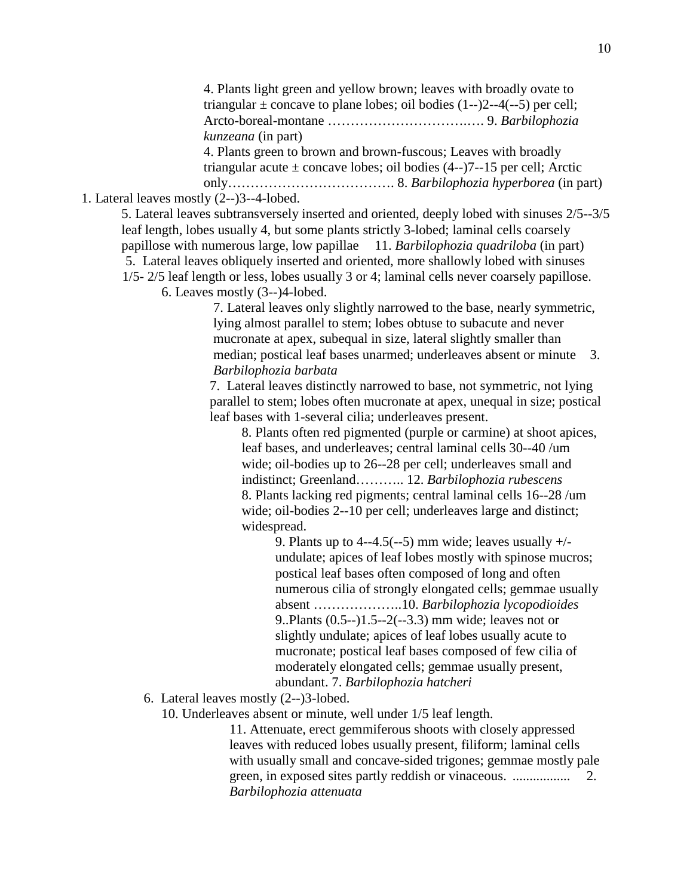4. Plants light green and yellow brown; leaves with broadly ovate to triangular ± concave to plane lobes; oil bodies (1--)2--4(--5) per cell; Arcto-boreal-montane ……………………….…. 9. *Barbilophozia kunzeana* (in part)

4. Plants green to brown and brown-fuscous; Leaves with broadly triangular acute ± concave lobes; oil bodies (4--)7--15 per cell; Arctic only………………………………. 8. *Barbilophozia hyperborea* (in part)

1. Lateral leaves mostly (2--)3--4-lobed.

5. Lateral leaves subtransversely inserted and oriented, deeply lobed with sinuses 2/5--3/5 leaf length, lobes usually 4, but some plants strictly 3-lobed; laminal cells coarsely papillose with numerous large, low papillae 11. *Barbilophozia quadriloba* (in part)

5. Lateral leaves obliquely inserted and oriented, more shallowly lobed with sinuses 1/5- 2/5 leaf length or less, lobes usually 3 or 4; laminal cells never coarsely papillose.

6. Leaves mostly (3--)4-lobed.

7. Lateral leaves only slightly narrowed to the base, nearly symmetric, lying almost parallel to stem; lobes obtuse to subacute and never mucronate at apex, subequal in size, lateral slightly smaller than median; postical leaf bases unarmed; underleaves absent or minute 3. *Barbilophozia barbata*

7. Lateral leaves distinctly narrowed to base, not symmetric, not lying parallel to stem; lobes often mucronate at apex, unequal in size; postical leaf bases with 1-several cilia; underleaves present.

8. Plants often red pigmented (purple or carmine) at shoot apices, leaf bases, and underleaves; central laminal cells 30--40 /um wide; oil-bodies up to 26--28 per cell; underleaves small and indistinct; Greenland……….. 12. *Barbilophozia rubescens*

8. Plants lacking red pigments; central laminal cells 16--28 /um wide; oil-bodies 2--10 per cell; underleaves large and distinct; widespread.

9. Plants up to 4--4.5(--5) mm wide; leaves usually +/- undulate; apices of leaf lobes mostly with spinose mucros; postical leaf bases often composed of long and often numerous cilia of strongly elongated cells; gemmae usually absent ………………..10. *Barbilophozia lycopodioides*

9..Plants (0.5--)1.5--2(--3.3) mm wide; leaves not or slightly undulate; apices of leaf lobes usually acute to mucronate; postical leaf bases composed of few cilia of moderately elongated cells; gemmae usually present, abundant. 7. *Barbilophozia hatcheri*

6. Lateral leaves mostly (2--)3-lobed.

10. Underleaves absent or minute, well under 1/5 leaf length.

11. Attenuate, erect gemmiferous shoots with closely appressed leaves with reduced lobes usually present, filiform; laminal cells with usually small and concave-sided trigones; gemmae mostly pale green, in exposed sites partly reddish or vinaceous. ................. 2. *Barbilophozia attenuata*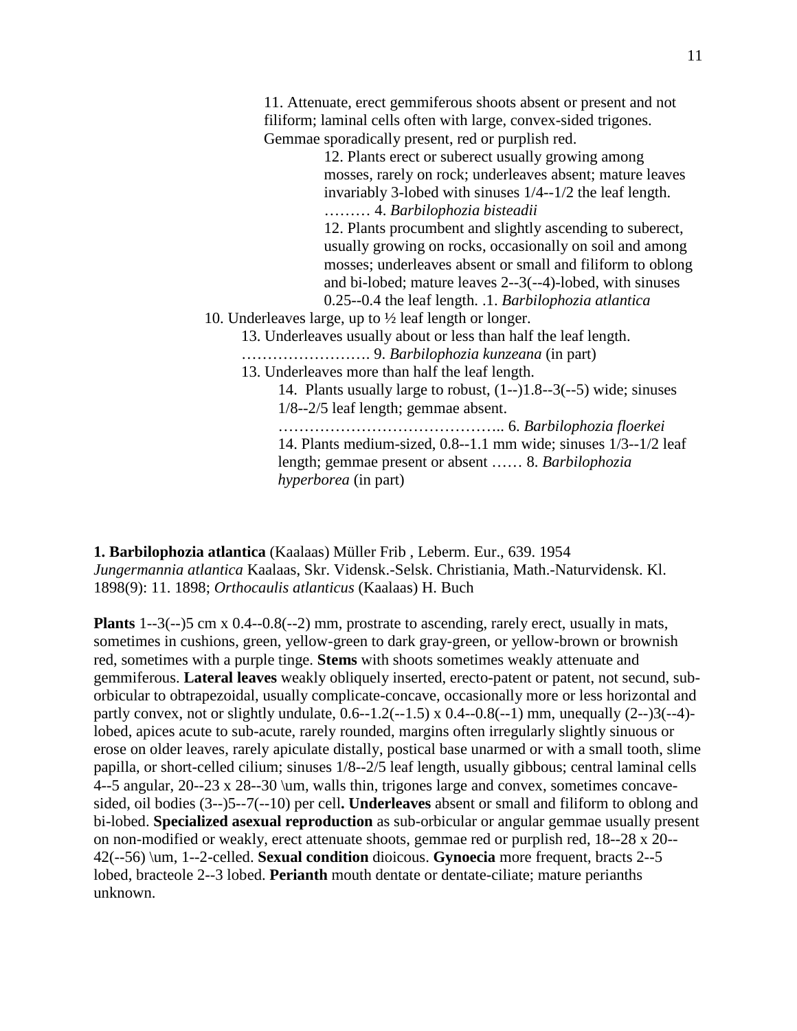11. Attenuate, erect gemmiferous shoots absent or present and not filiform; laminal cells often with large, convex-sided trigones. Gemmae sporadically present, red or purplish red.

12. Plants erect or suberect usually growing among mosses, rarely on rock; underleaves absent; mature leaves invariably 3-lobed with sinuses 1/4--1/2 the leaf length. ……… 4. *Barbilophozia bisteadii*

12. Plants procumbent and slightly ascending to suberect, usually growing on rocks, occasionally on soil and among mosses; underleaves absent or small and filiform to oblong and bi-lobed; mature leaves 2--3(--4)-lobed, with sinuses 0.25--0.4 the leaf length. .1. *Barbilophozia atlantica*

10. Underleaves large, up to ½ leaf length or longer.

13. Underleaves usually about or less than half the leaf length. ……………………. 9. *Barbilophozia kunzeana* (in part)

13. Underleaves more than half the leaf length.

14. Plants usually large to robust, (1--)1.8--3(--5) wide; sinuses 1/8--2/5 leaf length; gemmae absent. …………………………………….. 6. *Barbilophozia floerkei*

14. Plants medium-sized, 0.8--1.1 mm wide; sinuses 1/3--1/2 leaf length; gemmae present or absent …… 8. *Barbilophozia hyperborea* (in part)

**1. Barbilophozia atlantica** (Kaalaas) Müller Frib , Leberm. Eur., 639. 1954
*Jungermannia atlantica* Kaalaas, Skr. Vidensk.-Selsk. Christiania, Math.-Naturvidensk. Kl. 1898(9): 11. 1898; *Orthocaulis atlanticus* (Kaalaas) H. Buch

**Plants** 1--3(--)5 cm x 0.4--0.8(--2) mm, prostrate to ascending, rarely erect, usually in mats, sometimes in cushions, green, yellow-green to dark gray-green, or yellow-brown or brownish red, sometimes with a purple tinge. **Stems** with shoots sometimes weakly attenuate and gemmiferous. **Lateral leaves** weakly obliquely inserted, erecto-patent or patent, not secund, sub-orbicular to obtrapezoidal, usually complicate-concave, occasionally more or less horizontal and partly convex, not or slightly undulate, 0.6--1.2(--1.5) x 0.4--0.8(--1) mm, unequally (2--)3(--4)-lobed, apices acute to sub-acute, rarely rounded, margins often irregularly slightly sinuous or erose on older leaves, rarely apiculate distally, postical base unarmed or with a small tooth, slime papilla, or short-celled cilium; sinuses 1/8--2/5 leaf length, usually gibbous; central laminal cells 4--5 angular, 20--23 x 28--30 \um, walls thin, trigones large and convex, sometimes concave-sided, oil bodies (3--)5--7(--10) per cell**. Underleaves** absent or small and filiform to oblong and bi-lobed. **Specialized asexual reproduction** as sub-orbicular or angular gemmae usually present on non-modified or weakly, erect attenuate shoots, gemmae red or purplish red, 18--28 x 20--42(--56) \um, 1--2-celled. **Sexual condition** dioicous. **Gynoecia** more frequent, bracts 2--5 lobed, bracteole 2--3 lobed. **Perianth** mouth dentate or dentate-ciliate; mature perianths unknown.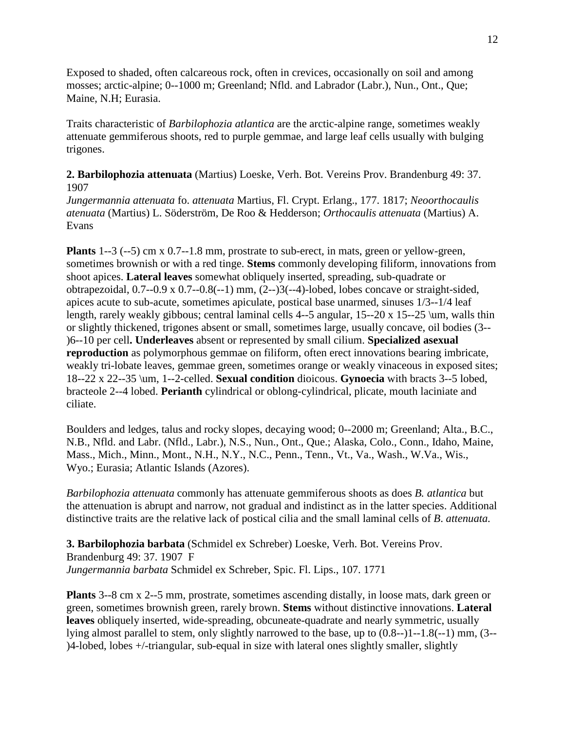Exposed to shaded, often calcareous rock, often in crevices, occasionally on soil and among mosses; arctic-alpine; 0--1000 m; Greenland; Nfld. and Labrador (Labr.), Nun., Ont., Que; Maine, N.H; Eurasia.

Traits characteristic of *Barbilophozia atlantica* are the arctic-alpine range, sometimes weakly attenuate gemmiferous shoots, red to purple gemmae, and large leaf cells usually with bulging trigones.

**2. Barbilophozia attenuata** (Martius) Loeske, Verh. Bot. Vereins Prov. Brandenburg 49: 37. 1907
*Jungermannia attenuata* fo. *attenuata* Martius, Fl. Crypt. Erlang., 177. 1817; *Neoorthocaulis atenuata* (Martius) L. Söderström, De Roo & Hedderson; *Orthocaulis attenuata* (Martius) A. Evans

**Plants** 1--3 (--5) cm x 0.7--1.8 mm, prostrate to sub-erect, in mats, green or yellow-green, sometimes brownish or with a red tinge. **Stems** commonly developing filiform, innovations from shoot apices. **Lateral leaves** somewhat obliquely inserted, spreading, sub-quadrate or obtrapezoidal, 0.7--0.9 x 0.7--0.8(--1) mm, (2--)3(--4)-lobed, lobes concave or straight-sided, apices acute to sub-acute, sometimes apiculate, postical base unarmed, sinuses 1/3--1/4 leaf length, rarely weakly gibbous; central laminal cells 4--5 angular, 15--20 x 15--25 \um, walls thin or slightly thickened, trigones absent or small, sometimes large, usually concave, oil bodies (3--)6--10 per cell**. Underleaves** absent or represented by small cilium. **Specialized asexual reproduction** as polymorphous gemmae on filiform, often erect innovations bearing imbricate, weakly tri-lobate leaves, gemmae green, sometimes orange or weakly vinaceous in exposed sites; 18--22 x 22--35 \um, 1--2-celled. **Sexual condition** dioicous. **Gynoecia** with bracts 3--5 lobed, bracteole 2--4 lobed. **Perianth** cylindrical or oblong-cylindrical, plicate, mouth laciniate and ciliate.

Boulders and ledges, talus and rocky slopes, decaying wood; 0--2000 m; Greenland; Alta., B.C., N.B., Nfld. and Labr. (Nfld., Labr.), N.S., Nun., Ont., Que.; Alaska, Colo., Conn., Idaho, Maine, Mass., Mich., Minn., Mont., N.H., N.Y., N.C., Penn., Tenn., Vt., Va., Wash., W.Va., Wis., Wyo.; Eurasia; Atlantic Islands (Azores).

*Barbilophozia attenuata* commonly has attenuate gemmiferous shoots as does *B. atlantica* but the attenuation is abrupt and narrow, not gradual and indistinct as in the latter species. Additional distinctive traits are the relative lack of postical cilia and the small laminal cells of *B. attenuata.*

**3. Barbilophozia barbata** (Schmidel ex Schreber) Loeske, Verh. Bot. Vereins Prov. Brandenburg 49: 37. 1907 F
*Jungermannia barbata* Schmidel ex Schreber, Spic. Fl. Lips., 107. 1771

**Plants** 3--8 cm x 2--5 mm, prostrate, sometimes ascending distally, in loose mats, dark green or green, sometimes brownish green, rarely brown. **Stems** without distinctive innovations. **Lateral leaves** obliquely inserted, wide-spreading, obcuneate-quadrate and nearly symmetric, usually lying almost parallel to stem, only slightly narrowed to the base, up to (0.8--)1--1.8(--1) mm, (3--)4-lobed, lobes +/-triangular, sub-equal in size with lateral ones slightly smaller, slightly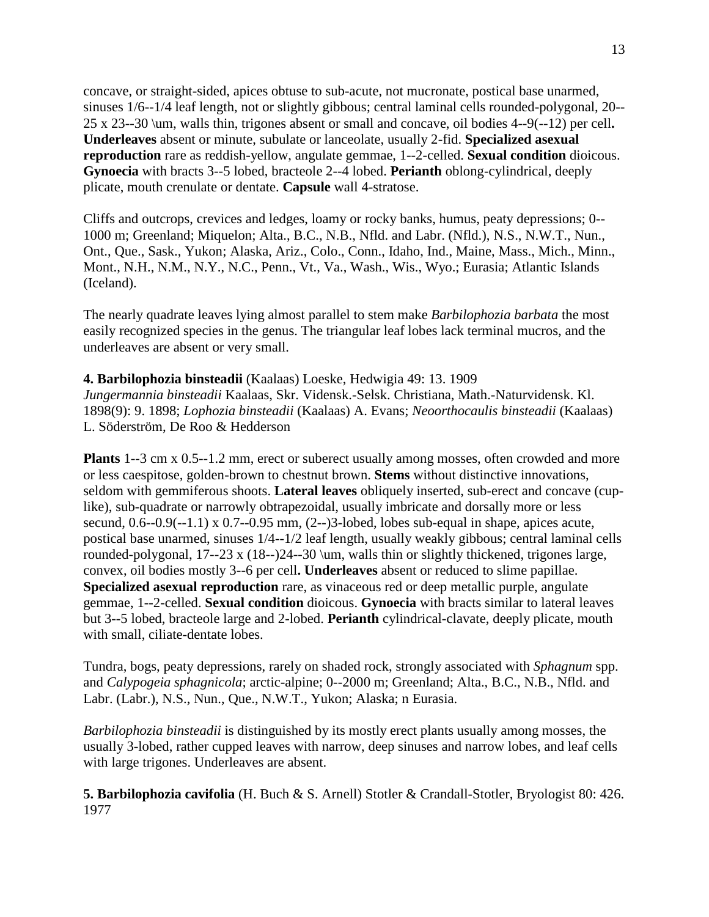concave, or straight-sided, apices obtuse to sub-acute, not mucronate, postical base unarmed, sinuses 1/6--1/4 leaf length, not or slightly gibbous; central laminal cells rounded-polygonal, 20--25 x 23--30 \um, walls thin, trigones absent or small and concave, oil bodies 4--9(--12) per cell**.** **Underleaves** absent or minute, subulate or lanceolate, usually 2-fid. **Specialized asexual reproduction** rare as reddish-yellow, angulate gemmae, 1--2-celled. **Sexual condition** dioicous. **Gynoecia** with bracts 3--5 lobed, bracteole 2--4 lobed. **Perianth** oblong-cylindrical, deeply plicate, mouth crenulate or dentate. **Capsule** wall 4-stratose.

Cliffs and outcrops, crevices and ledges, loamy or rocky banks, humus, peaty depressions; 0--1000 m; Greenland; Miquelon; Alta., B.C., N.B., Nfld. and Labr. (Nfld.), N.S., N.W.T., Nun., Ont., Que., Sask., Yukon; Alaska, Ariz., Colo., Conn., Idaho, Ind., Maine, Mass., Mich., Minn., Mont., N.H., N.M., N.Y., N.C., Penn., Vt., Va., Wash., Wis., Wyo.; Eurasia; Atlantic Islands (Iceland).

The nearly quadrate leaves lying almost parallel to stem make *Barbilophozia barbata* the most easily recognized species in the genus. The triangular leaf lobes lack terminal mucros, and the underleaves are absent or very small.

**4. Barbilophozia binsteadii** (Kaalaas) Loeske, Hedwigia 49: 13. 1909
*Jungermannia binsteadii* Kaalaas, Skr. Vidensk.-Selsk. Christiana, Math.-Naturvidensk. Kl. 1898(9): 9. 1898; *Lophozia binsteadii* (Kaalaas) A. Evans; *Neoorthocaulis binsteadii* (Kaalaas) L. Söderström, De Roo & Hedderson

**Plants** 1--3 cm x 0.5--1.2 mm, erect or suberect usually among mosses, often crowded and more or less caespitose, golden-brown to chestnut brown. **Stems** without distinctive innovations, seldom with gemmiferous shoots. **Lateral leaves** obliquely inserted, sub-erect and concave (cup-like), sub-quadrate or narrowly obtrapezoidal, usually imbricate and dorsally more or less secund, 0.6--0.9(--1.1) x 0.7--0.95 mm, (2--)3-lobed, lobes sub-equal in shape, apices acute, postical base unarmed, sinuses 1/4--1/2 leaf length, usually weakly gibbous; central laminal cells rounded-polygonal, 17--23 x (18--)24--30 \um, walls thin or slightly thickened, trigones large, convex, oil bodies mostly 3--6 per cell**.** **Underleaves** absent or reduced to slime papillae. **Specialized asexual reproduction** rare, as vinaceous red or deep metallic purple, angulate gemmae, 1--2-celled. **Sexual condition** dioicous. **Gynoecia** with bracts similar to lateral leaves but 3--5 lobed, bracteole large and 2-lobed. **Perianth** cylindrical-clavate, deeply plicate, mouth with small, ciliate-dentate lobes.

Tundra, bogs, peaty depressions, rarely on shaded rock, strongly associated with *Sphagnum* spp. and *Calypogeia sphagnicola*; arctic-alpine; 0--2000 m; Greenland; Alta., B.C., N.B., Nfld. and Labr. (Labr.), N.S., Nun., Que., N.W.T., Yukon; Alaska; n Eurasia.

*Barbilophozia binsteadii* is distinguished by its mostly erect plants usually among mosses, the usually 3-lobed, rather cupped leaves with narrow, deep sinuses and narrow lobes, and leaf cells with large trigones. Underleaves are absent.

**5. Barbilophozia cavifolia** (H. Buch & S. Arnell) Stotler & Crandall-Stotler, Bryologist 80: 426. 1977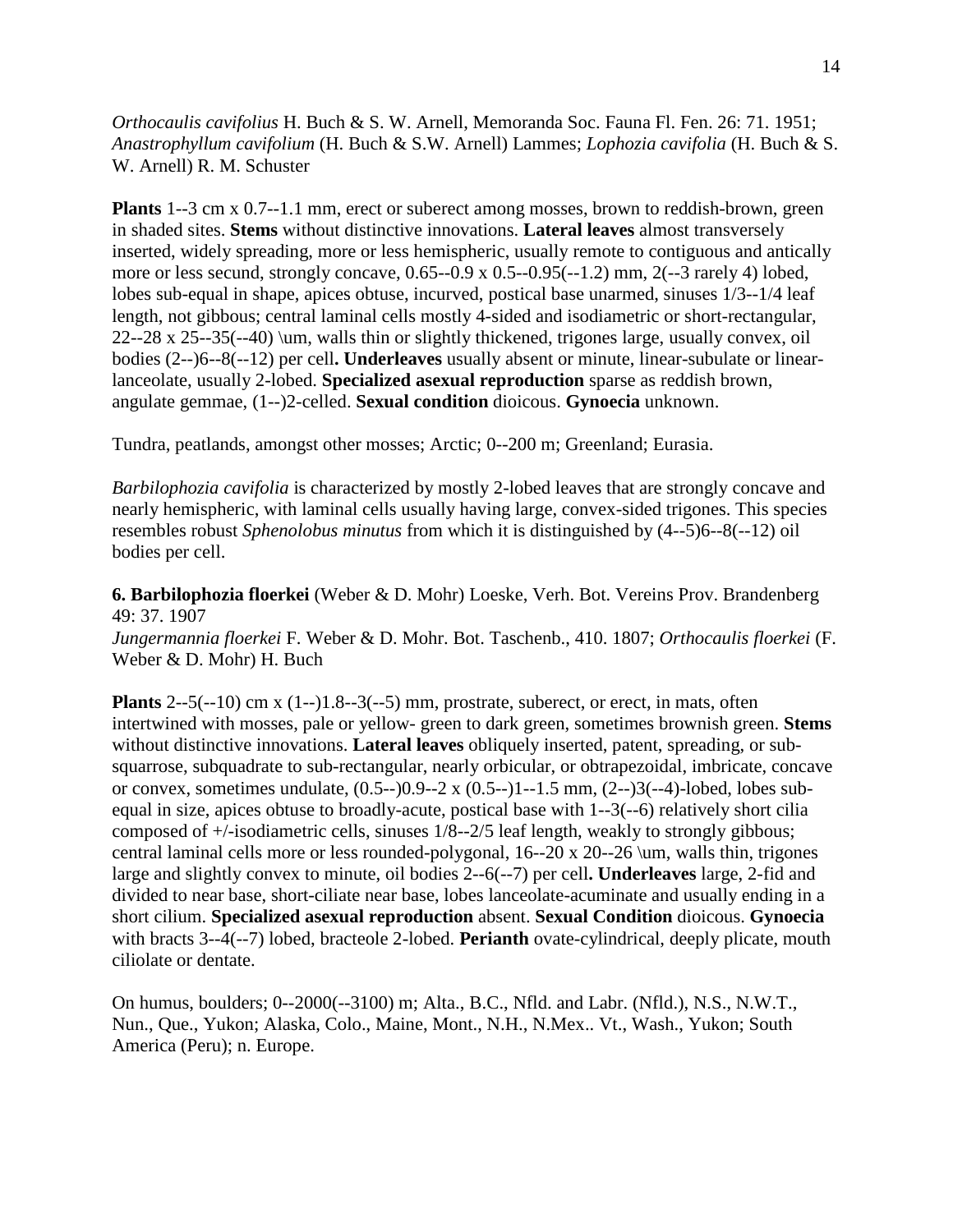*Orthocaulis cavifolius* H. Buch & S. W. Arnell, Memoranda Soc. Fauna Fl. Fen. 26: 71. 1951; *Anastrophyllum cavifolium* (H. Buch & S.W. Arnell) Lammes; *Lophozia cavifolia* (H. Buch & S. W. Arnell) R. M. Schuster

**Plants** 1--3 cm x 0.7--1.1 mm, erect or suberect among mosses, brown to reddish-brown, green in shaded sites. **Stems** without distinctive innovations. **Lateral leaves** almost transversely inserted, widely spreading, more or less hemispheric, usually remote to contiguous and antically more or less secund, strongly concave, 0.65--0.9 x 0.5--0.95(--1.2) mm, 2(--3 rarely 4) lobed, lobes sub-equal in shape, apices obtuse, incurved, postical base unarmed, sinuses 1/3--1/4 leaf length, not gibbous; central laminal cells mostly 4-sided and isodiametric or short-rectangular, 22--28 x 25--35(--40) \um, walls thin or slightly thickened, trigones large, usually convex, oil bodies (2--)6--8(--12) per cell**. Underleaves** usually absent or minute, linear-subulate or linear-lanceolate, usually 2-lobed. **Specialized asexual reproduction** sparse as reddish brown, angulate gemmae, (1--)2-celled. **Sexual condition** dioicous. **Gynoecia** unknown.

Tundra, peatlands, amongst other mosses; Arctic; 0--200 m; Greenland; Eurasia.

*Barbilophozia cavifolia* is characterized by mostly 2-lobed leaves that are strongly concave and nearly hemispheric, with laminal cells usually having large, convex-sided trigones. This species resembles robust *Sphenolobus minutus* from which it is distinguished by (4--5)6--8(--12) oil bodies per cell.

**6. Barbilophozia floerkei** (Weber & D. Mohr) Loeske, Verh. Bot. Vereins Prov. Brandenberg 49: 37. 1907
*Jungermannia floerkei* F. Weber & D. Mohr. Bot. Taschenb., 410. 1807; *Orthocaulis floerkei* (F. Weber & D. Mohr) H. Buch

**Plants** 2--5(--10) cm x (1--)1.8--3(--5) mm, prostrate, suberect, or erect, in mats, often intertwined with mosses, pale or yellow- green to dark green, sometimes brownish green. **Stems** without distinctive innovations. **Lateral leaves** obliquely inserted, patent, spreading, or sub-squarrose, subquadrate to sub-rectangular, nearly orbicular, or obtrapezoidal, imbricate, concave or convex, sometimes undulate, (0.5--)0.9--2 x (0.5--)1--1.5 mm, (2--)3(--4)-lobed, lobes sub-equal in size, apices obtuse to broadly-acute, postical base with 1--3(--6) relatively short cilia composed of +/-isodiametric cells, sinuses 1/8--2/5 leaf length, weakly to strongly gibbous; central laminal cells more or less rounded-polygonal, 16--20 x 20--26 \um, walls thin, trigones large and slightly convex to minute, oil bodies 2--6(--7) per cell**. Underleaves** large, 2-fid and divided to near base, short-ciliate near base, lobes lanceolate-acuminate and usually ending in a short cilium. **Specialized asexual reproduction** absent. **Sexual Condition** dioicous. **Gynoecia** with bracts 3--4(--7) lobed, bracteole 2-lobed. **Perianth** ovate-cylindrical, deeply plicate, mouth ciliolate or dentate.

On humus, boulders; 0--2000(--3100) m; Alta., B.C., Nfld. and Labr. (Nfld.), N.S., N.W.T., Nun., Que., Yukon; Alaska, Colo., Maine, Mont., N.H., N.Mex.. Vt., Wash., Yukon; South America (Peru); n. Europe.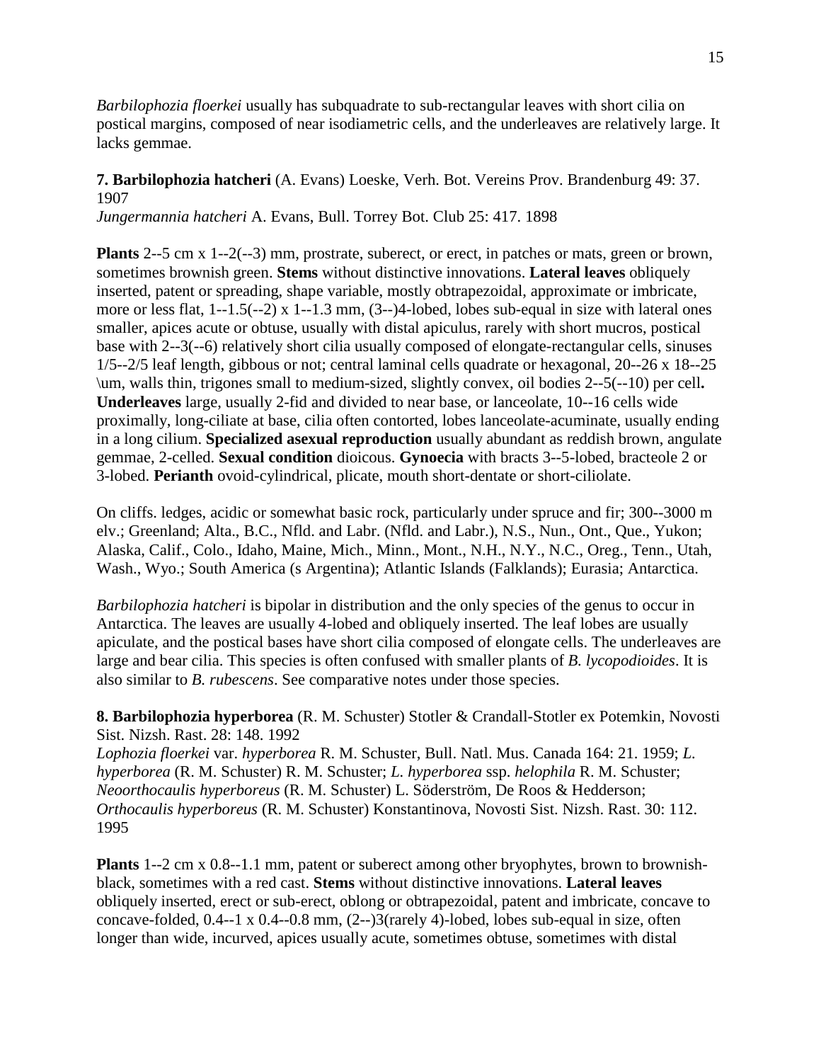*Barbilophozia floerkei* usually has subquadrate to sub-rectangular leaves with short cilia on postical margins, composed of near isodiametric cells, and the underleaves are relatively large. It lacks gemmae.

**7. Barbilophozia hatcheri** (A. Evans) Loeske, Verh. Bot. Vereins Prov. Brandenburg 49: 37. 1907
*Jungermannia hatcheri* A. Evans, Bull. Torrey Bot. Club 25: 417. 1898

**Plants** 2--5 cm x 1--2(--3) mm, prostrate, suberect, or erect, in patches or mats, green or brown, sometimes brownish green. **Stems** without distinctive innovations. **Lateral leaves** obliquely inserted, patent or spreading, shape variable, mostly obtrapezoidal, approximate or imbricate, more or less flat, 1--1.5(--2) x 1--1.3 mm, (3--)4-lobed, lobes sub-equal in size with lateral ones smaller, apices acute or obtuse, usually with distal apiculus, rarely with short mucros, postical base with 2--3(--6) relatively short cilia usually composed of elongate-rectangular cells, sinuses 1/5--2/5 leaf length, gibbous or not; central laminal cells quadrate or hexagonal, 20--26 x 18--25 \um, walls thin, trigones small to medium-sized, slightly convex, oil bodies 2--5(--10) per cell**.** **Underleaves** large, usually 2-fid and divided to near base, or lanceolate, 10--16 cells wide proximally, long-ciliate at base, cilia often contorted, lobes lanceolate-acuminate, usually ending in a long cilium. **Specialized asexual reproduction** usually abundant as reddish brown, angulate gemmae, 2-celled. **Sexual condition** dioicous. **Gynoecia** with bracts 3--5-lobed, bracteole 2 or 3-lobed. **Perianth** ovoid-cylindrical, plicate, mouth short-dentate or short-ciliolate.

On cliffs. ledges, acidic or somewhat basic rock, particularly under spruce and fir; 300--3000 m elv.; Greenland; Alta., B.C., Nfld. and Labr. (Nfld. and Labr.), N.S., Nun., Ont., Que., Yukon; Alaska, Calif., Colo., Idaho, Maine, Mich., Minn., Mont., N.H., N.Y., N.C., Oreg., Tenn., Utah, Wash., Wyo.; South America (s Argentina); Atlantic Islands (Falklands); Eurasia; Antarctica.

*Barbilophozia hatcheri* is bipolar in distribution and the only species of the genus to occur in Antarctica. The leaves are usually 4-lobed and obliquely inserted. The leaf lobes are usually apiculate, and the postical bases have short cilia composed of elongate cells. The underleaves are large and bear cilia. This species is often confused with smaller plants of *B. lycopodioides*. It is also similar to *B. rubescens*. See comparative notes under those species.

**8. Barbilophozia hyperborea** (R. M. Schuster) Stotler & Crandall-Stotler ex Potemkin, Novosti Sist. Nizsh. Rast. 28: 148. 1992
*Lophozia floerkei* var. *hyperborea* R. M. Schuster, Bull. Natl. Mus. Canada 164: 21. 1959; *L. hyperborea* (R. M. Schuster) R. M. Schuster; *L. hyperborea* ssp. *helophila* R. M. Schuster; *Neoorthocaulis hyperboreus* (R. M. Schuster) L. Söderström, De Roos & Hedderson; *Orthocaulis hyperboreus* (R. M. Schuster) Konstantinova, Novosti Sist. Nizsh. Rast. 30: 112. 1995

**Plants** 1--2 cm x 0.8--1.1 mm, patent or suberect among other bryophytes, brown to brownish-black, sometimes with a red cast. **Stems** without distinctive innovations. **Lateral leaves** obliquely inserted, erect or sub-erect, oblong or obtrapezoidal, patent and imbricate, concave to concave-folded, 0.4--1 x 0.4--0.8 mm, (2--)3(rarely 4)-lobed, lobes sub-equal in size, often longer than wide, incurved, apices usually acute, sometimes obtuse, sometimes with distal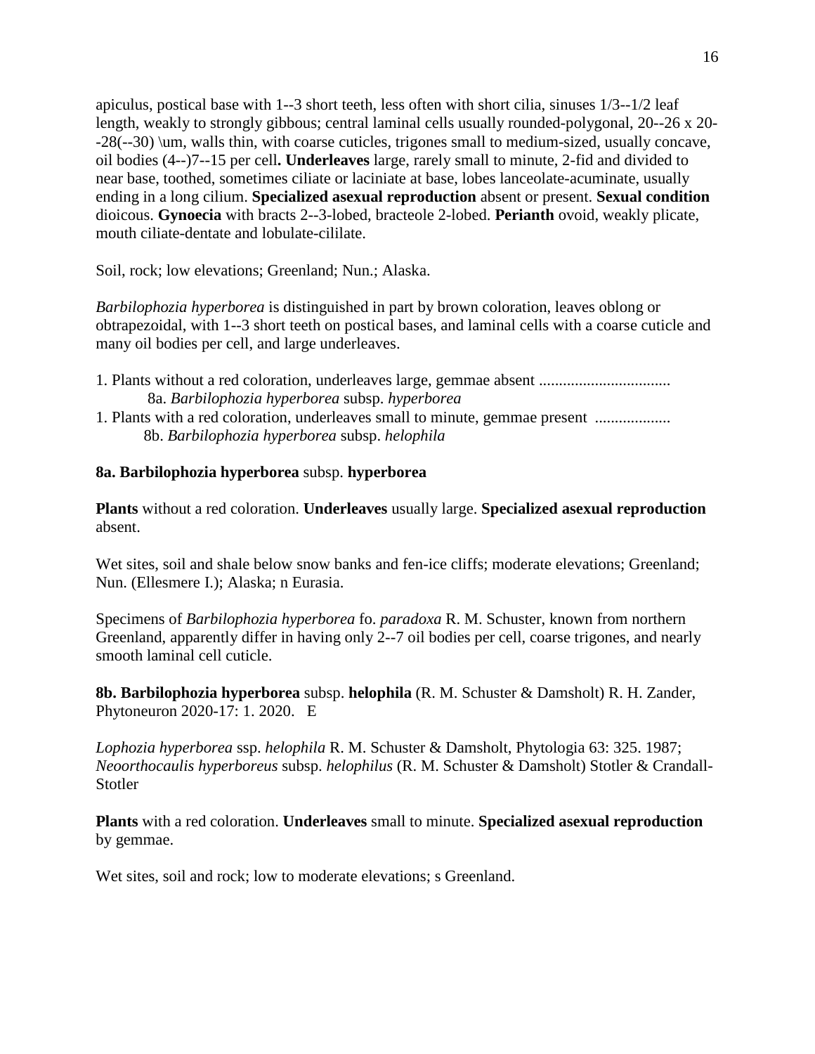apiculus, postical base with 1--3 short teeth, less often with short cilia, sinuses 1/3--1/2 leaf length, weakly to strongly gibbous; central laminal cells usually rounded-polygonal, 20--26 x 20--28(--30) \um, walls thin, with coarse cuticles, trigones small to medium-sized, usually concave, oil bodies (4--)7--15 per cell**.** **Underleaves** large, rarely small to minute, 2-fid and divided to near base, toothed, sometimes ciliate or laciniate at base, lobes lanceolate-acuminate, usually ending in a long cilium. **Specialized asexual reproduction** absent or present. **Sexual condition** dioicous. **Gynoecia** with bracts 2--3-lobed, bracteole 2-lobed. **Perianth** ovoid, weakly plicate, mouth ciliate-dentate and lobulate-cililate.

Soil, rock; low elevations; Greenland; Nun.; Alaska.

*Barbilophozia hyperborea* is distinguished in part by brown coloration, leaves oblong or obtrapezoidal, with 1--3 short teeth on postical bases, and laminal cells with a coarse cuticle and many oil bodies per cell, and large underleaves.

1. Plants without a red coloration, underleaves large, gemmae absent ................................. 8a. *Barbilophozia hyperborea* subsp. *hyperborea*
1. Plants with a red coloration, underleaves small to minute, gemmae present .................. 8b. *Barbilophozia hyperborea* subsp. *helophila*

**8a. Barbilophozia hyperborea** subsp. **hyperborea**

**Plants** without a red coloration. **Underleaves** usually large. **Specialized asexual reproduction** absent.

Wet sites, soil and shale below snow banks and fen-ice cliffs; moderate elevations; Greenland; Nun. (Ellesmere I.); Alaska; n Eurasia.

Specimens of *Barbilophozia hyperborea* fo. *paradoxa* R. M. Schuster, known from northern Greenland, apparently differ in having only 2--7 oil bodies per cell, coarse trigones, and nearly smooth laminal cell cuticle.

**8b. Barbilophozia hyperborea** subsp. **helophila** (R. M. Schuster & Damsholt) R. H. Zander, Phytoneuron 2020-17: 1. 2020. E

*Lophozia hyperborea* ssp. *helophila* R. M. Schuster & Damsholt, Phytologia 63: 325. 1987; *Neoorthocaulis hyperboreus* subsp. *helophilus* (R. M. Schuster & Damsholt) Stotler & Crandall-Stotler

**Plants** with a red coloration. **Underleaves** small to minute. **Specialized asexual reproduction** by gemmae.

Wet sites, soil and rock; low to moderate elevations; s Greenland.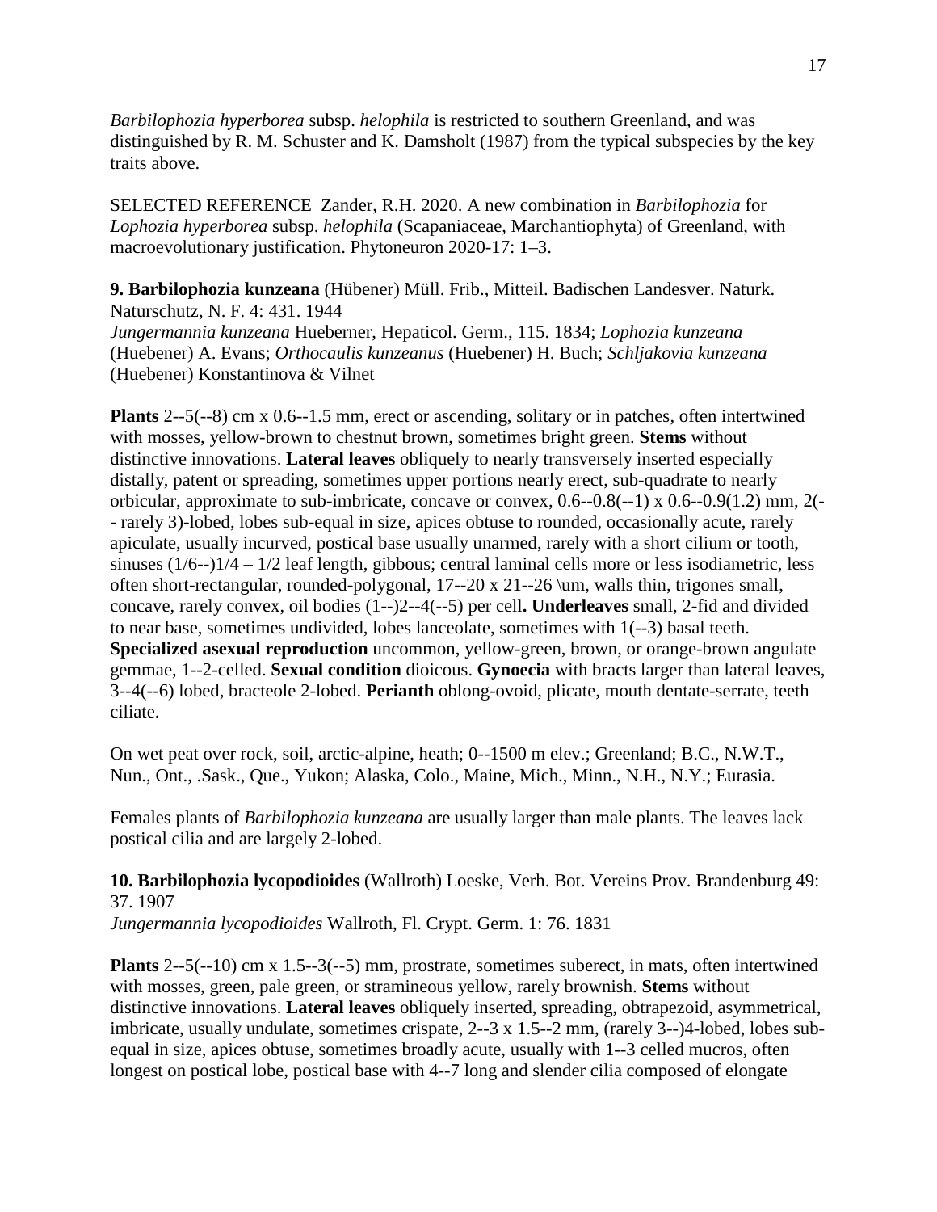*Barbilophozia hyperborea* subsp. *helophila* is restricted to southern Greenland, and was distinguished by R. M. Schuster and K. Damsholt (1987) from the typical subspecies by the key traits above.

SELECTED REFERENCE Zander, R.H. 2020. A new combination in *Barbilophozia* for *Lophozia hyperborea* subsp. *helophila* (Scapaniaceae, Marchantiophyta) of Greenland, with macroevolutionary justification. Phytoneuron 2020-17: 1–3.

**9. Barbilophozia kunzeana** (Hübener) Müll. Frib., Mitteil. Badischen Landesver. Naturk. Naturschutz, N. F. 4: 431. 1944
*Jungermannia kunzeana* Hueberner, Hepaticol. Germ., 115. 1834; *Lophozia kunzeana* (Huebener) A. Evans; *Orthocaulis kunzeanus* (Huebener) H. Buch; *Schljakovia kunzeana* (Huebener) Konstantinova & Vilnet

**Plants** 2--5(--8) cm x 0.6--1.5 mm, erect or ascending, solitary or in patches, often intertwined with mosses, yellow-brown to chestnut brown, sometimes bright green. **Stems** without distinctive innovations. **Lateral leaves** obliquely to nearly transversely inserted especially distally, patent or spreading, sometimes upper portions nearly erect, sub-quadrate to nearly orbicular, approximate to sub-imbricate, concave or convex, 0.6--0.8(--1) x 0.6--0.9(1.2) mm, 2(--rarely 3)-lobed, lobes sub-equal in size, apices obtuse to rounded, occasionally acute, rarely apiculate, usually incurved, postical base usually unarmed, rarely with a short cilium or tooth, sinuses (1/6--)1/4 – 1/2 leaf length, gibbous; central laminal cells more or less isodiametric, less often short-rectangular, rounded-polygonal, 17--20 x 21--26 \um, walls thin, trigones small, concave, rarely convex, oil bodies (1--)2--4(--5) per cell**.** **Underleaves** small, 2-fid and divided to near base, sometimes undivided, lobes lanceolate, sometimes with 1(--3) basal teeth. **Specialized asexual reproduction** uncommon, yellow-green, brown, or orange-brown angulate gemmae, 1--2-celled. **Sexual condition** dioicous. **Gynoecia** with bracts larger than lateral leaves, 3--4(--6) lobed, bracteole 2-lobed. **Perianth** oblong-ovoid, plicate, mouth dentate-serrate, teeth ciliate.

On wet peat over rock, soil, arctic-alpine, heath; 0--1500 m elev.; Greenland; B.C., N.W.T., Nun., Ont., .Sask., Que., Yukon; Alaska, Colo., Maine, Mich., Minn., N.H., N.Y.; Eurasia.

Females plants of *Barbilophozia kunzeana* are usually larger than male plants. The leaves lack postical cilia and are largely 2-lobed.

**10. Barbilophozia lycopodioides** (Wallroth) Loeske, Verh. Bot. Vereins Prov. Brandenburg 49: 37. 1907
*Jungermannia lycopodioides* Wallroth, Fl. Crypt. Germ. 1: 76. 1831

**Plants** 2--5(--10) cm x 1.5--3(--5) mm, prostrate, sometimes suberect, in mats, often intertwined with mosses, green, pale green, or stramineous yellow, rarely brownish. **Stems** without distinctive innovations. **Lateral leaves** obliquely inserted, spreading, obtrapezoid, asymmetrical, imbricate, usually undulate, sometimes crispate, 2--3 x 1.5--2 mm, (rarely 3--)4-lobed, lobes sub-equal in size, apices obtuse, sometimes broadly acute, usually with 1--3 celled mucros, often longest on postical lobe, postical base with 4--7 long and slender cilia composed of elongate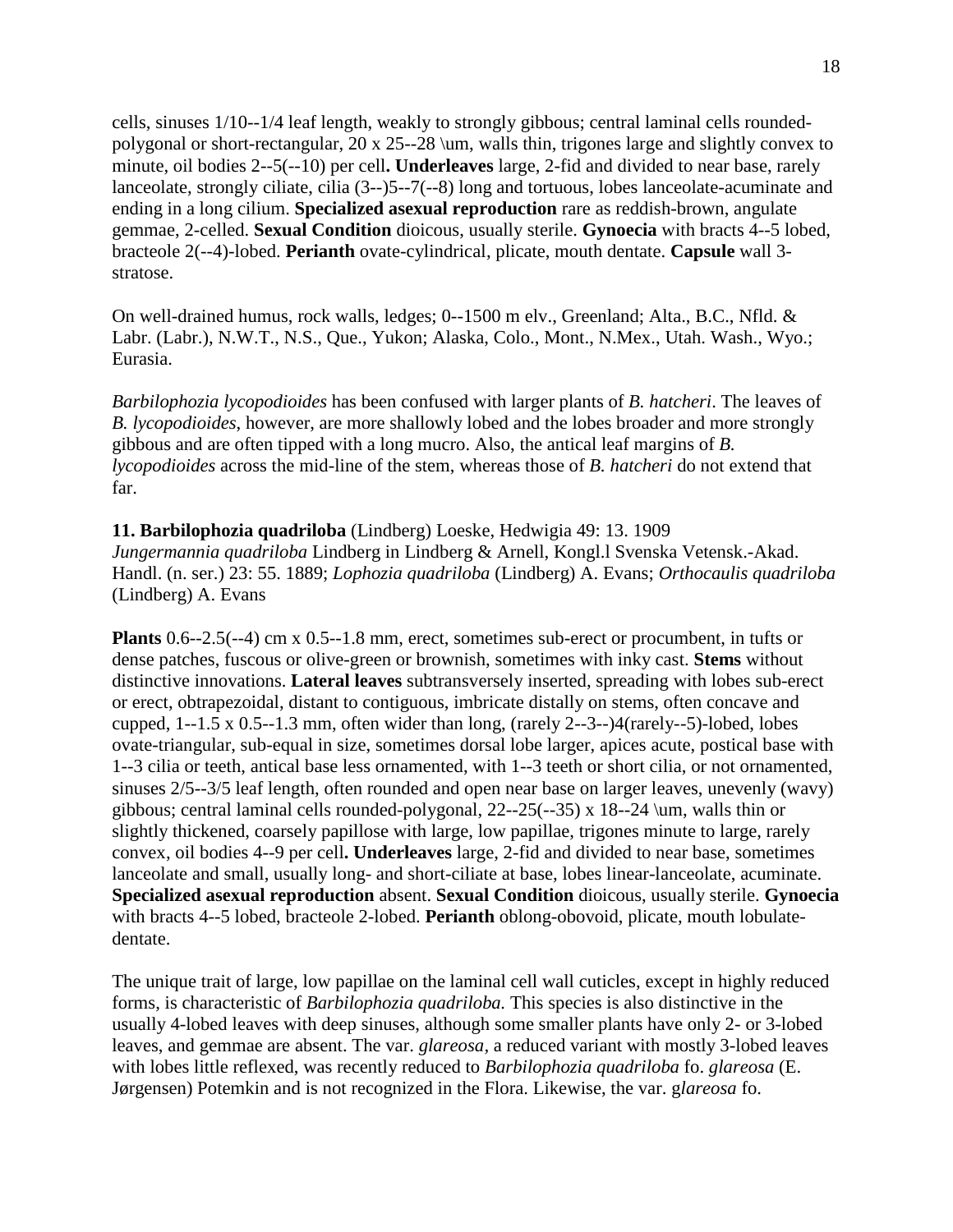cells, sinuses 1/10--1/4 leaf length, weakly to strongly gibbous; central laminal cells rounded-polygonal or short-rectangular, 20 x 25--28 \um, walls thin, trigones large and slightly convex to minute, oil bodies 2--5(--10) per cell**.** **Underleaves** large, 2-fid and divided to near base, rarely lanceolate, strongly ciliate, cilia (3--)5--7(--8) long and tortuous, lobes lanceolate-acuminate and ending in a long cilium. **Specialized asexual reproduction** rare as reddish-brown, angulate gemmae, 2-celled. **Sexual Condition** dioicous, usually sterile. **Gynoecia** with bracts 4--5 lobed, bracteole 2(--4)-lobed. **Perianth** ovate-cylindrical, plicate, mouth dentate. **Capsule** wall 3-stratose.

On well-drained humus, rock walls, ledges; 0--1500 m elv., Greenland; Alta., B.C., Nfld. & Labr. (Labr.), N.W.T., N.S., Que., Yukon; Alaska, Colo., Mont., N.Mex., Utah. Wash., Wyo.; Eurasia.

*Barbilophozia lycopodioides* has been confused with larger plants of *B. hatcheri*. The leaves of *B. lycopodioides*, however, are more shallowly lobed and the lobes broader and more strongly gibbous and are often tipped with a long mucro. Also, the antical leaf margins of *B. lycopodioides* across the mid-line of the stem, whereas those of *B. hatcheri* do not extend that far.

**11. Barbilophozia quadriloba** (Lindberg) Loeske, Hedwigia 49: 13. 1909
*Jungermannia quadriloba* Lindberg in Lindberg & Arnell, Kongl.l Svenska Vetensk.-Akad. Handl. (n. ser.) 23: 55. 1889; *Lophozia quadriloba* (Lindberg) A. Evans; *Orthocaulis quadriloba* (Lindberg) A. Evans

**Plants** 0.6--2.5(--4) cm x 0.5--1.8 mm, erect, sometimes sub-erect or procumbent, in tufts or dense patches, fuscous or olive-green or brownish, sometimes with inky cast. **Stems** without distinctive innovations. **Lateral leaves** subtransversely inserted, spreading with lobes sub-erect or erect, obtrapezoidal, distant to contiguous, imbricate distally on stems, often concave and cupped, 1--1.5 x 0.5--1.3 mm, often wider than long, (rarely 2--3--)4(rarely--5)-lobed, lobes ovate-triangular, sub-equal in size, sometimes dorsal lobe larger, apices acute, postical base with 1--3 cilia or teeth, antical base less ornamented, with 1--3 teeth or short cilia, or not ornamented, sinuses 2/5--3/5 leaf length, often rounded and open near base on larger leaves, unevenly (wavy) gibbous; central laminal cells rounded-polygonal, 22--25(--35) x 18--24 \um, walls thin or slightly thickened, coarsely papillose with large, low papillae, trigones minute to large, rarely convex, oil bodies 4--9 per cell**.** **Underleaves** large, 2-fid and divided to near base, sometimes lanceolate and small, usually long- and short-ciliate at base, lobes linear-lanceolate, acuminate. **Specialized asexual reproduction** absent. **Sexual Condition** dioicous, usually sterile. **Gynoecia** with bracts 4--5 lobed, bracteole 2-lobed. **Perianth** oblong-obovoid, plicate, mouth lobulate-dentate.

The unique trait of large, low papillae on the laminal cell wall cuticles, except in highly reduced forms, is characteristic of *Barbilophozia quadriloba.* This species is also distinctive in the usually 4-lobed leaves with deep sinuses, although some smaller plants have only 2- or 3-lobed leaves, and gemmae are absent. The var. *glareosa,* a reduced variant with mostly 3-lobed leaves with lobes little reflexed, was recently reduced to *Barbilophozia quadriloba* fo. *glareosa* (E. Jørgensen) Potemkin and is not recognized in the Flora. Likewise, the var. g*lareosa* fo.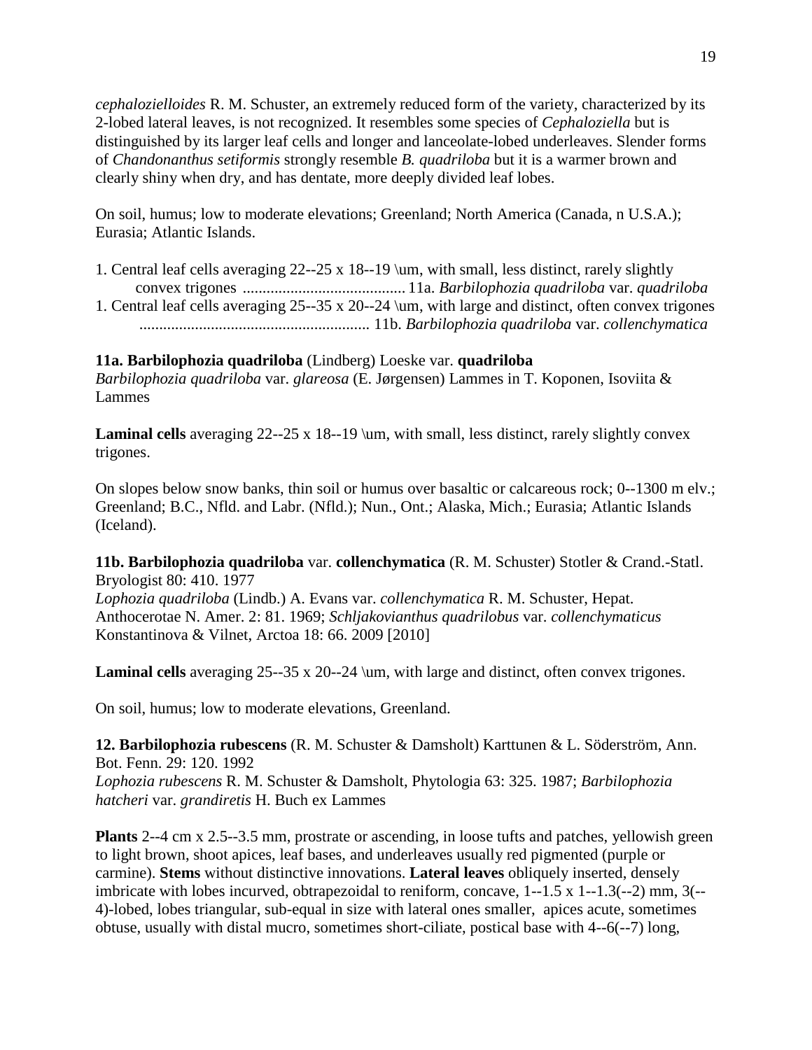*cephalozielloides* R. M. Schuster, an extremely reduced form of the variety, characterized by its 2-lobed lateral leaves, is not recognized. It resembles some species of *Cephaloziella* but is distinguished by its larger leaf cells and longer and lanceolate-lobed underleaves. Slender forms of *Chandonanthus setiformis* strongly resemble *B. quadriloba* but it is a warmer brown and clearly shiny when dry, and has dentate, more deeply divided leaf lobes.

On soil, humus; low to moderate elevations; Greenland; North America (Canada, n U.S.A.); Eurasia; Atlantic Islands.

1. Central leaf cells averaging 22--25 x 18--19 \um, with small, less distinct, rarely slightly convex trigones ......................................... 11a. *Barbilophozia quadriloba* var. *quadriloba*
1. Central leaf cells averaging 25--35 x 20--24 \um, with large and distinct, often convex trigones ......................................................... 11b. *Barbilophozia quadriloba* var. *collenchymatica*

**11a. Barbilophozia quadriloba** (Lindberg) Loeske var. **quadriloba**
*Barbilophozia quadriloba* var. *glareosa* (E. Jørgensen) Lammes in T. Koponen, Isoviita & Lammes

**Laminal cells** averaging 22--25 x 18--19 \um, with small, less distinct, rarely slightly convex trigones.

On slopes below snow banks, thin soil or humus over basaltic or calcareous rock; 0--1300 m elv.; Greenland; B.C., Nfld. and Labr. (Nfld.); Nun., Ont.; Alaska, Mich.; Eurasia; Atlantic Islands (Iceland).

**11b. Barbilophozia quadriloba** var. **collenchymatica** (R. M. Schuster) Stotler & Crand.-Statl. Bryologist 80: 410. 1977
*Lophozia quadriloba* (Lindb.) A. Evans var. *collenchymatica* R. M. Schuster, Hepat. Anthocerotae N. Amer. 2: 81. 1969; *Schljakovianthus quadrilobus* var. *collenchymaticus* Konstantinova & Vilnet, Arctoa 18: 66. 2009 [2010]

**Laminal cells** averaging 25--35 x 20--24 \um, with large and distinct, often convex trigones.

On soil, humus; low to moderate elevations, Greenland.

**12. Barbilophozia rubescens** (R. M. Schuster & Damsholt) Karttunen & L. Söderström, Ann. Bot. Fenn. 29: 120. 1992
*Lophozia rubescens* R. M. Schuster & Damsholt, Phytologia 63: 325. 1987; *Barbilophozia hatcheri* var. *grandiretis* H. Buch ex Lammes

**Plants** 2--4 cm x 2.5--3.5 mm, prostrate or ascending, in loose tufts and patches, yellowish green to light brown, shoot apices, leaf bases, and underleaves usually red pigmented (purple or carmine). **Stems** without distinctive innovations. **Lateral leaves** obliquely inserted, densely imbricate with lobes incurved, obtrapezoidal to reniform, concave, 1--1.5 x 1--1.3(--2) mm, 3(--4)-lobed, lobes triangular, sub-equal in size with lateral ones smaller, apices acute, sometimes obtuse, usually with distal mucro, sometimes short-ciliate, postical base with 4--6(--7) long,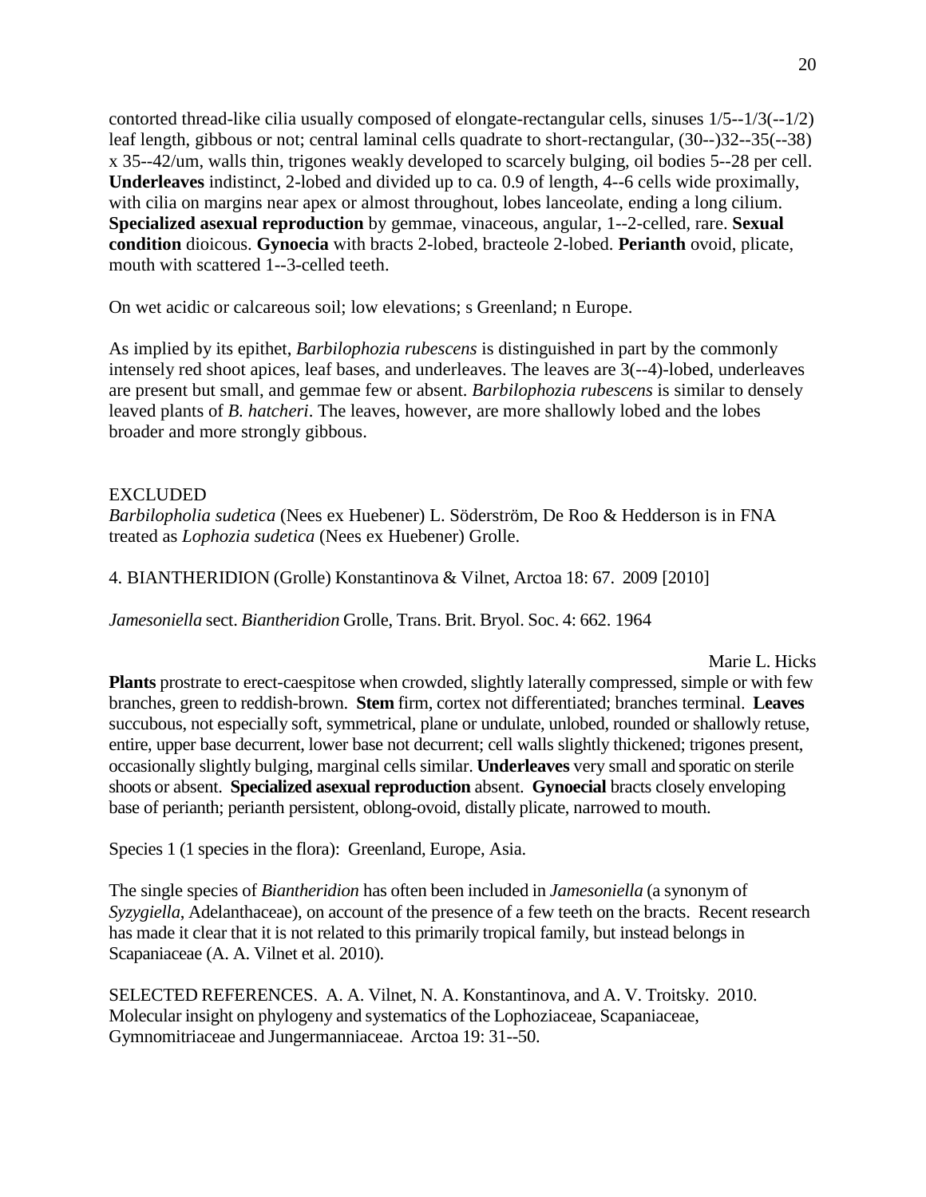contorted thread-like cilia usually composed of elongate-rectangular cells, sinuses 1/5--1/3(--1/2) leaf length, gibbous or not; central laminal cells quadrate to short-rectangular, (30--)32--35(--38) x 35--42/um, walls thin, trigones weakly developed to scarcely bulging, oil bodies 5--28 per cell. **Underleaves** indistinct, 2-lobed and divided up to ca. 0.9 of length, 4--6 cells wide proximally, with cilia on margins near apex or almost throughout, lobes lanceolate, ending a long cilium. **Specialized asexual reproduction** by gemmae, vinaceous, angular, 1--2-celled, rare. **Sexual condition** dioicous. **Gynoecia** with bracts 2-lobed, bracteole 2-lobed. **Perianth** ovoid, plicate, mouth with scattered 1--3-celled teeth.

On wet acidic or calcareous soil; low elevations; s Greenland; n Europe.

As implied by its epithet, *Barbilophozia rubescens* is distinguished in part by the commonly intensely red shoot apices, leaf bases, and underleaves. The leaves are 3(--4)-lobed, underleaves are present but small, and gemmae few or absent. *Barbilophozia rubescens* is similar to densely leaved plants of *B. hatcheri*. The leaves, however, are more shallowly lobed and the lobes broader and more strongly gibbous.

EXCLUDED

*Barbilopholia sudetica* (Nees ex Huebener) L. Söderström, De Roo & Hedderson is in FNA treated as *Lophozia sudetica* (Nees ex Huebener) Grolle.

## 4. BIANTHERIDION (Grolle) Konstantinova & Vilnet, Arctoa 18: 67. 2009 [2010]

*Jamesoniella* sect. *Biantheridion* Grolle, Trans. Brit. Bryol. Soc. 4: 662. 1964

Marie L. Hicks

**Plants** prostrate to erect-caespitose when crowded, slightly laterally compressed, simple or with few branches, green to reddish-brown. **Stem** firm, cortex not differentiated; branches terminal. **Leaves** succubous, not especially soft, symmetrical, plane or undulate, unlobed, rounded or shallowly retuse, entire, upper base decurrent, lower base not decurrent; cell walls slightly thickened; trigones present, occasionally slightly bulging, marginal cells similar. **Underleaves** very small and sporatic on sterile shoots or absent. **Specialized asexual reproduction** absent. **Gynoecial** bracts closely enveloping base of perianth; perianth persistent, oblong-ovoid, distally plicate, narrowed to mouth.

Species 1 (1 species in the flora): Greenland, Europe, Asia.

The single species of *Biantheridion* has often been included in *Jamesoniella* (a synonym of *Syzygiella*, Adelanthaceae), on account of the presence of a few teeth on the bracts. Recent research has made it clear that it is not related to this primarily tropical family, but instead belongs in Scapaniaceae (A. A. Vilnet et al. 2010).

SELECTED REFERENCES. A. A. Vilnet, N. A. Konstantinova, and A. V. Troitsky. 2010. Molecular insight on phylogeny and systematics of the Lophoziaceae, Scapaniaceae, Gymnomitriaceae and Jungermanniaceae. Arctoa 19: 31--50.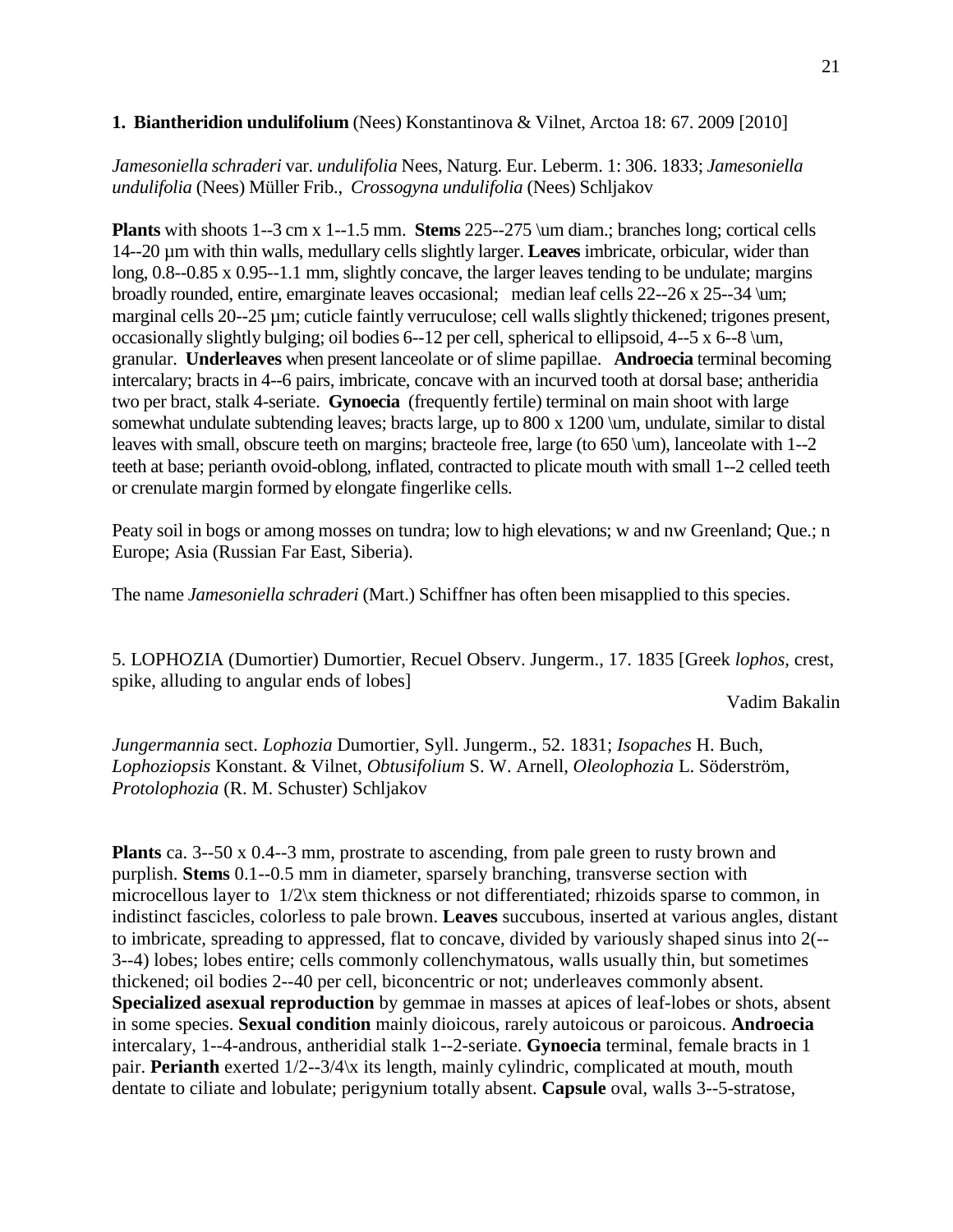**1. Biantheridion undulifolium** (Nees) Konstantinova & Vilnet, Arctoa 18: 67. 2009 [2010]

*Jamesoniella schraderi* var. *undulifolia* Nees, Naturg. Eur. Leberm. 1: 306. 1833; *Jamesoniella undulifolia* (Nees) Müller Frib., *Crossogyna undulifolia* (Nees) Schljakov

**Plants** with shoots 1--3 cm x 1--1.5 mm. **Stems** 225--275 \um diam.; branches long; cortical cells 14--20 µm with thin walls, medullary cells slightly larger. **Leaves** imbricate, orbicular, wider than long, 0.8--0.85 x 0.95--1.1 mm, slightly concave, the larger leaves tending to be undulate; margins broadly rounded, entire, emarginate leaves occasional; median leaf cells 22--26 x 25--34 \um; marginal cells 20--25 µm; cuticle faintly verruculose; cell walls slightly thickened; trigones present, occasionally slightly bulging; oil bodies 6--12 per cell, spherical to ellipsoid, 4--5 x 6--8 \um, granular. **Underleaves** when present lanceolate or of slime papillae. **Androecia** terminal becoming intercalary; bracts in 4--6 pairs, imbricate, concave with an incurved tooth at dorsal base; antheridia two per bract, stalk 4-seriate. **Gynoecia** (frequently fertile) terminal on main shoot with large somewhat undulate subtending leaves; bracts large, up to 800 x 1200 \um, undulate, similar to distal leaves with small, obscure teeth on margins; bracteole free, large (to 650 \um), lanceolate with 1--2 teeth at base; perianth ovoid-oblong, inflated, contracted to plicate mouth with small 1--2 celled teeth or crenulate margin formed by elongate fingerlike cells.

Peaty soil in bogs or among mosses on tundra; low to high elevations; w and nw Greenland; Que.; n Europe; Asia (Russian Far East, Siberia).

The name *Jamesoniella schraderi* (Mart.) Schiffner has often been misapplied to this species.

## 5. LOPHOZIA (Dumortier) Dumortier, Recuel Observ. Jungerm., 17. 1835 [Greek *lophos*, crest, spike, alluding to angular ends of lobes]

Vadim Bakalin

*Jungermannia* sect. *Lophozia* Dumortier, Syll. Jungerm., 52. 1831; *Isopaches* H. Buch, *Lophoziopsis* Konstant. & Vilnet, *Obtusifolium* S. W. Arnell, *Oleolophozia* L. Söderström, *Protolophozia* (R. M. Schuster) Schljakov

**Plants** ca. 3--50 x 0.4--3 mm, prostrate to ascending, from pale green to rusty brown and purplish. **Stems** 0.1--0.5 mm in diameter, sparsely branching, transverse section with microcellous layer to 1/2\x stem thickness or not differentiated; rhizoids sparse to common, in indistinct fascicles, colorless to pale brown. **Leaves** succubous, inserted at various angles, distant to imbricate, spreading to appressed, flat to concave, divided by variously shaped sinus into 2(--3--4) lobes; lobes entire; cells commonly collenchymatous, walls usually thin, but sometimes thickened; oil bodies 2--40 per cell, biconcentric or not; underleaves commonly absent. **Specialized asexual reproduction** by gemmae in masses at apices of leaf-lobes or shots, absent in some species. **Sexual condition** mainly dioicous, rarely autoicous or paroicous. **Androecia** intercalary, 1--4-androus, antheridial stalk 1--2-seriate. **Gynoecia** terminal, female bracts in 1 pair. **Perianth** exerted 1/2--3/4\x its length, mainly cylindric, complicated at mouth, mouth dentate to ciliate and lobulate; perigynium totally absent. **Capsule** oval, walls 3--5-stratose,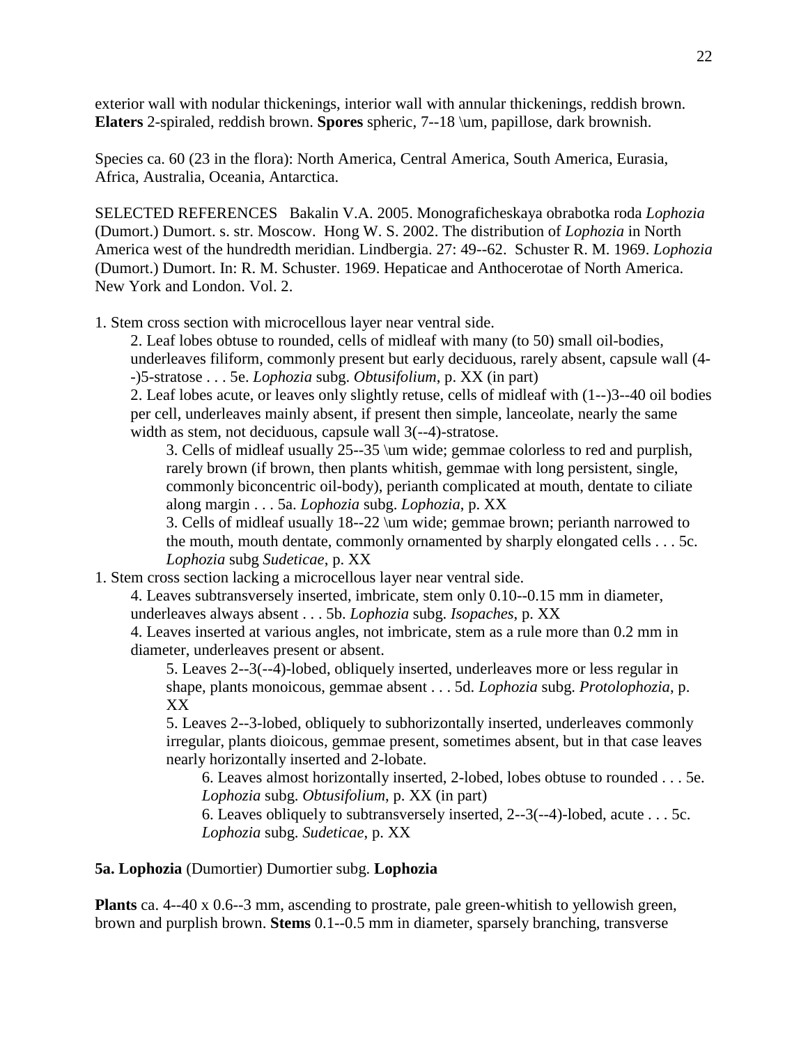exterior wall with nodular thickenings, interior wall with annular thickenings, reddish brown. **Elaters** 2-spiraled, reddish brown. **Spores** spheric, 7--18 \um, papillose, dark brownish.

Species ca. 60 (23 in the flora): North America, Central America, South America, Eurasia, Africa, Australia, Oceania, Antarctica.

SELECTED REFERENCES Bakalin V.A. 2005. Monograficheskaya obrabotka roda *Lophozia* (Dumort.) Dumort. s. str. Moscow. Hong W. S. 2002. The distribution of *Lophozia* in North America west of the hundredth meridian. Lindbergia. 27: 49--62. Schuster R. M. 1969. *Lophozia* (Dumort.) Dumort. In: R. M. Schuster. 1969. Hepaticae and Anthocerotae of North America. New York and London. Vol. 2.

1. Stem cross section with microcellous layer near ventral side.

   2. Leaf lobes obtuse to rounded, cells of midleaf with many (to 50) small oil-bodies, underleaves filiform, commonly present but early deciduous, rarely absent, capsule wall (4--)5-stratose . . . 5e. *Lophozia* subg. *Obtusifolium*, p. XX (in part)

   2. Leaf lobes acute, or leaves only slightly retuse, cells of midleaf with (1--)3--40 oil bodies per cell, underleaves mainly absent, if present then simple, lanceolate, nearly the same width as stem, not deciduous, capsule wall 3(--4)-stratose.

      3. Cells of midleaf usually 25--35 \um wide; gemmae colorless to red and purplish, rarely brown (if brown, then plants whitish, gemmae with long persistent, single, commonly biconcentric oil-body), perianth complicated at mouth, dentate to ciliate along margin . . . 5a. *Lophozia* subg. *Lophozia*, p. XX

      3. Cells of midleaf usually 18--22 \um wide; gemmae brown; perianth narrowed to the mouth, mouth dentate, commonly ornamented by sharply elongated cells . . . 5c. *Lophozia* subg *Sudeticae*, p. XX

1. Stem cross section lacking a microcellous layer near ventral side.

   4. Leaves subtransversely inserted, imbricate, stem only 0.10--0.15 mm in diameter, underleaves always absent . . . 5b. *Lophozia* subg. *Isopaches*, p. XX

   4. Leaves inserted at various angles, not imbricate, stem as a rule more than 0.2 mm in diameter, underleaves present or absent.

      5. Leaves 2--3(--4)-lobed, obliquely inserted, underleaves more or less regular in shape, plants monoicous, gemmae absent . . . 5d. *Lophozia* subg. *Protolophozia*, p. XX

      5. Leaves 2--3-lobed, obliquely to subhorizontally inserted, underleaves commonly irregular, plants dioicous, gemmae present, sometimes absent, but in that case leaves nearly horizontally inserted and 2-lobate.

         6. Leaves almost horizontally inserted, 2-lobed, lobes obtuse to rounded . . . 5e. *Lophozia* subg. *Obtusifolium*, p. XX (in part)

         6. Leaves obliquely to subtransversely inserted, 2--3(--4)-lobed, acute . . . 5c. *Lophozia* subg. *Sudeticae*, p. XX

**5a. Lophozia** (Dumortier) Dumortier subg. **Lophozia**

**Plants** ca. 4--40 x 0.6--3 mm, ascending to prostrate, pale green-whitish to yellowish green, brown and purplish brown. **Stems** 0.1--0.5 mm in diameter, sparsely branching, transverse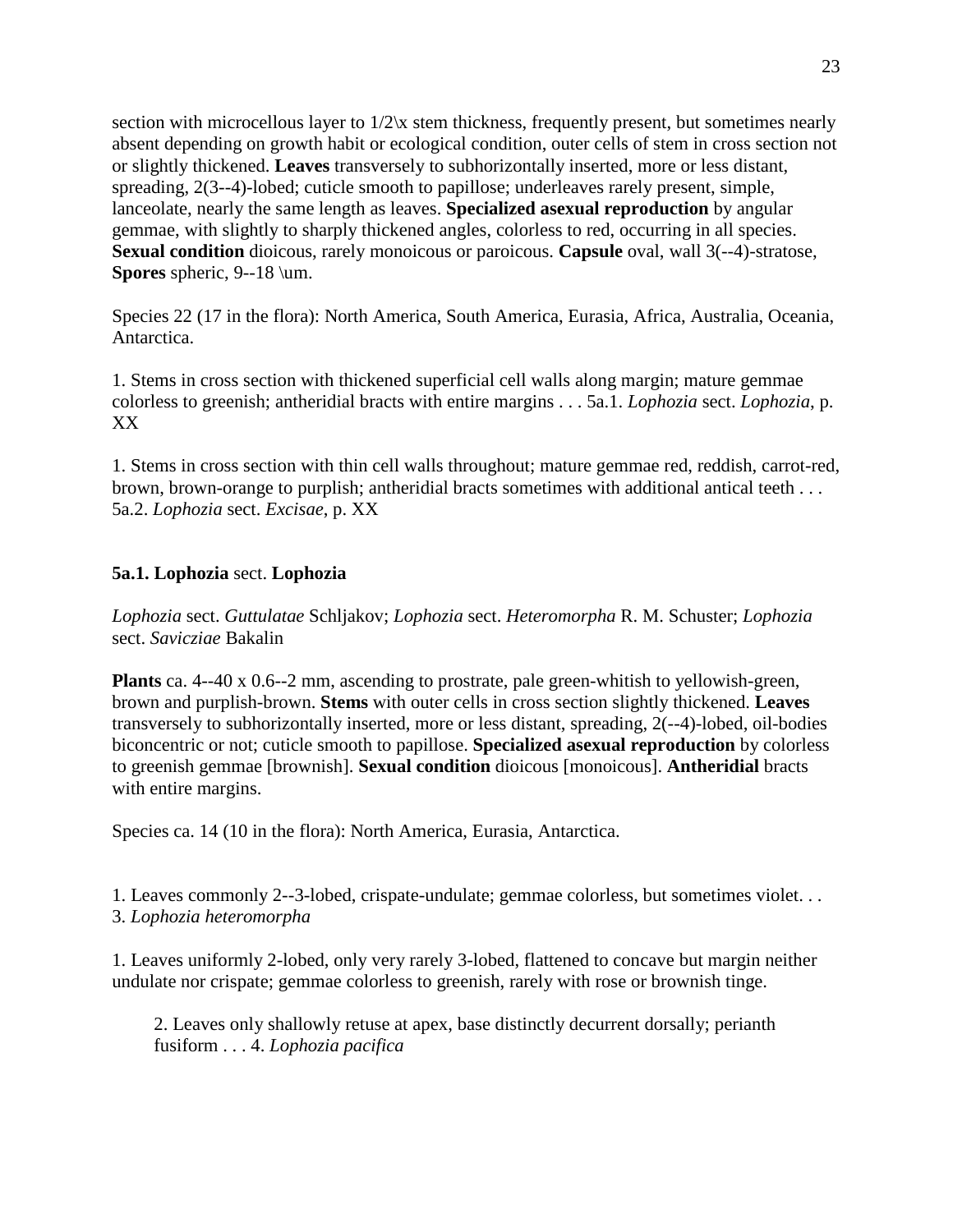section with microcellous layer to 1/2\x stem thickness, frequently present, but sometimes nearly absent depending on growth habit or ecological condition, outer cells of stem in cross section not or slightly thickened. **Leaves** transversely to subhorizontally inserted, more or less distant, spreading, 2(3--4)-lobed; cuticle smooth to papillose; underleaves rarely present, simple, lanceolate, nearly the same length as leaves. **Specialized asexual reproduction** by angular gemmae, with slightly to sharply thickened angles, colorless to red, occurring in all species. **Sexual condition** dioicous, rarely monoicous or paroicous. **Capsule** oval, wall 3(--4)-stratose, **Spores** spheric, 9--18 \um.

Species 22 (17 in the flora): North America, South America, Eurasia, Africa, Australia, Oceania, Antarctica.

1. Stems in cross section with thickened superficial cell walls along margin; mature gemmae colorless to greenish; antheridial bracts with entire margins . . . 5a.1. *Lophozia* sect. *Lophozia*, p. XX

1. Stems in cross section with thin cell walls throughout; mature gemmae red, reddish, carrot-red, brown, brown-orange to purplish; antheridial bracts sometimes with additional antical teeth . . . 5a.2. *Lophozia* sect. *Excisae*, p. XX

**5a.1. Lophozia** sect. **Lophozia**

*Lophozia* sect. *Guttulatae* Schljakov; *Lophozia* sect. *Heteromorpha* R. M. Schuster; *Lophozia* sect. *Savicziae* Bakalin

**Plants** ca. 4--40 x 0.6--2 mm, ascending to prostrate, pale green-whitish to yellowish-green, brown and purplish-brown. **Stems** with outer cells in cross section slightly thickened. **Leaves** transversely to subhorizontally inserted, more or less distant, spreading, 2(--4)-lobed, oil-bodies biconcentric or not; cuticle smooth to papillose. **Specialized asexual reproduction** by colorless to greenish gemmae [brownish]. **Sexual condition** dioicous [monoicous]. **Antheridial** bracts with entire margins.

Species ca. 14 (10 in the flora): North America, Eurasia, Antarctica.

1. Leaves commonly 2--3-lobed, crispate-undulate; gemmae colorless, but sometimes violet. . . 3. *Lophozia heteromorpha*

1. Leaves uniformly 2-lobed, only very rarely 3-lobed, flattened to concave but margin neither undulate nor crispate; gemmae colorless to greenish, rarely with rose or brownish tinge.

  2. Leaves only shallowly retuse at apex, base distinctly decurrent dorsally; perianth fusiform . . . 4. *Lophozia pacifica*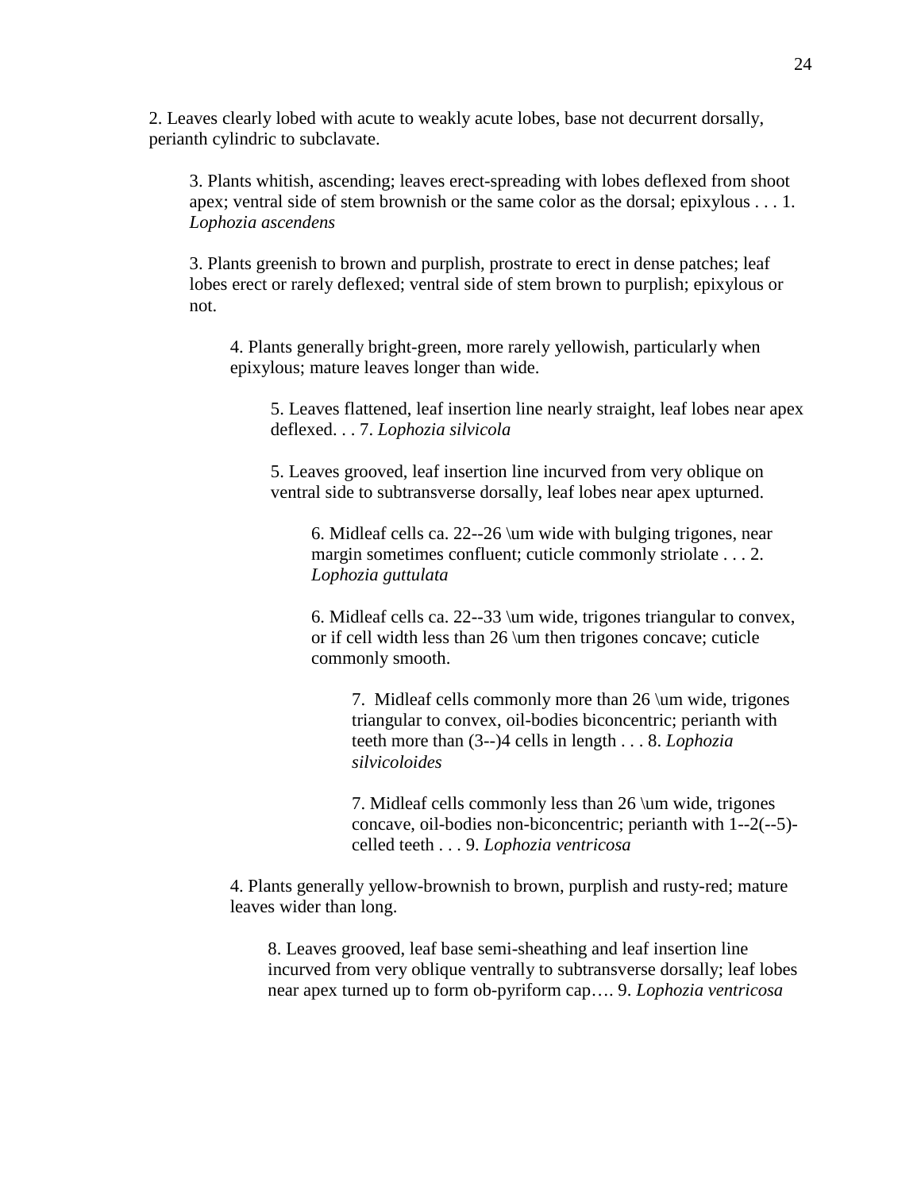2. Leaves clearly lobed with acute to weakly acute lobes, base not decurrent dorsally, perianth cylindric to subclavate.

3. Plants whitish, ascending; leaves erect-spreading with lobes deflexed from shoot apex; ventral side of stem brownish or the same color as the dorsal; epixylous . . . 1. *Lophozia ascendens*

3. Plants greenish to brown and purplish, prostrate to erect in dense patches; leaf lobes erect or rarely deflexed; ventral side of stem brown to purplish; epixylous or not.

4. Plants generally bright-green, more rarely yellowish, particularly when epixylous; mature leaves longer than wide.

5. Leaves flattened, leaf insertion line nearly straight, leaf lobes near apex deflexed. . . 7. *Lophozia silvicola*

5. Leaves grooved, leaf insertion line incurved from very oblique on ventral side to subtransverse dorsally, leaf lobes near apex upturned.

6. Midleaf cells ca. 22--26 \um wide with bulging trigones, near margin sometimes confluent; cuticle commonly striolate . . . 2. *Lophozia guttulata*

6. Midleaf cells ca. 22--33 \um wide, trigones triangular to convex, or if cell width less than 26 \um then trigones concave; cuticle commonly smooth.

7. Midleaf cells commonly more than 26 \um wide, trigones triangular to convex, oil-bodies biconcentric; perianth with teeth more than (3--)4 cells in length . . . 8. *Lophozia silvicoloides*

7. Midleaf cells commonly less than 26 \um wide, trigones concave, oil-bodies non-biconcentric; perianth with 1--2(--5)-celled teeth . . . 9. *Lophozia ventricosa*

4. Plants generally yellow-brownish to brown, purplish and rusty-red; mature leaves wider than long.

8. Leaves grooved, leaf base semi-sheathing and leaf insertion line incurved from very oblique ventrally to subtransverse dorsally; leaf lobes near apex turned up to form ob-pyriform cap…. 9. *Lophozia ventricosa*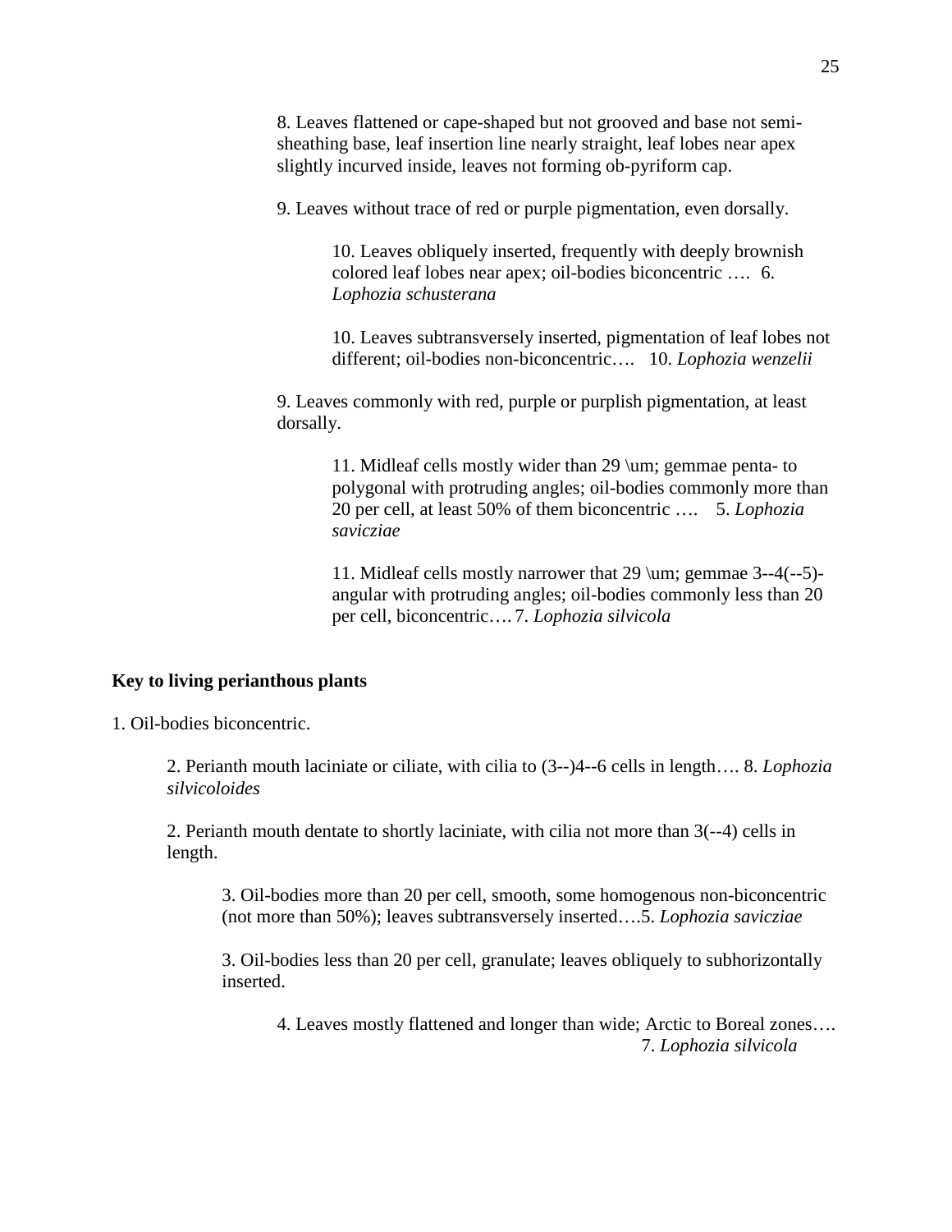8. Leaves flattened or cape-shaped but not grooved and base not semi-sheathing base, leaf insertion line nearly straight, leaf lobes near apex slightly incurved inside, leaves not forming ob-pyriform cap.

9. Leaves without trace of red or purple pigmentation, even dorsally.

10. Leaves obliquely inserted, frequently with deeply brownish colored leaf lobes near apex; oil-bodies biconcentric …. 6. *Lophozia schusterana*

10. Leaves subtransversely inserted, pigmentation of leaf lobes not different; oil-bodies non-biconcentric…. 10. *Lophozia wenzelii*

9. Leaves commonly with red, purple or purplish pigmentation, at least dorsally.

11. Midleaf cells mostly wider than 29 $\mu m$; gemmae penta- to polygonal with protruding angles; oil-bodies commonly more than 20 per cell, at least 50% of them biconcentric …. 5. *Lophozia savicziae*

11. Midleaf cells mostly narrower that 29 $\mu m$; gemmae 3--4(--5)-angular with protruding angles; oil-bodies commonly less than 20 per cell, biconcentric…. 7. *Lophozia silvicola*

**Key to living perianthous plants**

1. Oil-bodies biconcentric.

2. Perianth mouth laciniate or ciliate, with cilia to (3--)4--6 cells in length…. 8. *Lophozia silvicoloides*

2. Perianth mouth dentate to shortly laciniate, with cilia not more than 3(--4) cells in length.

3. Oil-bodies more than 20 per cell, smooth, some homogenous non-biconcentric (not more than 50%); leaves subtransversely inserted….5. *Lophozia savicziae*

3. Oil-bodies less than 20 per cell, granulate; leaves obliquely to subhorizontally inserted.

4. Leaves mostly flattened and longer than wide; Arctic to Boreal zones…. 7. *Lophozia silvicola*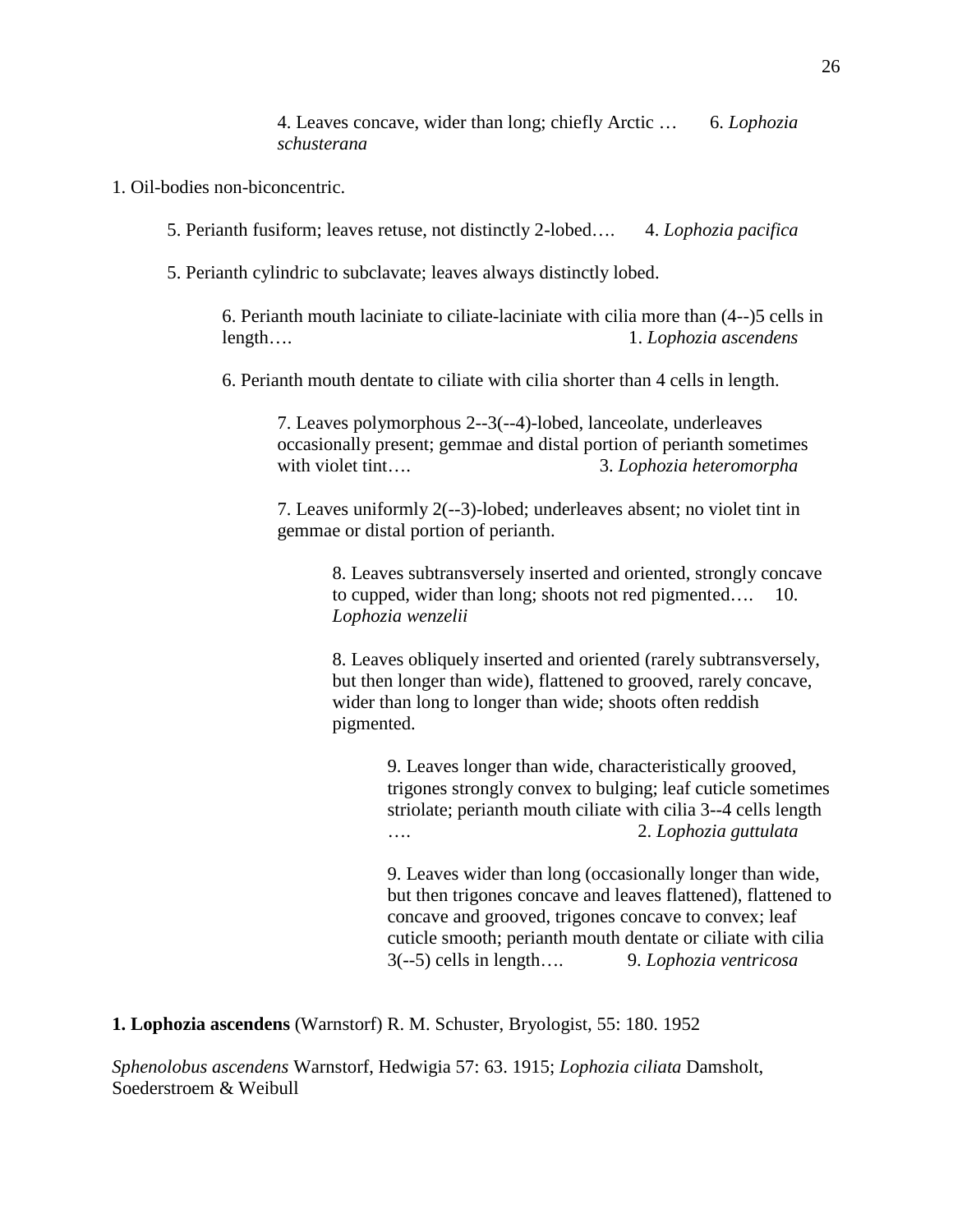4. Leaves concave, wider than long; chiefly Arctic … 6. *Lophozia schusterana*

1. Oil-bodies non-biconcentric.

5. Perianth fusiform; leaves retuse, not distinctly 2-lobed…. 4. *Lophozia pacifica*

5. Perianth cylindric to subclavate; leaves always distinctly lobed.

6. Perianth mouth laciniate to ciliate-laciniate with cilia more than (4--)5 cells in length…. 1. *Lophozia ascendens*

6. Perianth mouth dentate to ciliate with cilia shorter than 4 cells in length.

7. Leaves polymorphous 2--3(--4)-lobed, lanceolate, underleaves occasionally present; gemmae and distal portion of perianth sometimes with violet tint…. 3. *Lophozia heteromorpha*

7. Leaves uniformly 2(--3)-lobed; underleaves absent; no violet tint in gemmae or distal portion of perianth.

8. Leaves subtransversely inserted and oriented, strongly concave to cupped, wider than long; shoots not red pigmented…. 10. *Lophozia wenzelii*

8. Leaves obliquely inserted and oriented (rarely subtransversely, but then longer than wide), flattened to grooved, rarely concave, wider than long to longer than wide; shoots often reddish pigmented.

9. Leaves longer than wide, characteristically grooved, trigones strongly convex to bulging; leaf cuticle sometimes striolate; perianth mouth ciliate with cilia 3--4 cells length …. 2. *Lophozia guttulata*

9. Leaves wider than long (occasionally longer than wide, but then trigones concave and leaves flattened), flattened to concave and grooved, trigones concave to convex; leaf cuticle smooth; perianth mouth dentate or ciliate with cilia 3(--5) cells in length…. 9. *Lophozia ventricosa*

**1. Lophozia ascendens** (Warnstorf) R. M. Schuster, Bryologist, 55: 180. 1952

*Sphenolobus ascendens* Warnstorf, Hedwigia 57: 63. 1915; *Lophozia ciliata* Damsholt, Soederstroem & Weibull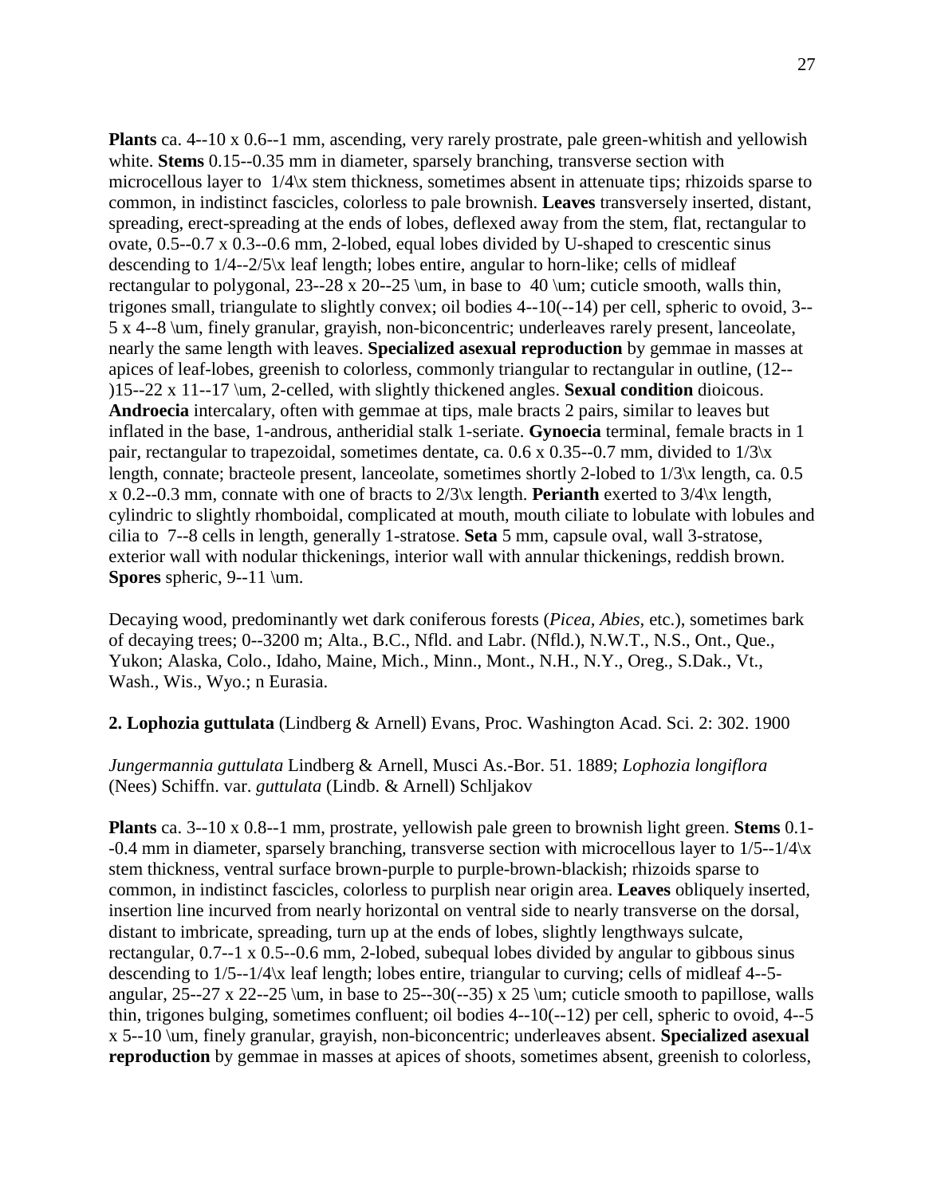**Plants** ca. 4--10 x 0.6--1 mm, ascending, very rarely prostrate, pale green-whitish and yellowish white. **Stems** 0.15--0.35 mm in diameter, sparsely branching, transverse section with microcellous layer to 1/4\x stem thickness, sometimes absent in attenuate tips; rhizoids sparse to common, in indistinct fascicles, colorless to pale brownish. **Leaves** transversely inserted, distant, spreading, erect-spreading at the ends of lobes, deflexed away from the stem, flat, rectangular to ovate, 0.5--0.7 x 0.3--0.6 mm, 2-lobed, equal lobes divided by U-shaped to crescentic sinus descending to 1/4--2/5\x leaf length; lobes entire, angular to horn-like; cells of midleaf rectangular to polygonal, 23--28 x 20--25 \um, in base to 40 \um; cuticle smooth, walls thin, trigones small, triangulate to slightly convex; oil bodies 4--10(--14) per cell, spheric to ovoid, 3--5 x 4--8 \um, finely granular, grayish, non-biconcentric; underleaves rarely present, lanceolate, nearly the same length with leaves. **Specialized asexual reproduction** by gemmae in masses at apices of leaf-lobes, greenish to colorless, commonly triangular to rectangular in outline, (12--)15--22 x 11--17 \um, 2-celled, with slightly thickened angles. **Sexual condition** dioicous. **Androecia** intercalary, often with gemmae at tips, male bracts 2 pairs, similar to leaves but inflated in the base, 1-androus, antheridial stalk 1-seriate. **Gynoecia** terminal, female bracts in 1 pair, rectangular to trapezoidal, sometimes dentate, ca. 0.6 x 0.35--0.7 mm, divided to 1/3\x length, connate; bracteole present, lanceolate, sometimes shortly 2-lobed to 1/3\x length, ca. 0.5 x 0.2--0.3 mm, connate with one of bracts to 2/3\x length. **Perianth** exerted to 3/4\x length, cylindric to slightly rhomboidal, complicated at mouth, mouth ciliate to lobulate with lobules and cilia to 7--8 cells in length, generally 1-stratose. **Seta** 5 mm, capsule oval, wall 3-stratose, exterior wall with nodular thickenings, interior wall with annular thickenings, reddish brown. **Spores** spheric, 9--11 \um.

Decaying wood, predominantly wet dark coniferous forests (*Picea*, *Abies*, etc.), sometimes bark of decaying trees; 0--3200 m; Alta., B.C., Nfld. and Labr. (Nfld.), N.W.T., N.S., Ont., Que., Yukon; Alaska, Colo., Idaho, Maine, Mich., Minn., Mont., N.H., N.Y., Oreg., S.Dak., Vt., Wash., Wis., Wyo.; n Eurasia.

**2. Lophozia guttulata** (Lindberg & Arnell) Evans, Proc. Washington Acad. Sci. 2: 302. 1900

*Jungermannia guttulata* Lindberg & Arnell, Musci As.-Bor. 51. 1889; *Lophozia longiflora* (Nees) Schiffn. var. *guttulata* (Lindb. & Arnell) Schljakov

**Plants** ca. 3--10 x 0.8--1 mm, prostrate, yellowish pale green to brownish light green. **Stems** 0.1--0.4 mm in diameter, sparsely branching, transverse section with microcellous layer to 1/5--1/4\x stem thickness, ventral surface brown-purple to purple-brown-blackish; rhizoids sparse to common, in indistinct fascicles, colorless to purplish near origin area. **Leaves** obliquely inserted, insertion line incurved from nearly horizontal on ventral side to nearly transverse on the dorsal, distant to imbricate, spreading, turn up at the ends of lobes, slightly lengthways sulcate, rectangular, 0.7--1 x 0.5--0.6 mm, 2-lobed, subequal lobes divided by angular to gibbous sinus descending to 1/5--1/4\x leaf length; lobes entire, triangular to curving; cells of midleaf 4--5-angular, 25--27 x 22--25 \um, in base to 25--30(--35) x 25 \um; cuticle smooth to papillose, walls thin, trigones bulging, sometimes confluent; oil bodies 4--10(--12) per cell, spheric to ovoid, 4--5 x 5--10 \um, finely granular, grayish, non-biconcentric; underleaves absent. **Specialized asexual reproduction** by gemmae in masses at apices of shoots, sometimes absent, greenish to colorless,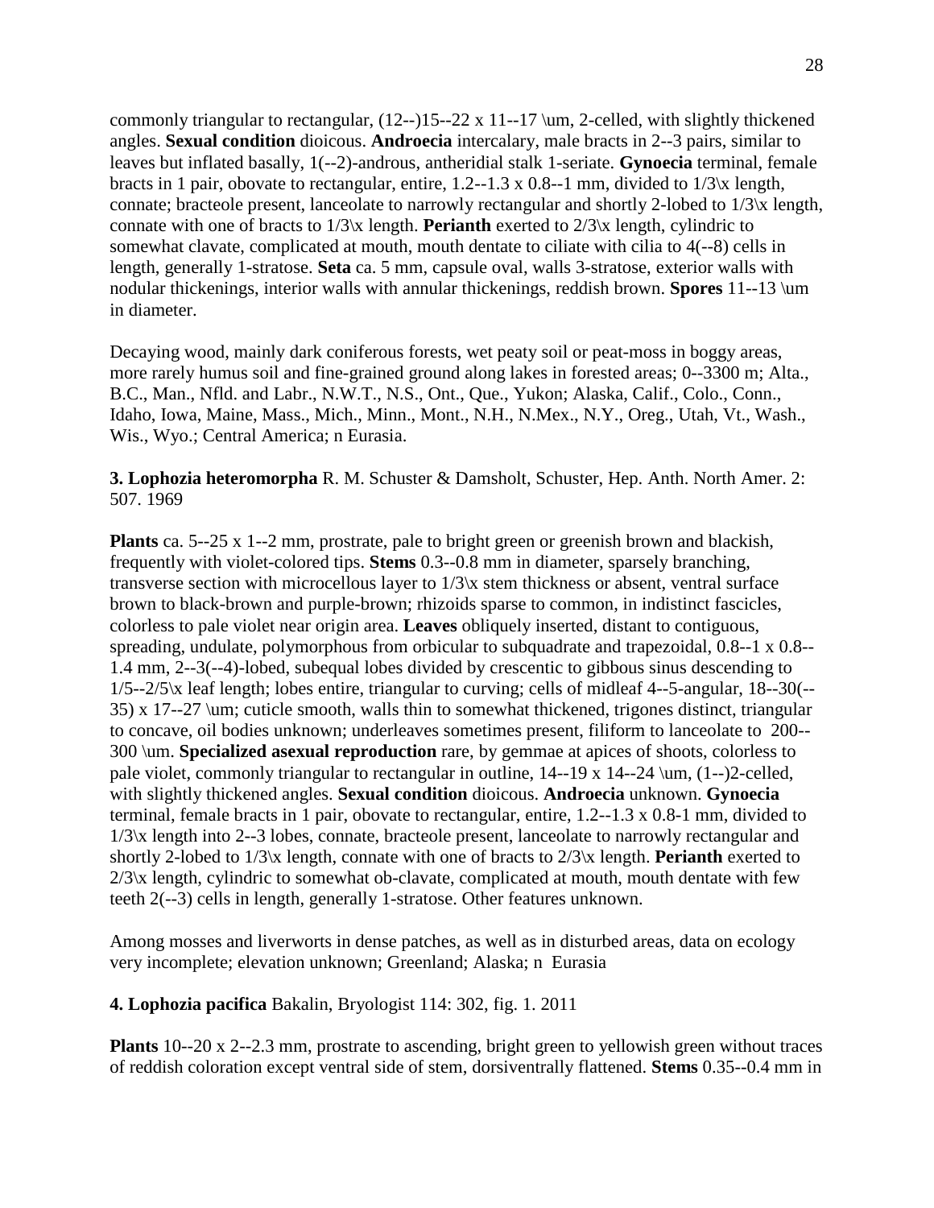commonly triangular to rectangular, (12--)15--22 x 11--17 \um, 2-celled, with slightly thickened angles. **Sexual condition** dioicous. **Androecia** intercalary, male bracts in 2--3 pairs, similar to leaves but inflated basally, 1(--2)-androus, antheridial stalk 1-seriate. **Gynoecia** terminal, female bracts in 1 pair, obovate to rectangular, entire, 1.2--1.3 x 0.8--1 mm, divided to 1/3\x length, connate; bracteole present, lanceolate to narrowly rectangular and shortly 2-lobed to 1/3\x length, connate with one of bracts to 1/3\x length. **Perianth** exerted to 2/3\x length, cylindric to somewhat clavate, complicated at mouth, mouth dentate to ciliate with cilia to 4(--8) cells in length, generally 1-stratose. **Seta** ca. 5 mm, capsule oval, walls 3-stratose, exterior walls with nodular thickenings, interior walls with annular thickenings, reddish brown. **Spores** 11--13 \um in diameter.

Decaying wood, mainly dark coniferous forests, wet peaty soil or peat-moss in boggy areas, more rarely humus soil and fine-grained ground along lakes in forested areas; 0--3300 m; Alta., B.C., Man., Nfld. and Labr., N.W.T., N.S., Ont., Que., Yukon; Alaska, Calif., Colo., Conn., Idaho, Iowa, Maine, Mass., Mich., Minn., Mont., N.H., N.Mex., N.Y., Oreg., Utah, Vt., Wash., Wis., Wyo.; Central America; n Eurasia.

**3. Lophozia heteromorpha** R. M. Schuster & Damsholt, Schuster, Hep. Anth. North Amer. 2: 507. 1969

**Plants** ca. 5--25 x 1--2 mm, prostrate, pale to bright green or greenish brown and blackish, frequently with violet-colored tips. **Stems** 0.3--0.8 mm in diameter, sparsely branching, transverse section with microcellous layer to 1/3\x stem thickness or absent, ventral surface brown to black-brown and purple-brown; rhizoids sparse to common, in indistinct fascicles, colorless to pale violet near origin area. **Leaves** obliquely inserted, distant to contiguous, spreading, undulate, polymorphous from orbicular to subquadrate and trapezoidal, 0.8--1 x 0.8--1.4 mm, 2--3(--4)-lobed, subequal lobes divided by crescentic to gibbous sinus descending to 1/5--2/5\x leaf length; lobes entire, triangular to curving; cells of midleaf 4--5-angular, 18--30(--35) x 17--27 \um; cuticle smooth, walls thin to somewhat thickened, trigones distinct, triangular to concave, oil bodies unknown; underleaves sometimes present, filiform to lanceolate to 200--300 \um. **Specialized asexual reproduction** rare, by gemmae at apices of shoots, colorless to pale violet, commonly triangular to rectangular in outline, 14--19 x 14--24 \um, (1--)2-celled, with slightly thickened angles. **Sexual condition** dioicous. **Androecia** unknown. **Gynoecia** terminal, female bracts in 1 pair, obovate to rectangular, entire, 1.2--1.3 x 0.8-1 mm, divided to 1/3\x length into 2--3 lobes, connate, bracteole present, lanceolate to narrowly rectangular and shortly 2-lobed to 1/3\x length, connate with one of bracts to 2/3\x length. **Perianth** exerted to 2/3\x length, cylindric to somewhat ob-clavate, complicated at mouth, mouth dentate with few teeth 2(--3) cells in length, generally 1-stratose. Other features unknown.

Among mosses and liverworts in dense patches, as well as in disturbed areas, data on ecology very incomplete; elevation unknown; Greenland; Alaska; n Eurasia

**4. Lophozia pacifica** Bakalin, Bryologist 114: 302, fig. 1. 2011

**Plants** 10--20 x 2--2.3 mm, prostrate to ascending, bright green to yellowish green without traces of reddish coloration except ventral side of stem, dorsiventrally flattened. **Stems** 0.35--0.4 mm in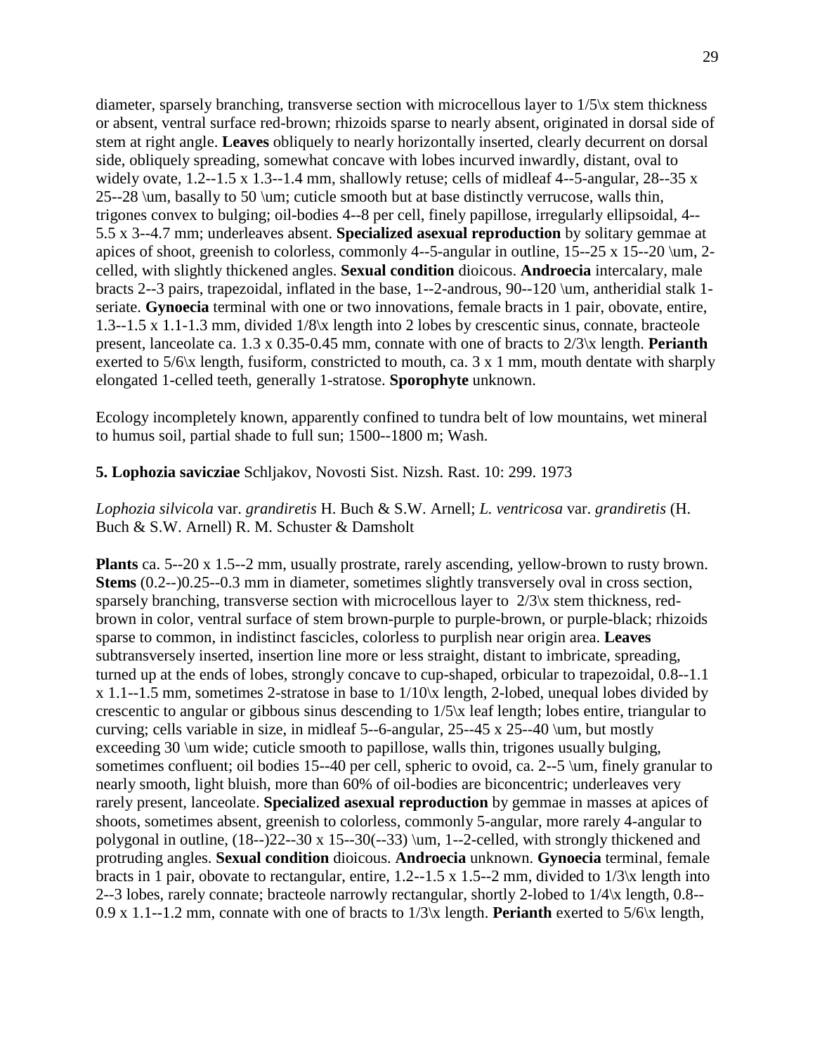diameter, sparsely branching, transverse section with microcellous layer to 1/5\x stem thickness or absent, ventral surface red-brown; rhizoids sparse to nearly absent, originated in dorsal side of stem at right angle. **Leaves** obliquely to nearly horizontally inserted, clearly decurrent on dorsal side, obliquely spreading, somewhat concave with lobes incurved inwardly, distant, oval to widely ovate, 1.2--1.5 x 1.3--1.4 mm, shallowly retuse; cells of midleaf 4--5-angular, 28--35 x 25--28 \um, basally to 50 \um; cuticle smooth but at base distinctly verrucose, walls thin, trigones convex to bulging; oil-bodies 4--8 per cell, finely papillose, irregularly ellipsoidal, 4--5.5 x 3--4.7 mm; underleaves absent. **Specialized asexual reproduction** by solitary gemmae at apices of shoot, greenish to colorless, commonly 4--5-angular in outline, 15--25 x 15--20 \um, 2-celled, with slightly thickened angles. **Sexual condition** dioicous. **Androecia** intercalary, male bracts 2--3 pairs, trapezoidal, inflated in the base, 1--2-androus, 90--120 \um, antheridial stalk 1-seriate. **Gynoecia** terminal with one or two innovations, female bracts in 1 pair, obovate, entire, 1.3--1.5 x 1.1-1.3 mm, divided 1/8\x length into 2 lobes by crescentic sinus, connate, bracteole present, lanceolate ca. 1.3 x 0.35-0.45 mm, connate with one of bracts to 2/3\x length. **Perianth** exerted to 5/6\x length, fusiform, constricted to mouth, ca. 3 x 1 mm, mouth dentate with sharply elongated 1-celled teeth, generally 1-stratose. **Sporophyte** unknown.

Ecology incompletely known, apparently confined to tundra belt of low mountains, wet mineral to humus soil, partial shade to full sun; 1500--1800 m; Wash.

**5. Lophozia saviczіae** Schljakov, Novosti Sist. Nizsh. Rast. 10: 299. 1973

*Lophozia silvicola* var. *grandiretis* H. Buch & S.W. Arnell; *L. ventricosa* var. *grandiretis* (H. Buch & S.W. Arnell) R. M. Schuster & Damsholt

**Plants** ca. 5--20 x 1.5--2 mm, usually prostrate, rarely ascending, yellow-brown to rusty brown. **Stems** (0.2--)0.25--0.3 mm in diameter, sometimes slightly transversely oval in cross section, sparsely branching, transverse section with microcellous layer to 2/3\x stem thickness, red-brown in color, ventral surface of stem brown-purple to purple-brown, or purple-black; rhizoids sparse to common, in indistinct fascicles, colorless to purplish near origin area. **Leaves** subtransversely inserted, insertion line more or less straight, distant to imbricate, spreading, turned up at the ends of lobes, strongly concave to cup-shaped, orbicular to trapezoidal, 0.8--1.1 x 1.1--1.5 mm, sometimes 2-stratose in base to 1/10\x length, 2-lobed, unequal lobes divided by crescentic to angular or gibbous sinus descending to 1/5\x leaf length; lobes entire, triangular to curving; cells variable in size, in midleaf 5--6-angular, 25--45 x 25--40 \um, but mostly exceeding 30 \um wide; cuticle smooth to papillose, walls thin, trigones usually bulging, sometimes confluent; oil bodies 15--40 per cell, spheric to ovoid, ca. 2--5 \um, finely granular to nearly smooth, light bluish, more than 60% of oil-bodies are biconcentric; underleaves very rarely present, lanceolate. **Specialized asexual reproduction** by gemmae in masses at apices of shoots, sometimes absent, greenish to colorless, commonly 5-angular, more rarely 4-angular to polygonal in outline, (18--)22--30 x 15--30(--33) \um, 1--2-celled, with strongly thickened and protruding angles. **Sexual condition** dioicous. **Androecia** unknown. **Gynoecia** terminal, female bracts in 1 pair, obovate to rectangular, entire, 1.2--1.5 x 1.5--2 mm, divided to 1/3\x length into 2--3 lobes, rarely connate; bracteole narrowly rectangular, shortly 2-lobed to 1/4\x length, 0.8--0.9 x 1.1--1.2 mm, connate with one of bracts to 1/3\x length. **Perianth** exerted to 5/6\x length,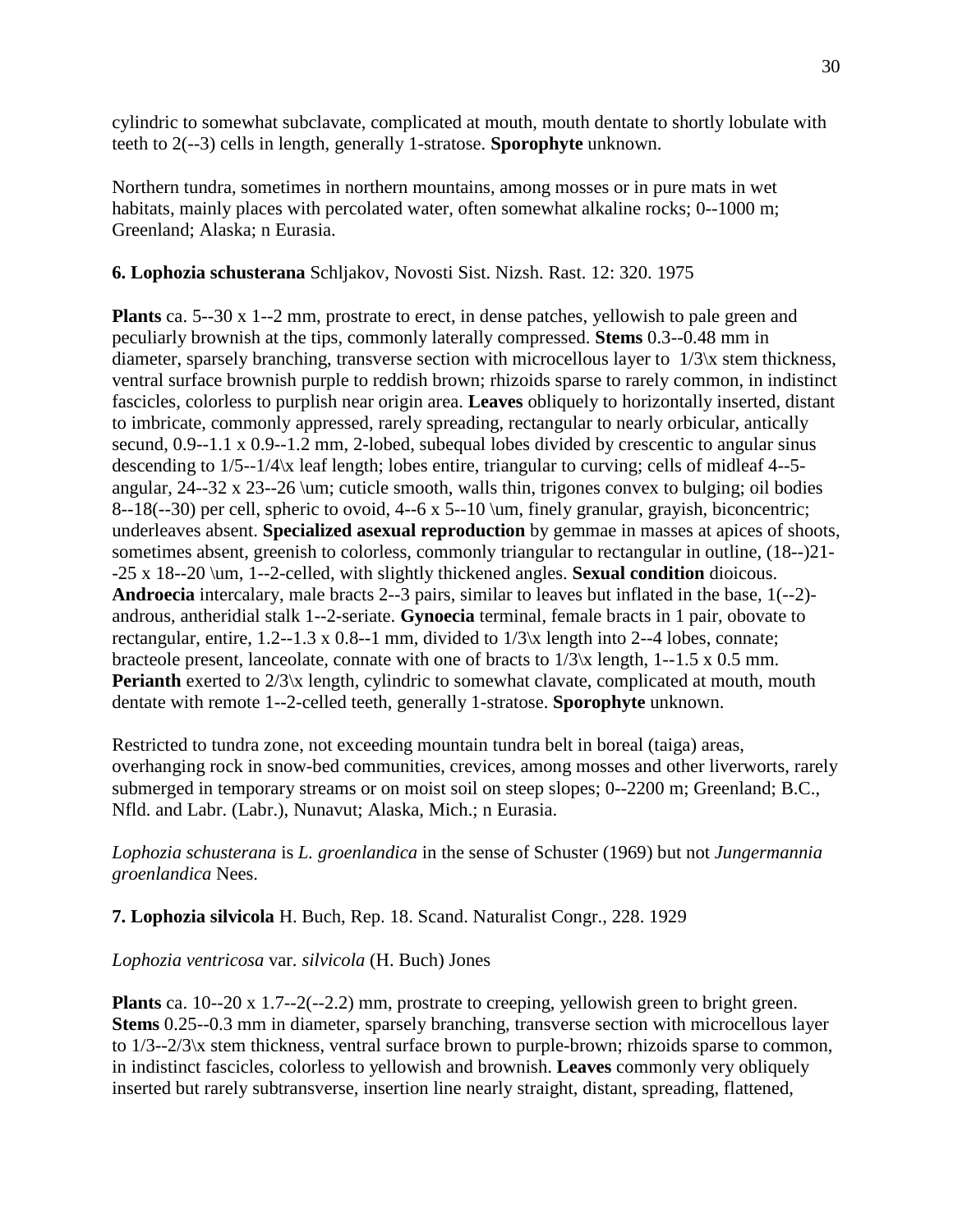cylindric to somewhat subclavate, complicated at mouth, mouth dentate to shortly lobulate with teeth to 2(--3) cells in length, generally 1-stratose. **Sporophyte** unknown.

Northern tundra, sometimes in northern mountains, among mosses or in pure mats in wet habitats, mainly places with percolated water, often somewhat alkaline rocks; 0--1000 m; Greenland; Alaska; n Eurasia.

**6. Lophozia schusterana** Schljakov, Novosti Sist. Nizsh. Rast. 12: 320. 1975

**Plants** ca. 5--30 x 1--2 mm, prostrate to erect, in dense patches, yellowish to pale green and peculiarly brownish at the tips, commonly laterally compressed. **Stems** 0.3--0.48 mm in diameter, sparsely branching, transverse section with microcellous layer to 1/3\x stem thickness, ventral surface brownish purple to reddish brown; rhizoids sparse to rarely common, in indistinct fascicles, colorless to purplish near origin area. **Leaves** obliquely to horizontally inserted, distant to imbricate, commonly appressed, rarely spreading, rectangular to nearly orbicular, antically secund, 0.9--1.1 x 0.9--1.2 mm, 2-lobed, subequal lobes divided by crescentic to angular sinus descending to 1/5--1/4\x leaf length; lobes entire, triangular to curving; cells of midleaf 4--5-angular, 24--32 x 23--26 \um; cuticle smooth, walls thin, trigones convex to bulging; oil bodies 8--18(--30) per cell, spheric to ovoid, 4--6 x 5--10 \um, finely granular, grayish, biconcentric; underleaves absent. **Specialized asexual reproduction** by gemmae in masses at apices of shoots, sometimes absent, greenish to colorless, commonly triangular to rectangular in outline, (18--)21--25 x 18--20 \um, 1--2-celled, with slightly thickened angles. **Sexual condition** dioicous. **Androecia** intercalary, male bracts 2--3 pairs, similar to leaves but inflated in the base, 1(--2)-androus, antheridial stalk 1--2-seriate. **Gynoecia** terminal, female bracts in 1 pair, obovate to rectangular, entire, 1.2--1.3 x 0.8--1 mm, divided to 1/3\x length into 2--4 lobes, connate; bracteole present, lanceolate, connate with one of bracts to 1/3\x length, 1--1.5 x 0.5 mm. **Perianth** exerted to 2/3\x length, cylindric to somewhat clavate, complicated at mouth, mouth dentate with remote 1--2-celled teeth, generally 1-stratose. **Sporophyte** unknown.

Restricted to tundra zone, not exceeding mountain tundra belt in boreal (taiga) areas, overhanging rock in snow-bed communities, crevices, among mosses and other liverworts, rarely submerged in temporary streams or on moist soil on steep slopes; 0--2200 m; Greenland; B.C., Nfld. and Labr. (Labr.), Nunavut; Alaska, Mich.; n Eurasia.

*Lophozia schusterana* is *L. groenlandica* in the sense of Schuster (1969) but not *Jungermannia groenlandica* Nees.

**7. Lophozia silvicola** H. Buch, Rep. 18. Scand. Naturalist Congr., 228. 1929

*Lophozia ventricosa* var. *silvicola* (H. Buch) Jones

**Plants** ca. 10--20 x 1.7--2(--2.2) mm, prostrate to creeping, yellowish green to bright green. **Stems** 0.25--0.3 mm in diameter, sparsely branching, transverse section with microcellous layer to 1/3--2/3\x stem thickness, ventral surface brown to purple-brown; rhizoids sparse to common, in indistinct fascicles, colorless to yellowish and brownish. **Leaves** commonly very obliquely inserted but rarely subtransverse, insertion line nearly straight, distant, spreading, flattened,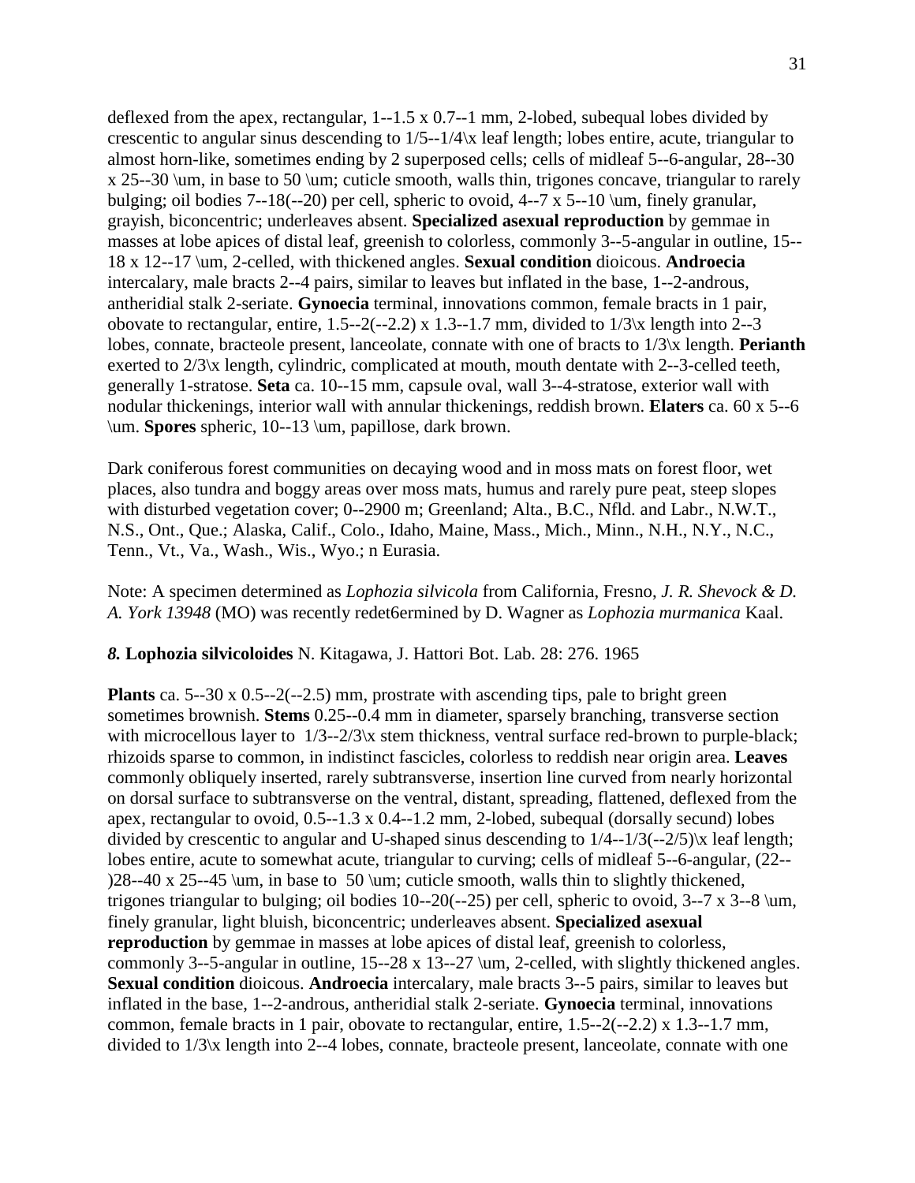deflexed from the apex, rectangular, 1--1.5 x 0.7--1 mm, 2-lobed, subequal lobes divided by crescentic to angular sinus descending to 1/5--1/4\x leaf length; lobes entire, acute, triangular to almost horn-like, sometimes ending by 2 superposed cells; cells of midleaf 5--6-angular, 28--30 x 25--30 \um, in base to 50 \um; cuticle smooth, walls thin, trigones concave, triangular to rarely bulging; oil bodies 7--18(--20) per cell, spheric to ovoid, 4--7 x 5--10 \um, finely granular, grayish, biconcentric; underleaves absent. **Specialized asexual reproduction** by gemmae in masses at lobe apices of distal leaf, greenish to colorless, commonly 3--5-angular in outline, 15--18 x 12--17 \um, 2-celled, with thickened angles. **Sexual condition** dioicous. **Androecia** intercalary, male bracts 2--4 pairs, similar to leaves but inflated in the base, 1--2-androus, antheridial stalk 2-seriate. **Gynoecia** terminal, innovations common, female bracts in 1 pair, obovate to rectangular, entire, 1.5--2(--2.2) x 1.3--1.7 mm, divided to 1/3\x length into 2--3 lobes, connate, bracteole present, lanceolate, connate with one of bracts to 1/3\x length. **Perianth** exerted to 2/3\x length, cylindric, complicated at mouth, mouth dentate with 2--3-celled teeth, generally 1-stratose. **Seta** ca. 10--15 mm, capsule oval, wall 3--4-stratose, exterior wall with nodular thickenings, interior wall with annular thickenings, reddish brown. **Elaters** ca. 60 x 5--6 \um. **Spores** spheric, 10--13 \um, papillose, dark brown.

Dark coniferous forest communities on decaying wood and in moss mats on forest floor, wet places, also tundra and boggy areas over moss mats, humus and rarely pure peat, steep slopes with disturbed vegetation cover; 0--2900 m; Greenland; Alta., B.C., Nfld. and Labr., N.W.T., N.S., Ont., Que.; Alaska, Calif., Colo., Idaho, Maine, Mass., Mich., Minn., N.H., N.Y., N.C., Tenn., Vt., Va., Wash., Wis., Wyo.; n Eurasia.

Note: A specimen determined as *Lophozia silvicola* from California, Fresno, *J. R. Shevock & D. A. York 13948* (MO) was recently redet6ermined by D. Wagner as *Lophozia murmanica* Kaal.

***8.* Lophozia silvicoloides** N. Kitagawa, J. Hattori Bot. Lab. 28: 276. 1965

**Plants** ca. 5--30 x 0.5--2(--2.5) mm, prostrate with ascending tips, pale to bright green sometimes brownish. **Stems** 0.25--0.4 mm in diameter, sparsely branching, transverse section with microcellous layer to 1/3--2/3\x stem thickness, ventral surface red-brown to purple-black; rhizoids sparse to common, in indistinct fascicles, colorless to reddish near origin area. **Leaves** commonly obliquely inserted, rarely subtransverse, insertion line curved from nearly horizontal on dorsal surface to subtransverse on the ventral, distant, spreading, flattened, deflexed from the apex, rectangular to ovoid, 0.5--1.3 x 0.4--1.2 mm, 2-lobed, subequal (dorsally secund) lobes divided by crescentic to angular and U-shaped sinus descending to 1/4--1/3(--2/5)\x leaf length; lobes entire, acute to somewhat acute, triangular to curving; cells of midleaf 5--6-angular, (22--)28--40 x 25--45 \um, in base to 50 \um; cuticle smooth, walls thin to slightly thickened, trigones triangular to bulging; oil bodies 10--20(--25) per cell, spheric to ovoid, 3--7 x 3--8 \um, finely granular, light bluish, biconcentric; underleaves absent. **Specialized asexual reproduction** by gemmae in masses at lobe apices of distal leaf, greenish to colorless, commonly 3--5-angular in outline, 15--28 x 13--27 \um, 2-celled, with slightly thickened angles. **Sexual condition** dioicous. **Androecia** intercalary, male bracts 3--5 pairs, similar to leaves but inflated in the base, 1--2-androus, antheridial stalk 2-seriate. **Gynoecia** terminal, innovations common, female bracts in 1 pair, obovate to rectangular, entire, 1.5--2(--2.2) x 1.3--1.7 mm, divided to 1/3\x length into 2--4 lobes, connate, bracteole present, lanceolate, connate with one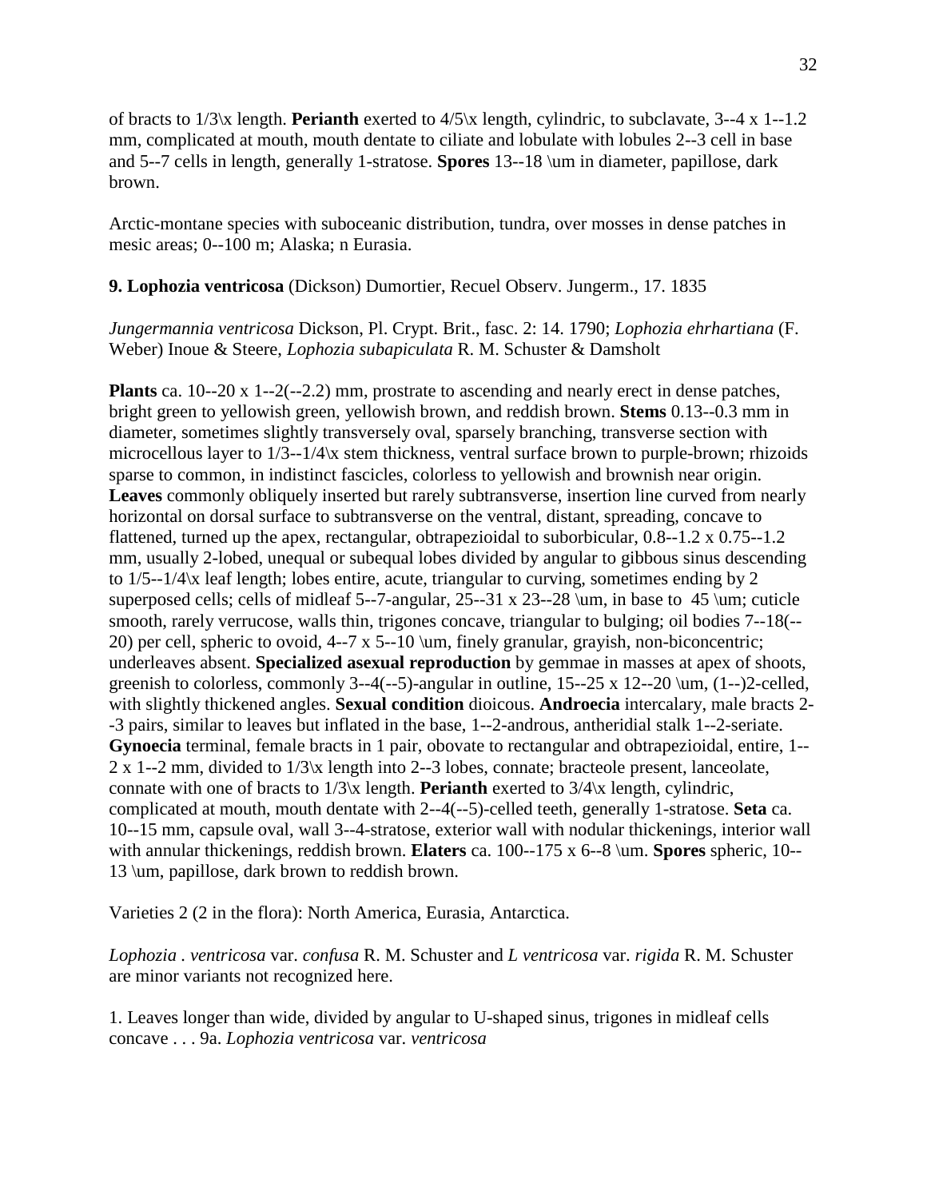of bracts to 1/3\x length. **Perianth** exerted to 4/5\x length, cylindric, to subclavate, 3--4 x 1--1.2 mm, complicated at mouth, mouth dentate to ciliate and lobulate with lobules 2--3 cell in base and 5--7 cells in length, generally 1-stratose. **Spores** 13--18 \um in diameter, papillose, dark brown.

Arctic-montane species with suboceanic distribution, tundra, over mosses in dense patches in mesic areas; 0--100 m; Alaska; n Eurasia.

**9. Lophozia ventricosa** (Dickson) Dumortier, Recuel Observ. Jungerm., 17. 1835

*Jungermannia ventricosa* Dickson, Pl. Crypt. Brit., fasc. 2: 14. 1790; *Lophozia ehrhartiana* (F. Weber) Inoue & Steere, *Lophozia subapiculata* R. M. Schuster & Damsholt

**Plants** ca. 10--20 x 1--2(--2.2) mm, prostrate to ascending and nearly erect in dense patches, bright green to yellowish green, yellowish brown, and reddish brown. **Stems** 0.13--0.3 mm in diameter, sometimes slightly transversely oval, sparsely branching, transverse section with microcellous layer to 1/3--1/4\x stem thickness, ventral surface brown to purple-brown; rhizoids sparse to common, in indistinct fascicles, colorless to yellowish and brownish near origin. **Leaves** commonly obliquely inserted but rarely subtransverse, insertion line curved from nearly horizontal on dorsal surface to subtransverse on the ventral, distant, spreading, concave to flattened, turned up the apex, rectangular, obtrapezioidal to suborbicular, 0.8--1.2 x 0.75--1.2 mm, usually 2-lobed, unequal or subequal lobes divided by angular to gibbous sinus descending to 1/5--1/4\x leaf length; lobes entire, acute, triangular to curving, sometimes ending by 2 superposed cells; cells of midleaf 5--7-angular, 25--31 x 23--28 \um, in base to 45 \um; cuticle smooth, rarely verrucose, walls thin, trigones concave, triangular to bulging; oil bodies 7--18(--20) per cell, spheric to ovoid, 4--7 x 5--10 \um, finely granular, grayish, non-biconcentric; underleaves absent. **Specialized asexual reproduction** by gemmae in masses at apex of shoots, greenish to colorless, commonly 3--4(--5)-angular in outline, 15--25 x 12--20 \um, (1--)2-celled, with slightly thickened angles. **Sexual condition** dioicous. **Androecia** intercalary, male bracts 2--3 pairs, similar to leaves but inflated in the base, 1--2-androus, antheridial stalk 1--2-seriate. **Gynoecia** terminal, female bracts in 1 pair, obovate to rectangular and obtrapezioidal, entire, 1--2 x 1--2 mm, divided to 1/3\x length into 2--3 lobes, connate; bracteole present, lanceolate, connate with one of bracts to 1/3\x length. **Perianth** exerted to 3/4\x length, cylindric, complicated at mouth, mouth dentate with 2--4(--5)-celled teeth, generally 1-stratose. **Seta** ca. 10--15 mm, capsule oval, wall 3--4-stratose, exterior wall with nodular thickenings, interior wall with annular thickenings, reddish brown. **Elaters** ca. 100--175 x 6--8 \um. **Spores** spheric, 10--13 \um, papillose, dark brown to reddish brown.

Varieties 2 (2 in the flora): North America, Eurasia, Antarctica.

*Lophozia . ventricosa* var. *confusa* R. M. Schuster and *L ventricosa* var. *rigida* R. M. Schuster are minor variants not recognized here.

1. Leaves longer than wide, divided by angular to U-shaped sinus, trigones in midleaf cells concave . . . 9a. *Lophozia ventricosa* var. *ventricosa*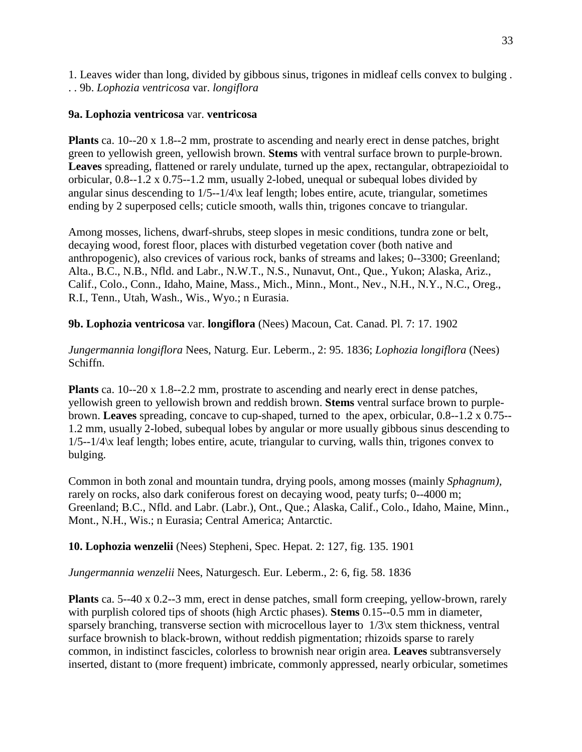1. Leaves wider than long, divided by gibbous sinus, trigones in midleaf cells convex to bulging . . . 9b. *Lophozia ventricosa* var. *longiflora*

**9a. Lophozia ventricosa** var. **ventricosa**

**Plants** ca. 10--20 x 1.8--2 mm, prostrate to ascending and nearly erect in dense patches, bright green to yellowish green, yellowish brown. **Stems** with ventral surface brown to purple-brown. **Leaves** spreading, flattened or rarely undulate, turned up the apex, rectangular, obtrapezioidal to orbicular, 0.8--1.2 x 0.75--1.2 mm, usually 2-lobed, unequal or subequal lobes divided by angular sinus descending to 1/5--1/4\x leaf length; lobes entire, acute, triangular, sometimes ending by 2 superposed cells; cuticle smooth, walls thin, trigones concave to triangular.

Among mosses, lichens, dwarf-shrubs, steep slopes in mesic conditions, tundra zone or belt, decaying wood, forest floor, places with disturbed vegetation cover (both native and anthropogenic), also crevices of various rock, banks of streams and lakes; 0--3300; Greenland; Alta., B.C., N.B., Nfld. and Labr., N.W.T., N.S., Nunavut, Ont., Que., Yukon; Alaska, Ariz., Calif., Colo., Conn., Idaho, Maine, Mass., Mich., Minn., Mont., Nev., N.H., N.Y., N.C., Oreg., R.I., Tenn., Utah, Wash., Wis., Wyo.; n Eurasia.

**9b. Lophozia ventricosa** var. **longiflora** (Nees) Macoun, Cat. Canad. Pl. 7: 17. 1902

*Jungermannia longiflora* Nees, Naturg. Eur. Leberm., 2: 95. 1836; *Lophozia longiflora* (Nees) Schiffn.

**Plants** ca. 10--20 x 1.8--2.2 mm, prostrate to ascending and nearly erect in dense patches, yellowish green to yellowish brown and reddish brown. **Stems** ventral surface brown to purple-brown. **Leaves** spreading, concave to cup-shaped, turned to the apex, orbicular, 0.8--1.2 x 0.75--1.2 mm, usually 2-lobed, subequal lobes by angular or more usually gibbous sinus descending to 1/5--1/4\x leaf length; lobes entire, acute, triangular to curving, walls thin, trigones convex to bulging.

Common in both zonal and mountain tundra, drying pools, among mosses (mainly *Sphagnum)*, rarely on rocks, also dark coniferous forest on decaying wood, peaty turfs; 0--4000 m; Greenland; B.C., Nfld. and Labr. (Labr.), Ont., Que.; Alaska, Calif., Colo., Idaho, Maine, Minn., Mont., N.H., Wis.; n Eurasia; Central America; Antarctic.

**10. Lophozia wenzelii** (Nees) Stepheni, Spec. Hepat. 2: 127, fig. 135. 1901

*Jungermannia wenzelii* Nees, Naturgesch. Eur. Leberm., 2: 6, fig. 58. 1836

**Plants** ca. 5--40 x 0.2--3 mm, erect in dense patches, small form creeping, yellow-brown, rarely with purplish colored tips of shoots (high Arctic phases). **Stems** 0.15--0.5 mm in diameter, sparsely branching, transverse section with microcellous layer to 1/3\x stem thickness, ventral surface brownish to black-brown, without reddish pigmentation; rhizoids sparse to rarely common, in indistinct fascicles, colorless to brownish near origin area. **Leaves** subtransversely inserted, distant to (more frequent) imbricate, commonly appressed, nearly orbicular, sometimes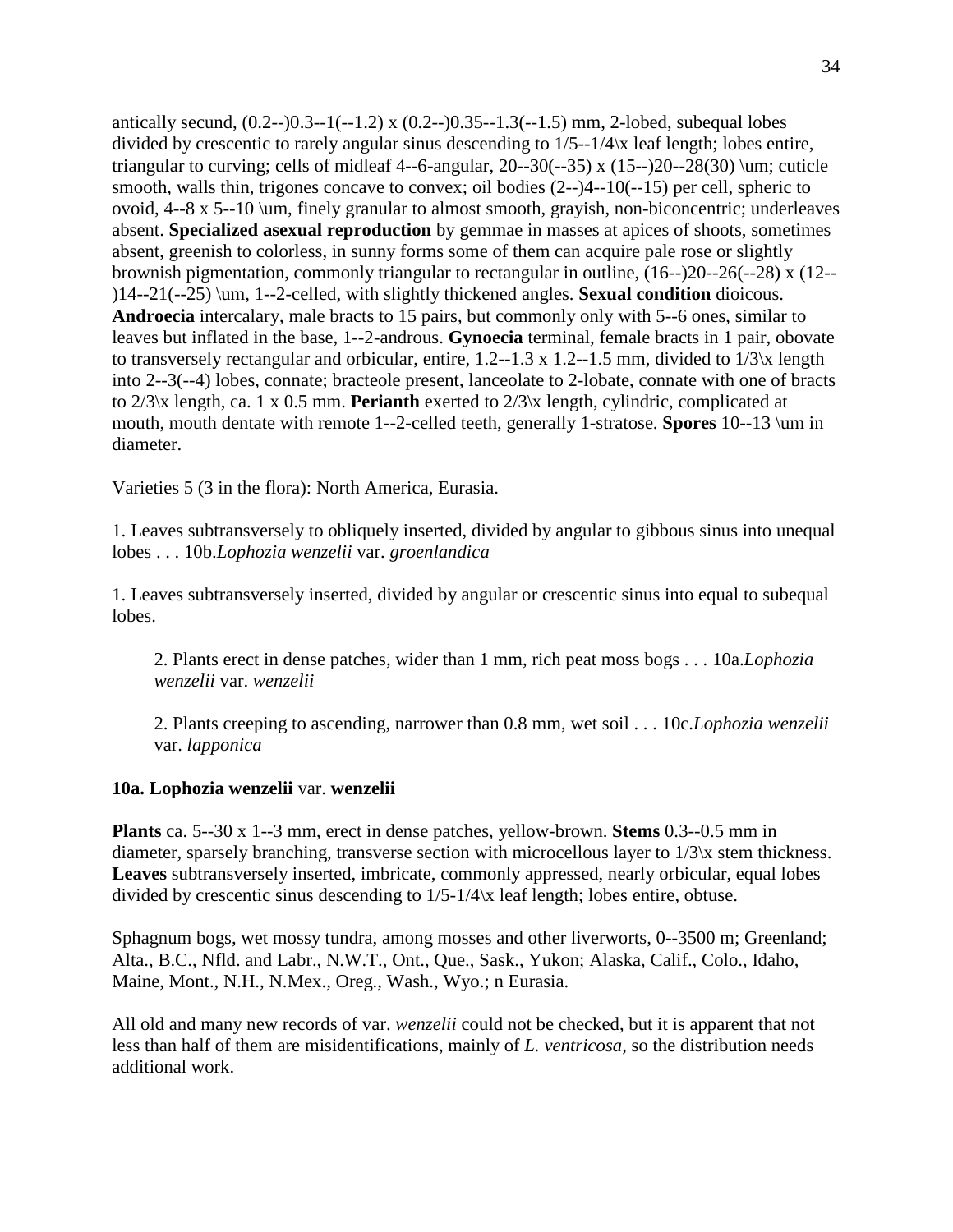antically secund, (0.2--)0.3--1(--1.2) x (0.2--)0.35--1.3(--1.5) mm, 2-lobed, subequal lobes divided by crescentic to rarely angular sinus descending to 1/5--1/4\x leaf length; lobes entire, triangular to curving; cells of midleaf 4--6-angular, 20--30(--35) x (15--)20--28(30) \um; cuticle smooth, walls thin, trigones concave to convex; oil bodies (2--)4--10(--15) per cell, spheric to ovoid, 4--8 x 5--10 \um, finely granular to almost smooth, grayish, non-biconcentric; underleaves absent. **Specialized asexual reproduction** by gemmae in masses at apices of shoots, sometimes absent, greenish to colorless, in sunny forms some of them can acquire pale rose or slightly brownish pigmentation, commonly triangular to rectangular in outline, (16--)20--26(--28) x (12--)14--21(--25) \um, 1--2-celled, with slightly thickened angles. **Sexual condition** dioicous. **Androecia** intercalary, male bracts to 15 pairs, but commonly only with 5--6 ones, similar to leaves but inflated in the base, 1--2-androus. **Gynoecia** terminal, female bracts in 1 pair, obovate to transversely rectangular and orbicular, entire, 1.2--1.3 x 1.2--1.5 mm, divided to 1/3\x length into 2--3(--4) lobes, connate; bracteole present, lanceolate to 2-lobate, connate with one of bracts to 2/3\x length, ca. 1 x 0.5 mm. **Perianth** exerted to 2/3\x length, cylindric, complicated at mouth, mouth dentate with remote 1--2-celled teeth, generally 1-stratose. **Spores** 10--13 \um in diameter.

Varieties 5 (3 in the flora): North America, Eurasia.

1. Leaves subtransversely to obliquely inserted, divided by angular to gibbous sinus into unequal lobes . . . 10b.*Lophozia wenzelii* var. *groenlandica*

1. Leaves subtransversely inserted, divided by angular or crescentic sinus into equal to subequal lobes.

  2. Plants erect in dense patches, wider than 1 mm, rich peat moss bogs . . . 10a.*Lophozia wenzelii* var. *wenzelii*

  2. Plants creeping to ascending, narrower than 0.8 mm, wet soil . . . 10c.*Lophozia wenzelii* var. *lapponica*

### 10a. Lophozia wenzelii var. wenzelii

**Plants** ca. 5--30 x 1--3 mm, erect in dense patches, yellow-brown. **Stems** 0.3--0.5 mm in diameter, sparsely branching, transverse section with microcellous layer to 1/3\x stem thickness. **Leaves** subtransversely inserted, imbricate, commonly appressed, nearly orbicular, equal lobes divided by crescentic sinus descending to 1/5-1/4\x leaf length; lobes entire, obtuse.

Sphagnum bogs, wet mossy tundra, among mosses and other liverworts, 0--3500 m; Greenland; Alta., B.C., Nfld. and Labr., N.W.T., Ont., Que., Sask., Yukon; Alaska, Calif., Colo., Idaho, Maine, Mont., N.H., N.Mex., Oreg., Wash., Wyo.; n Eurasia.

All old and many new records of var. *wenzelii* could not be checked, but it is apparent that not less than half of them are misidentifications, mainly of *L. ventricosa,* so the distribution needs additional work.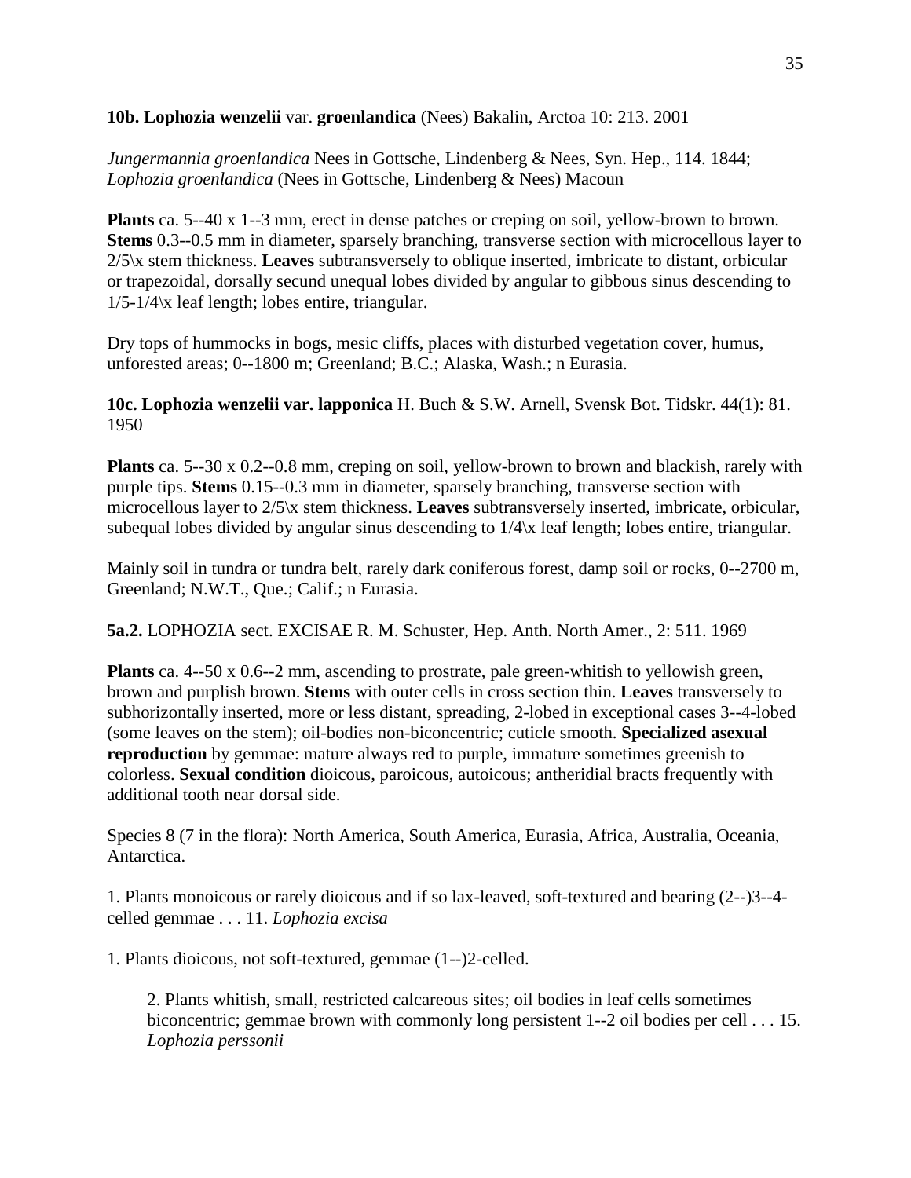**10b. Lophozia wenzelii** var. **groenlandica** (Nees) Bakalin, Arctoa 10: 213. 2001

*Jungermannia groenlandica* Nees in Gottsche, Lindenberg & Nees, Syn. Hep., 114. 1844; *Lophozia groenlandica* (Nees in Gottsche, Lindenberg & Nees) Macoun

**Plants** ca. 5--40 x 1--3 mm, erect in dense patches or creping on soil, yellow-brown to brown. **Stems** 0.3--0.5 mm in diameter, sparsely branching, transverse section with microcellous layer to 2/5\x stem thickness. **Leaves** subtransversely to oblique inserted, imbricate to distant, orbicular or trapezoidal, dorsally secund unequal lobes divided by angular to gibbous sinus descending to 1/5-1/4\x leaf length; lobes entire, triangular.

Dry tops of hummocks in bogs, mesic cliffs, places with disturbed vegetation cover, humus, unforested areas; 0--1800 m; Greenland; B.C.; Alaska, Wash.; n Eurasia.

**10c. Lophozia wenzelii var. lapponica** H. Buch & S.W. Arnell, Svensk Bot. Tidskr. 44(1): 81. 1950

**Plants** ca. 5--30 x 0.2--0.8 mm, creping on soil, yellow-brown to brown and blackish, rarely with purple tips. **Stems** 0.15--0.3 mm in diameter, sparsely branching, transverse section with microcellous layer to 2/5\x stem thickness. **Leaves** subtransversely inserted, imbricate, orbicular, subequal lobes divided by angular sinus descending to 1/4\x leaf length; lobes entire, triangular.

Mainly soil in tundra or tundra belt, rarely dark coniferous forest, damp soil or rocks, 0--2700 m, Greenland; N.W.T., Que.; Calif.; n Eurasia.

**5a.2.** LOPHOZIA sect. EXCISAE R. M. Schuster, Hep. Anth. North Amer., 2: 511. 1969

**Plants** ca. 4--50 x 0.6--2 mm, ascending to prostrate, pale green-whitish to yellowish green, brown and purplish brown. **Stems** with outer cells in cross section thin. **Leaves** transversely to subhorizontally inserted, more or less distant, spreading, 2-lobed in exceptional cases 3--4-lobed (some leaves on the stem); oil-bodies non-biconcentric; cuticle smooth. **Specialized asexual reproduction** by gemmae: mature always red to purple, immature sometimes greenish to colorless. **Sexual condition** dioicous, paroicous, autoicous; antheridial bracts frequently with additional tooth near dorsal side.

Species 8 (7 in the flora): North America, South America, Eurasia, Africa, Australia, Oceania, Antarctica.

1. Plants monoicous or rarely dioicous and if so lax-leaved, soft-textured and bearing (2--)3--4-celled gemmae . . . 11. *Lophozia excisa*

1. Plants dioicous, not soft-textured, gemmae (1--)2-celled.

    2. Plants whitish, small, restricted calcareous sites; oil bodies in leaf cells sometimes biconcentric; gemmae brown with commonly long persistent 1--2 oil bodies per cell . . . 15. *Lophozia perssonii*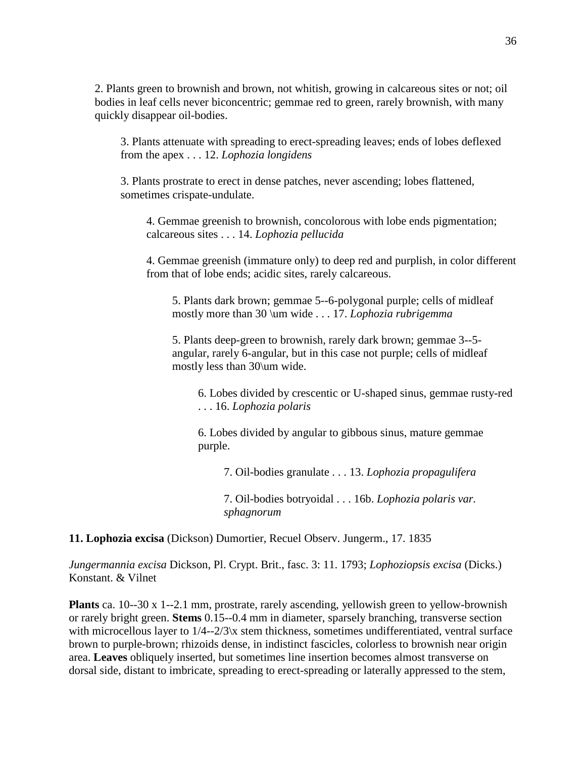2. Plants green to brownish and brown, not whitish, growing in calcareous sites or not; oil bodies in leaf cells never biconcentric; gemmae red to green, rarely brownish, with many quickly disappear oil-bodies.

3. Plants attenuate with spreading to erect-spreading leaves; ends of lobes deflexed from the apex . . . 12. *Lophozia longidens*

3. Plants prostrate to erect in dense patches, never ascending; lobes flattened, sometimes crispate-undulate.

4. Gemmae greenish to brownish, concolorous with lobe ends pigmentation; calcareous sites . . . 14. *Lophozia pellucida*

4. Gemmae greenish (immature only) to deep red and purplish, in color different from that of lobe ends; acidic sites, rarely calcareous.

5. Plants dark brown; gemmae 5--6-polygonal purple; cells of midleaf mostly more than 30 $\mu$m wide . . . 17. *Lophozia rubrigemma*

5. Plants deep-green to brownish, rarely dark brown; gemmae 3--5-angular, rarely 6-angular, but in this case not purple; cells of midleaf mostly less than 30 $\mu$m wide.

6. Lobes divided by crescentic or U-shaped sinus, gemmae rusty-red . . . 16. *Lophozia polaris*

6. Lobes divided by angular to gibbous sinus, mature gemmae purple.

7. Oil-bodies granulate . . . 13. *Lophozia propagulifera*

7. Oil-bodies botryoidal . . . 16b. *Lophozia polaris var. sphagnorum*

**11. Lophozia excisa** (Dickson) Dumortier, Recuel Observ. Jungerm., 17. 1835

*Jungermannia excisa* Dickson, Pl. Crypt. Brit., fasc. 3: 11. 1793; *Lophoziopsis excisa* (Dicks.) Konstant. & Vilnet

**Plants** ca. 10--30 x 1--2.1 mm, prostrate, rarely ascending, yellowish green to yellow-brownish or rarely bright green. **Stems** 0.15--0.4 mm in diameter, sparsely branching, transverse section with microcellous layer to 1/4--2/3$\times$ stem thickness, sometimes undifferentiated, ventral surface brown to purple-brown; rhizoids dense, in indistinct fascicles, colorless to brownish near origin area. **Leaves** obliquely inserted, but sometimes line insertion becomes almost transverse on dorsal side, distant to imbricate, spreading to erect-spreading or laterally appressed to the stem,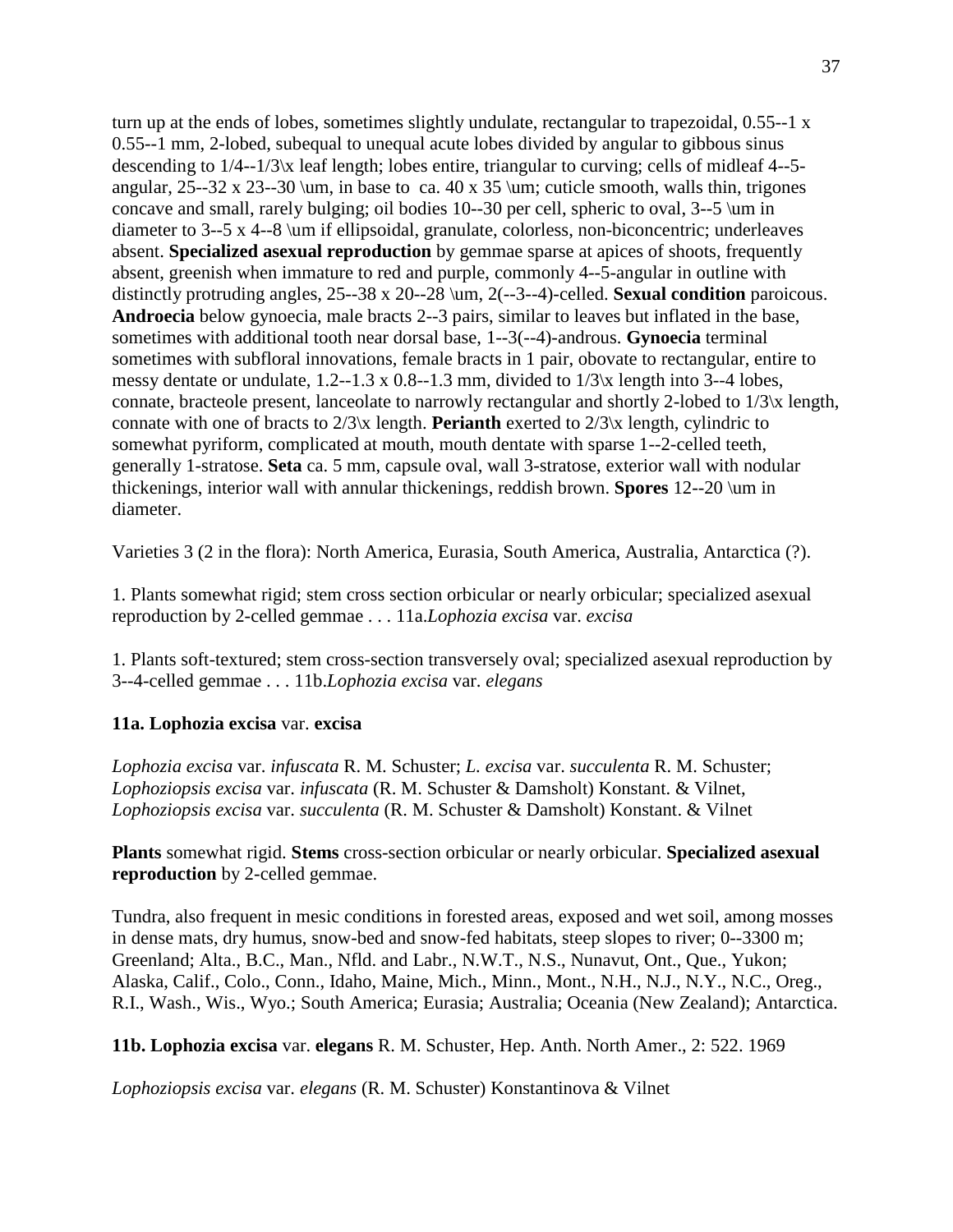turn up at the ends of lobes, sometimes slightly undulate, rectangular to trapezoidal, 0.55--1 x 0.55--1 mm, 2-lobed, subequal to unequal acute lobes divided by angular to gibbous sinus descending to 1/4--1/3\x leaf length; lobes entire, triangular to curving; cells of midleaf 4--5-angular, 25--32 x 23--30 \um, in base to ca. 40 x 35 \um; cuticle smooth, walls thin, trigones concave and small, rarely bulging; oil bodies 10--30 per cell, spheric to oval, 3--5 \um in diameter to 3--5 x 4--8 \um if ellipsoidal, granulate, colorless, non-biconcentric; underleaves absent. **Specialized asexual reproduction** by gemmae sparse at apices of shoots, frequently absent, greenish when immature to red and purple, commonly 4--5-angular in outline with distinctly protruding angles, 25--38 x 20--28 \um, 2(--3--4)-celled. **Sexual condition** paroicous. **Androecia** below gynoecia, male bracts 2--3 pairs, similar to leaves but inflated in the base, sometimes with additional tooth near dorsal base, 1--3(--4)-androus. **Gynoecia** terminal sometimes with subfloral innovations, female bracts in 1 pair, obovate to rectangular, entire to messy dentate or undulate, 1.2--1.3 x 0.8--1.3 mm, divided to 1/3\x length into 3--4 lobes, connate, bracteole present, lanceolate to narrowly rectangular and shortly 2-lobed to 1/3\x length, connate with one of bracts to 2/3\x length. **Perianth** exerted to 2/3\x length, cylindric to somewhat pyriform, complicated at mouth, mouth dentate with sparse 1--2-celled teeth, generally 1-stratose. **Seta** ca. 5 mm, capsule oval, wall 3-stratose, exterior wall with nodular thickenings, interior wall with annular thickenings, reddish brown. **Spores** 12--20 \um in diameter.

Varieties 3 (2 in the flora): North America, Eurasia, South America, Australia, Antarctica (?).

1. Plants somewhat rigid; stem cross section orbicular or nearly orbicular; specialized asexual reproduction by 2-celled gemmae . . . 11a.*Lophozia excisa* var. *excisa*

1. Plants soft-textured; stem cross-section transversely oval; specialized asexual reproduction by 3--4-celled gemmae . . . 11b.*Lophozia excisa* var. *elegans*

**11a. Lophozia excisa** var. **excisa**

*Lophozia excisa* var. *infuscata* R. M. Schuster; *L. excisa* var. *succulenta* R. M. Schuster; *Lophoziopsis excisa* var. *infuscata* (R. M. Schuster & Damsholt) Konstant. & Vilnet, *Lophoziopsis excisa* var. *succulenta* (R. M. Schuster & Damsholt) Konstant. & Vilnet

**Plants** somewhat rigid. **Stems** cross-section orbicular or nearly orbicular. **Specialized asexual reproduction** by 2-celled gemmae.

Tundra, also frequent in mesic conditions in forested areas, exposed and wet soil, among mosses in dense mats, dry humus, snow-bed and snow-fed habitats, steep slopes to river; 0--3300 m; Greenland; Alta., B.C., Man., Nfld. and Labr., N.W.T., N.S., Nunavut, Ont., Que., Yukon; Alaska, Calif., Colo., Conn., Idaho, Maine, Mich., Minn., Mont., N.H., N.J., N.Y., N.C., Oreg., R.I., Wash., Wis., Wyo.; South America; Eurasia; Australia; Oceania (New Zealand); Antarctica.

**11b. Lophozia excisa** var. **elegans** R. M. Schuster, Hep. Anth. North Amer., 2: 522. 1969

*Lophoziopsis excisa* var. *elegans* (R. M. Schuster) Konstantinova & Vilnet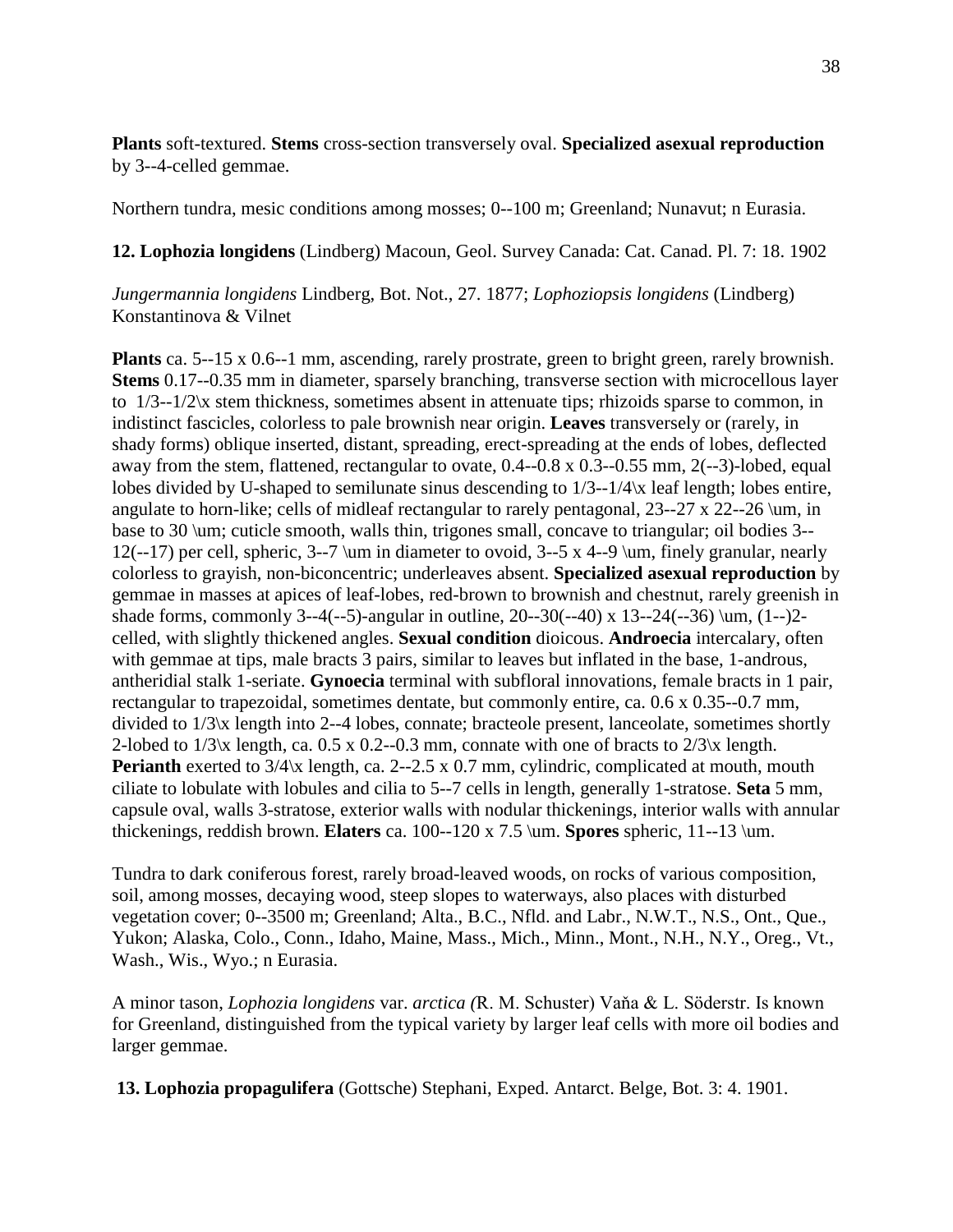**Plants** soft-textured. **Stems** cross-section transversely oval. **Specialized asexual reproduction** by 3--4-celled gemmae.

Northern tundra, mesic conditions among mosses; 0--100 m; Greenland; Nunavut; n Eurasia.

**12. Lophozia longidens** (Lindberg) Macoun, Geol. Survey Canada: Cat. Canad. Pl. 7: 18. 1902

*Jungermannia longidens* Lindberg, Bot. Not., 27. 1877; *Lophoziopsis longidens* (Lindberg) Konstantinova & Vilnet

**Plants** ca. 5--15 x 0.6--1 mm, ascending, rarely prostrate, green to bright green, rarely brownish. **Stems** 0.17--0.35 mm in diameter, sparsely branching, transverse section with microcellous layer to 1/3--1/2\x stem thickness, sometimes absent in attenuate tips; rhizoids sparse to common, in indistinct fascicles, colorless to pale brownish near origin. **Leaves** transversely or (rarely, in shady forms) oblique inserted, distant, spreading, erect-spreading at the ends of lobes, deflected away from the stem, flattened, rectangular to ovate, 0.4--0.8 x 0.3--0.55 mm, 2(--3)-lobed, equal lobes divided by U-shaped to semilunate sinus descending to 1/3--1/4\x leaf length; lobes entire, angulate to horn-like; cells of midleaf rectangular to rarely pentagonal, 23--27 x 22--26 \um, in base to 30 \um; cuticle smooth, walls thin, trigones small, concave to triangular; oil bodies 3--12(--17) per cell, spheric, 3--7 \um in diameter to ovoid, 3--5 x 4--9 \um, finely granular, nearly colorless to grayish, non-biconcentric; underleaves absent. **Specialized asexual reproduction** by gemmae in masses at apices of leaf-lobes, red-brown to brownish and chestnut, rarely greenish in shade forms, commonly 3--4(--5)-angular in outline, 20--30(--40) x 13--24(--36) \um, (1--)2-celled, with slightly thickened angles. **Sexual condition** dioicous. **Androecia** intercalary, often with gemmae at tips, male bracts 3 pairs, similar to leaves but inflated in the base, 1-androus, antheridial stalk 1-seriate. **Gynoecia** terminal with subfloral innovations, female bracts in 1 pair, rectangular to trapezoidal, sometimes dentate, but commonly entire, ca. 0.6 x 0.35--0.7 mm, divided to 1/3\x length into 2--4 lobes, connate; bracteole present, lanceolate, sometimes shortly 2-lobed to 1/3\x length, ca. 0.5 x 0.2--0.3 mm, connate with one of bracts to 2/3\x length. **Perianth** exerted to 3/4\x length, ca. 2--2.5 x 0.7 mm, cylindric, complicated at mouth, mouth ciliate to lobulate with lobules and cilia to 5--7 cells in length, generally 1-stratose. **Seta** 5 mm, capsule oval, walls 3-stratose, exterior walls with nodular thickenings, interior walls with annular thickenings, reddish brown. **Elaters** ca. 100--120 x 7.5 \um. **Spores** spheric, 11--13 \um.

Tundra to dark coniferous forest, rarely broad-leaved woods, on rocks of various composition, soil, among mosses, decaying wood, steep slopes to waterways, also places with disturbed vegetation cover; 0--3500 m; Greenland; Alta., B.C., Nfld. and Labr., N.W.T., N.S., Ont., Que., Yukon; Alaska, Colo., Conn., Idaho, Maine, Mass., Mich., Minn., Mont., N.H., N.Y., Oreg., Vt., Wash., Wis., Wyo.; n Eurasia.

A minor tason, *Lophozia longidens* var. *arctica (*R. M. Schuster) Vaňa & L. Söderstr. Is known for Greenland, distinguished from the typical variety by larger leaf cells with more oil bodies and larger gemmae.

**13. Lophozia propagulifera** (Gottsche) Stephani, Exped. Antarct. Belge, Bot. 3: 4. 1901.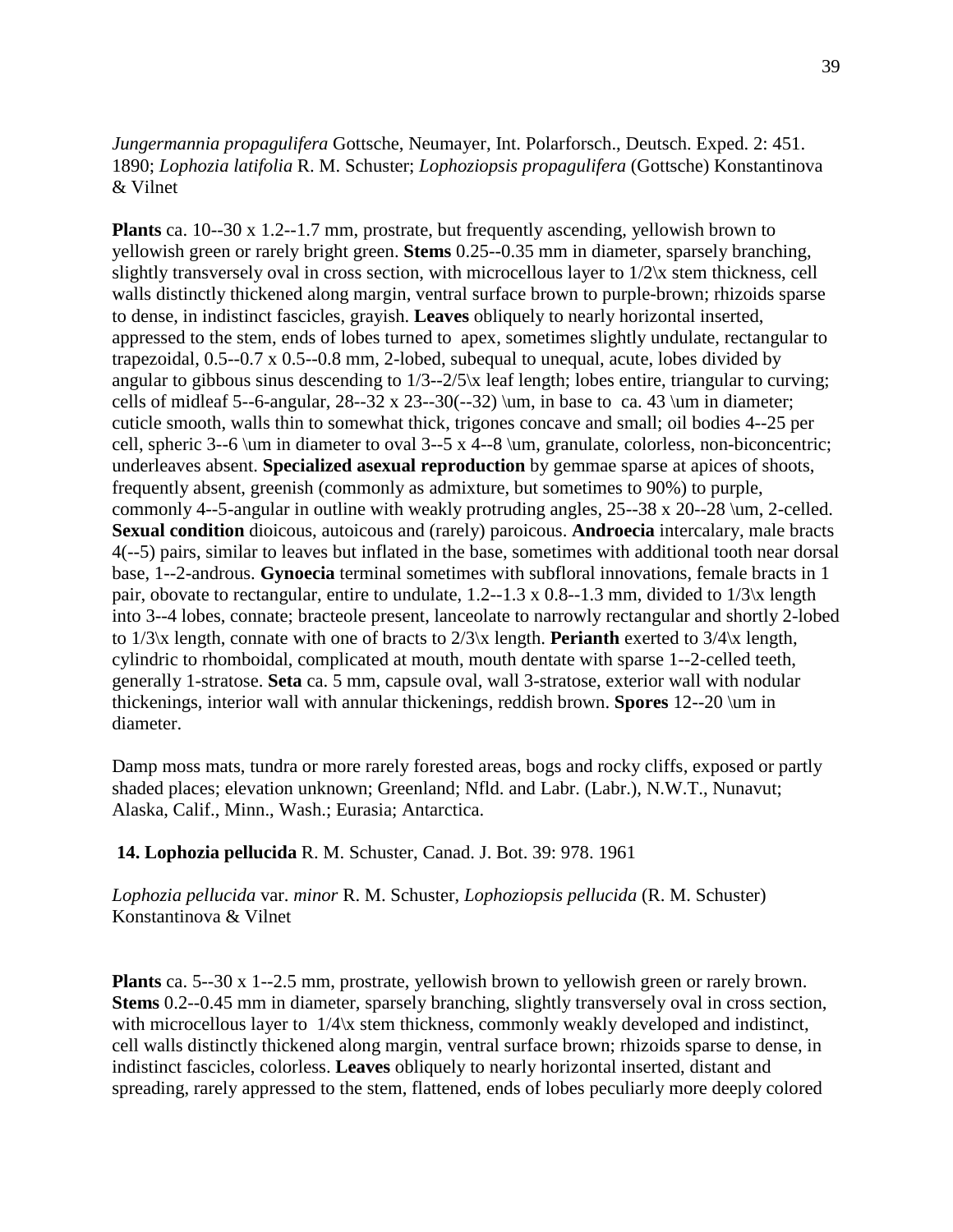*Jungermannia propagulifera* Gottsche, Neumayer, Int. Polarforsch., Deutsch. Exped. 2: 451. 1890; *Lophozia latifolia* R. M. Schuster; *Lophoziopsis propagulifera* (Gottsche) Konstantinova & Vilnet

**Plants** ca. 10--30 x 1.2--1.7 mm, prostrate, but frequently ascending, yellowish brown to yellowish green or rarely bright green. **Stems** 0.25--0.35 mm in diameter, sparsely branching, slightly transversely oval in cross section, with microcellous layer to 1/2\x stem thickness, cell walls distinctly thickened along margin, ventral surface brown to purple-brown; rhizoids sparse to dense, in indistinct fascicles, grayish. **Leaves** obliquely to nearly horizontal inserted, appressed to the stem, ends of lobes turned to apex, sometimes slightly undulate, rectangular to trapezoidal, 0.5--0.7 x 0.5--0.8 mm, 2-lobed, subequal to unequal, acute, lobes divided by angular to gibbous sinus descending to 1/3--2/5\x leaf length; lobes entire, triangular to curving; cells of midleaf 5--6-angular, 28--32 x 23--30(--32) \um, in base to ca. 43 \um in diameter; cuticle smooth, walls thin to somewhat thick, trigones concave and small; oil bodies 4--25 per cell, spheric 3--6 \um in diameter to oval 3--5 x 4--8 \um, granulate, colorless, non-biconcentric; underleaves absent. **Specialized asexual reproduction** by gemmae sparse at apices of shoots, frequently absent, greenish (commonly as admixture, but sometimes to 90%) to purple, commonly 4--5-angular in outline with weakly protruding angles, 25--38 x 20--28 \um, 2-celled. **Sexual condition** dioicous, autoicous and (rarely) paroicous. **Androecia** intercalary, male bracts 4(--5) pairs, similar to leaves but inflated in the base, sometimes with additional tooth near dorsal base, 1--2-androus. **Gynoecia** terminal sometimes with subfloral innovations, female bracts in 1 pair, obovate to rectangular, entire to undulate, 1.2--1.3 x 0.8--1.3 mm, divided to 1/3\x length into 3--4 lobes, connate; bracteole present, lanceolate to narrowly rectangular and shortly 2-lobed to 1/3\x length, connate with one of bracts to 2/3\x length. **Perianth** exerted to 3/4\x length, cylindric to rhomboidal, complicated at mouth, mouth dentate with sparse 1--2-celled teeth, generally 1-stratose. **Seta** ca. 5 mm, capsule oval, wall 3-stratose, exterior wall with nodular thickenings, interior wall with annular thickenings, reddish brown. **Spores** 12--20 \um in diameter.

Damp moss mats, tundra or more rarely forested areas, bogs and rocky cliffs, exposed or partly shaded places; elevation unknown; Greenland; Nfld. and Labr. (Labr.), N.W.T., Nunavut; Alaska, Calif., Minn., Wash.; Eurasia; Antarctica.

**14. Lophozia pellucida** R. M. Schuster, Canad. J. Bot. 39: 978. 1961

*Lophozia pellucida* var. *minor* R. M. Schuster, *Lophoziopsis pellucida* (R. M. Schuster) Konstantinova & Vilnet

**Plants** ca. 5--30 x 1--2.5 mm, prostrate, yellowish brown to yellowish green or rarely brown. **Stems** 0.2--0.45 mm in diameter, sparsely branching, slightly transversely oval in cross section, with microcellous layer to 1/4\x stem thickness, commonly weakly developed and indistinct, cell walls distinctly thickened along margin, ventral surface brown; rhizoids sparse to dense, in indistinct fascicles, colorless. **Leaves** obliquely to nearly horizontal inserted, distant and spreading, rarely appressed to the stem, flattened, ends of lobes peculiarly more deeply colored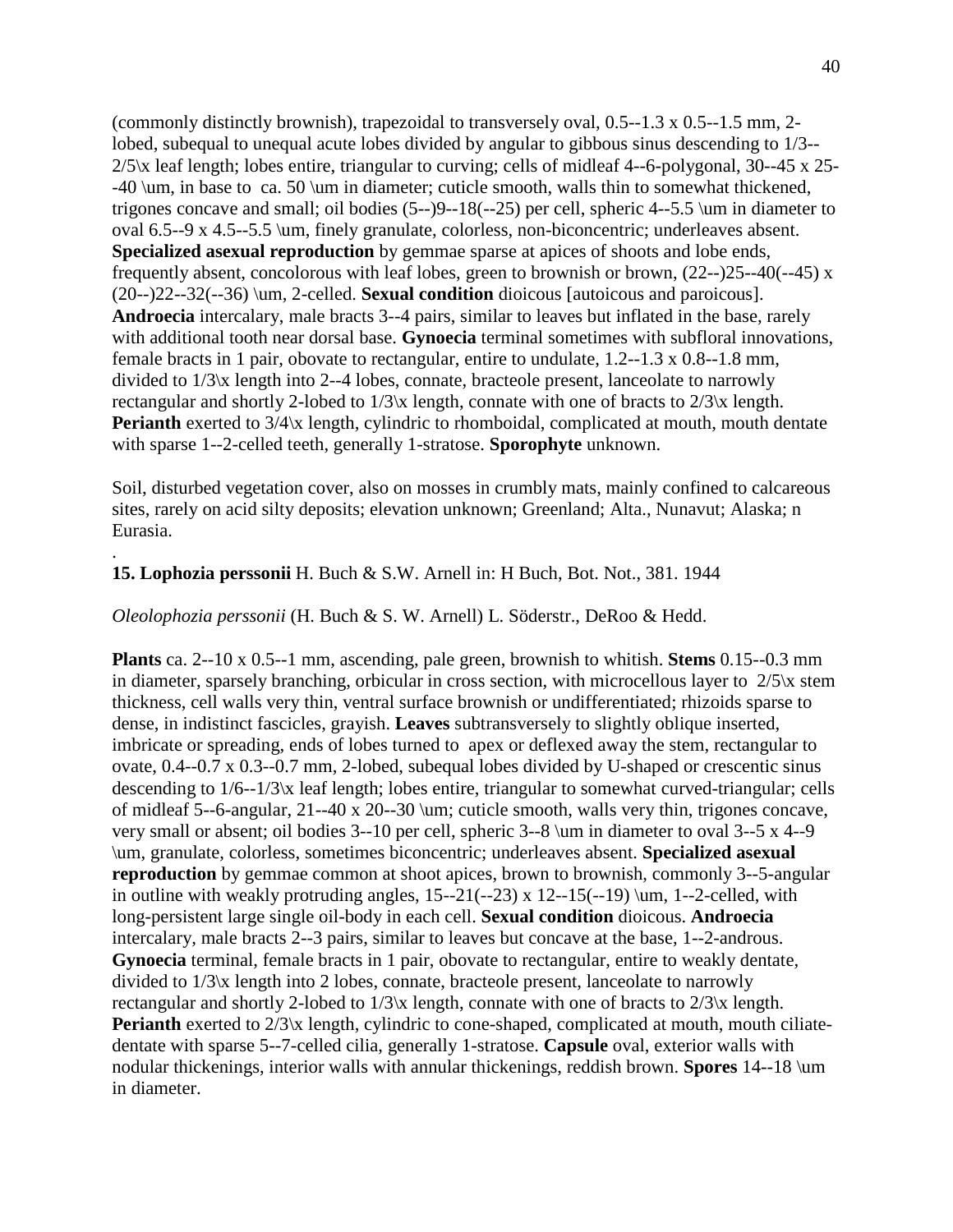(commonly distinctly brownish), trapezoidal to transversely oval, 0.5--1.3 x 0.5--1.5 mm, 2-lobed, subequal to unequal acute lobes divided by angular to gibbous sinus descending to 1/3--2/5\x leaf length; lobes entire, triangular to curving; cells of midleaf 4--6-polygonal, 30--45 x 25--40 \um, in base to ca. 50 \um in diameter; cuticle smooth, walls thin to somewhat thickened, trigones concave and small; oil bodies (5--)9--18(--25) per cell, spheric 4--5.5 \um in diameter to oval 6.5--9 x 4.5--5.5 \um, finely granulate, colorless, non-biconcentric; underleaves absent. **Specialized asexual reproduction** by gemmae sparse at apices of shoots and lobe ends, frequently absent, concolorous with leaf lobes, green to brownish or brown, (22--)25--40(--45) x (20--)22--32(--36) \um, 2-celled. **Sexual condition** dioicous [autoicous and paroicous]. **Androecia** intercalary, male bracts 3--4 pairs, similar to leaves but inflated in the base, rarely with additional tooth near dorsal base. **Gynoecia** terminal sometimes with subfloral innovations, female bracts in 1 pair, obovate to rectangular, entire to undulate, 1.2--1.3 x 0.8--1.8 mm, divided to 1/3\x length into 2--4 lobes, connate, bracteole present, lanceolate to narrowly rectangular and shortly 2-lobed to 1/3\x length, connate with one of bracts to 2/3\x length. **Perianth** exerted to 3/4\x length, cylindric to rhomboidal, complicated at mouth, mouth dentate with sparse 1--2-celled teeth, generally 1-stratose. **Sporophyte** unknown.

Soil, disturbed vegetation cover, also on mosses in crumbly mats, mainly confined to calcareous sites, rarely on acid silty deposits; elevation unknown; Greenland; Alta., Nunavut; Alaska; n Eurasia.

.

**15. Lophozia perssonii** H. Buch & S.W. Arnell in: H Buch, Bot. Not., 381. 1944

*Oleolophozia perssonii* (H. Buch & S. W. Arnell) L. Söderstr., DeRoo & Hedd.

**Plants** ca. 2--10 x 0.5--1 mm, ascending, pale green, brownish to whitish. **Stems** 0.15--0.3 mm in diameter, sparsely branching, orbicular in cross section, with microcellous layer to 2/5\x stem thickness, cell walls very thin, ventral surface brownish or undifferentiated; rhizoids sparse to dense, in indistinct fascicles, grayish. **Leaves** subtransversely to slightly oblique inserted, imbricate or spreading, ends of lobes turned to apex or deflexed away the stem, rectangular to ovate, 0.4--0.7 x 0.3--0.7 mm, 2-lobed, subequal lobes divided by U-shaped or crescentic sinus descending to 1/6--1/3\x leaf length; lobes entire, triangular to somewhat curved-triangular; cells of midleaf 5--6-angular, 21--40 x 20--30 \um; cuticle smooth, walls very thin, trigones concave, very small or absent; oil bodies 3--10 per cell, spheric 3--8 \um in diameter to oval 3--5 x 4--9 \um, granulate, colorless, sometimes biconcentric; underleaves absent. **Specialized asexual reproduction** by gemmae common at shoot apices, brown to brownish, commonly 3--5-angular in outline with weakly protruding angles, 15--21(--23) x 12--15(--19) \um, 1--2-celled, with long-persistent large single oil-body in each cell. **Sexual condition** dioicous. **Androecia** intercalary, male bracts 2--3 pairs, similar to leaves but concave at the base, 1--2-androus. **Gynoecia** terminal, female bracts in 1 pair, obovate to rectangular, entire to weakly dentate, divided to 1/3\x length into 2 lobes, connate, bracteole present, lanceolate to narrowly rectangular and shortly 2-lobed to 1/3\x length, connate with one of bracts to 2/3\x length. **Perianth** exerted to 2/3\x length, cylindric to cone-shaped, complicated at mouth, mouth ciliate-dentate with sparse 5--7-celled cilia, generally 1-stratose. **Capsule** oval, exterior walls with nodular thickenings, interior walls with annular thickenings, reddish brown. **Spores** 14--18 \um in diameter.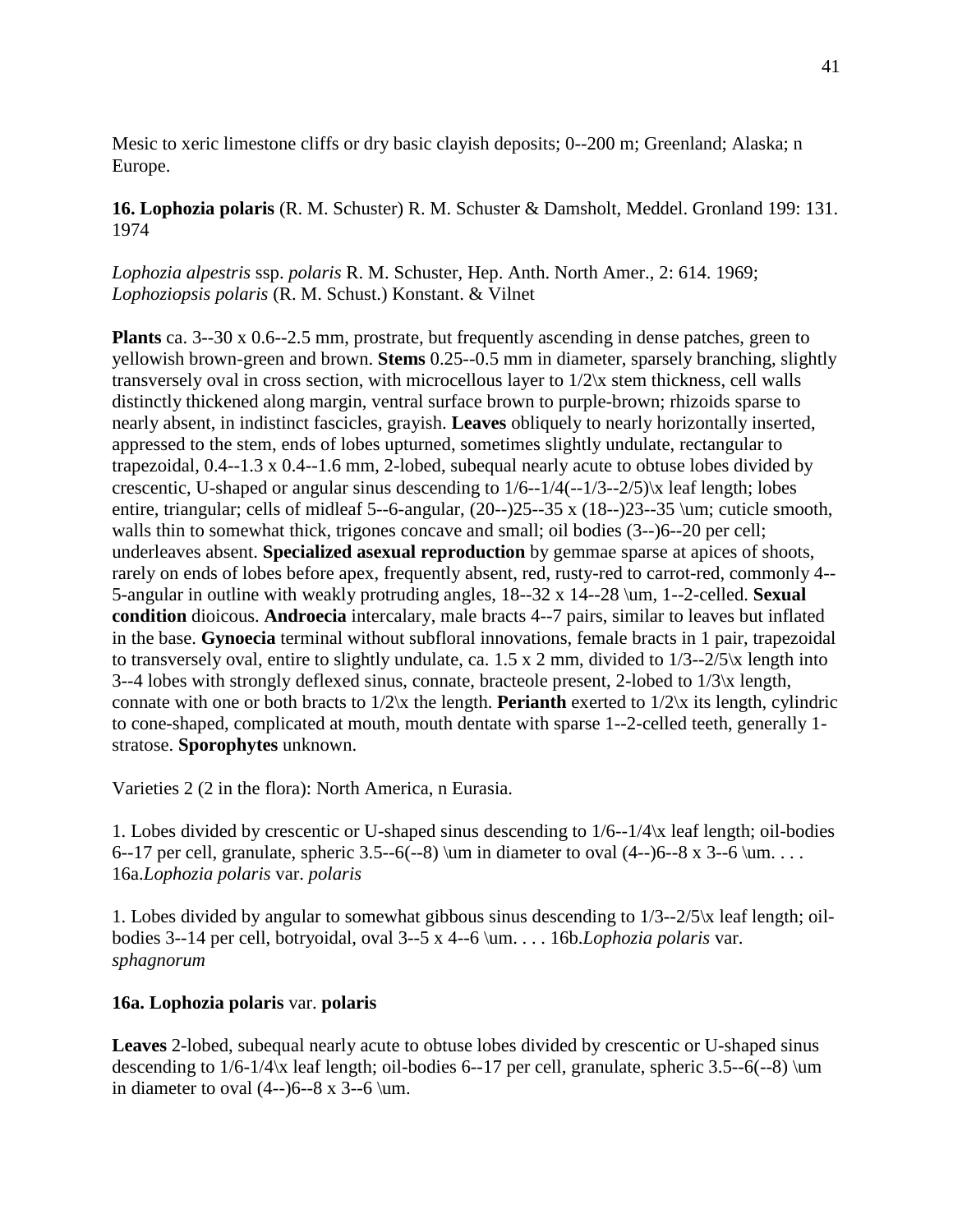Mesic to xeric limestone cliffs or dry basic clayish deposits; 0--200 m; Greenland; Alaska; n Europe.

**16. Lophozia polaris** (R. M. Schuster) R. M. Schuster & Damsholt, Meddel. Gronland 199: 131. 1974

*Lophozia alpestris* ssp. *polaris* R. M. Schuster, Hep. Anth. North Amer., 2: 614. 1969; *Lophoziopsis polaris* (R. M. Schust.) Konstant. & Vilnet

**Plants** ca. 3--30 x 0.6--2.5 mm, prostrate, but frequently ascending in dense patches, green to yellowish brown-green and brown. **Stems** 0.25--0.5 mm in diameter, sparsely branching, slightly transversely oval in cross section, with microcellous layer to 1/2\x stem thickness, cell walls distinctly thickened along margin, ventral surface brown to purple-brown; rhizoids sparse to nearly absent, in indistinct fascicles, grayish. **Leaves** obliquely to nearly horizontally inserted, appressed to the stem, ends of lobes upturned, sometimes slightly undulate, rectangular to trapezoidal, 0.4--1.3 x 0.4--1.6 mm, 2-lobed, subequal nearly acute to obtuse lobes divided by crescentic, U-shaped or angular sinus descending to 1/6--1/4(--1/3--2/5)\x leaf length; lobes entire, triangular; cells of midleaf 5--6-angular, (20--)25--35 x (18--)23--35 \um; cuticle smooth, walls thin to somewhat thick, trigones concave and small; oil bodies (3--)6--20 per cell; underleaves absent. **Specialized asexual reproduction** by gemmae sparse at apices of shoots, rarely on ends of lobes before apex, frequently absent, red, rusty-red to carrot-red, commonly 4--5-angular in outline with weakly protruding angles, 18--32 x 14--28 \um, 1--2-celled. **Sexual condition** dioicous. **Androecia** intercalary, male bracts 4--7 pairs, similar to leaves but inflated in the base. **Gynoecia** terminal without subfloral innovations, female bracts in 1 pair, trapezoidal to transversely oval, entire to slightly undulate, ca. 1.5 x 2 mm, divided to 1/3--2/5\x length into 3--4 lobes with strongly deflexed sinus, connate, bracteole present, 2-lobed to 1/3\x length, connate with one or both bracts to 1/2\x the length. **Perianth** exerted to 1/2\x its length, cylindric to cone-shaped, complicated at mouth, mouth dentate with sparse 1--2-celled teeth, generally 1-stratose. **Sporophytes** unknown.

Varieties 2 (2 in the flora): North America, n Eurasia.

1. Lobes divided by crescentic or U-shaped sinus descending to 1/6--1/4\x leaf length; oil-bodies 6--17 per cell, granulate, spheric 3.5--6(--8) \um in diameter to oval (4--)6--8 x 3--6 \um. . . . 16a.*Lophozia polaris* var. *polaris*

1. Lobes divided by angular to somewhat gibbous sinus descending to 1/3--2/5\x leaf length; oil-bodies 3--14 per cell, botryoidal, oval 3--5 x 4--6 \um. . . . 16b.*Lophozia polaris* var. *sphagnorum*

**16a. Lophozia polaris** var. **polaris**

**Leaves** 2-lobed, subequal nearly acute to obtuse lobes divided by crescentic or U-shaped sinus descending to 1/6-1/4\x leaf length; oil-bodies 6--17 per cell, granulate, spheric 3.5--6(--8) \um in diameter to oval (4--)6--8 x 3--6 \um.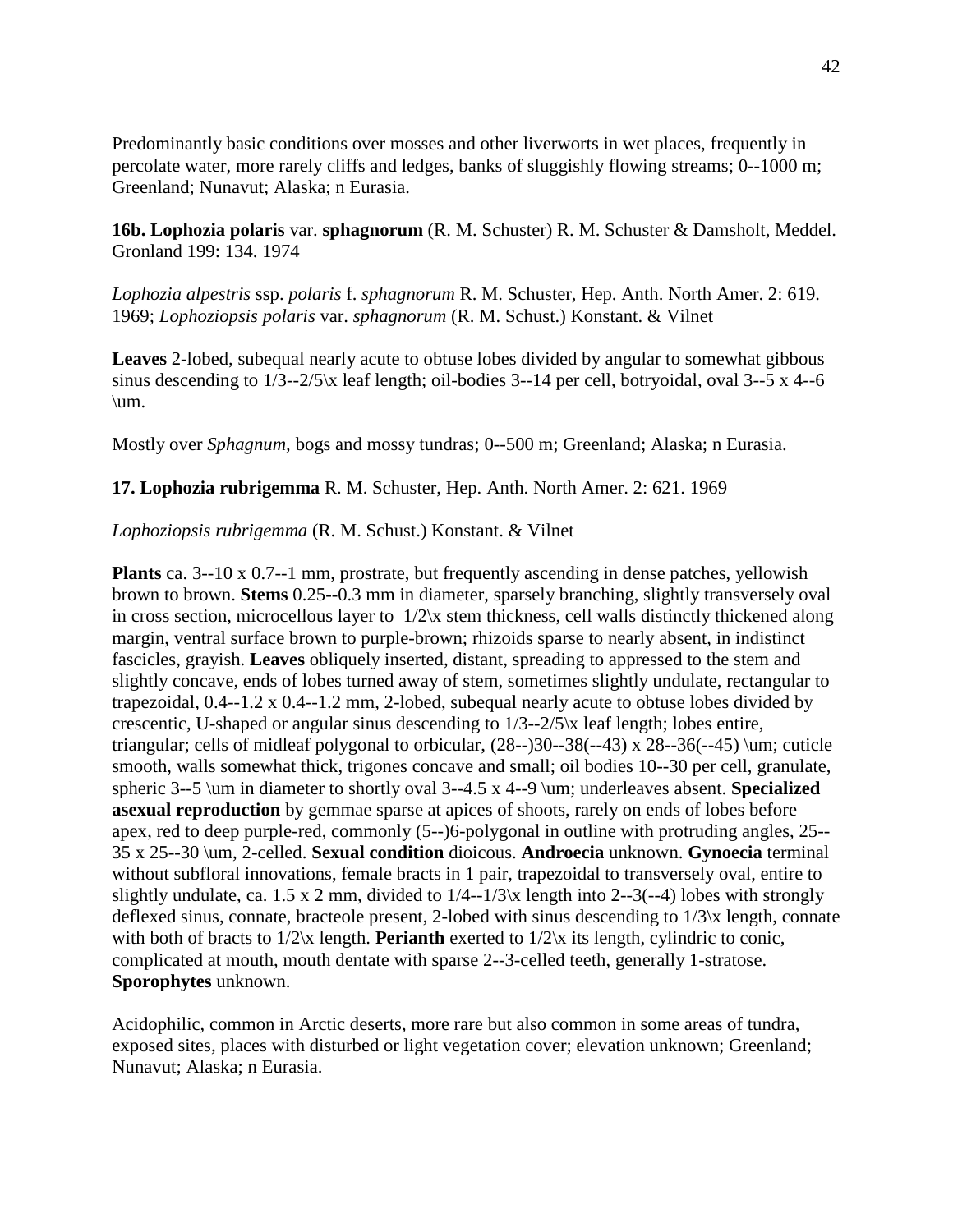Predominantly basic conditions over mosses and other liverworts in wet places, frequently in percolate water, more rarely cliffs and ledges, banks of sluggishly flowing streams; 0--1000 m; Greenland; Nunavut; Alaska; n Eurasia.

**16b. Lophozia polaris** var. **sphagnorum** (R. M. Schuster) R. M. Schuster & Damsholt, Meddel. Gronland 199: 134. 1974

*Lophozia alpestris* ssp. *polaris* f. *sphagnorum* R. M. Schuster, Hep. Anth. North Amer. 2: 619. 1969; *Lophoziopsis polaris* var. *sphagnorum* (R. M. Schust.) Konstant. & Vilnet

**Leaves** 2-lobed, subequal nearly acute to obtuse lobes divided by angular to somewhat gibbous sinus descending to 1/3--2/5\x leaf length; oil-bodies 3--14 per cell, botryoidal, oval 3--5 x 4--6 \um.

Mostly over *Sphagnum*, bogs and mossy tundras; 0--500 m; Greenland; Alaska; n Eurasia.

**17. Lophozia rubrigemma** R. M. Schuster, Hep. Anth. North Amer. 2: 621. 1969

*Lophoziopsis rubrigemma* (R. M. Schust.) Konstant. & Vilnet

**Plants** ca. 3--10 x 0.7--1 mm, prostrate, but frequently ascending in dense patches, yellowish brown to brown. **Stems** 0.25--0.3 mm in diameter, sparsely branching, slightly transversely oval in cross section, microcellous layer to 1/2\x stem thickness, cell walls distinctly thickened along margin, ventral surface brown to purple-brown; rhizoids sparse to nearly absent, in indistinct fascicles, grayish. **Leaves** obliquely inserted, distant, spreading to appressed to the stem and slightly concave, ends of lobes turned away of stem, sometimes slightly undulate, rectangular to trapezoidal, 0.4--1.2 x 0.4--1.2 mm, 2-lobed, subequal nearly acute to obtuse lobes divided by crescentic, U-shaped or angular sinus descending to 1/3--2/5\x leaf length; lobes entire, triangular; cells of midleaf polygonal to orbicular, (28--)30--38(--43) x 28--36(--45) \um; cuticle smooth, walls somewhat thick, trigones concave and small; oil bodies 10--30 per cell, granulate, spheric 3--5 \um in diameter to shortly oval 3--4.5 x 4--9 \um; underleaves absent. **Specialized asexual reproduction** by gemmae sparse at apices of shoots, rarely on ends of lobes before apex, red to deep purple-red, commonly (5--)6-polygonal in outline with protruding angles, 25--35 x 25--30 \um, 2-celled. **Sexual condition** dioicous. **Androecia** unknown. **Gynoecia** terminal without subfloral innovations, female bracts in 1 pair, trapezoidal to transversely oval, entire to slightly undulate, ca. 1.5 x 2 mm, divided to 1/4--1/3\x length into 2--3(--4) lobes with strongly deflexed sinus, connate, bracteole present, 2-lobed with sinus descending to 1/3\x length, connate with both of bracts to 1/2\x length. **Perianth** exerted to 1/2\x its length, cylindric to conic, complicated at mouth, mouth dentate with sparse 2--3-celled teeth, generally 1-stratose. **Sporophytes** unknown.

Acidophilic, common in Arctic deserts, more rare but also common in some areas of tundra, exposed sites, places with disturbed or light vegetation cover; elevation unknown; Greenland; Nunavut; Alaska; n Eurasia.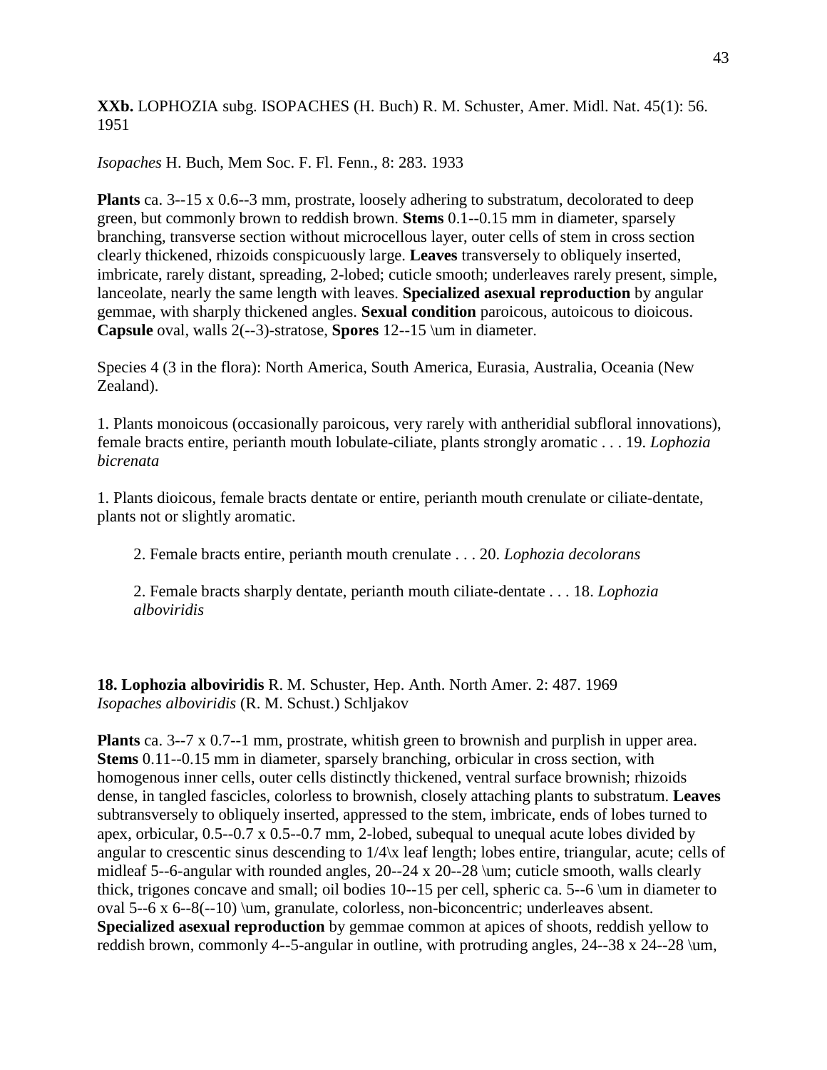**XXb.** LOPHOZIA subg. ISOPACHES (H. Buch) R. M. Schuster, Amer. Midl. Nat. 45(1): 56. 1951

*Isopaches* H. Buch, Mem Soc. F. Fl. Fenn., 8: 283. 1933

**Plants** ca. 3--15 x 0.6--3 mm, prostrate, loosely adhering to substratum, decolorated to deep green, but commonly brown to reddish brown. **Stems** 0.1--0.15 mm in diameter, sparsely branching, transverse section without microcellous layer, outer cells of stem in cross section clearly thickened, rhizoids conspicuously large. **Leaves** transversely to obliquely inserted, imbricate, rarely distant, spreading, 2-lobed; cuticle smooth; underleaves rarely present, simple, lanceolate, nearly the same length with leaves. **Specialized asexual reproduction** by angular gemmae, with sharply thickened angles. **Sexual condition** paroicous, autoicous to dioicous. **Capsule** oval, walls 2(--3)-stratose, **Spores** 12--15 \um in diameter.

Species 4 (3 in the flora): North America, South America, Eurasia, Australia, Oceania (New Zealand).

1. Plants monoicous (occasionally paroicous, very rarely with antheridial subfloral innovations), female bracts entire, perianth mouth lobulate-ciliate, plants strongly aromatic . . . 19. *Lophozia bicrenata*

1. Plants dioicous, female bracts dentate or entire, perianth mouth crenulate or ciliate-dentate, plants not or slightly aromatic.

   2. Female bracts entire, perianth mouth crenulate . . . 20. *Lophozia decolorans*

   2. Female bracts sharply dentate, perianth mouth ciliate-dentate . . . 18. *Lophozia alboviridis*

**18. Lophozia alboviridis** R. M. Schuster, Hep. Anth. North Amer. 2: 487. 1969
*Isopaches alboviridis* (R. M. Schust.) Schljakov

**Plants** ca. 3--7 x 0.7--1 mm, prostrate, whitish green to brownish and purplish in upper area. **Stems** 0.11--0.15 mm in diameter, sparsely branching, orbicular in cross section, with homogenous inner cells, outer cells distinctly thickened, ventral surface brownish; rhizoids dense, in tangled fascicles, colorless to brownish, closely attaching plants to substratum. **Leaves** subtransversely to obliquely inserted, appressed to the stem, imbricate, ends of lobes turned to apex, orbicular, 0.5--0.7 x 0.5--0.7 mm, 2-lobed, subequal to unequal acute lobes divided by angular to crescentic sinus descending to 1/4\x leaf length; lobes entire, triangular, acute; cells of midleaf 5--6-angular with rounded angles, 20--24 x 20--28 \um; cuticle smooth, walls clearly thick, trigones concave and small; oil bodies 10--15 per cell, spheric ca. 5--6 \um in diameter to oval 5--6 x 6--8(--10) \um, granulate, colorless, non-biconcentric; underleaves absent. **Specialized asexual reproduction** by gemmae common at apices of shoots, reddish yellow to reddish brown, commonly 4--5-angular in outline, with protruding angles, 24--38 x 24--28 \um,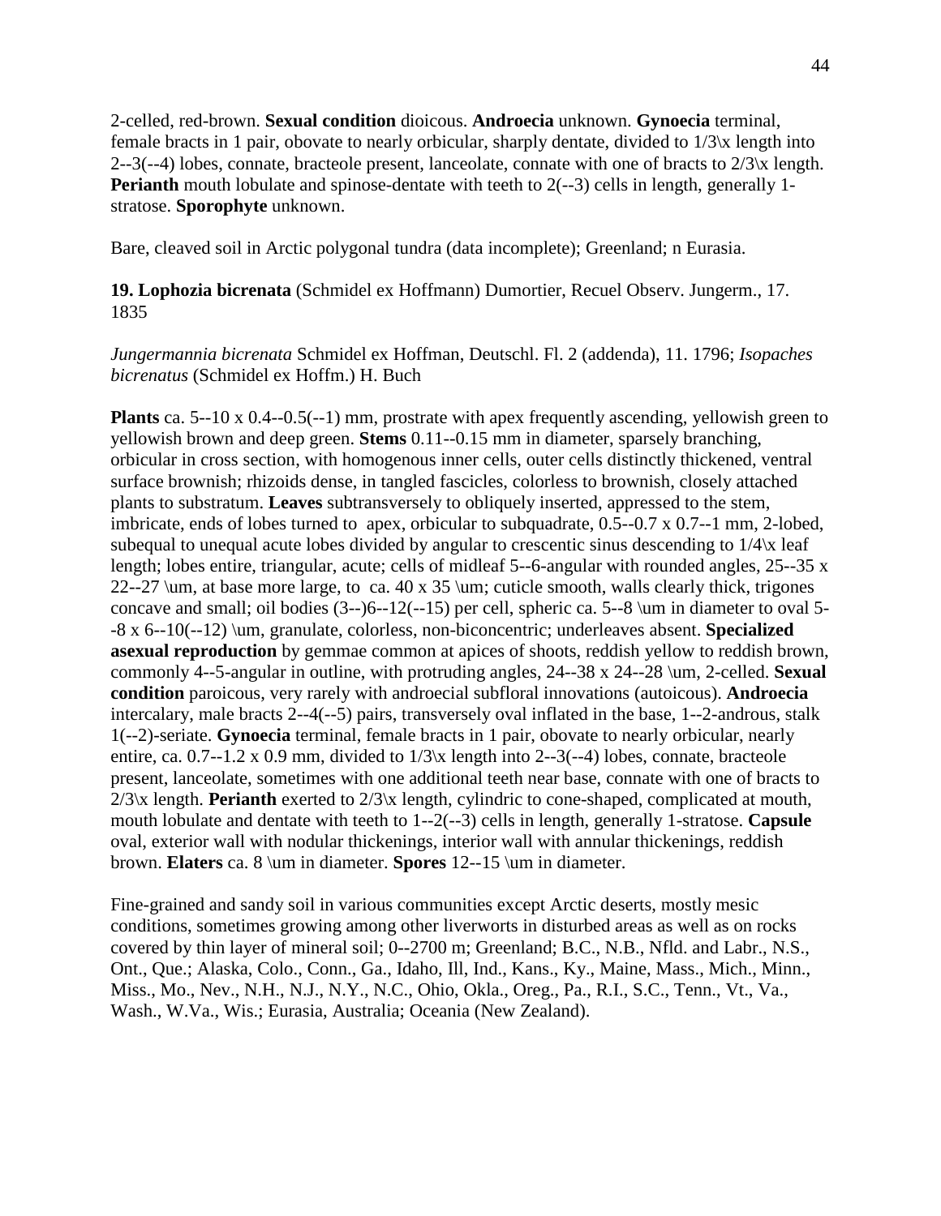2-celled, red-brown. **Sexual condition** dioicous. **Androecia** unknown. **Gynoecia** terminal, female bracts in 1 pair, obovate to nearly orbicular, sharply dentate, divided to 1/3\x length into 2--3(--4) lobes, connate, bracteole present, lanceolate, connate with one of bracts to 2/3\x length. **Perianth** mouth lobulate and spinose-dentate with teeth to 2(--3) cells in length, generally 1-stratose. **Sporophyte** unknown.

Bare, cleaved soil in Arctic polygonal tundra (data incomplete); Greenland; n Eurasia.

**19. Lophozia bicrenata** (Schmidel ex Hoffmann) Dumortier, Recuel Observ. Jungerm., 17. 1835

*Jungermannia bicrenata* Schmidel ex Hoffman, Deutschl. Fl. 2 (addenda), 11. 1796; *Isopaches bicrenatus* (Schmidel ex Hoffm.) H. Buch

**Plants** ca. 5--10 x 0.4--0.5(--1) mm, prostrate with apex frequently ascending, yellowish green to yellowish brown and deep green. **Stems** 0.11--0.15 mm in diameter, sparsely branching, orbicular in cross section, with homogenous inner cells, outer cells distinctly thickened, ventral surface brownish; rhizoids dense, in tangled fascicles, colorless to brownish, closely attached plants to substratum. **Leaves** subtransversely to obliquely inserted, appressed to the stem, imbricate, ends of lobes turned to apex, orbicular to subquadrate, 0.5--0.7 x 0.7--1 mm, 2-lobed, subequal to unequal acute lobes divided by angular to crescentic sinus descending to 1/4\x leaf length; lobes entire, triangular, acute; cells of midleaf 5--6-angular with rounded angles, 25--35 x 22--27 \um, at base more large, to ca. 40 x 35 \um; cuticle smooth, walls clearly thick, trigones concave and small; oil bodies (3--)6--12(--15) per cell, spheric ca. 5--8 \um in diameter to oval 5--8 x 6--10(--12) \um, granulate, colorless, non-biconcentric; underleaves absent. **Specialized asexual reproduction** by gemmae common at apices of shoots, reddish yellow to reddish brown, commonly 4--5-angular in outline, with protruding angles, 24--38 x 24--28 \um, 2-celled. **Sexual condition** paroicous, very rarely with androecial subfloral innovations (autoicous). **Androecia** intercalary, male bracts 2--4(--5) pairs, transversely oval inflated in the base, 1--2-androus, stalk 1(--2)-seriate. **Gynoecia** terminal, female bracts in 1 pair, obovate to nearly orbicular, nearly entire, ca. 0.7--1.2 x 0.9 mm, divided to 1/3\x length into 2--3(--4) lobes, connate, bracteole present, lanceolate, sometimes with one additional teeth near base, connate with one of bracts to 2/3\x length. **Perianth** exerted to 2/3\x length, cylindric to cone-shaped, complicated at mouth, mouth lobulate and dentate with teeth to 1--2(--3) cells in length, generally 1-stratose. **Capsule** oval, exterior wall with nodular thickenings, interior wall with annular thickenings, reddish brown. **Elaters** ca. 8 \um in diameter. **Spores** 12--15 \um in diameter.

Fine-grained and sandy soil in various communities except Arctic deserts, mostly mesic conditions, sometimes growing among other liverworts in disturbed areas as well as on rocks covered by thin layer of mineral soil; 0--2700 m; Greenland; B.C., N.B., Nfld. and Labr., N.S., Ont., Que.; Alaska, Colo., Conn., Ga., Idaho, Ill, Ind., Kans., Ky., Maine, Mass., Mich., Minn., Miss., Mo., Nev., N.H., N.J., N.Y., N.C., Ohio, Okla., Oreg., Pa., R.I., S.C., Tenn., Vt., Va., Wash., W.Va., Wis.; Eurasia, Australia; Oceania (New Zealand).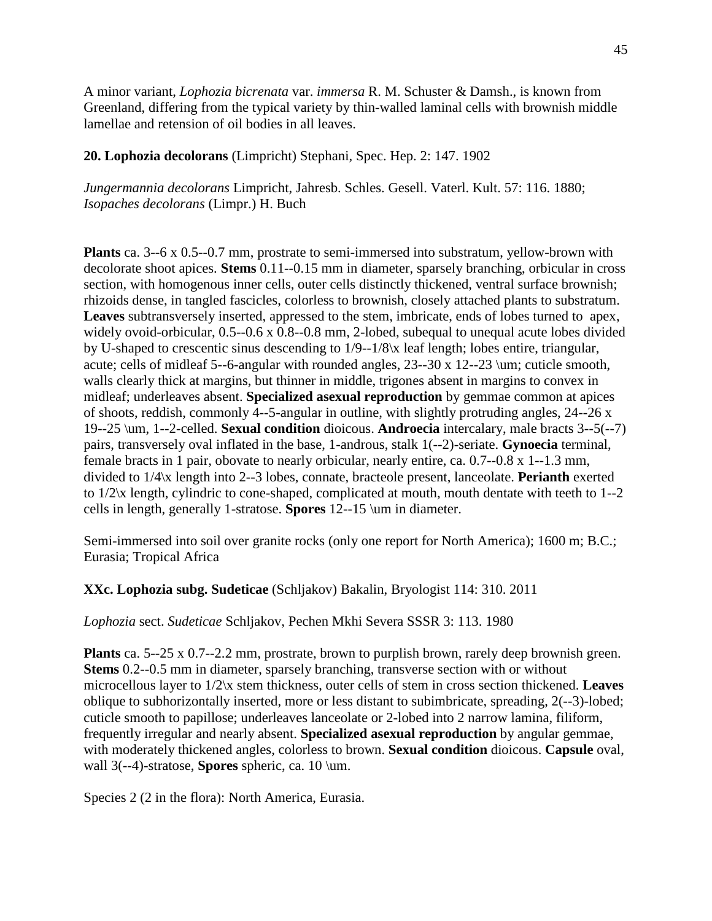A minor variant, *Lophozia bicrenata* var. *immersa* R. M. Schuster & Damsh., is known from Greenland, differing from the typical variety by thin-walled laminal cells with brownish middle lamellae and retension of oil bodies in all leaves.

**20. Lophozia decolorans** (Limpricht) Stephani, Spec. Hep. 2: 147. 1902

*Jungermannia decolorans* Limpricht, Jahresb. Schles. Gesell. Vaterl. Kult. 57: 116. 1880; *Isopaches decolorans* (Limpr.) H. Buch

**Plants** ca. 3--6 x 0.5--0.7 mm, prostrate to semi-immersed into substratum, yellow-brown with decolorate shoot apices. **Stems** 0.11--0.15 mm in diameter, sparsely branching, orbicular in cross section, with homogenous inner cells, outer cells distinctly thickened, ventral surface brownish; rhizoids dense, in tangled fascicles, colorless to brownish, closely attached plants to substratum. **Leaves** subtransversely inserted, appressed to the stem, imbricate, ends of lobes turned to apex, widely ovoid-orbicular, 0.5--0.6 x 0.8--0.8 mm, 2-lobed, subequal to unequal acute lobes divided by U-shaped to crescentic sinus descending to 1/9--1/8\x leaf length; lobes entire, triangular, acute; cells of midleaf 5--6-angular with rounded angles, 23--30 x 12--23 \um; cuticle smooth, walls clearly thick at margins, but thinner in middle, trigones absent in margins to convex in midleaf; underleaves absent. **Specialized asexual reproduction** by gemmae common at apices of shoots, reddish, commonly 4--5-angular in outline, with slightly protruding angles, 24--26 x 19--25 \um, 1--2-celled. **Sexual condition** dioicous. **Androecia** intercalary, male bracts 3--5(--7) pairs, transversely oval inflated in the base, 1-androus, stalk 1(--2)-seriate. **Gynoecia** terminal, female bracts in 1 pair, obovate to nearly orbicular, nearly entire, ca. 0.7--0.8 x 1--1.3 mm, divided to 1/4\x length into 2--3 lobes, connate, bracteole present, lanceolate. **Perianth** exerted to 1/2\x length, cylindric to cone-shaped, complicated at mouth, mouth dentate with teeth to 1--2 cells in length, generally 1-stratose. **Spores** 12--15 \um in diameter.

Semi-immersed into soil over granite rocks (only one report for North America); 1600 m; B.C.; Eurasia; Tropical Africa

**XXc. Lophozia subg. Sudeticae** (Schljakov) Bakalin, Bryologist 114: 310. 2011

*Lophozia* sect. *Sudeticae* Schljakov, Pechen Mkhi Severa SSSR 3: 113. 1980

**Plants** ca. 5--25 x 0.7--2.2 mm, prostrate, brown to purplish brown, rarely deep brownish green. **Stems** 0.2--0.5 mm in diameter, sparsely branching, transverse section with or without microcellous layer to 1/2\x stem thickness, outer cells of stem in cross section thickened. **Leaves** oblique to subhorizontally inserted, more or less distant to subimbricate, spreading, 2(--3)-lobed; cuticle smooth to papillose; underleaves lanceolate or 2-lobed into 2 narrow lamina, filiform, frequently irregular and nearly absent. **Specialized asexual reproduction** by angular gemmae, with moderately thickened angles, colorless to brown. **Sexual condition** dioicous. **Capsule** oval, wall 3(--4)-stratose, **Spores** spheric, ca. 10 \um.

Species 2 (2 in the flora): North America, Eurasia.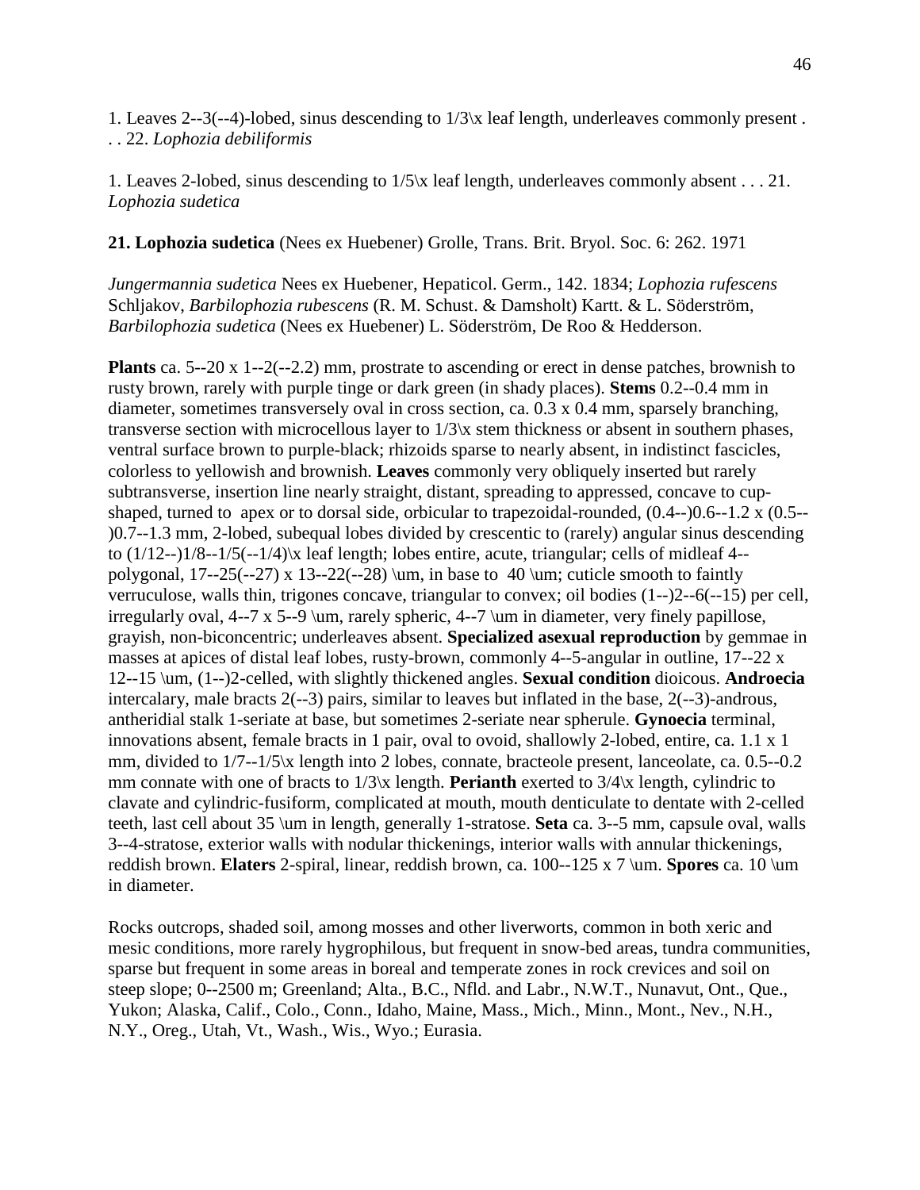1. Leaves 2--3(--4)-lobed, sinus descending to 1/3\x leaf length, underleaves commonly present . . . 22. *Lophozia debiliformis*

1. Leaves 2-lobed, sinus descending to 1/5\x leaf length, underleaves commonly absent . . . 21. *Lophozia sudetica*

**21. Lophozia sudetica** (Nees ex Huebener) Grolle, Trans. Brit. Bryol. Soc. 6: 262. 1971

*Jungermannia sudetica* Nees ex Huebener, Hepaticol. Germ., 142. 1834; *Lophozia rufescens* Schljakov, *Barbilophozia rubescens* (R. M. Schust. & Damsholt) Kartt. & L. Söderström, *Barbilophozia sudetica* (Nees ex Huebener) L. Söderström, De Roo & Hedderson.

**Plants** ca. 5--20 x 1--2(--2.2) mm, prostrate to ascending or erect in dense patches, brownish to rusty brown, rarely with purple tinge or dark green (in shady places). **Stems** 0.2--0.4 mm in diameter, sometimes transversely oval in cross section, ca. 0.3 x 0.4 mm, sparsely branching, transverse section with microcellous layer to 1/3\x stem thickness or absent in southern phases, ventral surface brown to purple-black; rhizoids sparse to nearly absent, in indistinct fascicles, colorless to yellowish and brownish. **Leaves** commonly very obliquely inserted but rarely subtransverse, insertion line nearly straight, distant, spreading to appressed, concave to cup-shaped, turned to apex or to dorsal side, orbicular to trapezoidal-rounded, (0.4--)0.6--1.2 x (0.5--)0.7--1.3 mm, 2-lobed, subequal lobes divided by crescentic to (rarely) angular sinus descending to (1/12--)1/8--1/5(--1/4)\x leaf length; lobes entire, acute, triangular; cells of midleaf 4--polygonal, 17--25(--27) x 13--22(--28) \um, in base to 40 \um; cuticle smooth to faintly verruculose, walls thin, trigones concave, triangular to convex; oil bodies (1--)2--6(--15) per cell, irregularly oval, 4--7 x 5--9 \um, rarely spheric, 4--7 \um in diameter, very finely papillose, grayish, non-biconcentric; underleaves absent. **Specialized asexual reproduction** by gemmae in masses at apices of distal leaf lobes, rusty-brown, commonly 4--5-angular in outline, 17--22 x 12--15 \um, (1--)2-celled, with slightly thickened angles. **Sexual condition** dioicous. **Androecia** intercalary, male bracts 2(--3) pairs, similar to leaves but inflated in the base, 2(--3)-androus, antheridial stalk 1-seriate at base, but sometimes 2-seriate near spherule. **Gynoecia** terminal, innovations absent, female bracts in 1 pair, oval to ovoid, shallowly 2-lobed, entire, ca. 1.1 x 1 mm, divided to 1/7--1/5\x length into 2 lobes, connate, bracteole present, lanceolate, ca. 0.5--0.2 mm connate with one of bracts to 1/3\x length. **Perianth** exerted to 3/4\x length, cylindric to clavate and cylindric-fusiform, complicated at mouth, mouth denticulate to dentate with 2-celled teeth, last cell about 35 \um in length, generally 1-stratose. **Seta** ca. 3--5 mm, capsule oval, walls 3--4-stratose, exterior walls with nodular thickenings, interior walls with annular thickenings, reddish brown. **Elaters** 2-spiral, linear, reddish brown, ca. 100--125 x 7 \um. **Spores** ca. 10 \um in diameter.

Rocks outcrops, shaded soil, among mosses and other liverworts, common in both xeric and mesic conditions, more rarely hygrophilous, but frequent in snow-bed areas, tundra communities, sparse but frequent in some areas in boreal and temperate zones in rock crevices and soil on steep slope; 0--2500 m; Greenland; Alta., B.C., Nfld. and Labr., N.W.T., Nunavut, Ont., Que., Yukon; Alaska, Calif., Colo., Conn., Idaho, Maine, Mass., Mich., Minn., Mont., Nev., N.H., N.Y., Oreg., Utah, Vt., Wash., Wis., Wyo.; Eurasia.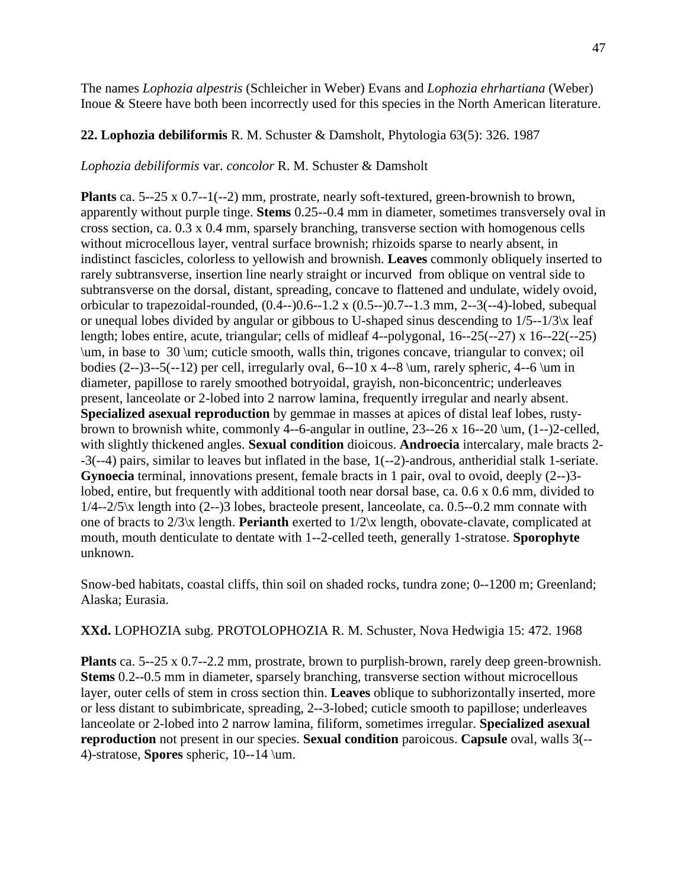The names *Lophozia alpestris* (Schleicher in Weber) Evans and *Lophozia ehrhartiana* (Weber) Inoue & Steere have both been incorrectly used for this species in the North American literature.

**22. Lophozia debiliformis** R. M. Schuster & Damsholt, Phytologia 63(5): 326. 1987

*Lophozia debiliformis* var. *concolor* R. M. Schuster & Damsholt

**Plants** ca. 5--25 x 0.7--1(--2) mm, prostrate, nearly soft-textured, green-brownish to brown, apparently without purple tinge. **Stems** 0.25--0.4 mm in diameter, sometimes transversely oval in cross section, ca. 0.3 x 0.4 mm, sparsely branching, transverse section with homogenous cells without microcellous layer, ventral surface brownish; rhizoids sparse to nearly absent, in indistinct fascicles, colorless to yellowish and brownish. **Leaves** commonly obliquely inserted to rarely subtransverse, insertion line nearly straight or incurved from oblique on ventral side to subtransverse on the dorsal, distant, spreading, concave to flattened and undulate, widely ovoid, orbicular to trapezoidal-rounded, (0.4--)0.6--1.2 x (0.5--)0.7--1.3 mm, 2--3(--4)-lobed, subequal or unequal lobes divided by angular or gibbous to U-shaped sinus descending to 1/5--1/3\x leaf length; lobes entire, acute, triangular; cells of midleaf 4--polygonal, 16--25(--27) x 16--22(--25) \um, in base to 30 \um; cuticle smooth, walls thin, trigones concave, triangular to convex; oil bodies (2--)3--5(--12) per cell, irregularly oval, 6--10 x 4--8 \um, rarely spheric, 4--6 \um in diameter, papillose to rarely smoothed botryoidal, grayish, non-biconcentric; underleaves present, lanceolate or 2-lobed into 2 narrow lamina, frequently irregular and nearly absent. **Specialized asexual reproduction** by gemmae in masses at apices of distal leaf lobes, rusty-brown to brownish white, commonly 4--6-angular in outline, 23--26 x 16--20 \um, (1--)2-celled, with slightly thickened angles. **Sexual condition** dioicous. **Androecia** intercalary, male bracts 2--3(--4) pairs, similar to leaves but inflated in the base, 1(--2)-androus, antheridial stalk 1-seriate. **Gynoecia** terminal, innovations present, female bracts in 1 pair, oval to ovoid, deeply (2--)3-lobed, entire, but frequently with additional tooth near dorsal base, ca. 0.6 x 0.6 mm, divided to 1/4--2/5\x length into (2--)3 lobes, bracteole present, lanceolate, ca. 0.5--0.2 mm connate with one of bracts to 2/3\x length. **Perianth** exerted to 1/2\x length, obovate-clavate, complicated at mouth, mouth denticulate to dentate with 1--2-celled teeth, generally 1-stratose. **Sporophyte** unknown.

Snow-bed habitats, coastal cliffs, thin soil on shaded rocks, tundra zone; 0--1200 m; Greenland; Alaska; Eurasia.

**XXd.** LOPHOZIA subg. PROTOLOPHOZIA R. M. Schuster, Nova Hedwigia 15: 472. 1968

**Plants** ca. 5--25 x 0.7--2.2 mm, prostrate, brown to purplish-brown, rarely deep green-brownish. **Stems** 0.2--0.5 mm in diameter, sparsely branching, transverse section without microcellous layer, outer cells of stem in cross section thin. **Leaves** oblique to subhorizontally inserted, more or less distant to subimbricate, spreading, 2--3-lobed; cuticle smooth to papillose; underleaves lanceolate or 2-lobed into 2 narrow lamina, filiform, sometimes irregular. **Specialized asexual reproduction** not present in our species. **Sexual condition** paroicous. **Capsule** oval, walls 3(--4)-stratose, **Spores** spheric, 10--14 \um.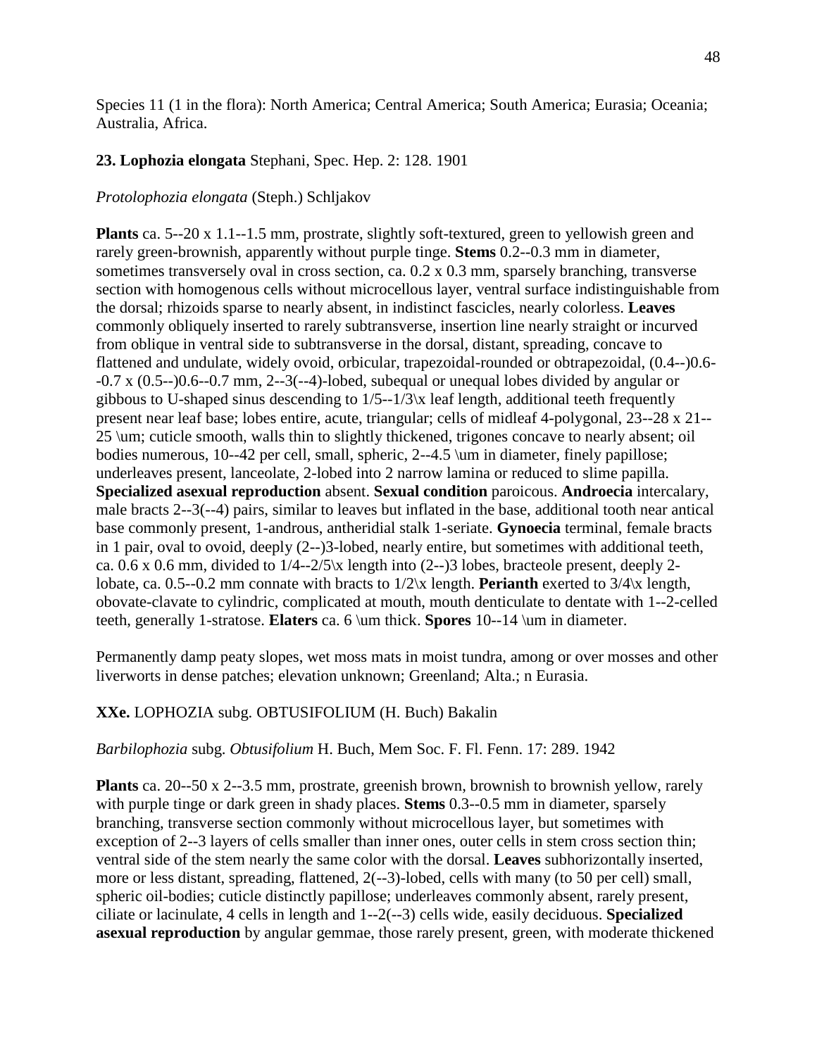Species 11 (1 in the flora): North America; Central America; South America; Eurasia; Oceania; Australia, Africa.

**23. Lophozia elongata** Stephani, Spec. Hep. 2: 128. 1901

*Protolophozia elongata* (Steph.) Schljakov

**Plants** ca. 5--20 x 1.1--1.5 mm, prostrate, slightly soft-textured, green to yellowish green and rarely green-brownish, apparently without purple tinge. **Stems** 0.2--0.3 mm in diameter, sometimes transversely oval in cross section, ca. 0.2 x 0.3 mm, sparsely branching, transverse section with homogenous cells without microcellous layer, ventral surface indistinguishable from the dorsal; rhizoids sparse to nearly absent, in indistinct fascicles, nearly colorless. **Leaves** commonly obliquely inserted to rarely subtransverse, insertion line nearly straight or incurved from oblique in ventral side to subtransverse in the dorsal, distant, spreading, concave to flattened and undulate, widely ovoid, orbicular, trapezoidal-rounded or obtrapezoidal, (0.4--)0.6--0.7 x (0.5--)0.6--0.7 mm, 2--3(--4)-lobed, subequal or unequal lobes divided by angular or gibbous to U-shaped sinus descending to 1/5--1/3\x leaf length, additional teeth frequently present near leaf base; lobes entire, acute, triangular; cells of midleaf 4-polygonal, 23--28 x 21--25 \um; cuticle smooth, walls thin to slightly thickened, trigones concave to nearly absent; oil bodies numerous, 10--42 per cell, small, spheric, 2--4.5 \um in diameter, finely papillose; underleaves present, lanceolate, 2-lobed into 2 narrow lamina or reduced to slime papilla. **Specialized asexual reproduction** absent. **Sexual condition** paroicous. **Androecia** intercalary, male bracts 2--3(--4) pairs, similar to leaves but inflated in the base, additional tooth near antical base commonly present, 1-androus, antheridial stalk 1-seriate. **Gynoecia** terminal, female bracts in 1 pair, oval to ovoid, deeply (2--)3-lobed, nearly entire, but sometimes with additional teeth, ca. 0.6 x 0.6 mm, divided to 1/4--2/5\x length into (2--)3 lobes, bracteole present, deeply 2-lobate, ca. 0.5--0.2 mm connate with bracts to 1/2\x length. **Perianth** exerted to 3/4\x length, obovate-clavate to cylindric, complicated at mouth, mouth denticulate to dentate with 1--2-celled teeth, generally 1-stratose. **Elaters** ca. 6 \um thick. **Spores** 10--14 \um in diameter.

Permanently damp peaty slopes, wet moss mats in moist tundra, among or over mosses and other liverworts in dense patches; elevation unknown; Greenland; Alta.; n Eurasia.

**XXe.** LOPHOZIA subg. OBTUSIFOLIUM (H. Buch) Bakalin

*Barbilophozia* subg. *Obtusifolium* H. Buch, Mem Soc. F. Fl. Fenn. 17: 289. 1942

**Plants** ca. 20--50 x 2--3.5 mm, prostrate, greenish brown, brownish to brownish yellow, rarely with purple tinge or dark green in shady places. **Stems** 0.3--0.5 mm in diameter, sparsely branching, transverse section commonly without microcellous layer, but sometimes with exception of 2--3 layers of cells smaller than inner ones, outer cells in stem cross section thin; ventral side of the stem nearly the same color with the dorsal. **Leaves** subhorizontally inserted, more or less distant, spreading, flattened, 2(--3)-lobed, cells with many (to 50 per cell) small, spheric oil-bodies; cuticle distinctly papillose; underleaves commonly absent, rarely present, ciliate or lacinulate, 4 cells in length and 1--2(--3) cells wide, easily deciduous. **Specialized asexual reproduction** by angular gemmae, those rarely present, green, with moderate thickened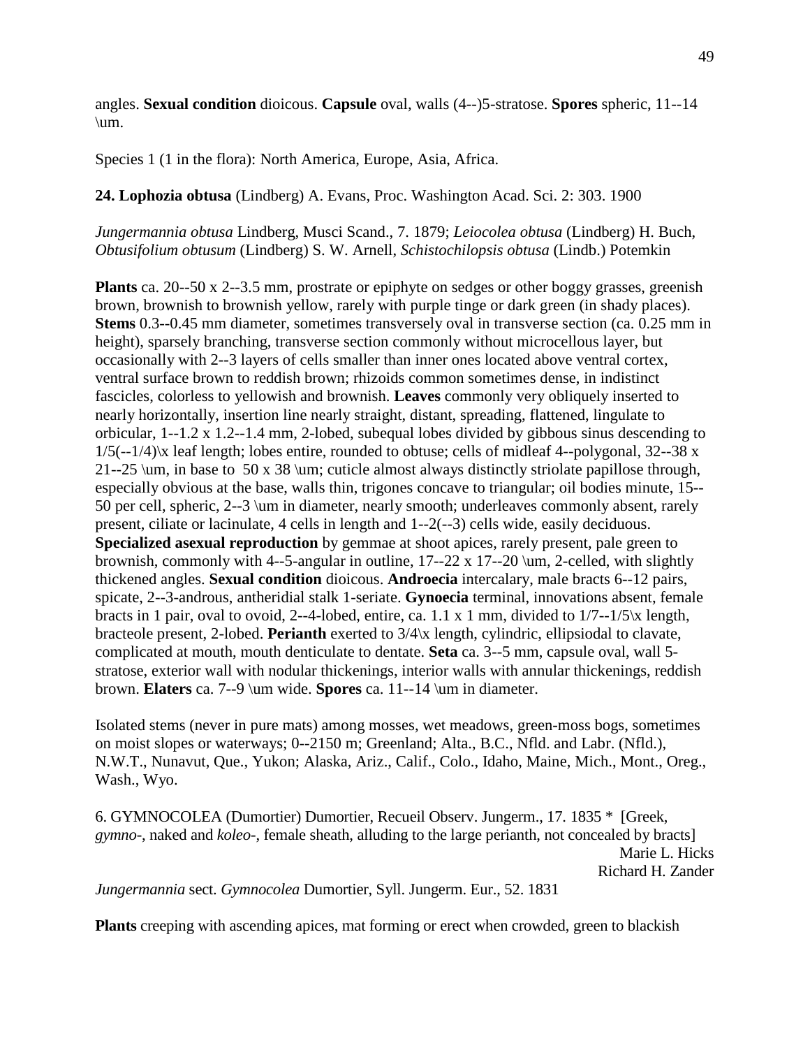angles. **Sexual condition** dioicous. **Capsule** oval, walls (4--)5-stratose. **Spores** spheric, 11--14 \um.

Species 1 (1 in the flora): North America, Europe, Asia, Africa.

**24. Lophozia obtusa** (Lindberg) A. Evans, Proc. Washington Acad. Sci. 2: 303. 1900

*Jungermannia obtusa* Lindberg, Musci Scand., 7. 1879; *Leiocolea obtusa* (Lindberg) H. Buch, *Obtusifolium obtusum* (Lindberg) S. W. Arnell, *Schistochilopsis obtusa* (Lindb.) Potemkin

**Plants** ca. 20--50 x 2--3.5 mm, prostrate or epiphyte on sedges or other boggy grasses, greenish brown, brownish to brownish yellow, rarely with purple tinge or dark green (in shady places). **Stems** 0.3--0.45 mm diameter, sometimes transversely oval in transverse section (ca. 0.25 mm in height), sparsely branching, transverse section commonly without microcellous layer, but occasionally with 2--3 layers of cells smaller than inner ones located above ventral cortex, ventral surface brown to reddish brown; rhizoids common sometimes dense, in indistinct fascicles, colorless to yellowish and brownish. **Leaves** commonly very obliquely inserted to nearly horizontally, insertion line nearly straight, distant, spreading, flattened, lingulate to orbicular, 1--1.2 x 1.2--1.4 mm, 2-lobed, subequal lobes divided by gibbous sinus descending to 1/5(--1/4)\x leaf length; lobes entire, rounded to obtuse; cells of midleaf 4--polygonal, 32--38 x 21--25 \um, in base to 50 x 38 \um; cuticle almost always distinctly striolate papillose through, especially obvious at the base, walls thin, trigones concave to triangular; oil bodies minute, 15--50 per cell, spheric, 2--3 \um in diameter, nearly smooth; underleaves commonly absent, rarely present, ciliate or lacinulate, 4 cells in length and 1--2(--3) cells wide, easily deciduous. **Specialized asexual reproduction** by gemmae at shoot apices, rarely present, pale green to brownish, commonly with 4--5-angular in outline, 17--22 x 17--20 \um, 2-celled, with slightly thickened angles. **Sexual condition** dioicous. **Androecia** intercalary, male bracts 6--12 pairs, spicate, 2--3-androus, antheridial stalk 1-seriate. **Gynoecia** terminal, innovations absent, female bracts in 1 pair, oval to ovoid, 2--4-lobed, entire, ca. 1.1 x 1 mm, divided to 1/7--1/5\x length, bracteole present, 2-lobed. **Perianth** exerted to 3/4\x length, cylindric, ellipsiodal to clavate, complicated at mouth, mouth denticulate to dentate. **Seta** ca. 3--5 mm, capsule oval, wall 5-stratose, exterior wall with nodular thickenings, interior walls with annular thickenings, reddish brown. **Elaters** ca. 7--9 \um wide. **Spores** ca. 11--14 \um in diameter.

Isolated stems (never in pure mats) among mosses, wet meadows, green-moss bogs, sometimes on moist slopes or waterways; 0--2150 m; Greenland; Alta., B.C., Nfld. and Labr. (Nfld.), N.W.T., Nunavut, Que., Yukon; Alaska, Ariz., Calif., Colo., Idaho, Maine, Mich., Mont., Oreg., Wash., Wyo.

6. GYMNOCOLEA (Dumortier) Dumortier, Recueil Observ. Jungerm., 17. 1835 * [Greek, *gymno-*, naked and *koleo-*, female sheath, alluding to the large perianth, not concealed by bracts]

Marie L. Hicks
Richard H. Zander

*Jungermannia* sect. *Gymnocolea* Dumortier, Syll. Jungerm. Eur., 52. 1831

**Plants** creeping with ascending apices, mat forming or erect when crowded, green to blackish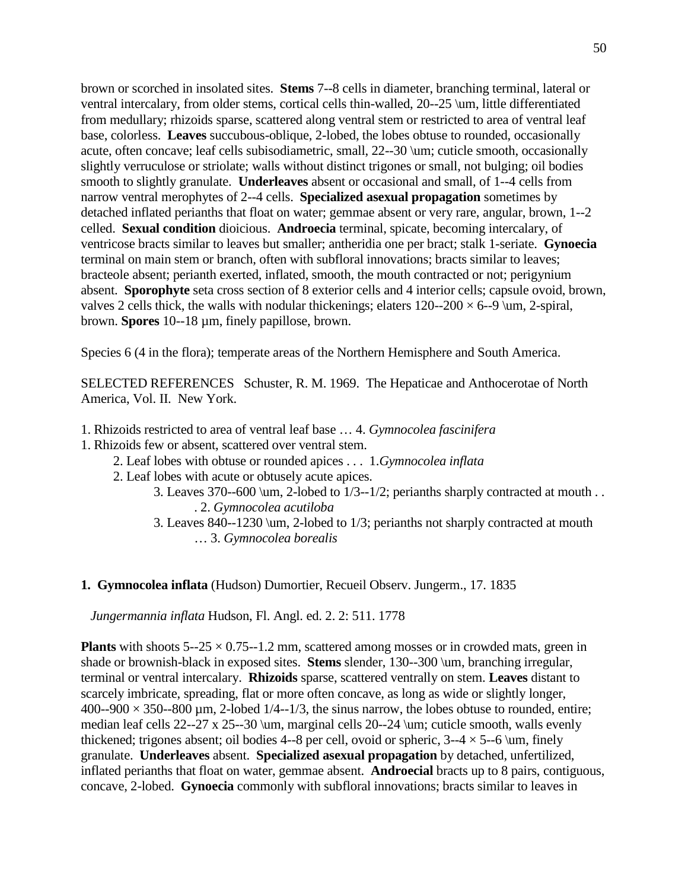brown or scorched in insolated sites. **Stems** 7--8 cells in diameter, branching terminal, lateral or ventral intercalary, from older stems, cortical cells thin-walled, 20--25 \um, little differentiated from medullary; rhizoids sparse, scattered along ventral stem or restricted to area of ventral leaf base, colorless. **Leaves** succubous-oblique, 2-lobed, the lobes obtuse to rounded, occasionally acute, often concave; leaf cells subisodiametric, small, 22--30 \um; cuticle smooth, occasionally slightly verruculose or striolate; walls without distinct trigones or small, not bulging; oil bodies smooth to slightly granulate. **Underleaves** absent or occasional and small, of 1--4 cells from narrow ventral merophytes of 2--4 cells. **Specialized asexual propagation** sometimes by detached inflated perianths that float on water; gemmae absent or very rare, angular, brown, 1--2 celled. **Sexual condition** dioicious. **Androecia** terminal, spicate, becoming intercalary, of ventricose bracts similar to leaves but smaller; antheridia one per bract; stalk 1-seriate. **Gynoecia** terminal on main stem or branch, often with subfloral innovations; bracts similar to leaves; bracteole absent; perianth exerted, inflated, smooth, the mouth contracted or not; perigynium absent. **Sporophyte** seta cross section of 8 exterior cells and 4 interior cells; capsule ovoid, brown, valves 2 cells thick, the walls with nodular thickenings; elaters 120--200 × 6--9 \um, 2-spiral, brown. **Spores** 10--18 µm, finely papillose, brown.

Species 6 (4 in the flora); temperate areas of the Northern Hemisphere and South America.

SELECTED REFERENCES Schuster, R. M. 1969. The Hepaticae and Anthocerotae of North America, Vol. II. New York.

1. Rhizoids restricted to area of ventral leaf base … 4. *Gymnocolea fascinifera*
1. Rhizoids few or absent, scattered over ventral stem.
    2. Leaf lobes with obtuse or rounded apices . . . 1. *Gymnocolea inflata*
    2. Leaf lobes with acute or obtusely acute apices.
        3. Leaves 370--600 \um, 2-lobed to 1/3--1/2; perianths sharply contracted at mouth . . . 2. *Gymnocolea acutiloba*
        3. Leaves 840--1230 \um, 2-lobed to 1/3; perianths not sharply contracted at mouth … 3. *Gymnocolea borealis*

**1. Gymnocolea inflata** (Hudson) Dumortier, Recueil Observ. Jungerm., 17. 1835

*Jungermannia inflata* Hudson, Fl. Angl. ed. 2. 2: 511. 1778

**Plants** with shoots 5--25 × 0.75--1.2 mm, scattered among mosses or in crowded mats, green in shade or brownish-black in exposed sites. **Stems** slender, 130--300 \um, branching irregular, terminal or ventral intercalary. **Rhizoids** sparse, scattered ventrally on stem. **Leaves** distant to scarcely imbricate, spreading, flat or more often concave, as long as wide or slightly longer, 400--900 × 350--800 µm, 2-lobed 1/4--1/3, the sinus narrow, the lobes obtuse to rounded, entire; median leaf cells 22--27 x 25--30 \um, marginal cells 20--24 \um; cuticle smooth, walls evenly thickened; trigones absent; oil bodies 4--8 per cell, ovoid or spheric, 3--4 × 5--6 \um, finely granulate. **Underleaves** absent. **Specialized asexual propagation** by detached, unfertilized, inflated perianths that float on water, gemmae absent. **Androecial** bracts up to 8 pairs, contiguous, concave, 2-lobed. **Gynoecia** commonly with subfloral innovations; bracts similar to leaves in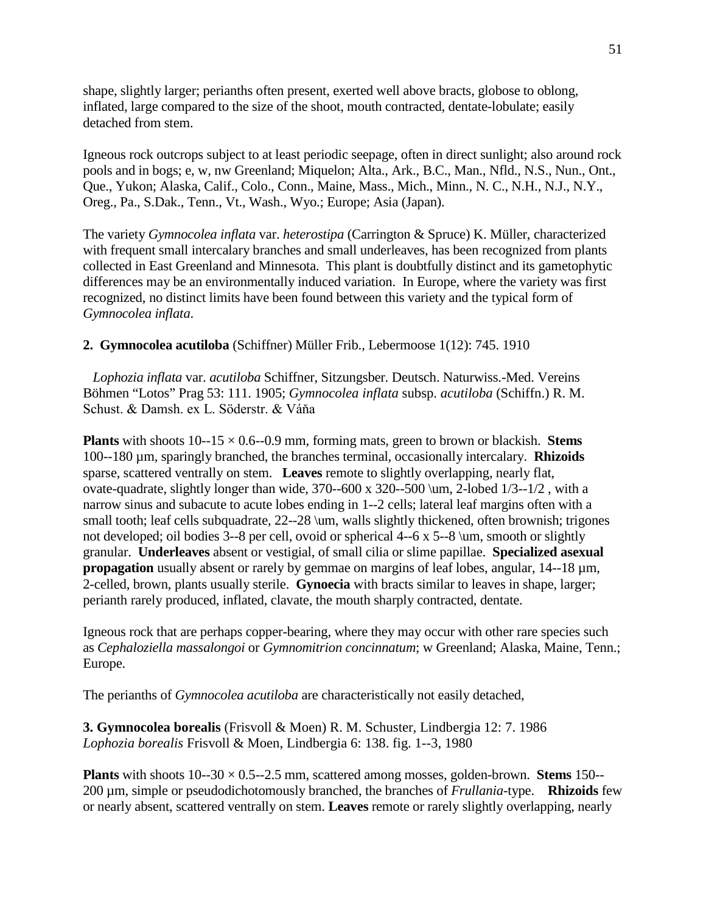shape, slightly larger; perianths often present, exerted well above bracts, globose to oblong, inflated, large compared to the size of the shoot, mouth contracted, dentate-lobulate; easily detached from stem.

Igneous rock outcrops subject to at least periodic seepage, often in direct sunlight; also around rock pools and in bogs; e, w, nw Greenland; Miquelon; Alta., Ark., B.C., Man., Nfld., N.S., Nun., Ont., Que., Yukon; Alaska, Calif., Colo., Conn., Maine, Mass., Mich., Minn., N. C., N.H., N.J., N.Y., Oreg., Pa., S.Dak., Tenn., Vt., Wash., Wyo.; Europe; Asia (Japan).

The variety *Gymnocolea inflata* var. *heterostipa* (Carrington & Spruce) K. Müller, characterized with frequent small intercalary branches and small underleaves, has been recognized from plants collected in East Greenland and Minnesota. This plant is doubtfully distinct and its gametophytic differences may be an environmentally induced variation. In Europe, where the variety was first recognized, no distinct limits have been found between this variety and the typical form of *Gymnocolea inflata*.

**2. Gymnocolea acutiloba** (Schiffner) Müller Frib., Lebermoose 1(12): 745. 1910

*Lophozia inflata* var. *acutiloba* Schiffner, Sitzungsber. Deutsch. Naturwiss.-Med. Vereins Böhmen "Lotos" Prag 53: 111. 1905; *Gymnocolea inflata* subsp. *acutiloba* (Schiffn.) R. M. Schust. & Damsh. ex L. Söderstr. & Váňa

**Plants** with shoots 10--15 × 0.6--0.9 mm, forming mats, green to brown or blackish. **Stems** 100--180 µm, sparingly branched, the branches terminal, occasionally intercalary. **Rhizoids** sparse, scattered ventrally on stem. **Leaves** remote to slightly overlapping, nearly flat, ovate-quadrate, slightly longer than wide, 370--600 x 320--500 \um, 2-lobed 1/3--1/2 , with a narrow sinus and subacute to acute lobes ending in 1--2 cells; lateral leaf margins often with a small tooth; leaf cells subquadrate, 22--28 \um, walls slightly thickened, often brownish; trigones not developed; oil bodies 3--8 per cell, ovoid or spherical 4--6 x 5--8 \um, smooth or slightly granular. **Underleaves** absent or vestigial, of small cilia or slime papillae. **Specialized asexual propagation** usually absent or rarely by gemmae on margins of leaf lobes, angular, 14--18 µm, 2-celled, brown, plants usually sterile. **Gynoecia** with bracts similar to leaves in shape, larger; perianth rarely produced, inflated, clavate, the mouth sharply contracted, dentate.

Igneous rock that are perhaps copper-bearing, where they may occur with other rare species such as *Cephaloziella massalongoi* or *Gymnomitrion concinnatum*; w Greenland; Alaska, Maine, Tenn.; Europe.

The perianths of *Gymnocolea acutiloba* are characteristically not easily detached,

**3. Gymnocolea borealis** (Frisvoll & Moen) R. M. Schuster, Lindbergia 12: 7. 1986
*Lophozia borealis* Frisvoll & Moen, Lindbergia 6: 138. fig. 1--3, 1980

**Plants** with shoots 10--30 × 0.5--2.5 mm, scattered among mosses, golden-brown. **Stems** 150--200 µm, simple or pseudodichotomously branched, the branches of *Frullania*-type. **Rhizoids** few or nearly absent, scattered ventrally on stem. **Leaves** remote or rarely slightly overlapping, nearly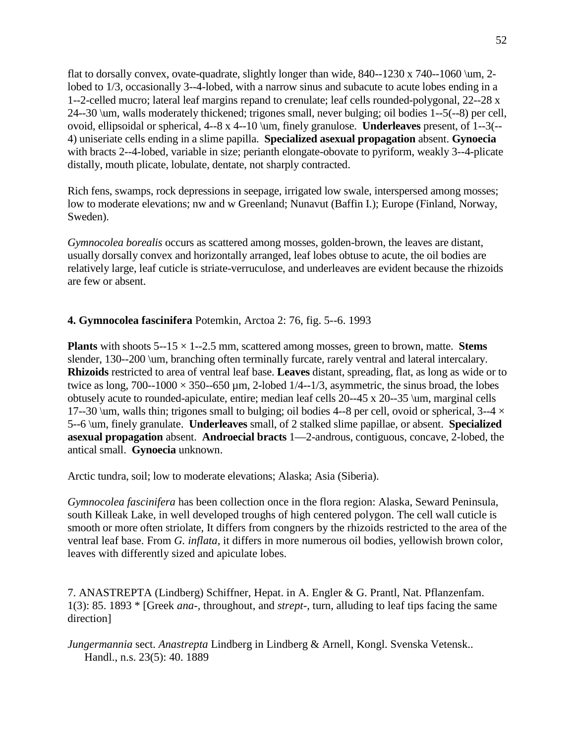flat to dorsally convex, ovate-quadrate, slightly longer than wide, 840--1230 x 740--1060 \um, 2-lobed to 1/3, occasionally 3--4-lobed, with a narrow sinus and subacute to acute lobes ending in a 1--2-celled mucro; lateral leaf margins repand to crenulate; leaf cells rounded-polygonal, 22--28 x 24--30 \um, walls moderately thickened; trigones small, never bulging; oil bodies 1--5(--8) per cell, ovoid, ellipsoidal or spherical, 4--8 x 4--10 \um, finely granulose. **Underleaves** present, of 1--3(--4) uniseriate cells ending in a slime papilla. **Specialized asexual propagation** absent. **Gynoecia** with bracts 2--4-lobed, variable in size; perianth elongate-obovate to pyriform, weakly 3--4-plicate distally, mouth plicate, lobulate, dentate, not sharply contracted.

Rich fens, swamps, rock depressions in seepage, irrigated low swale, interspersed among mosses; low to moderate elevations; nw and w Greenland; Nunavut (Baffin I.); Europe (Finland, Norway, Sweden).

*Gymnocolea borealis* occurs as scattered among mosses, golden-brown, the leaves are distant, usually dorsally convex and horizontally arranged, leaf lobes obtuse to acute, the oil bodies are relatively large, leaf cuticle is striate-verruculose, and underleaves are evident because the rhizoids are few or absent.

**4. Gymnocolea fascinifera** Potemkin, Arctoa 2: 76, fig. 5--6. 1993

**Plants** with shoots 5--15 × 1--2.5 mm, scattered among mosses, green to brown, matte. **Stems** slender, 130--200 \um, branching often terminally furcate, rarely ventral and lateral intercalary. **Rhizoids** restricted to area of ventral leaf base. **Leaves** distant, spreading, flat, as long as wide or to twice as long, 700--1000 × 350--650 µm, 2-lobed 1/4--1/3, asymmetric, the sinus broad, the lobes obtusely acute to rounded-apiculate, entire; median leaf cells 20--45 x 20--35 \um, marginal cells 17--30 \um, walls thin; trigones small to bulging; oil bodies 4--8 per cell, ovoid or spherical, 3--4 × 5--6 \um, finely granulate. **Underleaves** small, of 2 stalked slime papillae, or absent. **Specialized asexual propagation** absent. **Androecial bracts** 1—2-androus, contiguous, concave, 2-lobed, the antical small. **Gynoecia** unknown.

Arctic tundra, soil; low to moderate elevations; Alaska; Asia (Siberia).

*Gymnocolea fascinifera* has been collection once in the flora region: Alaska, Seward Peninsula, south Killeak Lake, in well developed troughs of high centered polygon. The cell wall cuticle is smooth or more often striolate, It differs from congners by the rhizoids restricted to the area of the ventral leaf base. From *G. inflata*, it differs in more numerous oil bodies, yellowish brown color, leaves with differently sized and apiculate lobes.

7. ANASTREPTA (Lindberg) Schiffner, Hepat. in A. Engler & G. Prantl, Nat. Pflanzenfam. 1(3): 85. 1893 * [Greek *ana-*, throughout, and *strept-*, turn, alluding to leaf tips facing the same direction]

*Jungermannia* sect. *Anastrepta* Lindberg in Lindberg & Arnell, Kongl. Svenska Vetensk.. Handl., n.s. 23(5): 40. 1889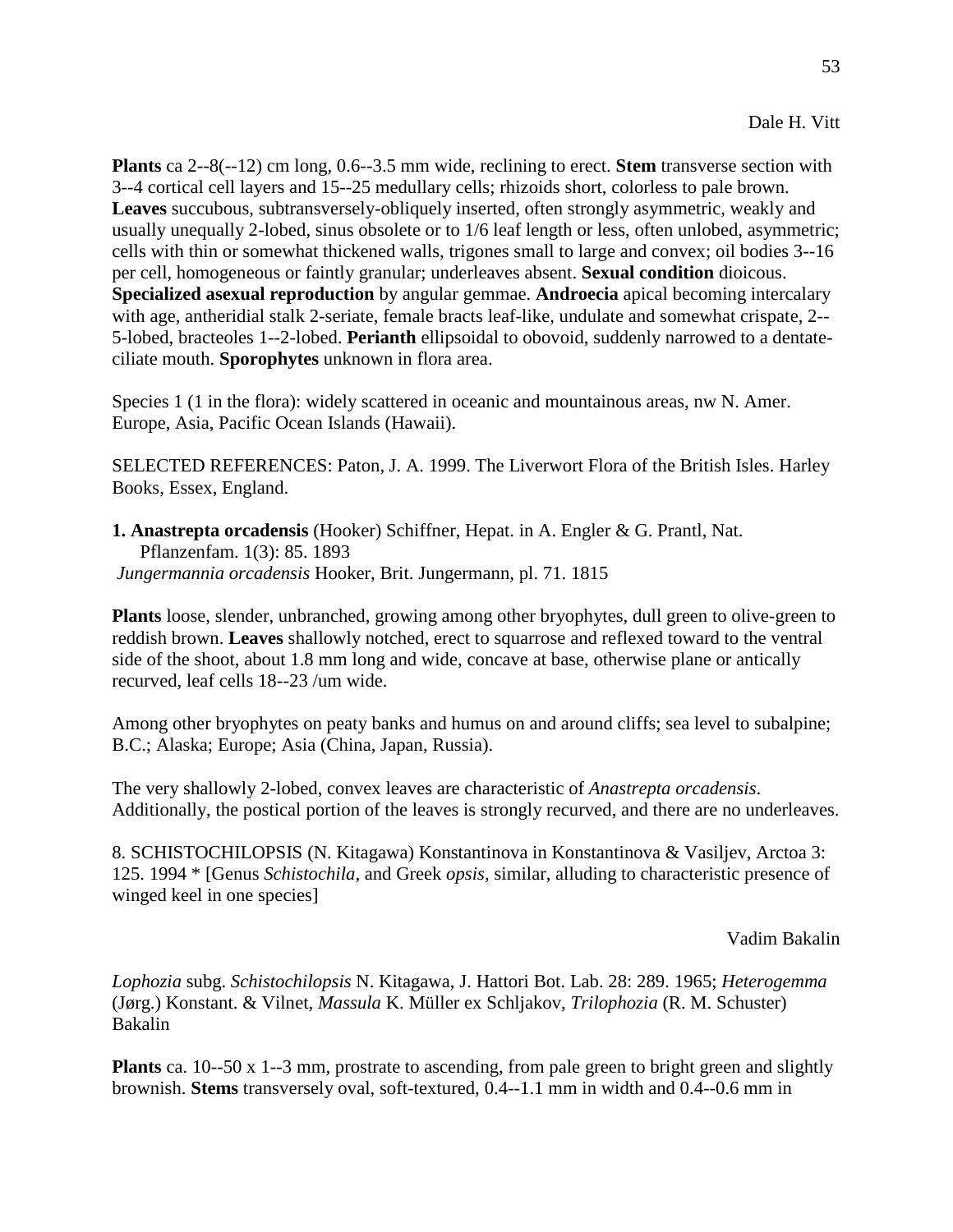Dale H. Vitt

**Plants** ca 2--8(--12) cm long, 0.6--3.5 mm wide, reclining to erect. **Stem** transverse section with 3--4 cortical cell layers and 15--25 medullary cells; rhizoids short, colorless to pale brown. **Leaves** succubous, subtransversely-obliquely inserted, often strongly asymmetric, weakly and usually unequally 2-lobed, sinus obsolete or to 1/6 leaf length or less, often unlobed, asymmetric; cells with thin or somewhat thickened walls, trigones small to large and convex; oil bodies 3--16 per cell, homogeneous or faintly granular; underleaves absent. **Sexual condition** dioicous. **Specialized asexual reproduction** by angular gemmae. **Androecia** apical becoming intercalary with age, antheridial stalk 2-seriate, female bracts leaf-like, undulate and somewhat crispate, 2--5-lobed, bracteoles 1--2-lobed. **Perianth** ellipsoidal to obovoid, suddenly narrowed to a dentate-ciliate mouth. **Sporophytes** unknown in flora area.

Species 1 (1 in the flora): widely scattered in oceanic and mountainous areas, nw N. Amer. Europe, Asia, Pacific Ocean Islands (Hawaii).

SELECTED REFERENCES: Paton, J. A. 1999. The Liverwort Flora of the British Isles. Harley Books, Essex, England.

**1. Anastrepta orcadensis** (Hooker) Schiffner, Hepat. in A. Engler & G. Prantl, Nat. Pflanzenfam. 1(3): 85. 1893
*Jungermannia orcadensis* Hooker, Brit. Jungermann, pl. 71. 1815

**Plants** loose, slender, unbranched, growing among other bryophytes, dull green to olive-green to reddish brown. **Leaves** shallowly notched, erect to squarrose and reflexed toward to the ventral side of the shoot, about 1.8 mm long and wide, concave at base, otherwise plane or antically recurved, leaf cells 18--23 /um wide.

Among other bryophytes on peaty banks and humus on and around cliffs; sea level to subalpine; B.C.; Alaska; Europe; Asia (China, Japan, Russia).

The very shallowly 2-lobed, convex leaves are characteristic of *Anastrepta orcadensis*. Additionally, the postical portion of the leaves is strongly recurved, and there are no underleaves.

8. SCHISTOCHILOPSIS (N. Kitagawa) Konstantinova in Konstantinova & Vasiljev, Arctoa 3: 125. 1994 * [Genus *Schistochila*, and Greek *opsis*, similar, alluding to characteristic presence of winged keel in one species]

Vadim Bakalin

*Lophozia* subg. *Schistochilopsis* N. Kitagawa, J. Hattori Bot. Lab. 28: 289. 1965; *Heterogemma* (Jørg.) Konstant. & Vilnet, *Massula* K. Müller ex Schljakov, *Trilophozia* (R. M. Schuster) Bakalin

**Plants** ca. 10--50 x 1--3 mm, prostrate to ascending, from pale green to bright green and slightly brownish. **Stems** transversely oval, soft-textured, 0.4--1.1 mm in width and 0.4--0.6 mm in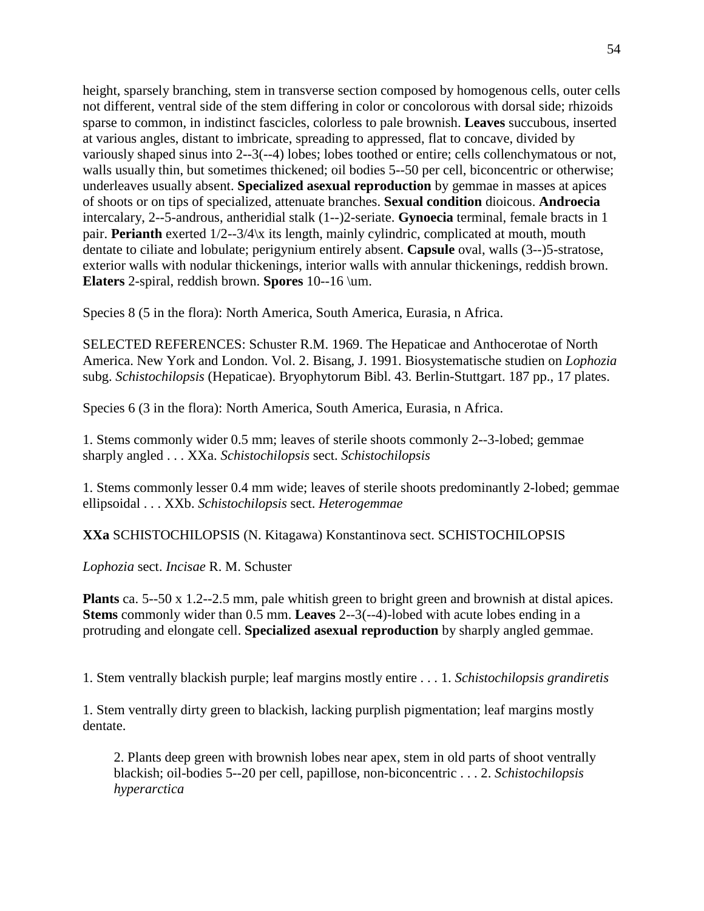height, sparsely branching, stem in transverse section composed by homogenous cells, outer cells not different, ventral side of the stem differing in color or concolorous with dorsal side; rhizoids sparse to common, in indistinct fascicles, colorless to pale brownish. **Leaves** succubous, inserted at various angles, distant to imbricate, spreading to appressed, flat to concave, divided by variously shaped sinus into 2--3(--4) lobes; lobes toothed or entire; cells collenchymatous or not, walls usually thin, but sometimes thickened; oil bodies 5--50 per cell, biconcentric or otherwise; underleaves usually absent. **Specialized asexual reproduction** by gemmae in masses at apices of shoots or on tips of specialized, attenuate branches. **Sexual condition** dioicous. **Androecia** intercalary, 2--5-androus, antheridial stalk (1--)2-seriate. **Gynoecia** terminal, female bracts in 1 pair. **Perianth** exerted 1/2--3/4\x its length, mainly cylindric, complicated at mouth, mouth dentate to ciliate and lobulate; perigynium entirely absent. **Capsule** oval, walls (3--)5-stratose, exterior walls with nodular thickenings, interior walls with annular thickenings, reddish brown. **Elaters** 2-spiral, reddish brown. **Spores** 10--16 \um.

Species 8 (5 in the flora): North America, South America, Eurasia, n Africa.

SELECTED REFERENCES: Schuster R.M. 1969. The Hepaticae and Anthocerotae of North America. New York and London. Vol. 2. Bisang, J. 1991. Biosystematische studien on *Lophozia* subg. *Schistochilopsis* (Hepaticae). Bryophytorum Bibl. 43. Berlin-Stuttgart. 187 pp., 17 plates.

Species 6 (3 in the flora): North America, South America, Eurasia, n Africa.

1. Stems commonly wider 0.5 mm; leaves of sterile shoots commonly 2--3-lobed; gemmae sharply angled . . . XXa. *Schistochilopsis* sect. *Schistochilopsis*

1. Stems commonly lesser 0.4 mm wide; leaves of sterile shoots predominantly 2-lobed; gemmae ellipsoidal . . . XXb. *Schistochilopsis* sect. *Heterogemmae*

**XXa** SCHISTOCHILOPSIS (N. Kitagawa) Konstantinova sect. SCHISTOCHILOPSIS

*Lophozia* sect. *Incisae* R. M. Schuster

**Plants** ca. 5--50 x 1.2--2.5 mm, pale whitish green to bright green and brownish at distal apices. **Stems** commonly wider than 0.5 mm. **Leaves** 2--3(--4)-lobed with acute lobes ending in a protruding and elongate cell. **Specialized asexual reproduction** by sharply angled gemmae.

1. Stem ventrally blackish purple; leaf margins mostly entire . . . 1. *Schistochilopsis grandiretis*

1. Stem ventrally dirty green to blackish, lacking purplish pigmentation; leaf margins mostly dentate.

   2. Plants deep green with brownish lobes near apex, stem in old parts of shoot ventrally blackish; oil-bodies 5--20 per cell, papillose, non-biconcentric . . . 2. *Schistochilopsis hyperarctica*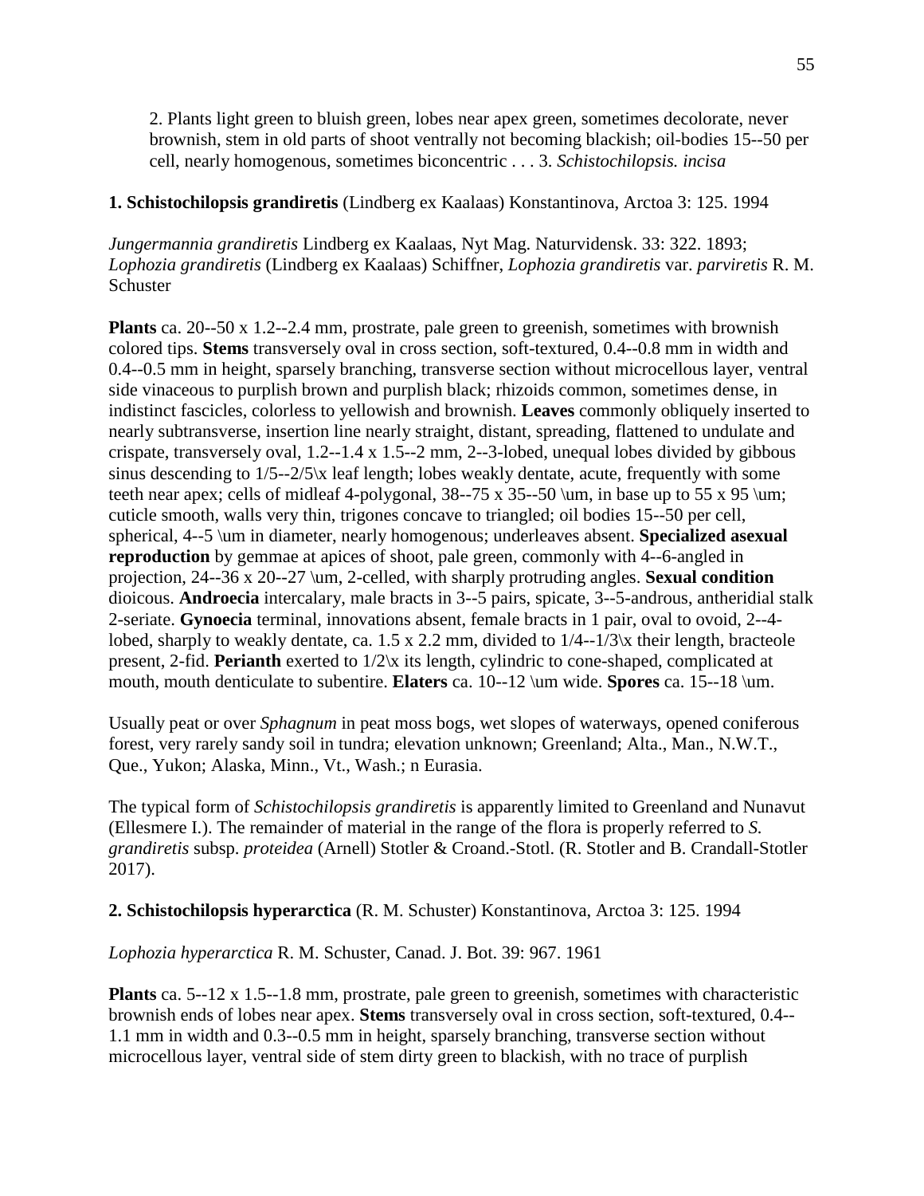2. Plants light green to bluish green, lobes near apex green, sometimes decolorate, never brownish, stem in old parts of shoot ventrally not becoming blackish; oil-bodies 15--50 per cell, nearly homogenous, sometimes biconcentric . . . 3. *Schistochilopsis. incisa*

**1. Schistochilopsis grandiretis** (Lindberg ex Kaalaas) Konstantinova, Arctoa 3: 125. 1994

*Jungermannia grandiretis* Lindberg ex Kaalaas, Nyt Mag. Naturvidensk. 33: 322. 1893; *Lophozia grandiretis* (Lindberg ex Kaalaas) Schiffner, *Lophozia grandiretis* var. *parviretis* R. M. Schuster

**Plants** ca. 20--50 x 1.2--2.4 mm, prostrate, pale green to greenish, sometimes with brownish colored tips. **Stems** transversely oval in cross section, soft-textured, 0.4--0.8 mm in width and 0.4--0.5 mm in height, sparsely branching, transverse section without microcellous layer, ventral side vinaceous to purplish brown and purplish black; rhizoids common, sometimes dense, in indistinct fascicles, colorless to yellowish and brownish. **Leaves** commonly obliquely inserted to nearly subtransverse, insertion line nearly straight, distant, spreading, flattened to undulate and crispate, transversely oval, 1.2--1.4 x 1.5--2 mm, 2--3-lobed, unequal lobes divided by gibbous sinus descending to 1/5--2/5\x leaf length; lobes weakly dentate, acute, frequently with some teeth near apex; cells of midleaf 4-polygonal, 38--75 x 35--50 \um, in base up to 55 x 95 \um; cuticle smooth, walls very thin, trigones concave to triangled; oil bodies 15--50 per cell, spherical, 4--5 \um in diameter, nearly homogenous; underleaves absent. **Specialized asexual reproduction** by gemmae at apices of shoot, pale green, commonly with 4--6-angled in projection, 24--36 x 20--27 \um, 2-celled, with sharply protruding angles. **Sexual condition** dioicous. **Androecia** intercalary, male bracts in 3--5 pairs, spicate, 3--5-androus, antheridial stalk 2-seriate. **Gynoecia** terminal, innovations absent, female bracts in 1 pair, oval to ovoid, 2--4-lobed, sharply to weakly dentate, ca. 1.5 x 2.2 mm, divided to 1/4--1/3\x their length, bracteole present, 2-fid. **Perianth** exerted to 1/2\x its length, cylindric to cone-shaped, complicated at mouth, mouth denticulate to subentire. **Elaters** ca. 10--12 \um wide. **Spores** ca. 15--18 \um.

Usually peat or over *Sphagnum* in peat moss bogs, wet slopes of waterways, opened coniferous forest, very rarely sandy soil in tundra; elevation unknown; Greenland; Alta., Man., N.W.T., Que., Yukon; Alaska, Minn., Vt., Wash.; n Eurasia.

The typical form of *Schistochilopsis grandiretis* is apparently limited to Greenland and Nunavut (Ellesmere I.). The remainder of material in the range of the flora is properly referred to *S. grandiretis* subsp. *proteidea* (Arnell) Stotler & Croand.-Stotl. (R. Stotler and B. Crandall-Stotler 2017).

**2. Schistochilopsis hyperarctica** (R. M. Schuster) Konstantinova, Arctoa 3: 125. 1994

*Lophozia hyperarctica* R. M. Schuster, Canad. J. Bot. 39: 967. 1961

**Plants** ca. 5--12 x 1.5--1.8 mm, prostrate, pale green to greenish, sometimes with characteristic brownish ends of lobes near apex. **Stems** transversely oval in cross section, soft-textured, 0.4--1.1 mm in width and 0.3--0.5 mm in height, sparsely branching, transverse section without microcellous layer, ventral side of stem dirty green to blackish, with no trace of purplish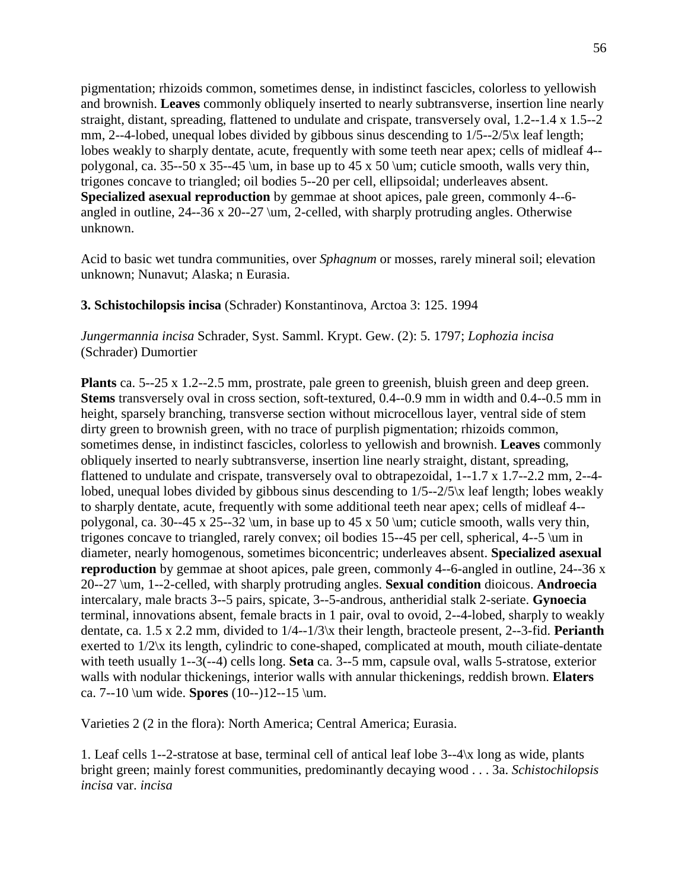pigmentation; rhizoids common, sometimes dense, in indistinct fascicles, colorless to yellowish and brownish. **Leaves** commonly obliquely inserted to nearly subtransverse, insertion line nearly straight, distant, spreading, flattened to undulate and crispate, transversely oval, 1.2--1.4 x 1.5--2 mm, 2--4-lobed, unequal lobes divided by gibbous sinus descending to 1/5--2/5\x leaf length; lobes weakly to sharply dentate, acute, frequently with some teeth near apex; cells of midleaf 4--polygonal, ca. 35--50 x 35--45 \um, in base up to 45 x 50 \um; cuticle smooth, walls very thin, trigones concave to triangled; oil bodies 5--20 per cell, ellipsoidal; underleaves absent. **Specialized asexual reproduction** by gemmae at shoot apices, pale green, commonly 4--6-angled in outline, 24--36 x 20--27 \um, 2-celled, with sharply protruding angles. Otherwise unknown.

Acid to basic wet tundra communities, over *Sphagnum* or mosses, rarely mineral soil; elevation unknown; Nunavut; Alaska; n Eurasia.

**3. Schistochilopsis incisa** (Schrader) Konstantinova, Arctoa 3: 125. 1994

*Jungermannia incisa* Schrader, Syst. Samml. Krypt. Gew. (2): 5. 1797; *Lophozia incisa* (Schrader) Dumortier

**Plants** ca. 5--25 x 1.2--2.5 mm, prostrate, pale green to greenish, bluish green and deep green. **Stems** transversely oval in cross section, soft-textured, 0.4--0.9 mm in width and 0.4--0.5 mm in height, sparsely branching, transverse section without microcellous layer, ventral side of stem dirty green to brownish green, with no trace of purplish pigmentation; rhizoids common, sometimes dense, in indistinct fascicles, colorless to yellowish and brownish. **Leaves** commonly obliquely inserted to nearly subtransverse, insertion line nearly straight, distant, spreading, flattened to undulate and crispate, transversely oval to obtrapezoidal, 1--1.7 x 1.7--2.2 mm, 2--4-lobed, unequal lobes divided by gibbous sinus descending to 1/5--2/5\x leaf length; lobes weakly to sharply dentate, acute, frequently with some additional teeth near apex; cells of midleaf 4--polygonal, ca. 30--45 x 25--32 \um, in base up to 45 x 50 \um; cuticle smooth, walls very thin, trigones concave to triangled, rarely convex; oil bodies 15--45 per cell, spherical, 4--5 \um in diameter, nearly homogenous, sometimes biconcentric; underleaves absent. **Specialized asexual reproduction** by gemmae at shoot apices, pale green, commonly 4--6-angled in outline, 24--36 x 20--27 \um, 1--2-celled, with sharply protruding angles. **Sexual condition** dioicous. **Androecia** intercalary, male bracts 3--5 pairs, spicate, 3--5-androus, antheridial stalk 2-seriate. **Gynoecia** terminal, innovations absent, female bracts in 1 pair, oval to ovoid, 2--4-lobed, sharply to weakly dentate, ca. 1.5 x 2.2 mm, divided to 1/4--1/3\x their length, bracteole present, 2--3-fid. **Perianth** exerted to 1/2\x its length, cylindric to cone-shaped, complicated at mouth, mouth ciliate-dentate with teeth usually 1--3(--4) cells long. **Seta** ca. 3--5 mm, capsule oval, walls 5-stratose, exterior walls with nodular thickenings, interior walls with annular thickenings, reddish brown. **Elaters** ca. 7--10 \um wide. **Spores** (10--)12--15 \um.

Varieties 2 (2 in the flora): North America; Central America; Eurasia.

1. Leaf cells 1--2-stratose at base, terminal cell of antical leaf lobe 3--4\x long as wide, plants bright green; mainly forest communities, predominantly decaying wood . . . 3a. *Schistochilopsis incisa* var. *incisa*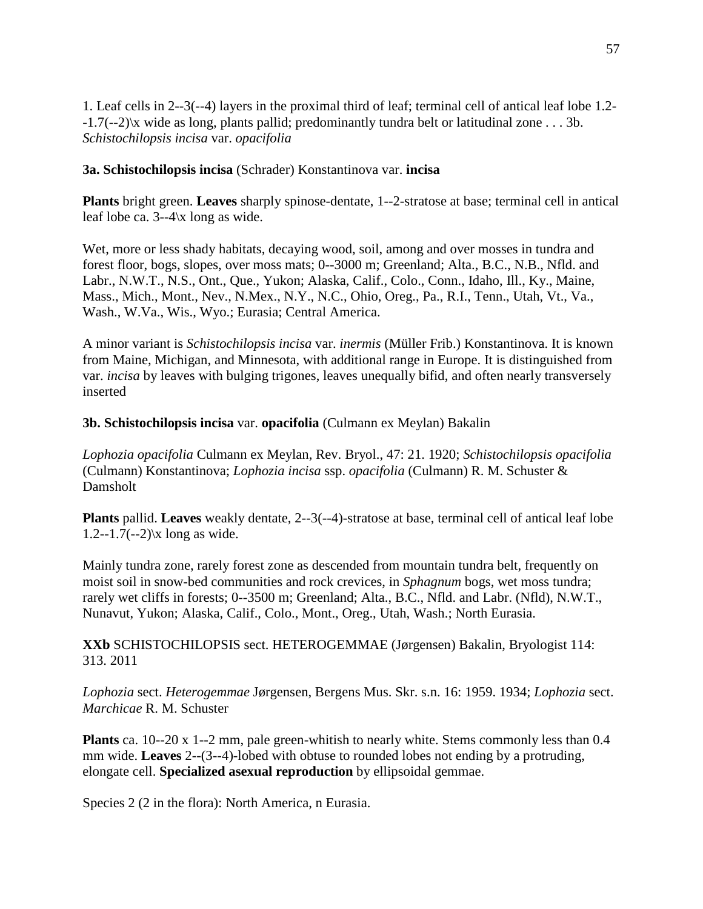1. Leaf cells in 2--3(--4) layers in the proximal third of leaf; terminal cell of antical leaf lobe 1.2--1.7(--2)\x wide as long, plants pallid; predominantly tundra belt or latitudinal zone . . . 3b. *Schistochilopsis incisa* var. *opacifolia*

**3a. Schistochilopsis incisa** (Schrader) Konstantinova var. **incisa**

**Plants** bright green. **Leaves** sharply spinose-dentate, 1--2-stratose at base; terminal cell in antical leaf lobe ca. 3--4\x long as wide.

Wet, more or less shady habitats, decaying wood, soil, among and over mosses in tundra and forest floor, bogs, slopes, over moss mats; 0--3000 m; Greenland; Alta., B.C., N.B., Nfld. and Labr., N.W.T., N.S., Ont., Que., Yukon; Alaska, Calif., Colo., Conn., Idaho, Ill., Ky., Maine, Mass., Mich., Mont., Nev., N.Mex., N.Y., N.C., Ohio, Oreg., Pa., R.I., Tenn., Utah, Vt., Va., Wash., W.Va., Wis., Wyo.; Eurasia; Central America.

A minor variant is *Schistochilopsis incisa* var. *inermis* (Müller Frib.) Konstantinova. It is known from Maine, Michigan, and Minnesota, with additional range in Europe. It is distinguished from var. *incisa* by leaves with bulging trigones, leaves unequally bifid, and often nearly transversely inserted

**3b. Schistochilopsis incisa** var. **opacifolia** (Culmann ex Meylan) Bakalin

*Lophozia opacifolia* Culmann ex Meylan, Rev. Bryol., 47: 21. 1920; *Schistochilopsis opacifolia* (Culmann) Konstantinova; *Lophozia incisa* ssp. *opacifolia* (Culmann) R. M. Schuster & Damsholt

**Plants** pallid. **Leaves** weakly dentate, 2--3(--4)-stratose at base, terminal cell of antical leaf lobe 1.2--1.7(--2)\x long as wide.

Mainly tundra zone, rarely forest zone as descended from mountain tundra belt, frequently on moist soil in snow-bed communities and rock crevices, in *Sphagnum* bogs, wet moss tundra; rarely wet cliffs in forests; 0--3500 m; Greenland; Alta., B.C., Nfld. and Labr. (Nfld), N.W.T., Nunavut, Yukon; Alaska, Calif., Colo., Mont., Oreg., Utah, Wash.; North Eurasia.

**XXb** SCHISTOCHILOPSIS sect. HETEROGEMMAE (Jørgensen) Bakalin, Bryologist 114: 313. 2011

*Lophozia* sect. *Heterogemmae* Jørgensen, Bergens Mus. Skr. s.n. 16: 1959. 1934; *Lophozia* sect. *Marchicae* R. M. Schuster

**Plants** ca. 10--20 x 1--2 mm, pale green-whitish to nearly white. Stems commonly less than 0.4 mm wide. **Leaves** 2--(3--4)-lobed with obtuse to rounded lobes not ending by a protruding, elongate cell. **Specialized asexual reproduction** by ellipsoidal gemmae.

Species 2 (2 in the flora): North America, n Eurasia.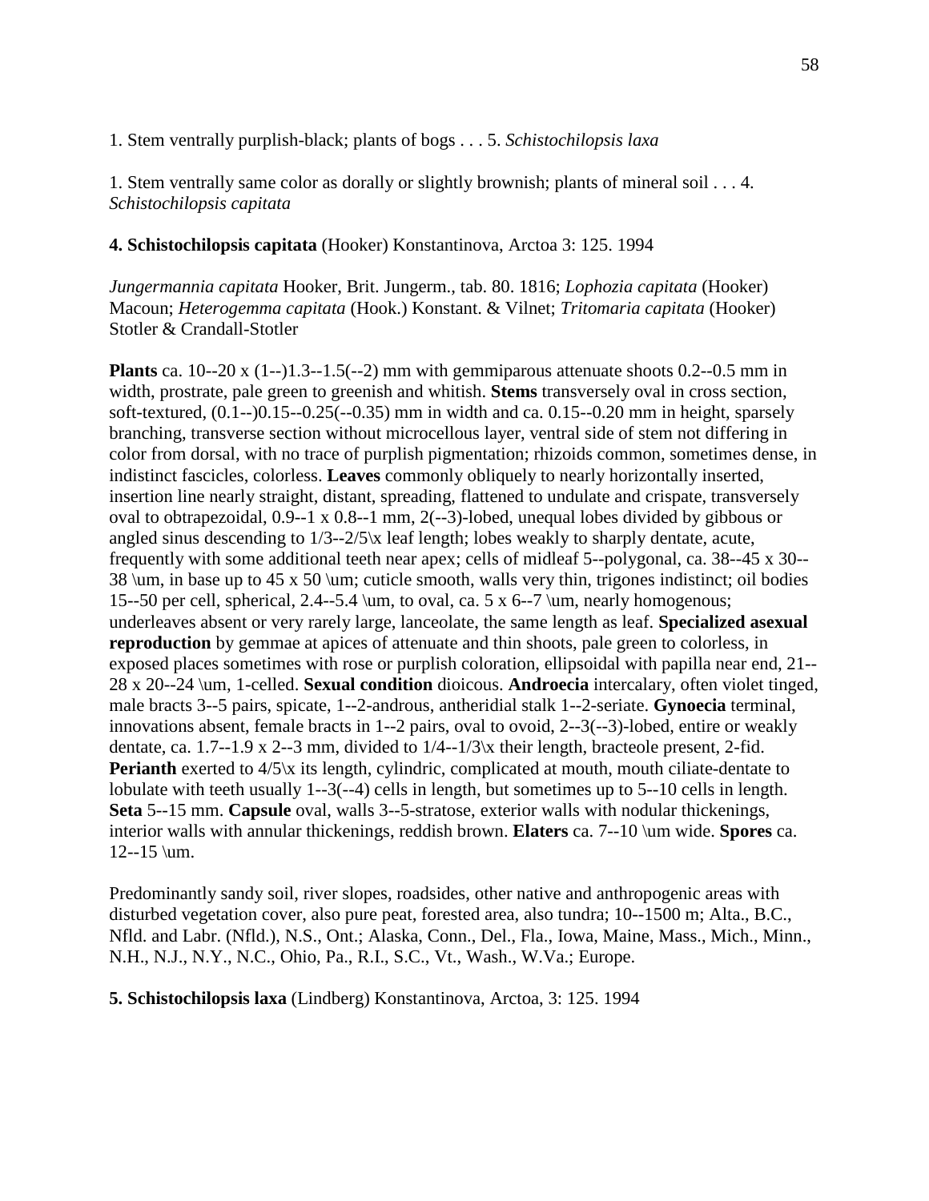1. Stem ventrally purplish-black; plants of bogs . . . 5. *Schistochilopsis laxa*

1. Stem ventrally same color as dorally or slightly brownish; plants of mineral soil . . . 4. *Schistochilopsis capitata*

**4. Schistochilopsis capitata** (Hooker) Konstantinova, Arctoa 3: 125. 1994

*Jungermannia capitata* Hooker, Brit. Jungerm., tab. 80. 1816; *Lophozia capitata* (Hooker) Macoun; *Heterogemma capitata* (Hook.) Konstant. & Vilnet; *Tritomaria capitata* (Hooker) Stotler & Crandall-Stotler

**Plants** ca. 10--20 x (1--)1.3--1.5(--2) mm with gemmiparous attenuate shoots 0.2--0.5 mm in width, prostrate, pale green to greenish and whitish. **Stems** transversely oval in cross section, soft-textured, (0.1--)0.15--0.25(--0.35) mm in width and ca. 0.15--0.20 mm in height, sparsely branching, transverse section without microcellous layer, ventral side of stem not differing in color from dorsal, with no trace of purplish pigmentation; rhizoids common, sometimes dense, in indistinct fascicles, colorless. **Leaves** commonly obliquely to nearly horizontally inserted, insertion line nearly straight, distant, spreading, flattened to undulate and crispate, transversely oval to obtrapezoidal, 0.9--1 x 0.8--1 mm, 2(--3)-lobed, unequal lobes divided by gibbous or angled sinus descending to 1/3--2/5\x leaf length; lobes weakly to sharply dentate, acute, frequently with some additional teeth near apex; cells of midleaf 5--polygonal, ca. 38--45 x 30--38 \um, in base up to 45 x 50 \um; cuticle smooth, walls very thin, trigones indistinct; oil bodies 15--50 per cell, spherical, 2.4--5.4 \um, to oval, ca. 5 x 6--7 \um, nearly homogenous; underleaves absent or very rarely large, lanceolate, the same length as leaf. **Specialized asexual reproduction** by gemmae at apices of attenuate and thin shoots, pale green to colorless, in exposed places sometimes with rose or purplish coloration, ellipsoidal with papilla near end, 21--28 x 20--24 \um, 1-celled. **Sexual condition** dioicous. **Androecia** intercalary, often violet tinged, male bracts 3--5 pairs, spicate, 1--2-androus, antheridial stalk 1--2-seriate. **Gynoecia** terminal, innovations absent, female bracts in 1--2 pairs, oval to ovoid, 2--3(--3)-lobed, entire or weakly dentate, ca. 1.7--1.9 x 2--3 mm, divided to 1/4--1/3\x their length, bracteole present, 2-fid. **Perianth** exerted to 4/5\x its length, cylindric, complicated at mouth, mouth ciliate-dentate to lobulate with teeth usually 1--3(--4) cells in length, but sometimes up to 5--10 cells in length. **Seta** 5--15 mm. **Capsule** oval, walls 3--5-stratose, exterior walls with nodular thickenings, interior walls with annular thickenings, reddish brown. **Elaters** ca. 7--10 \um wide. **Spores** ca. 12--15 \um.

Predominantly sandy soil, river slopes, roadsides, other native and anthropogenic areas with disturbed vegetation cover, also pure peat, forested area, also tundra; 10--1500 m; Alta., B.C., Nfld. and Labr. (Nfld.), N.S., Ont.; Alaska, Conn., Del., Fla., Iowa, Maine, Mass., Mich., Minn., N.H., N.J., N.Y., N.C., Ohio, Pa., R.I., S.C., Vt., Wash., W.Va.; Europe.

**5. Schistochilopsis laxa** (Lindberg) Konstantinova, Arctoa, 3: 125. 1994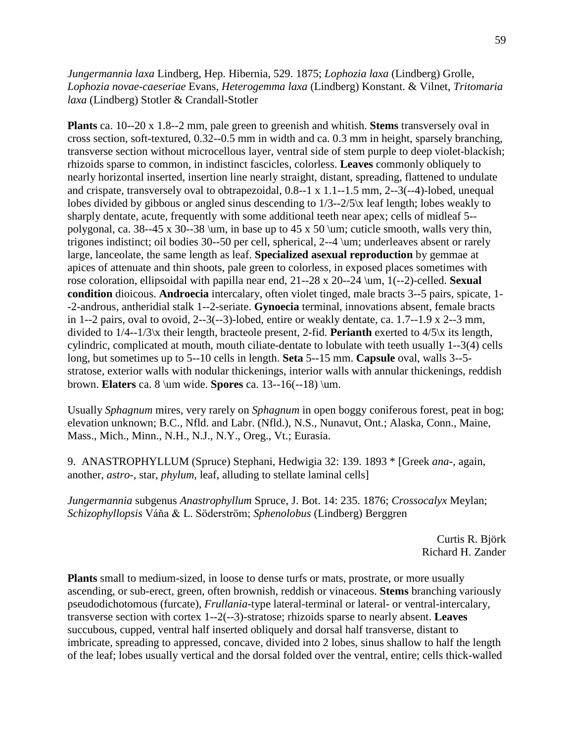*Jungermannia laxa* Lindberg, Hep. Hibernia, 529. 1875; *Lophozia laxa* (Lindberg) Grolle, *Lophozia novae-caeseriae* Evans, *Heterogemma laxa* (Lindberg) Konstant. & Vilnet, *Tritomaria laxa* (Lindberg) Stotler & Crandall-Stotler

**Plants** ca. 10--20 x 1.8--2 mm, pale green to greenish and whitish. **Stems** transversely oval in cross section, soft-textured, 0.32--0.5 mm in width and ca. 0.3 mm in height, sparsely branching, transverse section without microcellous layer, ventral side of stem purple to deep violet-blackish; rhizoids sparse to common, in indistinct fascicles, colorless. **Leaves** commonly obliquely to nearly horizontal inserted, insertion line nearly straight, distant, spreading, flattened to undulate and crispate, transversely oval to obtrapezoidal, 0.8--1 x 1.1--1.5 mm, 2--3(--4)-lobed, unequal lobes divided by gibbous or angled sinus descending to 1/3--2/5\x leaf length; lobes weakly to sharply dentate, acute, frequently with some additional teeth near apex; cells of midleaf 5--polygonal, ca. 38--45 x 30--38 \um, in base up to 45 x 50 \um; cuticle smooth, walls very thin, trigones indistinct; oil bodies 30--50 per cell, spherical, 2--4 \um; underleaves absent or rarely large, lanceolate, the same length as leaf. **Specialized asexual reproduction** by gemmae at apices of attenuate and thin shoots, pale green to colorless, in exposed places sometimes with rose coloration, ellipsoidal with papilla near end, 21--28 x 20--24 \um, 1(--2)-celled. **Sexual condition** dioicous. **Androecia** intercalary, often violet tinged, male bracts 3--5 pairs, spicate, 1--2-androus, antheridial stalk 1--2-seriate. **Gynoecia** terminal, innovations absent, female bracts in 1--2 pairs, oval to ovoid, 2--3(--3)-lobed, entire or weakly dentate, ca. 1.7--1.9 x 2--3 mm, divided to 1/4--1/3\x their length, bracteole present, 2-fid. **Perianth** exerted to 4/5\x its length, cylindric, complicated at mouth, mouth ciliate-dentate to lobulate with teeth usually 1--3(4) cells long, but sometimes up to 5--10 cells in length. **Seta** 5--15 mm. **Capsule** oval, walls 3--5-stratose, exterior walls with nodular thickenings, interior walls with annular thickenings, reddish brown. **Elaters** ca. 8 \um wide. **Spores** ca. 13--16(--18) \um.

Usually *Sphagnum* mires, very rarely on *Sphagnum* in open boggy coniferous forest, peat in bog; elevation unknown; B.C., Nfld. and Labr. (Nfld.), N.S., Nunavut, Ont.; Alaska, Conn., Maine, Mass., Mich., Minn., N.H., N.J., N.Y., Oreg., Vt.; Eurasia.

9. ANASTROPHYLLUM (Spruce) Stephani, Hedwigia 32: 139. 1893 * [Greek *ana-*, again, another, *astro-*, star, *phylum*, leaf, alluding to stellate laminal cells]

*Jungermannia* subgenus *Anastrophyllum* Spruce, J. Bot. 14: 235. 1876; *Crossocalyx* Meylan; *Schizophyllopsis* Váňa & L. Söderström; *Sphenolobus* (Lindberg) Berggren

Curtis R. Björk
Richard H. Zander

**Plants** small to medium-sized, in loose to dense turfs or mats, prostrate, or more usually ascending, or sub-erect, green, often brownish, reddish or vinaceous. **Stems** branching variously pseudodichotomous (furcate), *Frullania*-type lateral-terminal or lateral- or ventral-intercalary, transverse section with cortex 1--2(--3)-stratose; rhizoids sparse to nearly absent. **Leaves** succubous, cupped, ventral half inserted obliquely and dorsal half transverse, distant to imbricate, spreading to appressed, concave, divided into 2 lobes, sinus shallow to half the length of the leaf; lobes usually vertical and the dorsal folded over the ventral, entire; cells thick-walled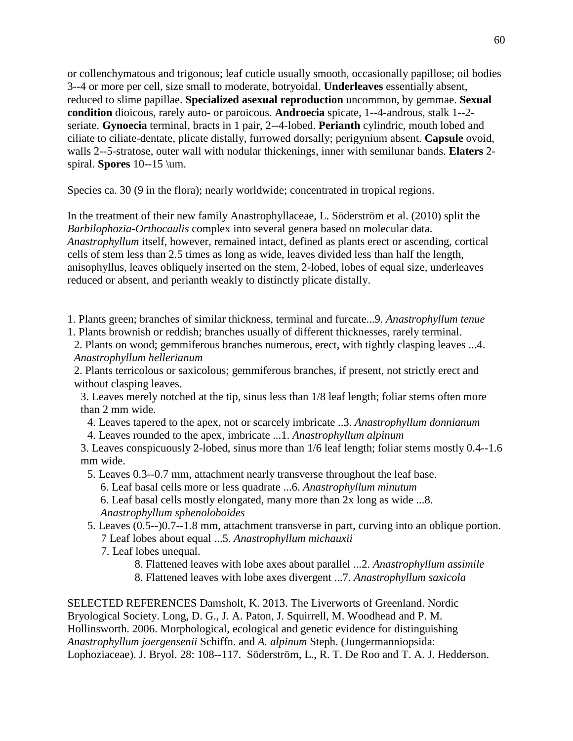or collenchymatous and trigonous; leaf cuticle usually smooth, occasionally papillose; oil bodies 3--4 or more per cell, size small to moderate, botryoidal. **Underleaves** essentially absent, reduced to slime papillae. **Specialized asexual reproduction** uncommon, by gemmae. **Sexual condition** dioicous, rarely auto- or paroicous. **Androecia** spicate, 1--4-androus, stalk 1--2-seriate. **Gynoecia** terminal, bracts in 1 pair, 2--4-lobed. **Perianth** cylindric, mouth lobed and ciliate to ciliate-dentate, plicate distally, furrowed dorsally; perigynium absent. **Capsule** ovoid, walls 2--5-stratose, outer wall with nodular thickenings, inner with semilunar bands. **Elaters** 2-spiral. **Spores** 10--15 \um.

Species ca. 30 (9 in the flora); nearly worldwide; concentrated in tropical regions.

In the treatment of their new family Anastrophyllaceae, L. Söderström et al. (2010) split the *Barbilophozia-Orthocaulis* complex into several genera based on molecular data. *Anastrophyllum* itself, however, remained intact, defined as plants erect or ascending, cortical cells of stem less than 2.5 times as long as wide, leaves divided less than half the length, anisophyllus, leaves obliquely inserted on the stem, 2-lobed, lobes of equal size, underleaves reduced or absent, and perianth weakly to distinctly plicate distally.

1. Plants green; branches of similar thickness, terminal and furcate...9. *Anastrophyllum tenue*
1. Plants brownish or reddish; branches usually of different thicknesses, rarely terminal.
   2. Plants on wood; gemmiferous branches numerous, erect, with tightly clasping leaves ...4. *Anastrophyllum hellerianum*
   2. Plants terricolous or saxicolous; gemmiferous branches, if present, not strictly erect and without clasping leaves.
      3. Leaves merely notched at the tip, sinus less than 1/8 leaf length; foliar stems often more than 2 mm wide.
         4. Leaves tapered to the apex, not or scarcely imbricate ..3. *Anastrophyllum donnianum*
         4. Leaves rounded to the apex, imbricate ...1. *Anastrophyllum alpinum*
      3. Leaves conspicuously 2-lobed, sinus more than 1/6 leaf length; foliar stems mostly 0.4--1.6 mm wide.
         5. Leaves 0.3--0.7 mm, attachment nearly transverse throughout the leaf base.
            6. Leaf basal cells more or less quadrate ...6. *Anastrophyllum minutum*
            6. Leaf basal cells mostly elongated, many more than 2x long as wide ...8. *Anastrophyllum sphenoloboides*
         5. Leaves (0.5--)0.7--1.8 mm, attachment transverse in part, curving into an oblique portion.
            7 Leaf lobes about equal ...5. *Anastrophyllum michauxii*
            7. Leaf lobes unequal.
               8. Flattened leaves with lobe axes about parallel ...2. *Anastrophyllum assimile*
               8. Flattened leaves with lobe axes divergent ...7. *Anastrophyllum saxicola*

SELECTED REFERENCES Damsholt, K. 2013. The Liverworts of Greenland. Nordic Bryological Society. Long, D. G., J. A. Paton, J. Squirrell, M. Woodhead and P. M. Hollinsworth. 2006. Morphological, ecological and genetic evidence for distinguishing *Anastrophyllum joergensenii* Schiffn. and *A. alpinum* Steph. (Jungermanniopsida: Lophoziaceae). J. Bryol. 28: 108--117. Söderström, L., R. T. De Roo and T. A. J. Hedderson.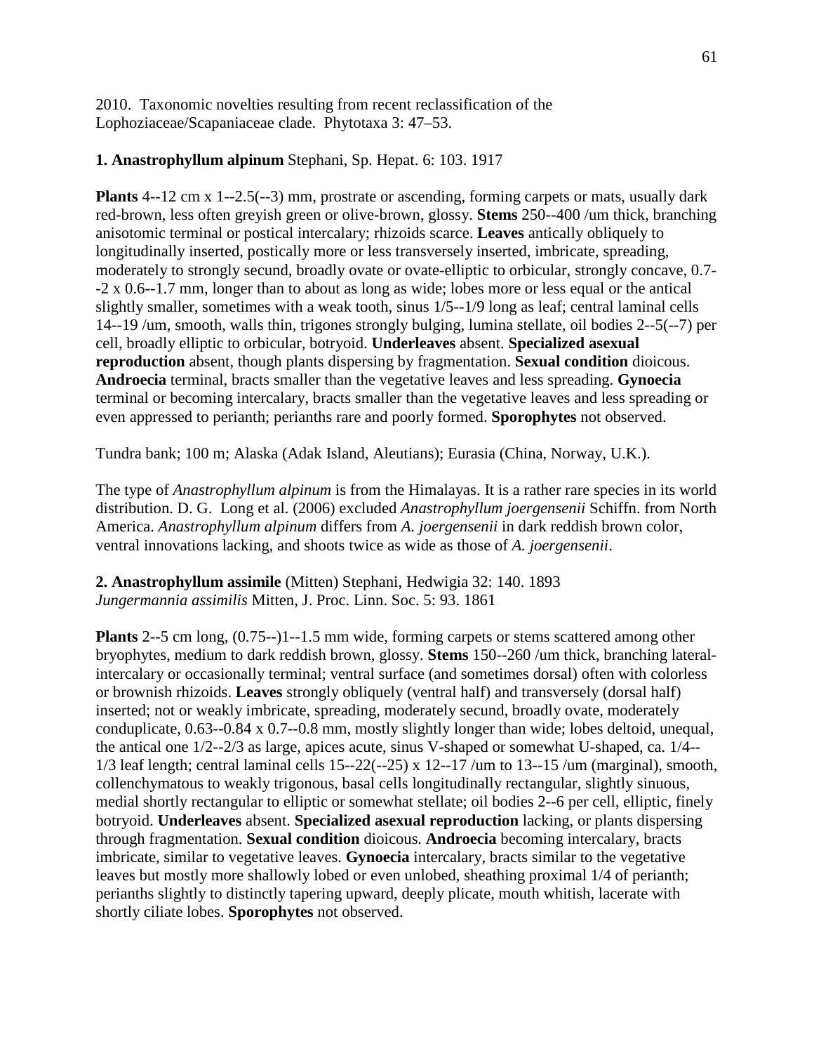2010. Taxonomic novelties resulting from recent reclassification of the Lophoziaceae/Scapaniaceae clade. Phytotaxa 3: 47–53.

**1. Anastrophyllum alpinum** Stephani, Sp. Hepat. 6: 103. 1917

**Plants** 4--12 cm x 1--2.5(--3) mm, prostrate or ascending, forming carpets or mats, usually dark red-brown, less often greyish green or olive-brown, glossy. **Stems** 250--400 /um thick, branching anisotomic terminal or postical intercalary; rhizoids scarce. **Leaves** antically obliquely to longitudinally inserted, postically more or less transversely inserted, imbricate, spreading, moderately to strongly secund, broadly ovate or ovate-elliptic to orbicular, strongly concave, 0.7--2 x 0.6--1.7 mm, longer than to about as long as wide; lobes more or less equal or the antical slightly smaller, sometimes with a weak tooth, sinus 1/5--1/9 long as leaf; central laminal cells 14--19 /um, smooth, walls thin, trigones strongly bulging, lumina stellate, oil bodies 2--5(--7) per cell, broadly elliptic to orbicular, botryoid. **Underleaves** absent. **Specialized asexual reproduction** absent, though plants dispersing by fragmentation. **Sexual condition** dioicous. **Androecia** terminal, bracts smaller than the vegetative leaves and less spreading. **Gynoecia** terminal or becoming intercalary, bracts smaller than the vegetative leaves and less spreading or even appressed to perianth; perianths rare and poorly formed. **Sporophytes** not observed.

Tundra bank; 100 m; Alaska (Adak Island, Aleutians); Eurasia (China, Norway, U.K.).

The type of *Anastrophyllum alpinum* is from the Himalayas. It is a rather rare species in its world distribution. D. G. Long et al. (2006) excluded *Anastrophyllum joergensenii* Schiffn. from North America. *Anastrophyllum alpinum* differs from *A. joergensenii* in dark reddish brown color, ventral innovations lacking, and shoots twice as wide as those of *A. joergensenii*.

**2. Anastrophyllum assimile** (Mitten) Stephani, Hedwigia 32: 140. 1893
*Jungermannia assimilis* Mitten, J. Proc. Linn. Soc. 5: 93. 1861

**Plants** 2--5 cm long, (0.75--)1--1.5 mm wide, forming carpets or stems scattered among other bryophytes, medium to dark reddish brown, glossy. **Stems** 150--260 /um thick, branching lateral-intercalary or occasionally terminal; ventral surface (and sometimes dorsal) often with colorless or brownish rhizoids. **Leaves** strongly obliquely (ventral half) and transversely (dorsal half) inserted; not or weakly imbricate, spreading, moderately secund, broadly ovate, moderately conduplicate, 0.63--0.84 x 0.7--0.8 mm, mostly slightly longer than wide; lobes deltoid, unequal, the antical one 1/2--2/3 as large, apices acute, sinus V-shaped or somewhat U-shaped, ca. 1/4--1/3 leaf length; central laminal cells 15--22(--25) x 12--17 /um to 13--15 /um (marginal), smooth, collenchymatous to weakly trigonous, basal cells longitudinally rectangular, slightly sinuous, medial shortly rectangular to elliptic or somewhat stellate; oil bodies 2--6 per cell, elliptic, finely botryoid. **Underleaves** absent. **Specialized asexual reproduction** lacking, or plants dispersing through fragmentation. **Sexual condition** dioicous. **Androecia** becoming intercalary, bracts imbricate, similar to vegetative leaves. **Gynoecia** intercalary, bracts similar to the vegetative leaves but mostly more shallowly lobed or even unlobed, sheathing proximal 1/4 of perianth; perianths slightly to distinctly tapering upward, deeply plicate, mouth whitish, lacerate with shortly ciliate lobes. **Sporophytes** not observed.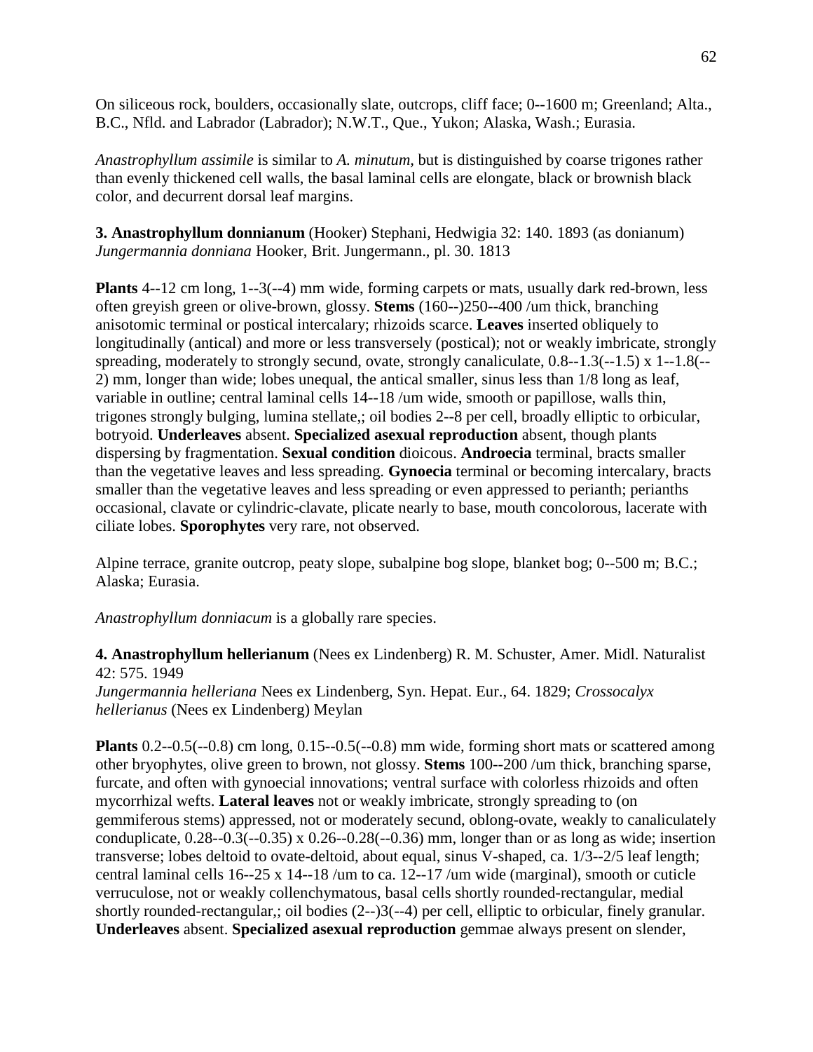On siliceous rock, boulders, occasionally slate, outcrops, cliff face; 0--1600 m; Greenland; Alta., B.C., Nfld. and Labrador (Labrador); N.W.T., Que., Yukon; Alaska, Wash.; Eurasia.

*Anastrophyllum assimile* is similar to *A. minutum,* but is distinguished by coarse trigones rather than evenly thickened cell walls, the basal laminal cells are elongate, black or brownish black color, and decurrent dorsal leaf margins.

**3. Anastrophyllum donnianum** (Hooker) Stephani, Hedwigia 32: 140. 1893 (as donianum)
*Jungermannia donniana* Hooker, Brit. Jungermann., pl. 30. 1813

**Plants** 4--12 cm long, 1--3(--4) mm wide, forming carpets or mats, usually dark red-brown, less often greyish green or olive-brown, glossy. **Stems** (160--)250--400 /um thick, branching anisotomic terminal or postical intercalary; rhizoids scarce. **Leaves** inserted obliquely to longitudinally (antical) and more or less transversely (postical); not or weakly imbricate, strongly spreading, moderately to strongly secund, ovate, strongly canaliculate, 0.8--1.3(--1.5) x 1--1.8(--2) mm, longer than wide; lobes unequal, the antical smaller, sinus less than 1/8 long as leaf, variable in outline; central laminal cells 14--18 /um wide, smooth or papillose, walls thin, trigones strongly bulging, lumina stellate,; oil bodies 2--8 per cell, broadly elliptic to orbicular, botryoid. **Underleaves** absent. **Specialized asexual reproduction** absent, though plants dispersing by fragmentation. **Sexual condition** dioicous. **Androecia** terminal, bracts smaller than the vegetative leaves and less spreading. **Gynoecia** terminal or becoming intercalary, bracts smaller than the vegetative leaves and less spreading or even appressed to perianth; perianths occasional, clavate or cylindric-clavate, plicate nearly to base, mouth concolorous, lacerate with ciliate lobes. **Sporophytes** very rare, not observed.

Alpine terrace, granite outcrop, peaty slope, subalpine bog slope, blanket bog; 0--500 m; B.C.; Alaska; Eurasia.

*Anastrophyllum donniacum* is a globally rare species.

**4. Anastrophyllum hellerianum** (Nees ex Lindenberg) R. M. Schuster, Amer. Midl. Naturalist 42: 575. 1949
*Jungermannia helleriana* Nees ex Lindenberg, Syn. Hepat. Eur., 64. 1829; *Crossocalyx hellerianus* (Nees ex Lindenberg) Meylan

**Plants** 0.2--0.5(--0.8) cm long, 0.15--0.5(--0.8) mm wide, forming short mats or scattered among other bryophytes, olive green to brown, not glossy. **Stems** 100--200 /um thick, branching sparse, furcate, and often with gynoecial innovations; ventral surface with colorless rhizoids and often mycorrhizal wefts. **Lateral leaves** not or weakly imbricate, strongly spreading to (on gemmiferous stems) appressed, not or moderately secund, oblong-ovate, weakly to canaliculately conduplicate, 0.28--0.3(--0.35) x 0.26--0.28(--0.36) mm, longer than or as long as wide; insertion transverse; lobes deltoid to ovate-deltoid, about equal, sinus V-shaped, ca. 1/3--2/5 leaf length; central laminal cells 16--25 x 14--18 /um to ca. 12--17 /um wide (marginal), smooth or cuticle verruculose, not or weakly collenchymatous, basal cells shortly rounded-rectangular, medial shortly rounded-rectangular,; oil bodies (2--)3(--4) per cell, elliptic to orbicular, finely granular. **Underleaves** absent. **Specialized asexual reproduction** gemmae always present on slender,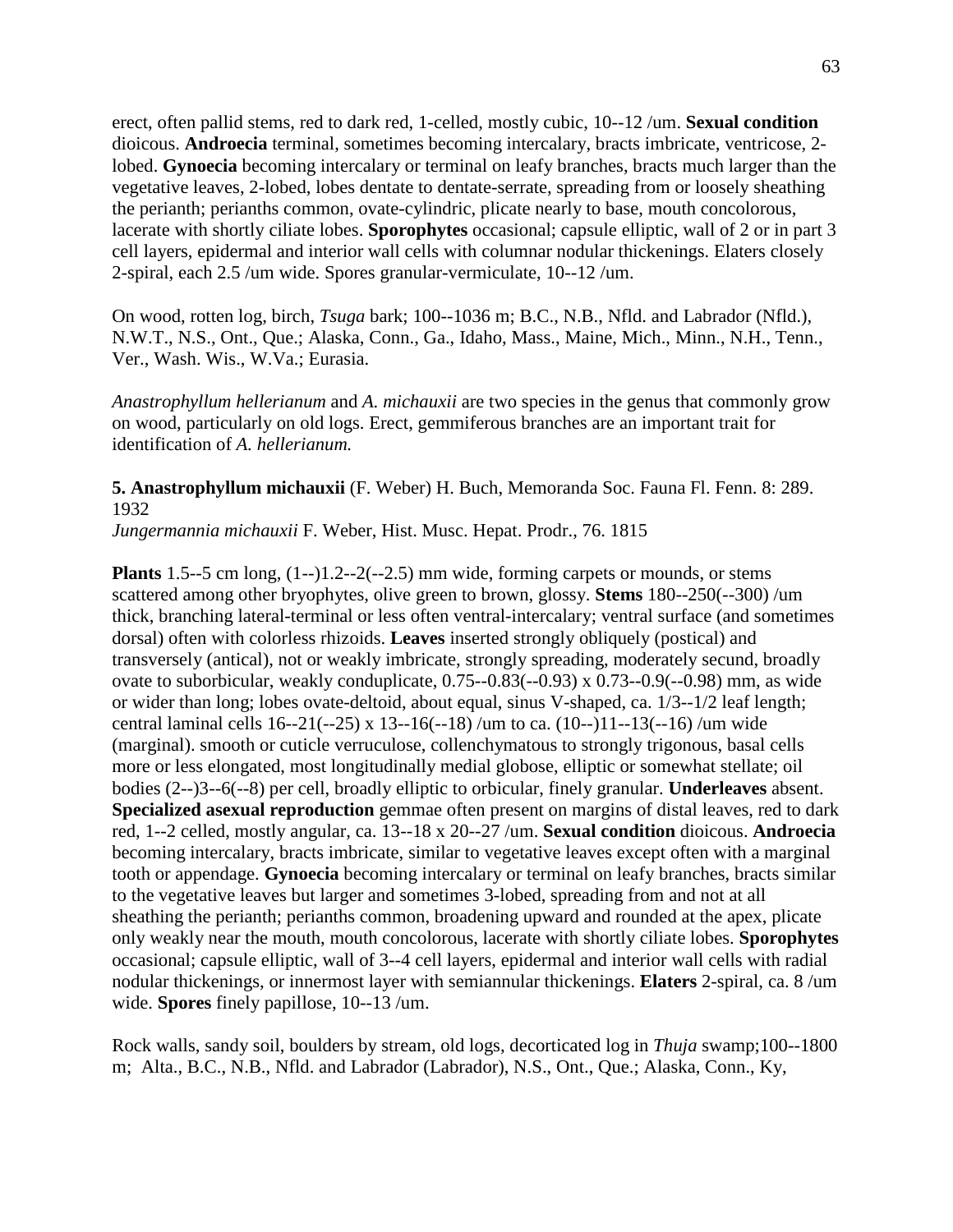erect, often pallid stems, red to dark red, 1-celled, mostly cubic, 10--12 /um. **Sexual condition** dioicous. **Androecia** terminal, sometimes becoming intercalary, bracts imbricate, ventricose, 2-lobed. **Gynoecia** becoming intercalary or terminal on leafy branches, bracts much larger than the vegetative leaves, 2-lobed, lobes dentate to dentate-serrate, spreading from or loosely sheathing the perianth; perianths common, ovate-cylindric, plicate nearly to base, mouth concolorous, lacerate with shortly ciliate lobes. **Sporophytes** occasional; capsule elliptic, wall of 2 or in part 3 cell layers, epidermal and interior wall cells with columnar nodular thickenings. Elaters closely 2-spiral, each 2.5 /um wide. Spores granular-vermiculate, 10--12 /um.

On wood, rotten log, birch, *Tsuga* bark; 100--1036 m; B.C., N.B., Nfld. and Labrador (Nfld.), N.W.T., N.S., Ont., Que.; Alaska, Conn., Ga., Idaho, Mass., Maine, Mich., Minn., N.H., Tenn., Ver., Wash. Wis., W.Va.; Eurasia.

*Anastrophyllum hellerianum* and *A. michauxii* are two species in the genus that commonly grow on wood, particularly on old logs. Erect, gemmiferous branches are an important trait for identification of *A. hellerianum.*

**5. Anastrophyllum michauxii** (F. Weber) H. Buch, Memoranda Soc. Fauna Fl. Fenn. 8: 289. 1932

*Jungermannia michauxii* F. Weber, Hist. Musc. Hepat. Prodr., 76. 1815

**Plants** 1.5--5 cm long, (1--)1.2--2(--2.5) mm wide, forming carpets or mounds, or stems scattered among other bryophytes, olive green to brown, glossy. **Stems** 180--250(--300) /um thick, branching lateral-terminal or less often ventral-intercalary; ventral surface (and sometimes dorsal) often with colorless rhizoids. **Leaves** inserted strongly obliquely (postical) and transversely (antical), not or weakly imbricate, strongly spreading, moderately secund, broadly ovate to suborbicular, weakly conduplicate, 0.75--0.83(--0.93) x 0.73--0.9(--0.98) mm, as wide or wider than long; lobes ovate-deltoid, about equal, sinus V-shaped, ca. 1/3--1/2 leaf length; central laminal cells 16--21(--25) x 13--16(--18) /um to ca. (10--)11--13(--16) /um wide (marginal). smooth or cuticle verruculose, collenchymatous to strongly trigonous, basal cells more or less elongated, most longitudinally medial globose, elliptic or somewhat stellate; oil bodies (2--)3--6(--8) per cell, broadly elliptic to orbicular, finely granular. **Underleaves** absent. **Specialized asexual reproduction** gemmae often present on margins of distal leaves, red to dark red, 1--2 celled, mostly angular, ca. 13--18 x 20--27 /um. **Sexual condition** dioicous. **Androecia** becoming intercalary, bracts imbricate, similar to vegetative leaves except often with a marginal tooth or appendage. **Gynoecia** becoming intercalary or terminal on leafy branches, bracts similar to the vegetative leaves but larger and sometimes 3-lobed, spreading from and not at all sheathing the perianth; perianths common, broadening upward and rounded at the apex, plicate only weakly near the mouth, mouth concolorous, lacerate with shortly ciliate lobes. **Sporophytes** occasional; capsule elliptic, wall of 3--4 cell layers, epidermal and interior wall cells with radial nodular thickenings, or innermost layer with semiannular thickenings. **Elaters** 2-spiral, ca. 8 /um wide. **Spores** finely papillose, 10--13 /um.

Rock walls, sandy soil, boulders by stream, old logs, decorticated log in *Thuja* swamp;100--1800 m; Alta., B.C., N.B., Nfld. and Labrador (Labrador), N.S., Ont., Que.; Alaska, Conn., Ky,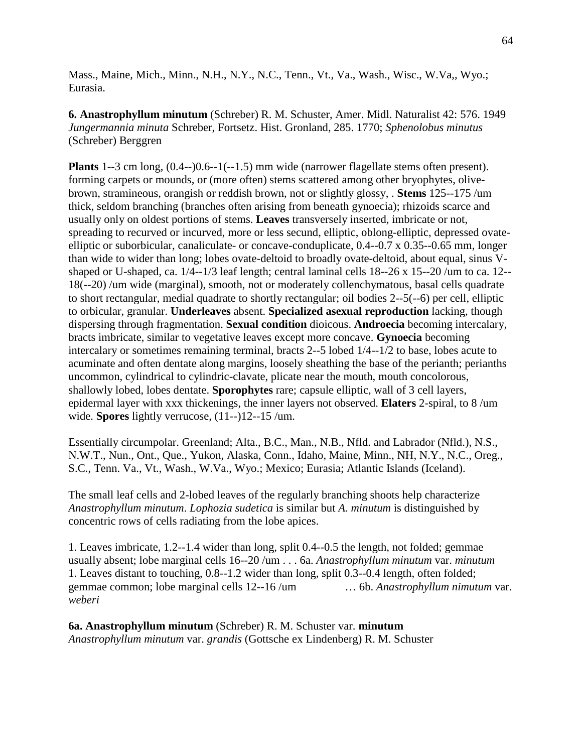Mass., Maine, Mich., Minn., N.H., N.Y., N.C., Tenn., Vt., Va., Wash., Wisc., W.Va,, Wyo.; Eurasia.

**6. Anastrophyllum minutum** (Schreber) R. M. Schuster, Amer. Midl. Naturalist 42: 576. 1949
*Jungermannia minuta* Schreber, Fortsetz. Hist. Gronland, 285. 1770; *Sphenolobus minutus* (Schreber) Berggren

**Plants** 1--3 cm long, (0.4--)0.6--1(--1.5) mm wide (narrower flagellate stems often present). forming carpets or mounds, or (more often) stems scattered among other bryophytes, olive-brown, stramineous, orangish or reddish brown, not or slightly glossy, . **Stems** 125--175 /um thick, seldom branching (branches often arising from beneath gynoecia); rhizoids scarce and usually only on oldest portions of stems. **Leaves** transversely inserted, imbricate or not, spreading to recurved or incurved, more or less secund, elliptic, oblong-elliptic, depressed ovate-elliptic or suborbicular, canaliculate- or concave-conduplicate, 0.4--0.7 x 0.35--0.65 mm, longer than wide to wider than long; lobes ovate-deltoid to broadly ovate-deltoid, about equal, sinus V-shaped or U-shaped, ca. 1/4--1/3 leaf length; central laminal cells 18--26 x 15--20 /um to ca. 12--18(--20) /um wide (marginal), smooth, not or moderately collenchymatous, basal cells quadrate to short rectangular, medial quadrate to shortly rectangular; oil bodies 2--5(--6) per cell, elliptic to orbicular, granular. **Underleaves** absent. **Specialized asexual reproduction** lacking, though dispersing through fragmentation. **Sexual condition** dioicous. **Androecia** becoming intercalary, bracts imbricate, similar to vegetative leaves except more concave. **Gynoecia** becoming intercalary or sometimes remaining terminal, bracts 2--5 lobed 1/4--1/2 to base, lobes acute to acuminate and often dentate along margins, loosely sheathing the base of the perianth; perianths uncommon, cylindrical to cylindric-clavate, plicate near the mouth, mouth concolorous, shallowly lobed, lobes dentate. **Sporophytes** rare; capsule elliptic, wall of 3 cell layers, epidermal layer with xxx thickenings, the inner layers not observed. **Elaters** 2-spiral, to 8 /um wide. **Spores** lightly verrucose, (11--)12--15 /um.

Essentially circumpolar. Greenland; Alta., B.C., Man., N.B., Nfld. and Labrador (Nfld.), N.S., N.W.T., Nun., Ont., Que., Yukon, Alaska, Conn., Idaho, Maine, Minn., NH, N.Y., N.C., Oreg., S.C., Tenn. Va., Vt., Wash., W.Va., Wyo.; Mexico; Eurasia; Atlantic Islands (Iceland).

The small leaf cells and 2-lobed leaves of the regularly branching shoots help characterize *Anastrophyllum minutum*. *Lophozia sudetica* is similar but *A. minutum* is distinguished by concentric rows of cells radiating from the lobe apices.

1. Leaves imbricate, 1.2--1.4 wider than long, split 0.4--0.5 the length, not folded; gemmae usually absent; lobe marginal cells 16--20 /um . . . 6a. *Anastrophyllum minutum* var. *minutum*
1. Leaves distant to touching, 0.8--1.2 wider than long, split 0.3--0.4 length, often folded; gemmae common; lobe marginal cells 12--16 /um … 6b. *Anastrophyllum nimutum* var. *weberi*

**6a. Anastrophyllum minutum** (Schreber) R. M. Schuster var. **minutum**
*Anastrophyllum minutum* var. *grandis* (Gottsche ex Lindenberg) R. M. Schuster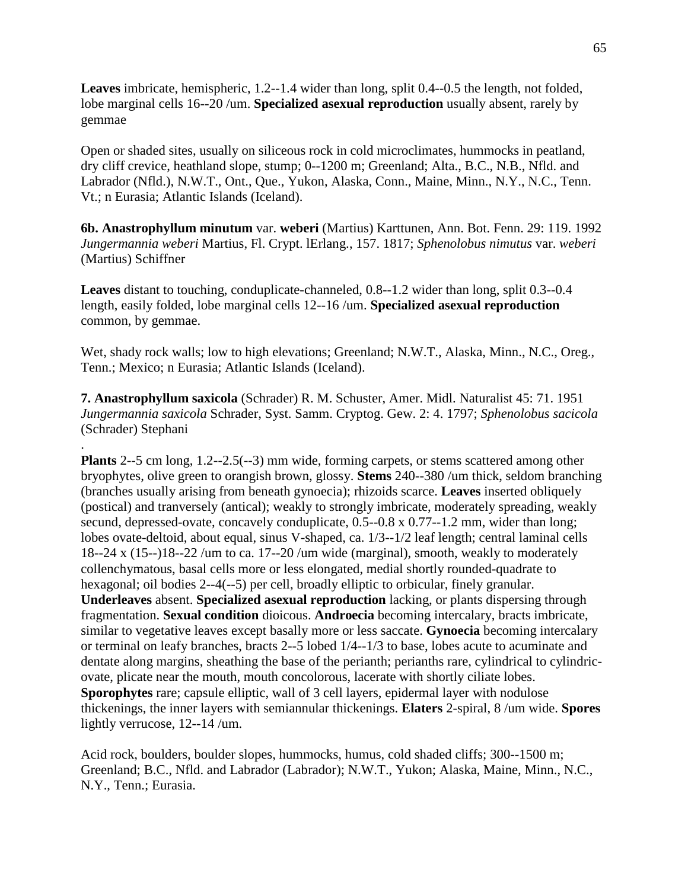**Leaves** imbricate, hemispheric, 1.2--1.4 wider than long, split 0.4--0.5 the length, not folded, lobe marginal cells 16--20 /um. **Specialized asexual reproduction** usually absent, rarely by gemmae

Open or shaded sites, usually on siliceous rock in cold microclimates, hummocks in peatland, dry cliff crevice, heathland slope, stump; 0--1200 m; Greenland; Alta., B.C., N.B., Nfld. and Labrador (Nfld.), N.W.T., Ont., Que., Yukon, Alaska, Conn., Maine, Minn., N.Y., N.C., Tenn. Vt.; n Eurasia; Atlantic Islands (Iceland).

**6b. Anastrophyllum minutum** var. **weberi** (Martius) Karttunen, Ann. Bot. Fenn. 29: 119. 1992 *Jungermannia weberi* Martius, Fl. Crypt. lErlang., 157. 1817; *Sphenolobus nimutus* var. *weberi* (Martius) Schiffner

**Leaves** distant to touching, conduplicate-channeled, 0.8--1.2 wider than long, split 0.3--0.4 length, easily folded, lobe marginal cells 12--16 /um. **Specialized asexual reproduction** common, by gemmae.

Wet, shady rock walls; low to high elevations; Greenland; N.W.T., Alaska, Minn., N.C., Oreg., Tenn.; Mexico; n Eurasia; Atlantic Islands (Iceland).

**7. Anastrophyllum saxicola** (Schrader) R. M. Schuster, Amer. Midl. Naturalist 45: 71. 1951 *Jungermannia saxicola* Schrader, Syst. Samm. Cryptog. Gew. 2: 4. 1797; *Sphenolobus sacicola* (Schrader) Stephani

.

**Plants** 2--5 cm long, 1.2--2.5(--3) mm wide, forming carpets, or stems scattered among other bryophytes, olive green to orangish brown, glossy. **Stems** 240--380 /um thick, seldom branching (branches usually arising from beneath gynoecia); rhizoids scarce. **Leaves** inserted obliquely (postical) and tranversely (antical); weakly to strongly imbricate, moderately spreading, weakly secund, depressed-ovate, concavely conduplicate, 0.5--0.8 x 0.77--1.2 mm, wider than long; lobes ovate-deltoid, about equal, sinus V-shaped, ca. 1/3--1/2 leaf length; central laminal cells 18--24 x (15--)18--22 /um to ca. 17--20 /um wide (marginal), smooth, weakly to moderately collenchymatous, basal cells more or less elongated, medial shortly rounded-quadrate to hexagonal; oil bodies 2--4(--5) per cell, broadly elliptic to orbicular, finely granular. **Underleaves** absent. **Specialized asexual reproduction** lacking, or plants dispersing through fragmentation. **Sexual condition** dioicous. **Androecia** becoming intercalary, bracts imbricate, similar to vegetative leaves except basally more or less saccate. **Gynoecia** becoming intercalary or terminal on leafy branches, bracts 2--5 lobed 1/4--1/3 to base, lobes acute to acuminate and dentate along margins, sheathing the base of the perianth; perianths rare, cylindrical to cylindric-ovate, plicate near the mouth, mouth concolorous, lacerate with shortly ciliate lobes. **Sporophytes** rare; capsule elliptic, wall of 3 cell layers, epidermal layer with nodulose thickenings, the inner layers with semiannular thickenings. **Elaters** 2-spiral, 8 /um wide. **Spores** lightly verrucose, 12--14 /um.

Acid rock, boulders, boulder slopes, hummocks, humus, cold shaded cliffs; 300--1500 m; Greenland; B.C., Nfld. and Labrador (Labrador); N.W.T., Yukon; Alaska, Maine, Minn., N.C., N.Y., Tenn.; Eurasia.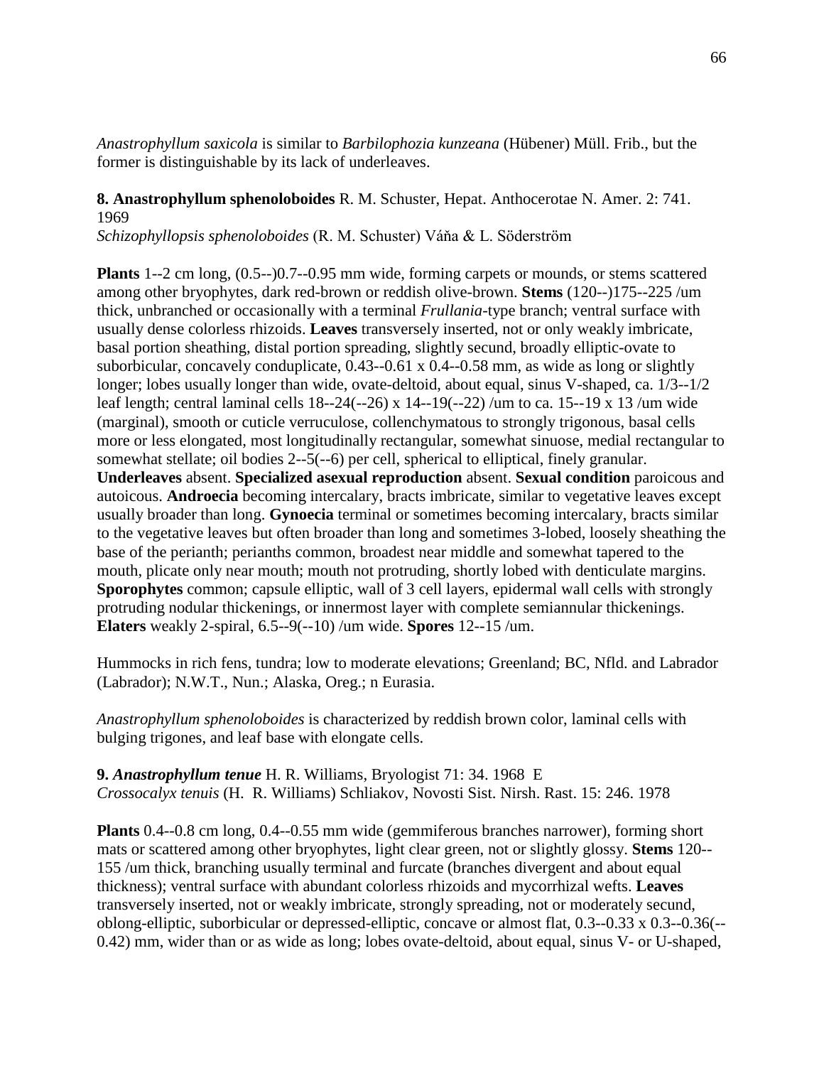*Anastrophyllum saxicola* is similar to *Barbilophozia kunzeana* (Hübener) Müll. Frib., but the former is distinguishable by its lack of underleaves.

**8. Anastrophyllum sphenoloboides** R. M. Schuster, Hepat. Anthocerotae N. Amer. 2: 741. 1969

*Schizophyllopsis sphenoloboides* (R. M. Schuster) Váňa & L. Söderström

**Plants** 1--2 cm long, (0.5--)0.7--0.95 mm wide, forming carpets or mounds, or stems scattered among other bryophytes, dark red-brown or reddish olive-brown. **Stems** (120--)175--225 /um thick, unbranched or occasionally with a terminal *Frullania*-type branch; ventral surface with usually dense colorless rhizoids. **Leaves** transversely inserted, not or only weakly imbricate, basal portion sheathing, distal portion spreading, slightly secund, broadly elliptic-ovate to suborbicular, concavely conduplicate, 0.43--0.61 x 0.4--0.58 mm, as wide as long or slightly longer; lobes usually longer than wide, ovate-deltoid, about equal, sinus V-shaped, ca. 1/3--1/2 leaf length; central laminal cells 18--24(--26) x 14--19(--22) /um to ca. 15--19 x 13 /um wide (marginal), smooth or cuticle verruculose, collenchymatous to strongly trigonous, basal cells more or less elongated, most longitudinally rectangular, somewhat sinuose, medial rectangular to somewhat stellate; oil bodies 2--5(--6) per cell, spherical to elliptical, finely granular. **Underleaves** absent. **Specialized asexual reproduction** absent. **Sexual condition** paroicous and autoicous. **Androecia** becoming intercalary, bracts imbricate, similar to vegetative leaves except usually broader than long. **Gynoecia** terminal or sometimes becoming intercalary, bracts similar to the vegetative leaves but often broader than long and sometimes 3-lobed, loosely sheathing the base of the perianth; perianths common, broadest near middle and somewhat tapered to the mouth, plicate only near mouth; mouth not protruding, shortly lobed with denticulate margins. **Sporophytes** common; capsule elliptic, wall of 3 cell layers, epidermal wall cells with strongly protruding nodular thickenings, or innermost layer with complete semiannular thickenings. **Elaters** weakly 2-spiral, 6.5--9(--10) /um wide. **Spores** 12--15 /um.

Hummocks in rich fens, tundra; low to moderate elevations; Greenland; BC, Nfld. and Labrador (Labrador); N.W.T., Nun.; Alaska, Oreg.; n Eurasia.

*Anastrophyllum sphenoloboides* is characterized by reddish brown color, laminal cells with bulging trigones, and leaf base with elongate cells.

**9. *Anastrophyllum tenue*** H. R. Williams, Bryologist 71: 34. 1968 E

*Crossocalyx tenuis* (H. R. Williams) Schliakov, Novosti Sist. Nirsh. Rast. 15: 246. 1978

**Plants** 0.4--0.8 cm long, 0.4--0.55 mm wide (gemmiferous branches narrower), forming short mats or scattered among other bryophytes, light clear green, not or slightly glossy. **Stems** 120--155 /um thick, branching usually terminal and furcate (branches divergent and about equal thickness); ventral surface with abundant colorless rhizoids and mycorrhizal wefts. **Leaves** transversely inserted, not or weakly imbricate, strongly spreading, not or moderately secund, oblong-elliptic, suborbicular or depressed-elliptic, concave or almost flat, 0.3--0.33 x 0.3--0.36(--0.42) mm, wider than or as wide as long; lobes ovate-deltoid, about equal, sinus V- or U-shaped,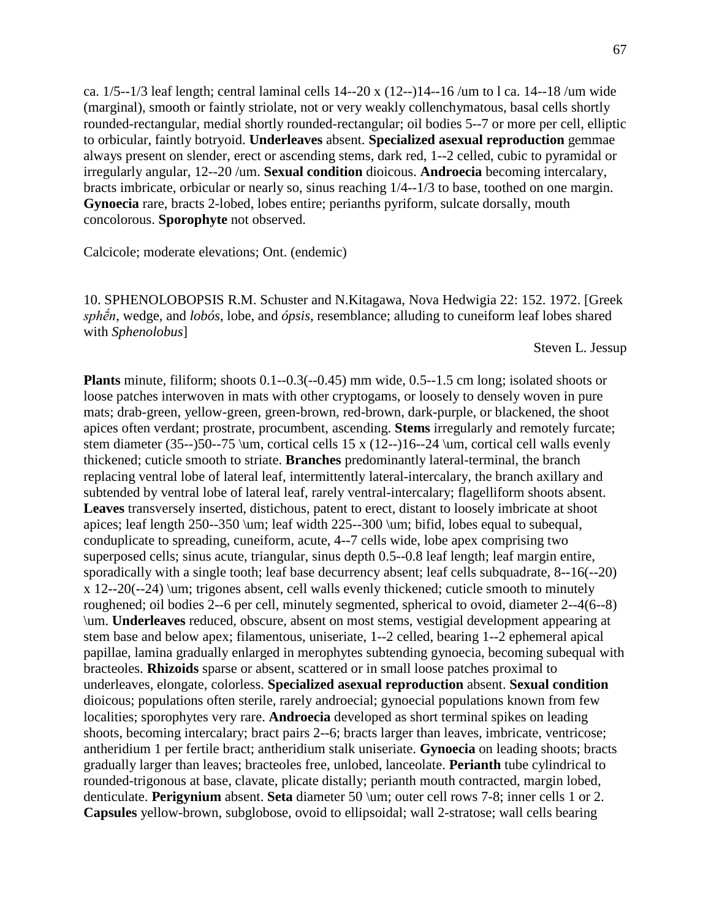ca. 1/5--1/3 leaf length; central laminal cells 14--20 x (12--)14--16 /um to l ca. 14--18 /um wide (marginal), smooth or faintly striolate, not or very weakly collenchymatous, basal cells shortly rounded-rectangular, medial shortly rounded-rectangular; oil bodies 5--7 or more per cell, elliptic to orbicular, faintly botryoid. **Underleaves** absent. **Specialized asexual reproduction** gemmae always present on slender, erect or ascending stems, dark red, 1--2 celled, cubic to pyramidal or irregularly angular, 12--20 /um. **Sexual condition** dioicous. **Androecia** becoming intercalary, bracts imbricate, orbicular or nearly so, sinus reaching 1/4--1/3 to base, toothed on one margin. **Gynoecia** rare, bracts 2-lobed, lobes entire; perianths pyriform, sulcate dorsally, mouth concolorous. **Sporophyte** not observed.

Calcicole; moderate elevations; Ont. (endemic)

10. SPHENOLOBOPSIS R.M. Schuster and N.Kitagawa, Nova Hedwigia 22: 152. 1972. [Greek *sphḗn*, wedge, and *lobós*, lobe, and *ópsis*, resemblance; alluding to cuneiform leaf lobes shared with *Sphenolobus*]

Steven L. Jessup

**Plants** minute, filiform; shoots 0.1--0.3(--0.45) mm wide, 0.5--1.5 cm long; isolated shoots or loose patches interwoven in mats with other cryptogams, or loosely to densely woven in pure mats; drab-green, yellow-green, green-brown, red-brown, dark-purple, or blackened, the shoot apices often verdant; prostrate, procumbent, ascending. **Stems** irregularly and remotely furcate; stem diameter (35--)50--75 \um, cortical cells 15 x (12--)16--24 \um, cortical cell walls evenly thickened; cuticle smooth to striate. **Branches** predominantly lateral-terminal, the branch replacing ventral lobe of lateral leaf, intermittently lateral-intercalary, the branch axillary and subtended by ventral lobe of lateral leaf, rarely ventral-intercalary; flagelliform shoots absent. **Leaves** transversely inserted, distichous, patent to erect, distant to loosely imbricate at shoot apices; leaf length 250--350 \um; leaf width 225--300 \um; bifid, lobes equal to subequal, conduplicate to spreading, cuneiform, acute, 4--7 cells wide, lobe apex comprising two superposed cells; sinus acute, triangular, sinus depth 0.5--0.8 leaf length; leaf margin entire, sporadically with a single tooth; leaf base decurrency absent; leaf cells subquadrate, 8--16(--20) x 12--20(--24) \um; trigones absent, cell walls evenly thickened; cuticle smooth to minutely roughened; oil bodies 2--6 per cell, minutely segmented, spherical to ovoid, diameter 2--4(6--8) \um. **Underleaves** reduced, obscure, absent on most stems, vestigial development appearing at stem base and below apex; filamentous, uniseriate, 1--2 celled, bearing 1--2 ephemeral apical papillae, lamina gradually enlarged in merophytes subtending gynoecia, becoming subequal with bracteoles. **Rhizoids** sparse or absent, scattered or in small loose patches proximal to underleaves, elongate, colorless. **Specialized asexual reproduction** absent. **Sexual condition** dioicous; populations often sterile, rarely androecial; gynoecial populations known from few localities; sporophytes very rare. **Androecia** developed as short terminal spikes on leading shoots, becoming intercalary; bract pairs 2--6; bracts larger than leaves, imbricate, ventricose; antheridium 1 per fertile bract; antheridium stalk uniseriate. **Gynoecia** on leading shoots; bracts gradually larger than leaves; bracteoles free, unlobed, lanceolate. **Perianth** tube cylindrical to rounded-trigonous at base, clavate, plicate distally; perianth mouth contracted, margin lobed, denticulate. **Perigynium** absent. **Seta** diameter 50 \um; outer cell rows 7-8; inner cells 1 or 2. **Capsules** yellow-brown, subglobose, ovoid to ellipsoidal; wall 2-stratose; wall cells bearing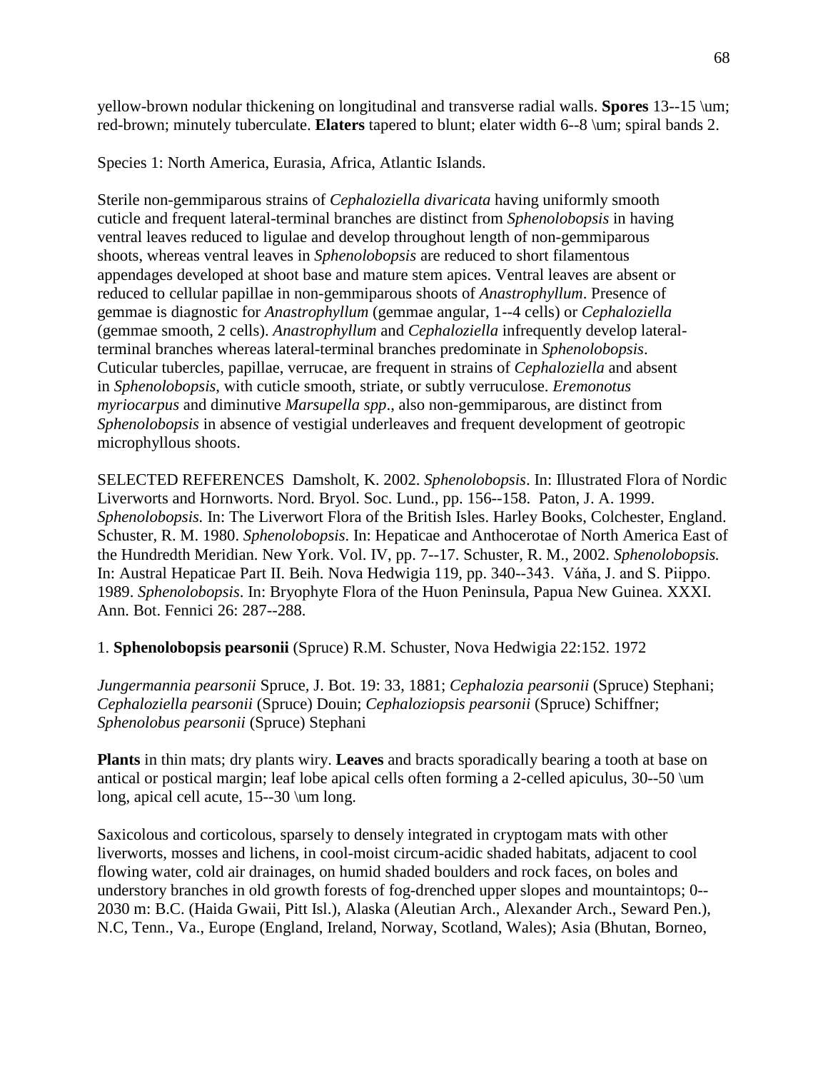yellow-brown nodular thickening on longitudinal and transverse radial walls. **Spores** 13--15 $\mu m$; red-brown; minutely tuberculate. **Elaters** tapered to blunt; elater width 6--8 $\mu m$; spiral bands 2.

Species 1: North America, Eurasia, Africa, Atlantic Islands.

Sterile non-gemmiparous strains of *Cephaloziella divaricata* having uniformly smooth cuticle and frequent lateral-terminal branches are distinct from *Sphenolobopsis* in having ventral leaves reduced to ligulae and develop throughout length of non-gemmiparous shoots, whereas ventral leaves in *Sphenolobopsis* are reduced to short filamentous appendages developed at shoot base and mature stem apices. Ventral leaves are absent or reduced to cellular papillae in non-gemmiparous shoots of *Anastrophyllum*. Presence of gemmae is diagnostic for *Anastrophyllum* (gemmae angular, 1--4 cells) or *Cephaloziella* (gemmae smooth, 2 cells). *Anastrophyllum* and *Cephaloziella* infrequently develop lateral-terminal branches whereas lateral-terminal branches predominate in *Sphenolobopsis*. Cuticular tubercles, papillae, verrucae, are frequent in strains of *Cephaloziella* and absent in *Sphenolobopsis*, with cuticle smooth, striate, or subtly verruculose. *Eremonotus myriocarpus* and diminutive *Marsupella spp*., also non-gemmiparous, are distinct from *Sphenolobopsis* in absence of vestigial underleaves and frequent development of geotropic microphyllous shoots.

SELECTED REFERENCES Damsholt, K. 2002. *Sphenolobopsis*. In: Illustrated Flora of Nordic Liverworts and Hornworts. Nord. Bryol. Soc. Lund., pp. 156--158. Paton, J. A. 1999. *Sphenolobopsis.* In: The Liverwort Flora of the British Isles. Harley Books, Colchester, England. Schuster, R. M. 1980. *Sphenolobopsis*. In: Hepaticae and Anthocerotae of North America East of the Hundredth Meridian. New York. Vol. IV, pp. 7--17. Schuster, R. M., 2002. *Sphenolobopsis.* In: Austral Hepaticae Part II. Beih. Nova Hedwigia 119, pp. 340--343. Váňa, J. and S. Piippo. 1989. *Sphenolobopsis*. In: Bryophyte Flora of the Huon Peninsula, Papua New Guinea. XXXI. Ann. Bot. Fennici 26: 287--288.

1. **Sphenolobopsis pearsonii** (Spruce) R.M. Schuster, Nova Hedwigia 22:152. 1972

*Jungermannia pearsonii* Spruce, J. Bot. 19: 33, 1881; *Cephalozia pearsonii* (Spruce) Stephani; *Cephaloziella pearsonii* (Spruce) Douin; *Cephaloziopsis pearsonii* (Spruce) Schiffner; *Sphenolobus pearsonii* (Spruce) Stephani

**Plants** in thin mats; dry plants wiry. **Leaves** and bracts sporadically bearing a tooth at base on antical or postical margin; leaf lobe apical cells often forming a 2-celled apiculus, 30--50 $\mu m$ long, apical cell acute, 15--30 $\mu m$ long.

Saxicolous and corticolous, sparsely to densely integrated in cryptogam mats with other liverworts, mosses and lichens, in cool-moist circum-acidic shaded habitats, adjacent to cool flowing water, cold air drainages, on humid shaded boulders and rock faces, on boles and understory branches in old growth forests of fog-drenched upper slopes and mountaintops; 0--2030 m: B.C. (Haida Gwaii, Pitt Isl.), Alaska (Aleutian Arch., Alexander Arch., Seward Pen.), N.C, Tenn., Va., Europe (England, Ireland, Norway, Scotland, Wales); Asia (Bhutan, Borneo,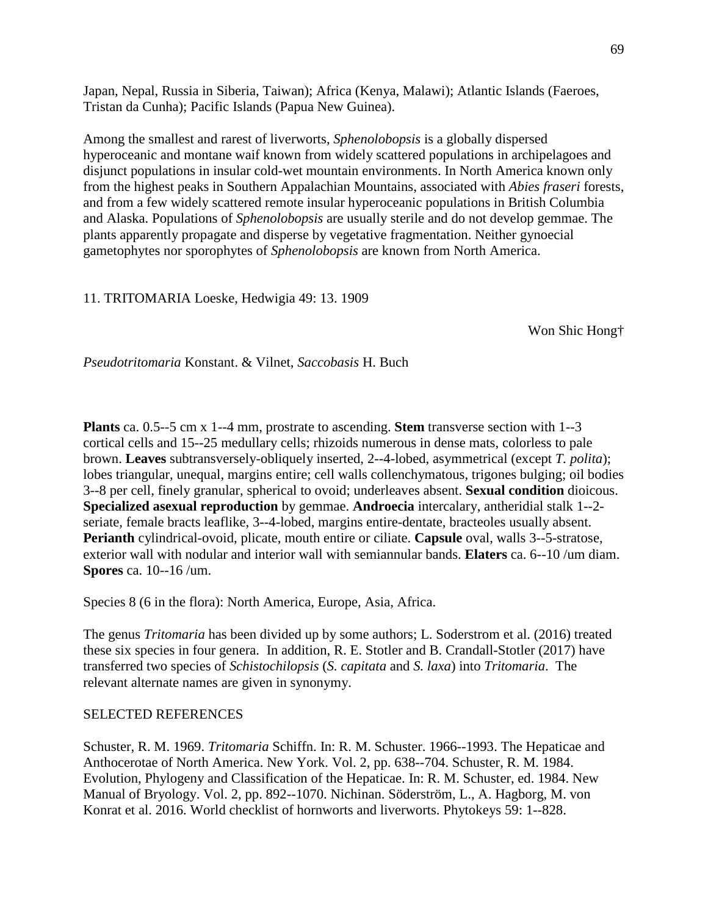Japan, Nepal, Russia in Siberia, Taiwan); Africa (Kenya, Malawi); Atlantic Islands (Faeroes, Tristan da Cunha); Pacific Islands (Papua New Guinea).

Among the smallest and rarest of liverworts, *Sphenolobopsis* is a globally dispersed hyperoceanic and montane waif known from widely scattered populations in archipelagoes and disjunct populations in insular cold-wet mountain environments. In North America known only from the highest peaks in Southern Appalachian Mountains, associated with *Abies fraseri* forests, and from a few widely scattered remote insular hyperoceanic populations in British Columbia and Alaska. Populations of *Sphenolobopsis* are usually sterile and do not develop gemmae. The plants apparently propagate and disperse by vegetative fragmentation. Neither gynoecial gametophytes nor sporophytes of *Sphenolobopsis* are known from North America.

## 11. TRITOMARIA Loeske, Hedwigia 49: 13. 1909

Won Shic Hong†

*Pseudotritomaria* Konstant. & Vilnet, *Saccobasis* H. Buch

**Plants** ca. 0.5--5 cm x 1--4 mm, prostrate to ascending. **Stem** transverse section with 1--3 cortical cells and 15--25 medullary cells; rhizoids numerous in dense mats, colorless to pale brown. **Leaves** subtransversely-obliquely inserted, 2--4-lobed, asymmetrical (except *T. polita*); lobes triangular, unequal, margins entire; cell walls collenchymatous, trigones bulging; oil bodies 3--8 per cell, finely granular, spherical to ovoid; underleaves absent. **Sexual condition** dioicous. **Specialized asexual reproduction** by gemmae. **Androecia** intercalary, antheridial stalk 1--2-seriate, female bracts leaflike, 3--4-lobed, margins entire-dentate, bracteoles usually absent. **Perianth** cylindrical-ovoid, plicate, mouth entire or ciliate. **Capsule** oval, walls 3--5-stratose, exterior wall with nodular and interior wall with semiannular bands. **Elaters** ca. 6--10 /um diam. **Spores** ca. 10--16 /um.

Species 8 (6 in the flora): North America, Europe, Asia, Africa.

The genus *Tritomaria* has been divided up by some authors; L. Soderstrom et al. (2016) treated these six species in four genera. In addition, R. E. Stotler and B. Crandall-Stotler (2017) have transferred two species of *Schistochilopsis* (*S. capitata* and *S. laxa*) into *Tritomaria*. The relevant alternate names are given in synonymy.

SELECTED REFERENCES

Schuster, R. M. 1969. *Tritomaria* Schiffn. In: R. M. Schuster. 1966--1993. The Hepaticae and Anthocerotae of North America. New York. Vol. 2, pp. 638--704. Schuster, R. M. 1984. Evolution, Phylogeny and Classification of the Hepaticae. In: R. M. Schuster, ed. 1984. New Manual of Bryology. Vol. 2, pp. 892--1070. Nichinan. Söderström, L., A. Hagborg, M. von Konrat et al. 2016. World checklist of hornworts and liverworts. Phytokeys 59: 1--828.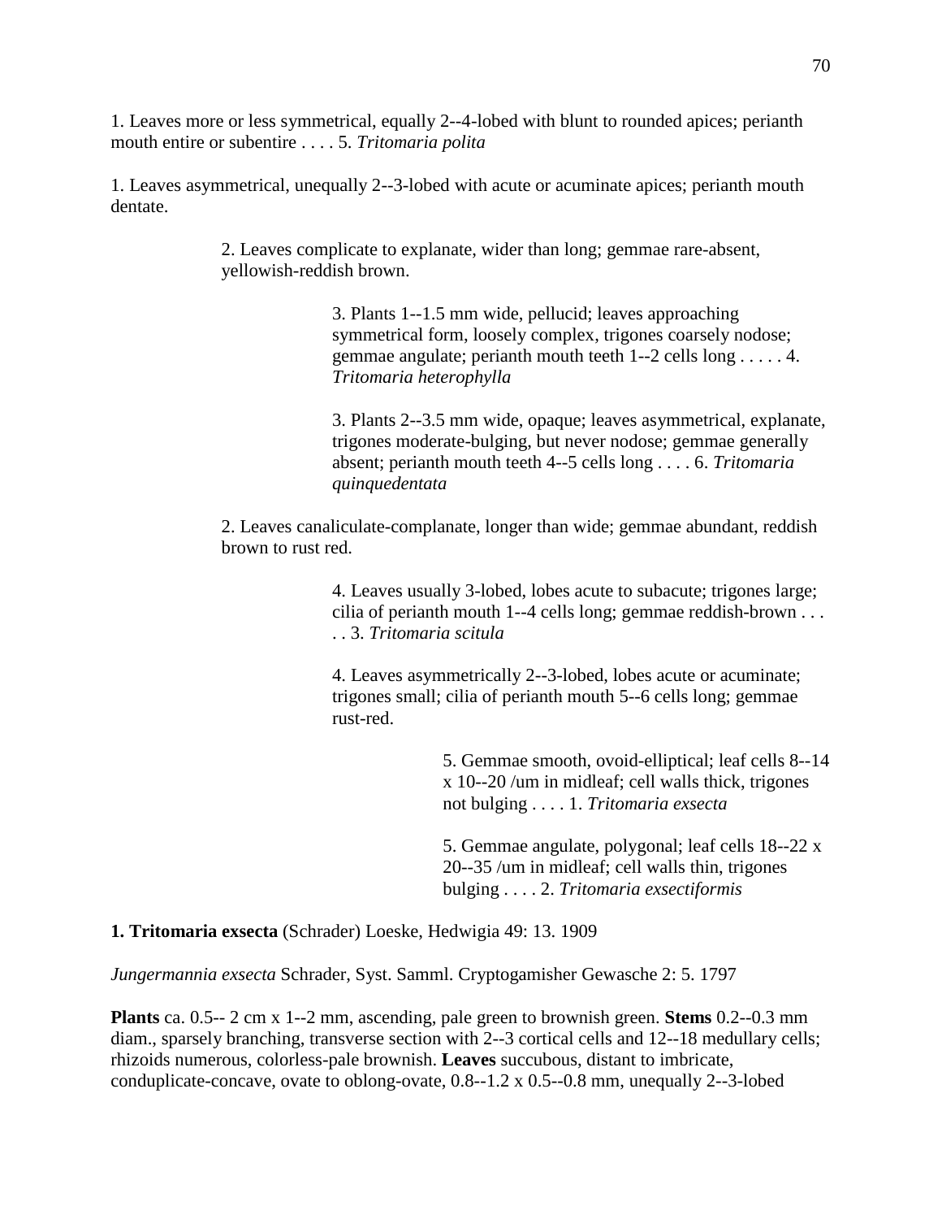1. Leaves more or less symmetrical, equally 2--4-lobed with blunt to rounded apices; perianth mouth entire or subentire . . . . 5. *Tritomaria polita*

1. Leaves asymmetrical, unequally 2--3-lobed with acute or acuminate apices; perianth mouth dentate.

> 2. Leaves complicate to explanate, wider than long; gemmae rare-absent, yellowish-reddish brown.
>
> > 3. Plants 1--1.5 mm wide, pellucid; leaves approaching symmetrical form, loosely complex, trigones coarsely nodose; gemmae angulate; perianth mouth teeth 1--2 cells long . . . . . 4. *Tritomaria heterophylla*
> >
> > 3. Plants 2--3.5 mm wide, opaque; leaves asymmetrical, explanate, trigones moderate-bulging, but never nodose; gemmae generally absent; perianth mouth teeth 4--5 cells long . . . . 6. *Tritomaria quinquedentata*
>
> 2. Leaves canaliculate-complanate, longer than wide; gemmae abundant, reddish brown to rust red.
>
> > 4. Leaves usually 3-lobed, lobes acute to subacute; trigones large; cilia of perianth mouth 1--4 cells long; gemmae reddish-brown . . . . . 3. *Tritomaria scitula*
> >
> > 4. Leaves asymmetrically 2--3-lobed, lobes acute or acuminate; trigones small; cilia of perianth mouth 5--6 cells long; gemmae rust-red.
> >
> > > 5. Gemmae smooth, ovoid-elliptical; leaf cells 8--14 x 10--20 /um in midleaf; cell walls thick, trigones not bulging . . . . 1. *Tritomaria exsecta*
> > >
> > > 5. Gemmae angulate, polygonal; leaf cells 18--22 x 20--35 /um in midleaf; cell walls thin, trigones bulging . . . . 2. *Tritomaria exsectiformis*

**1. Tritomaria exsecta** (Schrader) Loeske, Hedwigia 49: 13. 1909

*Jungermannia exsecta* Schrader, Syst. Samml. Cryptogamisher Gewasche 2: 5. 1797

**Plants** ca. 0.5-- 2 cm x 1--2 mm, ascending, pale green to brownish green. **Stems** 0.2--0.3 mm diam., sparsely branching, transverse section with 2--3 cortical cells and 12--18 medullary cells; rhizoids numerous, colorless-pale brownish. **Leaves** succubous, distant to imbricate, conduplicate-concave, ovate to oblong-ovate, 0.8--1.2 x 0.5--0.8 mm, unequally 2--3-lobed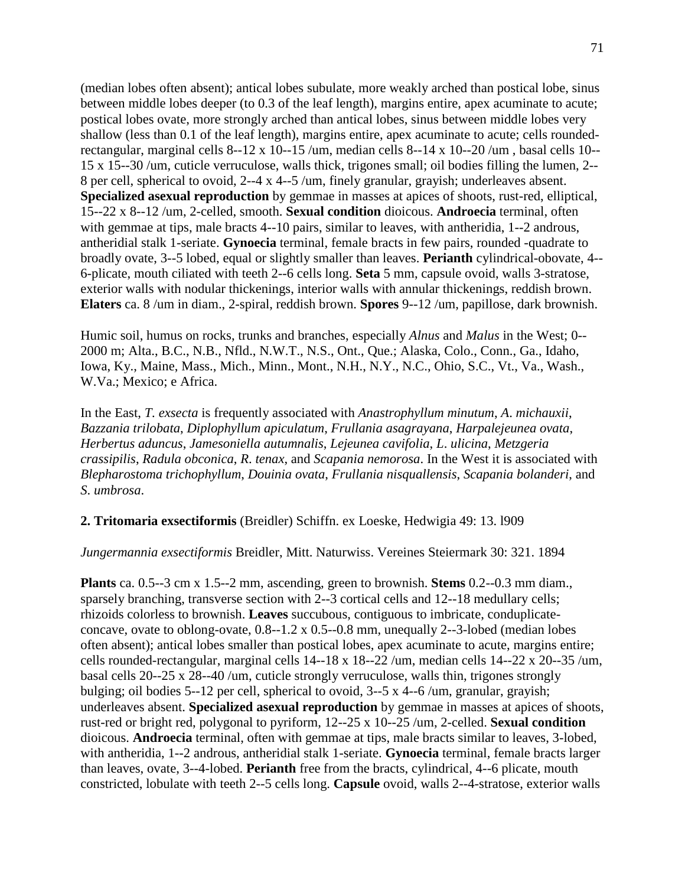(median lobes often absent); antical lobes subulate, more weakly arched than postical lobe, sinus between middle lobes deeper (to 0.3 of the leaf length), margins entire, apex acuminate to acute; postical lobes ovate, more strongly arched than antical lobes, sinus between middle lobes very shallow (less than 0.1 of the leaf length), margins entire, apex acuminate to acute; cells rounded-rectangular, marginal cells 8--12 x 10--15 /um, median cells 8--14 x 10--20 /um , basal cells 10--15 x 15--30 /um, cuticle verruculose, walls thick, trigones small; oil bodies filling the lumen, 2--8 per cell, spherical to ovoid, 2--4 x 4--5 /um, finely granular, grayish; underleaves absent. **Specialized asexual reproduction** by gemmae in masses at apices of shoots, rust-red, elliptical, 15--22 x 8--12 /um, 2-celled, smooth. **Sexual condition** dioicous. **Androecia** terminal, often with gemmae at tips, male bracts 4--10 pairs, similar to leaves, with antheridia, 1--2 androus, antheridial stalk 1-seriate. **Gynoecia** terminal, female bracts in few pairs, rounded -quadrate to broadly ovate, 3--5 lobed, equal or slightly smaller than leaves. **Perianth** cylindrical-obovate, 4--6-plicate, mouth ciliated with teeth 2--6 cells long. **Seta** 5 mm, capsule ovoid, walls 3-stratose, exterior walls with nodular thickenings, interior walls with annular thickenings, reddish brown. **Elaters** ca. 8 /um in diam., 2-spiral, reddish brown. **Spores** 9--12 /um, papillose, dark brownish.

Humic soil, humus on rocks, trunks and branches, especially *Alnus* and *Malus* in the West; 0--2000 m; Alta., B.C., N.B., Nfld., N.W.T., N.S., Ont., Que.; Alaska, Colo., Conn., Ga., Idaho, Iowa, Ky., Maine, Mass., Mich., Minn., Mont., N.H., N.Y., N.C., Ohio, S.C., Vt., Va., Wash., W.Va.; Mexico; e Africa.

In the East, *T. exsecta* is frequently associated with *Anastrophyllum minutum*, *A. michauxii*, *Bazzania trilobata*, *Diplophyllum apiculatum*, *Frullania asagrayana*, *Harpalejeunea ovata*, *Herbertus aduncus*, *Jamesoniella autumnalis*, *Lejeunea cavifolia*, *L. ulicina*, *Metzgeria crassipilis*, *Radula obconica*, *R. tenax*, and *Scapania nemorosa*. In the West it is associated with *Blepharostoma trichophyllum*, *Douinia ovata*, *Frullania nisquallensis*, *Scapania bolanderi*, and *S. umbrosa*.

**2. Tritomaria exsectiformis** (Breidler) Schiffn. ex Loeske, Hedwigia 49: 13. l909

*Jungermannia exsectiformis* Breidler, Mitt. Naturwiss. Vereines Steiermark 30: 321. 1894

**Plants** ca. 0.5--3 cm x 1.5--2 mm, ascending, green to brownish. **Stems** 0.2--0.3 mm diam., sparsely branching, transverse section with 2--3 cortical cells and 12--18 medullary cells; rhizoids colorless to brownish. **Leaves** succubous, contiguous to imbricate, conduplicate-concave, ovate to oblong-ovate, 0.8--1.2 x 0.5--0.8 mm, unequally 2--3-lobed (median lobes often absent); antical lobes smaller than postical lobes, apex acuminate to acute, margins entire; cells rounded-rectangular, marginal cells 14--18 x 18--22 /um, median cells 14--22 x 20--35 /um, basal cells 20--25 x 28--40 /um, cuticle strongly verruculose, walls thin, trigones strongly bulging; oil bodies 5--12 per cell, spherical to ovoid, 3--5 x 4--6 /um, granular, grayish; underleaves absent. **Specialized asexual reproduction** by gemmae in masses at apices of shoots, rust-red or bright red, polygonal to pyriform, 12--25 x 10--25 /um, 2-celled. **Sexual condition** dioicous. **Androecia** terminal, often with gemmae at tips, male bracts similar to leaves, 3-lobed, with antheridia, 1--2 androus, antheridial stalk 1-seriate. **Gynoecia** terminal, female bracts larger than leaves, ovate, 3--4-lobed. **Perianth** free from the bracts, cylindrical, 4--6 plicate, mouth constricted, lobulate with teeth 2--5 cells long. **Capsule** ovoid, walls 2--4-stratose, exterior walls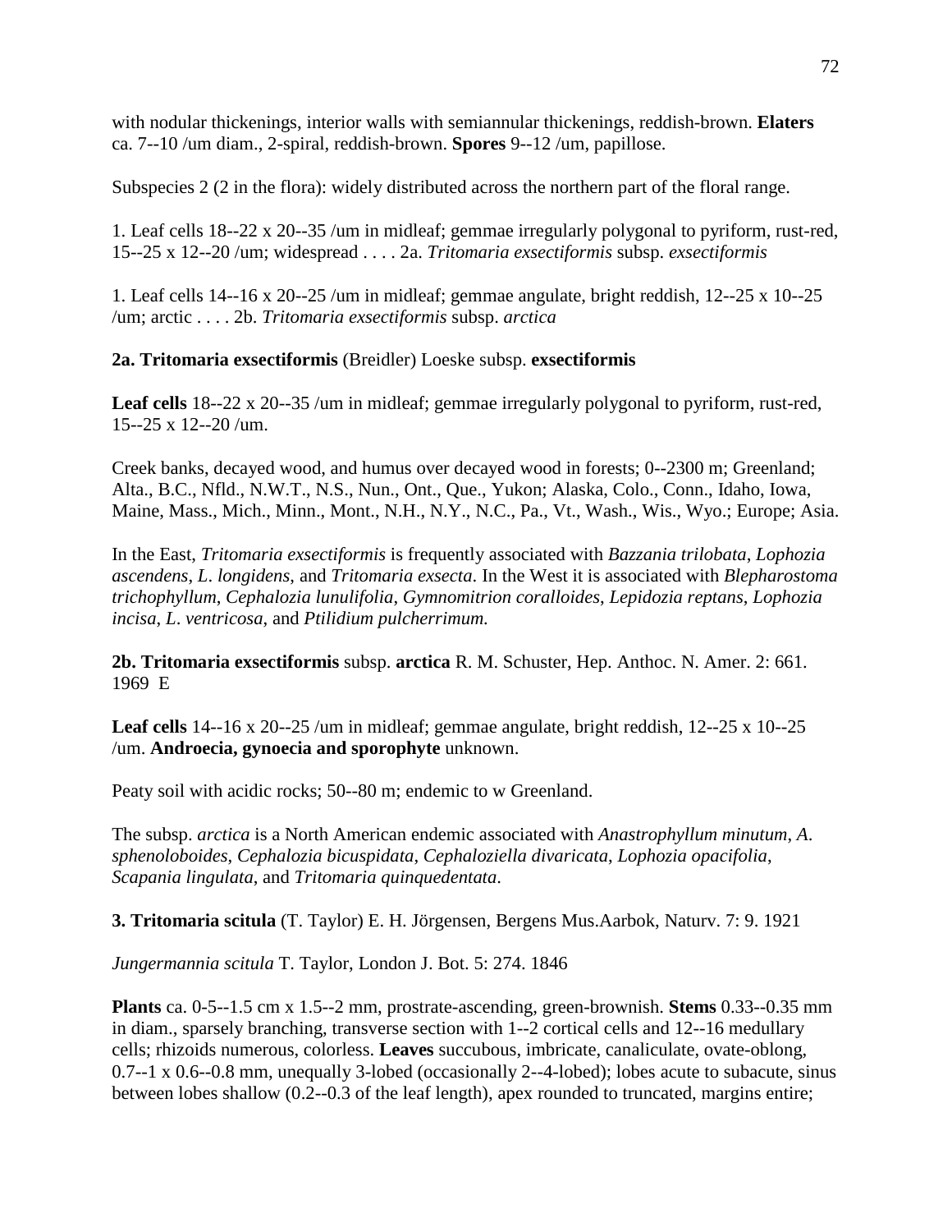with nodular thickenings, interior walls with semiannular thickenings, reddish-brown. **Elaters** ca. 7--10 /um diam., 2-spiral, reddish-brown. **Spores** 9--12 /um, papillose.

Subspecies 2 (2 in the flora): widely distributed across the northern part of the floral range.

1. Leaf cells 18--22 x 20--35 /um in midleaf; gemmae irregularly polygonal to pyriform, rust-red, 15--25 x 12--20 /um; widespread . . . . 2a. *Tritomaria exsectiformis* subsp. *exsectiformis*

1. Leaf cells 14--16 x 20--25 /um in midleaf; gemmae angulate, bright reddish, 12--25 x 10--25 /um; arctic . . . . 2b. *Tritomaria exsectiformis* subsp. *arctica*

**2a. Tritomaria exsectiformis** (Breidler) Loeske subsp. **exsectiformis**

**Leaf cells** 18--22 x 20--35 /um in midleaf; gemmae irregularly polygonal to pyriform, rust-red, 15--25 x 12--20 /um.

Creek banks, decayed wood, and humus over decayed wood in forests; 0--2300 m; Greenland; Alta., B.C., Nfld., N.W.T., N.S., Nun., Ont., Que., Yukon; Alaska, Colo., Conn., Idaho, Iowa, Maine, Mass., Mich., Minn., Mont., N.H., N.Y., N.C., Pa., Vt., Wash., Wis., Wyo.; Europe; Asia.

In the East, *Tritomaria exsectiformis* is frequently associated with *Bazzania trilobata*, *Lophozia ascendens*, *L. longidens*, and *Tritomaria exsecta*. In the West it is associated with *Blepharostoma trichophyllum*, *Cephalozia lunulifolia*, *Gymnomitrion coralloides*, *Lepidozia reptans*, *Lophozia incisa*, *L. ventricosa*, and *Ptilidium pulcherrimum*.

**2b. Tritomaria exsectiformis** subsp. **arctica** R. M. Schuster, Hep. Anthoc. N. Amer. 2: 661. 1969 E

**Leaf cells** 14--16 x 20--25 /um in midleaf; gemmae angulate, bright reddish, 12--25 x 10--25 /um. **Androecia, gynoecia and sporophyte** unknown.

Peaty soil with acidic rocks; 50--80 m; endemic to w Greenland.

The subsp. *arctica* is a North American endemic associated with *Anastrophyllum minutum*, *A. sphenoloboides*, *Cephalozia bicuspidata*, *Cephaloziella divaricata*, *Lophozia opacifolia*, *Scapania lingulata*, and *Tritomaria quinquedentata*.

**3. Tritomaria scitula** (T. Taylor) E. H. Jörgensen, Bergens Mus.Aarbok, Naturv. 7: 9. 1921

*Jungermannia scitula* T. Taylor, London J. Bot. 5: 274. 1846

**Plants** ca. 0-5--1.5 cm x 1.5--2 mm, prostrate-ascending, green-brownish. **Stems** 0.33--0.35 mm in diam., sparsely branching, transverse section with 1--2 cortical cells and 12--16 medullary cells; rhizoids numerous, colorless. **Leaves** succubous, imbricate, canaliculate, ovate-oblong, 0.7--1 x 0.6--0.8 mm, unequally 3-lobed (occasionally 2--4-lobed); lobes acute to subacute, sinus between lobes shallow (0.2--0.3 of the leaf length), apex rounded to truncated, margins entire;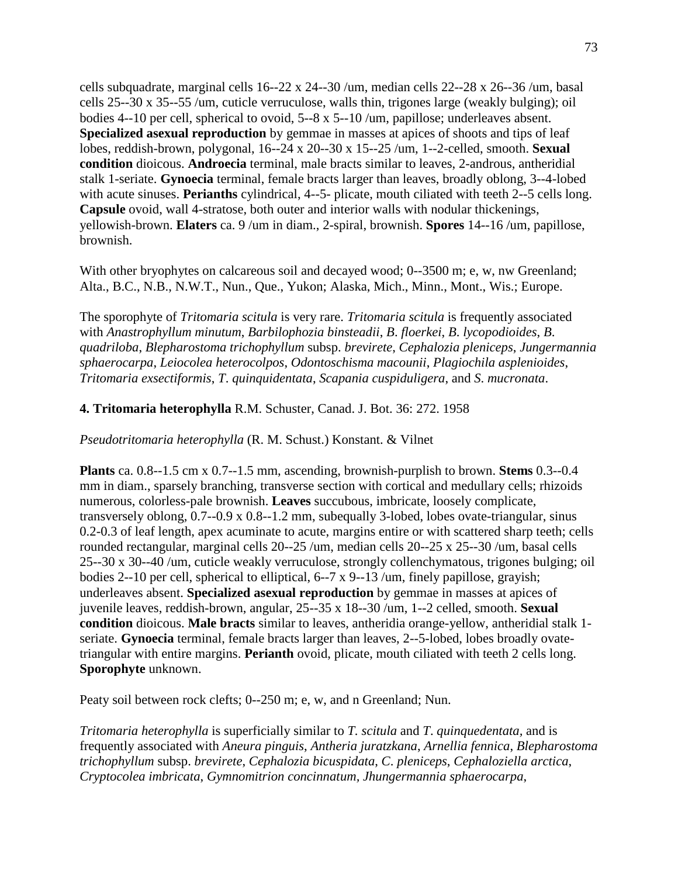cells subquadrate, marginal cells 16--22 x 24--30 /um, median cells 22--28 x 26--36 /um, basal cells 25--30 x 35--55 /um, cuticle verruculose, walls thin, trigones large (weakly bulging); oil bodies 4--10 per cell, spherical to ovoid, 5--8 x 5--10 /um, papillose; underleaves absent. **Specialized asexual reproduction** by gemmae in masses at apices of shoots and tips of leaf lobes, reddish-brown, polygonal, 16--24 x 20--30 x 15--25 /um, 1--2-celled, smooth. **Sexual condition** dioicous. **Androecia** terminal, male bracts similar to leaves, 2-androus, antheridial stalk 1-seriate. **Gynoecia** terminal, female bracts larger than leaves, broadly oblong, 3--4-lobed with acute sinuses. **Perianths** cylindrical, 4--5- plicate, mouth ciliated with teeth 2--5 cells long. **Capsule** ovoid, wall 4-stratose, both outer and interior walls with nodular thickenings, yellowish-brown. **Elaters** ca. 9 /um in diam., 2-spiral, brownish. **Spores** 14--16 /um, papillose, brownish.

With other bryophytes on calcareous soil and decayed wood; 0--3500 m; e, w, nw Greenland; Alta., B.C., N.B., N.W.T., Nun., Que., Yukon; Alaska, Mich., Minn., Mont., Wis.; Europe.

The sporophyte of *Tritomaria scitula* is very rare. *Tritomaria scitula* is frequently associated with *Anastrophyllum minutum*, *Barbilophozia binsteadii*, *B. floerkei*, *B. lycopodioides*, *B. quadriloba*, *Blepharostoma trichophyllum* subsp. *brevirete*, *Cephalozia pleniceps*, *Jungermannia sphaerocarpa*, *Leiocolea heterocolpos*, *Odontoschisma macounii*, *Plagiochila asplenioides*, *Tritomaria exsectiformis*, *T. quinquidentata*, *Scapania cuspiduligera*, and *S. mucronata*.

**4. Tritomaria heterophylla** R.M. Schuster, Canad. J. Bot. 36: 272. 1958

*Pseudotritomaria heterophylla* (R. M. Schust.) Konstant. & Vilnet

**Plants** ca. 0.8--1.5 cm x 0.7--1.5 mm, ascending, brownish-purplish to brown. **Stems** 0.3--0.4 mm in diam., sparsely branching, transverse section with cortical and medullary cells; rhizoids numerous, colorless-pale brownish. **Leaves** succubous, imbricate, loosely complicate, transversely oblong, 0.7--0.9 x 0.8--1.2 mm, subequally 3-lobed, lobes ovate-triangular, sinus 0.2-0.3 of leaf length, apex acuminate to acute, margins entire or with scattered sharp teeth; cells rounded rectangular, marginal cells 20--25 /um, median cells 20--25 x 25--30 /um, basal cells 25--30 x 30--40 /um, cuticle weakly verruculose, strongly collenchymatous, trigones bulging; oil bodies 2--10 per cell, spherical to elliptical, 6--7 x 9--13 /um, finely papillose, grayish; underleaves absent. **Specialized asexual reproduction** by gemmae in masses at apices of juvenile leaves, reddish-brown, angular, 25--35 x 18--30 /um, 1--2 celled, smooth. **Sexual condition** dioicous. **Male bracts** similar to leaves, antheridia orange-yellow, antheridial stalk 1-seriate. **Gynoecia** terminal, female bracts larger than leaves, 2--5-lobed, lobes broadly ovate-triangular with entire margins. **Perianth** ovoid, plicate, mouth ciliated with teeth 2 cells long. **Sporophyte** unknown.

Peaty soil between rock clefts; 0--250 m; e, w, and n Greenland; Nun.

*Tritomaria heterophylla* is superficially similar to *T. scitula* and *T. quinquedentata,* and is frequently associated with *Aneura pinguis*, *Antheria juratzkana*, *Arnellia fennica*, *Blepharostoma trichophyllum* subsp. *brevirete*, *Cephalozia bicuspidata*, *C. pleniceps*, *Cephaloziella arctica*, *Cryptocolea imbricata*, *Gymnomitrion concinnatum*, *Jhungermannia sphaerocarpa*,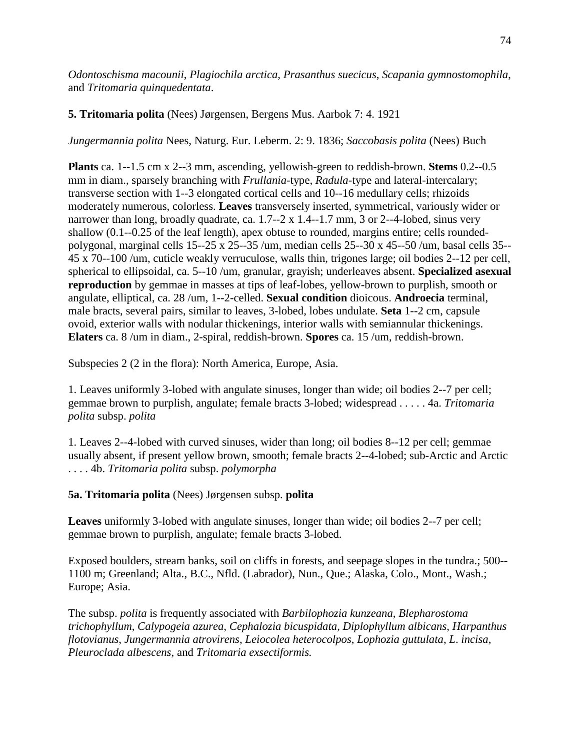*Odontoschisma macounii*, *Plagiochila arctica*, *Prasanthus suecicus*, *Scapania gymnostomophila*, and *Tritomaria quinquedentata*.

**5. Tritomaria polita** (Nees) Jørgensen, Bergens Mus. Aarbok 7: 4. 1921

*Jungermannia polita* Nees, Naturg. Eur. Leberm. 2: 9. 1836; *Saccobasis polita* (Nees) Buch

**Plants** ca. 1--1.5 cm x 2--3 mm, ascending, yellowish-green to reddish-brown. **Stems** 0.2--0.5 mm in diam., sparsely branching with *Frullania*-type, *Radula*-type and lateral-intercalary; transverse section with 1--3 elongated cortical cells and 10--16 medullary cells; rhizoids moderately numerous, colorless. **Leaves** transversely inserted, symmetrical, variously wider or narrower than long, broadly quadrate, ca. 1.7--2 x 1.4--1.7 mm, 3 or 2--4-lobed, sinus very shallow (0.1--0.25 of the leaf length), apex obtuse to rounded, margins entire; cells rounded-polygonal, marginal cells 15--25 x 25--35 /um, median cells 25--30 x 45--50 /um, basal cells 35--45 x 70--100 /um, cuticle weakly verruculose, walls thin, trigones large; oil bodies 2--12 per cell, spherical to ellipsoidal, ca. 5--10 /um, granular, grayish; underleaves absent. **Specialized asexual reproduction** by gemmae in masses at tips of leaf-lobes, yellow-brown to purplish, smooth or angulate, elliptical, ca. 28 /um, 1--2-celled. **Sexual condition** dioicous. **Androecia** terminal, male bracts, several pairs, similar to leaves, 3-lobed, lobes undulate. **Seta** 1--2 cm, capsule ovoid, exterior walls with nodular thickenings, interior walls with semiannular thickenings. **Elaters** ca. 8 /um in diam., 2-spiral, reddish-brown. **Spores** ca. 15 /um, reddish-brown.

Subspecies 2 (2 in the flora): North America, Europe, Asia.

1. Leaves uniformly 3-lobed with angulate sinuses, longer than wide; oil bodies 2--7 per cell; gemmae brown to purplish, angulate; female bracts 3-lobed; widespread . . . . . 4a. *Tritomaria polita* subsp. *polita*

1. Leaves 2--4-lobed with curved sinuses, wider than long; oil bodies 8--12 per cell; gemmae usually absent, if present yellow brown, smooth; female bracts 2--4-lobed; sub-Arctic and Arctic . . . . 4b. *Tritomaria polita* subsp. *polymorpha*

**5a. Tritomaria polita** (Nees) Jørgensen subsp. **polita**

**Leaves** uniformly 3-lobed with angulate sinuses, longer than wide; oil bodies 2--7 per cell; gemmae brown to purplish, angulate; female bracts 3-lobed.

Exposed boulders, stream banks, soil on cliffs in forests, and seepage slopes in the tundra.; 500--1100 m; Greenland; Alta., B.C., Nfld. (Labrador), Nun., Que.; Alaska, Colo., Mont., Wash.; Europe; Asia.

The subsp. *polita* is frequently associated with *Barbilophozia kunzeana*, *Blepharostoma trichophyllum*, *Calypogeia azurea*, *Cephalozia bicuspidata*, *Diplophyllum albicans*, *Harpanthus flotovianus*, *Jungermannia atrovirens*, *Leiocolea heterocolpos*, *Lophozia guttulata*, *L. incisa*, *Pleuroclada albescens*, and *Tritomaria exsectiformis.*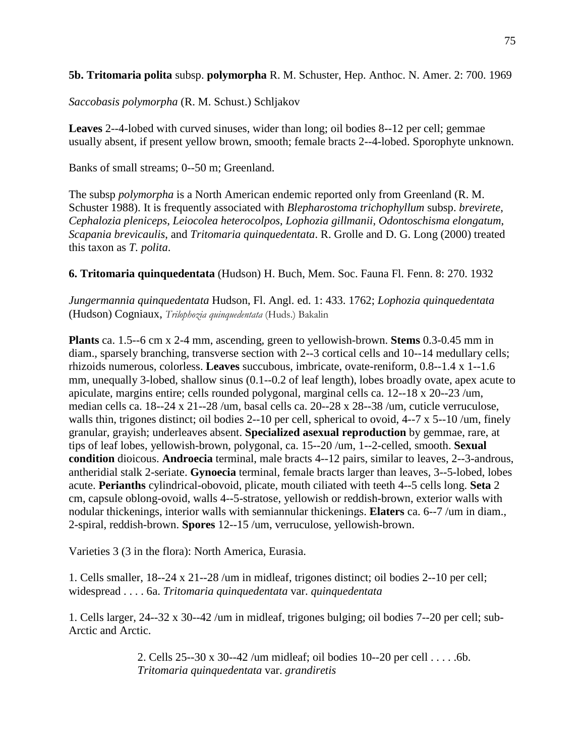**5b. Tritomaria polita** subsp. **polymorpha** R. M. Schuster, Hep. Anthoc. N. Amer. 2: 700. 1969

*Saccobasis polymorpha* (R. M. Schust.) Schljakov

**Leaves** 2--4-lobed with curved sinuses, wider than long; oil bodies 8--12 per cell; gemmae usually absent, if present yellow brown, smooth; female bracts 2--4-lobed. Sporophyte unknown.

Banks of small streams; 0--50 m; Greenland.

The subsp *polymorpha* is a North American endemic reported only from Greenland (R. M. Schuster 1988). It is frequently associated with *Blepharostoma trichophyllum* subsp. *brevirete*, *Cephalozia pleniceps*, *Leiocolea heterocolpos*, *Lophozia gillmanii*, *Odontoschisma elongatum*, *Scapania brevicaulis*, and *Tritomaria quinquedentata*. R. Grolle and D. G. Long (2000) treated this taxon as *T. polita*.

**6. Tritomaria quinquedentata** (Hudson) H. Buch, Mem. Soc. Fauna Fl. Fenn. 8: 270. 1932

*Jungermannia quinquedentata* Hudson, Fl. Angl. ed. 1: 433. 1762; *Lophozia quinquedentata* (Hudson) Cogniaux, *Trilophozia quinquedentata* (Huds.) Bakalin

**Plants** ca. 1.5--6 cm x 2-4 mm, ascending, green to yellowish-brown. **Stems** 0.3-0.45 mm in diam., sparsely branching, transverse section with 2--3 cortical cells and 10--14 medullary cells; rhizoids numerous, colorless. **Leaves** succubous, imbricate, ovate-reniform, 0.8--1.4 x 1--1.6 mm, unequally 3-lobed, shallow sinus (0.1--0.2 of leaf length), lobes broadly ovate, apex acute to apiculate, margins entire; cells rounded polygonal, marginal cells ca. 12--18 x 20--23 /um, median cells ca. 18--24 x 21--28 /um, basal cells ca. 20--28 x 28--38 /um, cuticle verruculose, walls thin, trigones distinct; oil bodies 2--10 per cell, spherical to ovoid, 4--7 x 5--10 /um, finely granular, grayish; underleaves absent. **Specialized asexual reproduction** by gemmae, rare, at tips of leaf lobes, yellowish-brown, polygonal, ca. 15--20 /um, 1--2-celled, smooth. **Sexual condition** dioicous. **Androecia** terminal, male bracts 4--12 pairs, similar to leaves, 2--3-androus, antheridial stalk 2-seriate. **Gynoecia** terminal, female bracts larger than leaves, 3--5-lobed, lobes acute. **Perianths** cylindrical-obovoid, plicate, mouth ciliated with teeth 4--5 cells long. **Seta** 2 cm, capsule oblong-ovoid, walls 4--5-stratose, yellowish or reddish-brown, exterior walls with nodular thickenings, interior walls with semiannular thickenings. **Elaters** ca. 6--7 /um in diam., 2-spiral, reddish-brown. **Spores** 12--15 /um, verruculose, yellowish-brown.

Varieties 3 (3 in the flora): North America, Eurasia.

1. Cells smaller, 18--24 x 21--28 /um in midleaf, trigones distinct; oil bodies 2--10 per cell; widespread . . . . 6a. *Tritomaria quinquedentata* var. *quinquedentata*

1. Cells larger, 24--32 x 30--42 /um in midleaf, trigones bulging; oil bodies 7--20 per cell; sub-Arctic and Arctic.

    2. Cells 25--30 x 30--42 /um midleaf; oil bodies 10--20 per cell . . . . .6b. *Tritomaria quinquedentata* var. *grandiretis*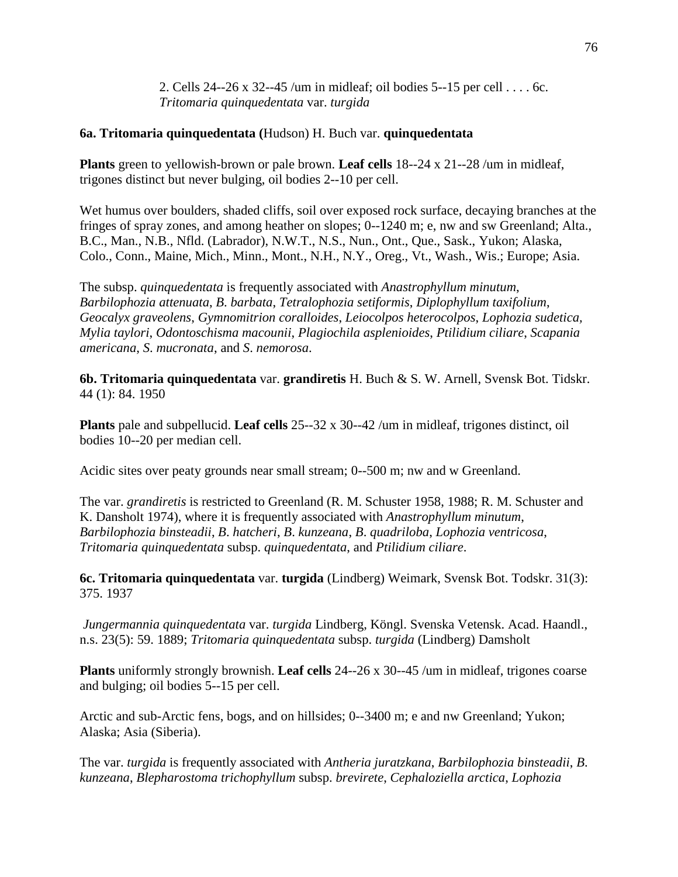2. Cells 24--26 x 32--45 /um in midleaf; oil bodies 5--15 per cell . . . . 6c. *Tritomaria quinquedentata* var. *turgida*

**6a. Tritomaria quinquedentata (**Hudson) H. Buch var. **quinquedentata**

**Plants** green to yellowish-brown or pale brown. **Leaf cells** 18--24 x 21--28 /um in midleaf, trigones distinct but never bulging, oil bodies 2--10 per cell.

Wet humus over boulders, shaded cliffs, soil over exposed rock surface, decaying branches at the fringes of spray zones, and among heather on slopes; 0--1240 m; e, nw and sw Greenland; Alta., B.C., Man., N.B., Nfld. (Labrador), N.W.T., N.S., Nun., Ont., Que., Sask., Yukon; Alaska, Colo., Conn., Maine, Mich., Minn., Mont., N.H., N.Y., Oreg., Vt., Wash., Wis.; Europe; Asia.

The subsp. *quinquedentata* is frequently associated with *Anastrophyllum minutum*, *Barbilophozia attenuata*, *B. barbata*, *Tetralophozia setiformis*, *Diplophyllum taxifolium*, *Geocalyx graveolens*, *Gymnomitrion coralloides*, *Leiocolpos heterocolpos*, *Lophozia sudetica*, *Mylia taylori*, *Odontoschisma macounii*, *Plagiochila asplenioides*, *Ptilidium ciliare*, *Scapania americana*, *S. mucronata*, and *S. nemorosa*.

**6b. Tritomaria quinquedentata** var. **grandiretis** H. Buch & S. W. Arnell, Svensk Bot. Tidskr. 44 (1): 84. 1950

**Plants** pale and subpellucid. **Leaf cells** 25--32 x 30--42 /um in midleaf, trigones distinct, oil bodies 10--20 per median cell.

Acidic sites over peaty grounds near small stream; 0--500 m; nw and w Greenland.

The var. *grandiretis* is restricted to Greenland (R. M. Schuster 1958, 1988; R. M. Schuster and K. Dansholt 1974), where it is frequently associated with *Anastrophyllum minutum*, *Barbilophozia binsteadii*, *B. hatcheri*, *B. kunzeana*, *B. quadriloba*, *Lophozia ventricosa*, *Tritomaria quinquedentata* subsp. *quinquedentata*, and *Ptilidium ciliare*.

**6c. Tritomaria quinquedentata** var. **turgida** (Lindberg) Weimark, Svensk Bot. Todskr. 31(3): 375. 1937

*Jungermannia quinquedentata* var. *turgida* Lindberg, Köngl. Svenska Vetensk. Acad. Haandl., n.s. 23(5): 59. 1889; *Tritomaria quinquedentata* subsp. *turgida* (Lindberg) Damsholt

**Plants** uniformly strongly brownish. **Leaf cells** 24--26 x 30--45 /um in midleaf, trigones coarse and bulging; oil bodies 5--15 per cell.

Arctic and sub-Arctic fens, bogs, and on hillsides; 0--3400 m; e and nw Greenland; Yukon; Alaska; Asia (Siberia).

The var. *turgida* is frequently associated with *Antheria juratzkana*, *Barbilophozia binsteadii*, *B. kunzeana*, *Blepharostoma trichophyllum* subsp. *brevirete*, *Cephaloziella arctica*, *Lophozia*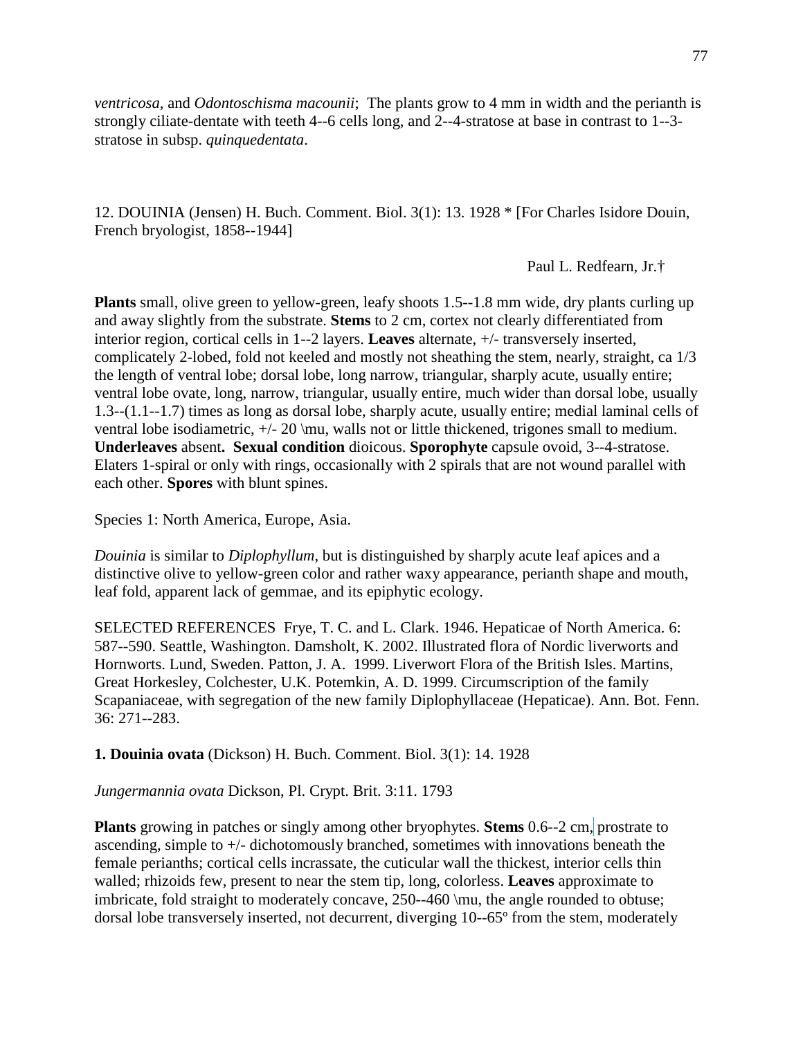*ventricosa*, and *Odontoschisma macounii*; The plants grow to 4 mm in width and the perianth is strongly ciliate-dentate with teeth 4--6 cells long, and 2--4-stratose at base in contrast to 1--3-stratose in subsp. *quinquedentata*.

12. DOUINIA (Jensen) H. Buch. Comment. Biol. 3(1): 13. 1928 * [For Charles Isidore Douin, French bryologist, 1858--1944]

Paul L. Redfearn, Jr.†

**Plants** small, olive green to yellow-green, leafy shoots 1.5--1.8 mm wide, dry plants curling up and away slightly from the substrate. **Stems** to 2 cm, cortex not clearly differentiated from interior region, cortical cells in 1--2 layers. **Leaves** alternate, +/- transversely inserted, complicately 2-lobed, fold not keeled and mostly not sheathing the stem, nearly, straight, ca 1/3 the length of ventral lobe; dorsal lobe, long narrow, triangular, sharply acute, usually entire; ventral lobe ovate, long, narrow, triangular, usually entire, much wider than dorsal lobe, usually 1.3--(1.1--1.7) times as long as dorsal lobe, sharply acute, usually entire; medial laminal cells of ventral lobe isodiametric, +/- 20 \mu, walls not or little thickened, trigones small to medium. **Underleaves** absent**. Sexual condition** dioicous. **Sporophyte** capsule ovoid, 3--4-stratose. Elaters 1-spiral or only with rings, occasionally with 2 spirals that are not wound parallel with each other. **Spores** with blunt spines.

Species 1: North America, Europe, Asia.

*Douinia* is similar to *Diplophyllum*, but is distinguished by sharply acute leaf apices and a distinctive olive to yellow-green color and rather waxy appearance, perianth shape and mouth, leaf fold, apparent lack of gemmae, and its epiphytic ecology.

SELECTED REFERENCES Frye, T. C. and L. Clark. 1946. Hepaticae of North America. 6: 587--590. Seattle, Washington. Damsholt, K. 2002. Illustrated flora of Nordic liverworts and Hornworts. Lund, Sweden. Patton, J. A. 1999. Liverwort Flora of the British Isles. Martins, Great Horkesley, Colchester, U.K. Potemkin, A. D. 1999. Circumscription of the family Scapaniaceae, with segregation of the new family Diplophyllaceae (Hepaticae). Ann. Bot. Fenn. 36: 271--283.

**1. Douinia ovata** (Dickson) H. Buch. Comment. Biol. 3(1): 14. 1928

*Jungermannia ovata* Dickson, Pl. Crypt. Brit. 3:11. 1793

**Plants** growing in patches or singly among other bryophytes. **Stems** 0.6--2 cm, prostrate to ascending, simple to +/- dichotomously branched, sometimes with innovations beneath the female perianths; cortical cells incrassate, the cuticular wall the thickest, interior cells thin walled; rhizoids few, present to near the stem tip, long, colorless. **Leaves** approximate to imbricate, fold straight to moderately concave, 250--460 \mu, the angle rounded to obtuse; dorsal lobe transversely inserted, not decurrent, diverging 10--65º from the stem, moderately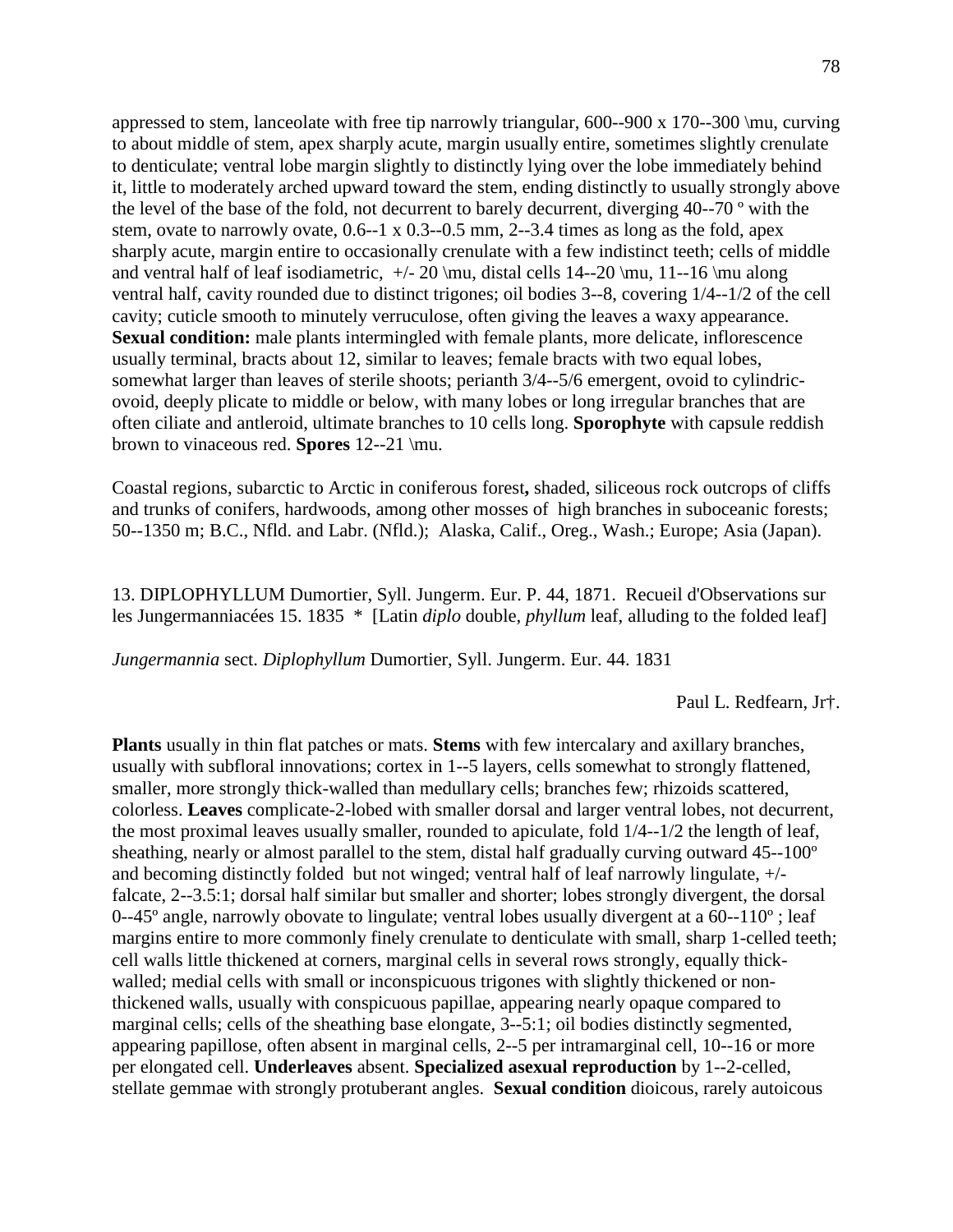appressed to stem, lanceolate with free tip narrowly triangular, 600--900 x 170--300 \mu, curving to about middle of stem, apex sharply acute, margin usually entire, sometimes slightly crenulate to denticulate; ventral lobe margin slightly to distinctly lying over the lobe immediately behind it, little to moderately arched upward toward the stem, ending distinctly to usually strongly above the level of the base of the fold, not decurrent to barely decurrent, diverging 40--70 º with the stem, ovate to narrowly ovate, 0.6--1 x 0.3--0.5 mm, 2--3.4 times as long as the fold, apex sharply acute, margin entire to occasionally crenulate with a few indistinct teeth; cells of middle and ventral half of leaf isodiametric, +/- 20 \mu, distal cells 14--20 \mu, 11--16 \mu along ventral half, cavity rounded due to distinct trigones; oil bodies 3--8, covering 1/4--1/2 of the cell cavity; cuticle smooth to minutely verruculose, often giving the leaves a waxy appearance. **Sexual condition:** male plants intermingled with female plants, more delicate, inflorescence usually terminal, bracts about 12, similar to leaves; female bracts with two equal lobes, somewhat larger than leaves of sterile shoots; perianth 3/4--5/6 emergent, ovoid to cylindric-ovoid, deeply plicate to middle or below, with many lobes or long irregular branches that are often ciliate and antleroid, ultimate branches to 10 cells long. **Sporophyte** with capsule reddish brown to vinaceous red. **Spores** 12--21 \mu.

Coastal regions, subarctic to Arctic in coniferous forest**,** shaded, siliceous rock outcrops of cliffs and trunks of conifers, hardwoods, among other mosses of high branches in suboceanic forests; 50--1350 m; B.C., Nfld. and Labr. (Nfld.); Alaska, Calif., Oreg., Wash.; Europe; Asia (Japan).

13. DIPLOPHYLLUM Dumortier, Syll. Jungerm. Eur. P. 44, 1871. Recueil d'Observations sur les Jungermanniacées 15. 1835 * [Latin *diplo* double, *phyllum* leaf, alluding to the folded leaf]

*Jungermannia* sect. *Diplophyllum* Dumortier, Syll. Jungerm. Eur. 44. 1831

Paul L. Redfearn, Jr†.

**Plants** usually in thin flat patches or mats. **Stems** with few intercalary and axillary branches, usually with subfloral innovations; cortex in 1--5 layers, cells somewhat to strongly flattened, smaller, more strongly thick-walled than medullary cells; branches few; rhizoids scattered, colorless. **Leaves** complicate-2-lobed with smaller dorsal and larger ventral lobes, not decurrent, the most proximal leaves usually smaller, rounded to apiculate, fold 1/4--1/2 the length of leaf, sheathing, nearly or almost parallel to the stem, distal half gradually curving outward 45--100º and becoming distinctly folded but not winged; ventral half of leaf narrowly lingulate, +/- falcate, 2--3.5:1; dorsal half similar but smaller and shorter; lobes strongly divergent, the dorsal 0--45º angle, narrowly obovate to lingulate; ventral lobes usually divergent at a 60--110º ; leaf margins entire to more commonly finely crenulate to denticulate with small, sharp 1-celled teeth; cell walls little thickened at corners, marginal cells in several rows strongly, equally thick-walled; medial cells with small or inconspicuous trigones with slightly thickened or non-thickened walls, usually with conspicuous papillae, appearing nearly opaque compared to marginal cells; cells of the sheathing base elongate, 3--5:1; oil bodies distinctly segmented, appearing papillose, often absent in marginal cells, 2--5 per intramarginal cell, 10--16 or more per elongated cell. **Underleaves** absent. **Specialized asexual reproduction** by 1--2-celled, stellate gemmae with strongly protuberant angles. **Sexual condition** dioicous, rarely autoicous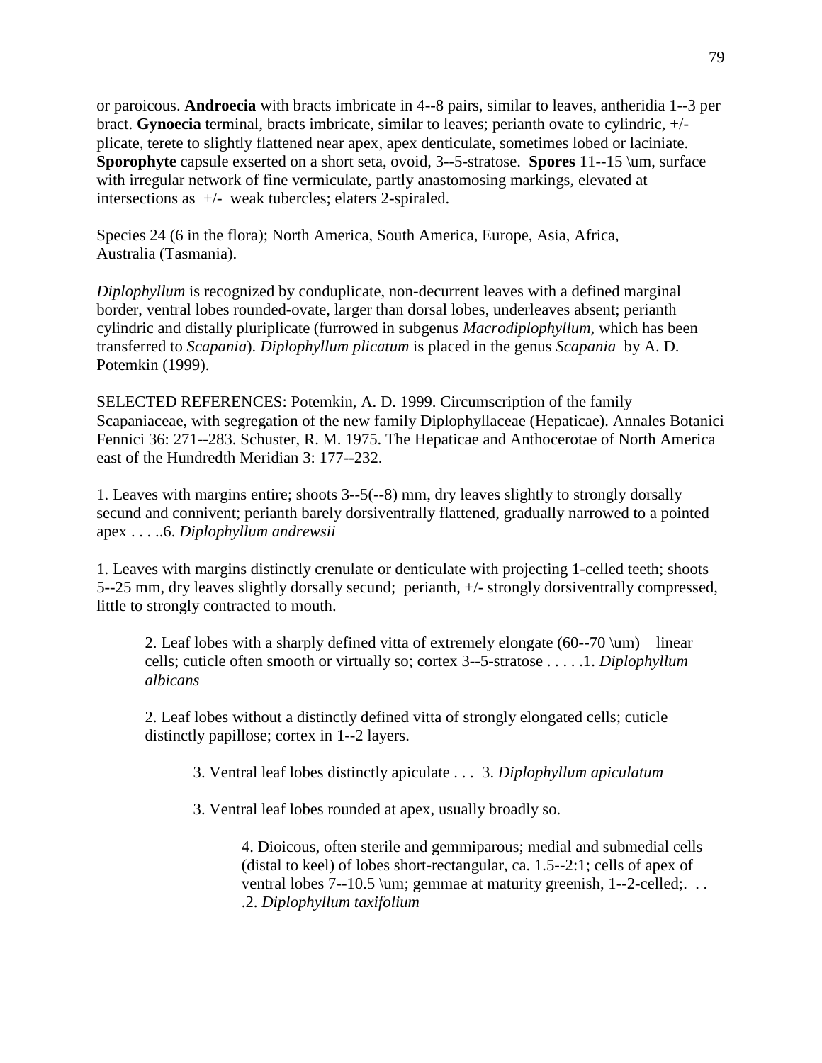or paroicous. **Androecia** with bracts imbricate in 4--8 pairs, similar to leaves, antheridia 1--3 per bract. **Gynoecia** terminal, bracts imbricate, similar to leaves; perianth ovate to cylindric, +/- plicate, terete to slightly flattened near apex, apex denticulate, sometimes lobed or laciniate. **Sporophyte** capsule exserted on a short seta, ovoid, 3--5-stratose. **Spores** 11--15 \um, surface with irregular network of fine vermiculate, partly anastomosing markings, elevated at intersections as +/- weak tubercles; elaters 2-spiraled.

Species 24 (6 in the flora); North America, South America, Europe, Asia, Africa, Australia (Tasmania).

*Diplophyllum* is recognized by conduplicate, non-decurrent leaves with a defined marginal border, ventral lobes rounded-ovate, larger than dorsal lobes, underleaves absent; perianth cylindric and distally pluriplicate (furrowed in subgenus *Macrodiplophyllum*, which has been transferred to *Scapania*). *Diplophyllum plicatum* is placed in the genus *Scapania* by A. D. Potemkin (1999).

SELECTED REFERENCES: Potemkin, A. D. 1999. Circumscription of the family Scapaniaceae, with segregation of the new family Diplophyllaceae (Hepaticae). Annales Botanici Fennici 36: 271--283. Schuster, R. M. 1975. The Hepaticae and Anthocerotae of North America east of the Hundredth Meridian 3: 177--232.

1. Leaves with margins entire; shoots 3--5(--8) mm, dry leaves slightly to strongly dorsally secund and connivent; perianth barely dorsiventrally flattened, gradually narrowed to a pointed apex . . . . ..6. *Diplophyllum andrewsii*

1. Leaves with margins distinctly crenulate or denticulate with projecting 1-celled teeth; shoots 5--25 mm, dry leaves slightly dorsally secund; perianth, +/- strongly dorsiventrally compressed, little to strongly contracted to mouth.

    2. Leaf lobes with a sharply defined vitta of extremely elongate (60--70 \um) linear cells; cuticle often smooth or virtually so; cortex 3--5-stratose . . . . .1. *Diplophyllum albicans*

    2. Leaf lobes without a distinctly defined vitta of strongly elongated cells; cuticle distinctly papillose; cortex in 1--2 layers.

        3. Ventral leaf lobes distinctly apiculate . . . 3. *Diplophyllum apiculatum*

        3. Ventral leaf lobes rounded at apex, usually broadly so.

            4. Dioicous, often sterile and gemmiparous; medial and submedial cells (distal to keel) of lobes short-rectangular, ca. 1.5--2:1; cells of apex of ventral lobes 7--10.5 \um; gemmae at maturity greenish, 1--2-celled;. . . .2. *Diplophyllum taxifolium*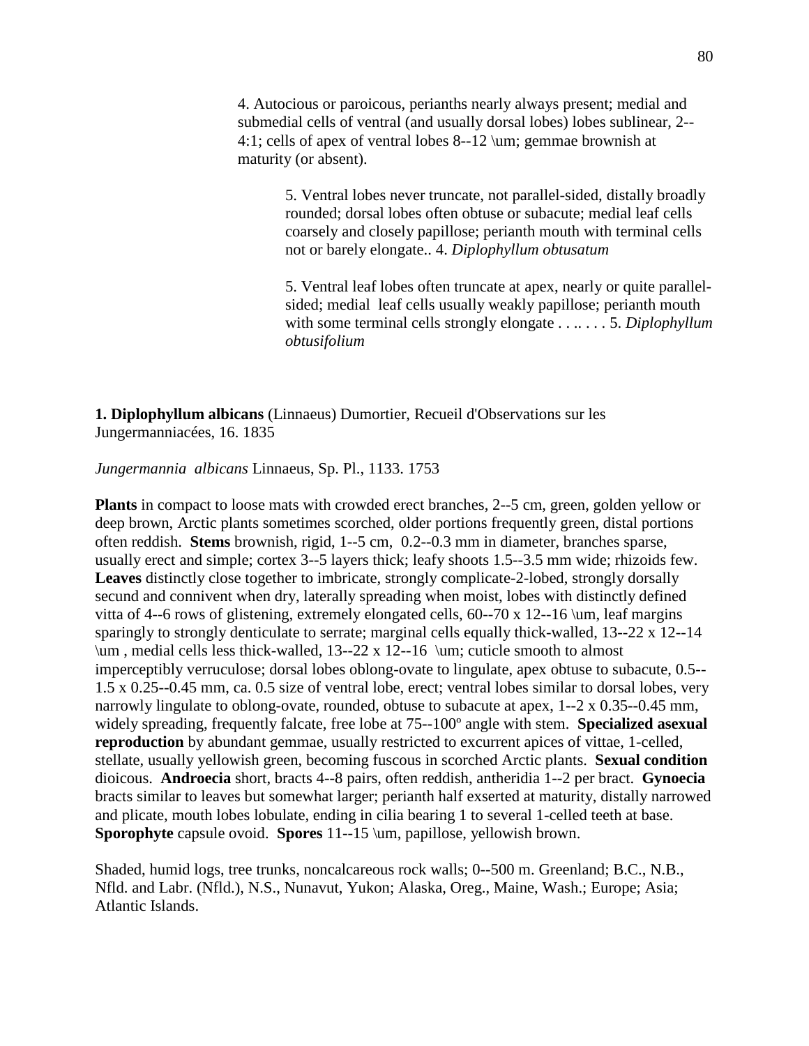4. Autocious or paroicous, perianths nearly always present; medial and submedial cells of ventral (and usually dorsal lobes) lobes sublinear, 2--4:1; cells of apex of ventral lobes 8--12 \um; gemmae brownish at maturity (or absent).

5. Ventral lobes never truncate, not parallel-sided, distally broadly rounded; dorsal lobes often obtuse or subacute; medial leaf cells coarsely and closely papillose; perianth mouth with terminal cells not or barely elongate.. 4. *Diplophyllum obtusatum*

5. Ventral leaf lobes often truncate at apex, nearly or quite parallel-sided; medial leaf cells usually weakly papillose; perianth mouth with some terminal cells strongly elongate . . .. . . . 5. *Diplophyllum obtusifolium*

**1. Diplophyllum albicans** (Linnaeus) Dumortier, Recueil d'Observations sur les Jungermanniacées, 16. 1835

*Jungermannia albicans* Linnaeus, Sp. Pl., 1133. 1753

**Plants** in compact to loose mats with crowded erect branches, 2--5 cm, green, golden yellow or deep brown, Arctic plants sometimes scorched, older portions frequently green, distal portions often reddish. **Stems** brownish, rigid, 1--5 cm, 0.2--0.3 mm in diameter, branches sparse, usually erect and simple; cortex 3--5 layers thick; leafy shoots 1.5--3.5 mm wide; rhizoids few. **Leaves** distinctly close together to imbricate, strongly complicate-2-lobed, strongly dorsally secund and connivent when dry, laterally spreading when moist, lobes with distinctly defined vitta of 4--6 rows of glistening, extremely elongated cells, 60--70 x 12--16 \um, leaf margins sparingly to strongly denticulate to serrate; marginal cells equally thick-walled, 13--22 x 12--14 \um , medial cells less thick-walled, 13--22 x 12--16 \um; cuticle smooth to almost imperceptibly verruculose; dorsal lobes oblong-ovate to lingulate, apex obtuse to subacute, 0.5--1.5 x 0.25--0.45 mm, ca. 0.5 size of ventral lobe, erect; ventral lobes similar to dorsal lobes, very narrowly lingulate to oblong-ovate, rounded, obtuse to subacute at apex, 1--2 x 0.35--0.45 mm, widely spreading, frequently falcate, free lobe at 75--100º angle with stem. **Specialized asexual reproduction** by abundant gemmae, usually restricted to excurrent apices of vittae, 1-celled, stellate, usually yellowish green, becoming fuscous in scorched Arctic plants. **Sexual condition** dioicous. **Androecia** short, bracts 4--8 pairs, often reddish, antheridia 1--2 per bract. **Gynoecia** bracts similar to leaves but somewhat larger; perianth half exserted at maturity, distally narrowed and plicate, mouth lobes lobulate, ending in cilia bearing 1 to several 1-celled teeth at base. **Sporophyte** capsule ovoid. **Spores** 11--15 \um, papillose, yellowish brown.

Shaded, humid logs, tree trunks, noncalcareous rock walls; 0--500 m. Greenland; B.C., N.B., Nfld. and Labr. (Nfld.), N.S., Nunavut, Yukon; Alaska, Oreg., Maine, Wash.; Europe; Asia; Atlantic Islands.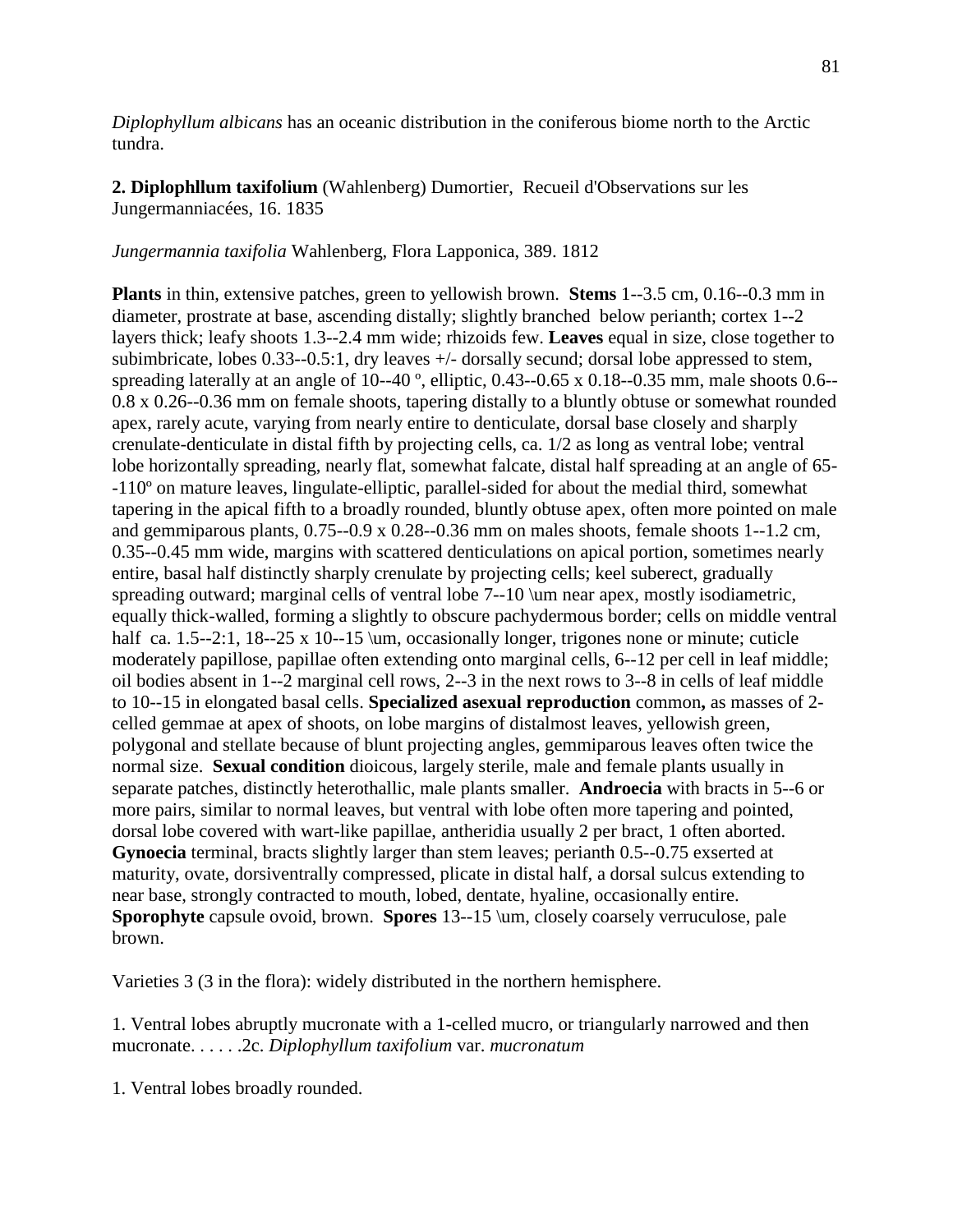*Diplophyllum albicans* has an oceanic distribution in the coniferous biome north to the Arctic tundra.

**2. Diplophllum taxifolium** (Wahlenberg) Dumortier, Recueil d'Observations sur les Jungermanniacées, 16. 1835

*Jungermannia taxifolia* Wahlenberg, Flora Lapponica, 389. 1812

**Plants** in thin, extensive patches, green to yellowish brown. **Stems** 1--3.5 cm, 0.16--0.3 mm in diameter, prostrate at base, ascending distally; slightly branched below perianth; cortex 1--2 layers thick; leafy shoots 1.3--2.4 mm wide; rhizoids few. **Leaves** equal in size, close together to subimbricate, lobes 0.33--0.5:1, dry leaves +/- dorsally secund; dorsal lobe appressed to stem, spreading laterally at an angle of 10--40 º, elliptic, 0.43--0.65 x 0.18--0.35 mm, male shoots 0.6--0.8 x 0.26--0.36 mm on female shoots, tapering distally to a bluntly obtuse or somewhat rounded apex, rarely acute, varying from nearly entire to denticulate, dorsal base closely and sharply crenulate-denticulate in distal fifth by projecting cells, ca. 1/2 as long as ventral lobe; ventral lobe horizontally spreading, nearly flat, somewhat falcate, distal half spreading at an angle of 65--110º on mature leaves, lingulate-elliptic, parallel-sided for about the medial third, somewhat tapering in the apical fifth to a broadly rounded, bluntly obtuse apex, often more pointed on male and gemmiparous plants, 0.75--0.9 x 0.28--0.36 mm on males shoots, female shoots 1--1.2 cm, 0.35--0.45 mm wide, margins with scattered denticulations on apical portion, sometimes nearly entire, basal half distinctly sharply crenulate by projecting cells; keel suberect, gradually spreading outward; marginal cells of ventral lobe 7--10 \um near apex, mostly isodiametric, equally thick-walled, forming a slightly to obscure pachydermous border; cells on middle ventral half ca. 1.5--2:1, 18--25 x 10--15 \um, occasionally longer, trigones none or minute; cuticle moderately papillose, papillae often extending onto marginal cells, 6--12 per cell in leaf middle; oil bodies absent in 1--2 marginal cell rows, 2--3 in the next rows to 3--8 in cells of leaf middle to 10--15 in elongated basal cells. **Specialized asexual reproduction** common**,** as masses of 2-celled gemmae at apex of shoots, on lobe margins of distalmost leaves, yellowish green, polygonal and stellate because of blunt projecting angles, gemmiparous leaves often twice the normal size. **Sexual condition** dioicous, largely sterile, male and female plants usually in separate patches, distinctly heterothallic, male plants smaller. **Androecia** with bracts in 5--6 or more pairs, similar to normal leaves, but ventral with lobe often more tapering and pointed, dorsal lobe covered with wart-like papillae, antheridia usually 2 per bract, 1 often aborted. **Gynoecia** terminal, bracts slightly larger than stem leaves; perianth 0.5--0.75 exserted at maturity, ovate, dorsiventrally compressed, plicate in distal half, a dorsal sulcus extending to near base, strongly contracted to mouth, lobed, dentate, hyaline, occasionally entire. **Sporophyte** capsule ovoid, brown. **Spores** 13--15 \um, closely coarsely verruculose, pale brown.

Varieties 3 (3 in the flora): widely distributed in the northern hemisphere.

1. Ventral lobes abruptly mucronate with a 1-celled mucro, or triangularly narrowed and then mucronate. . . . . .2c. *Diplophyllum taxifolium* var. *mucronatum*

1. Ventral lobes broadly rounded.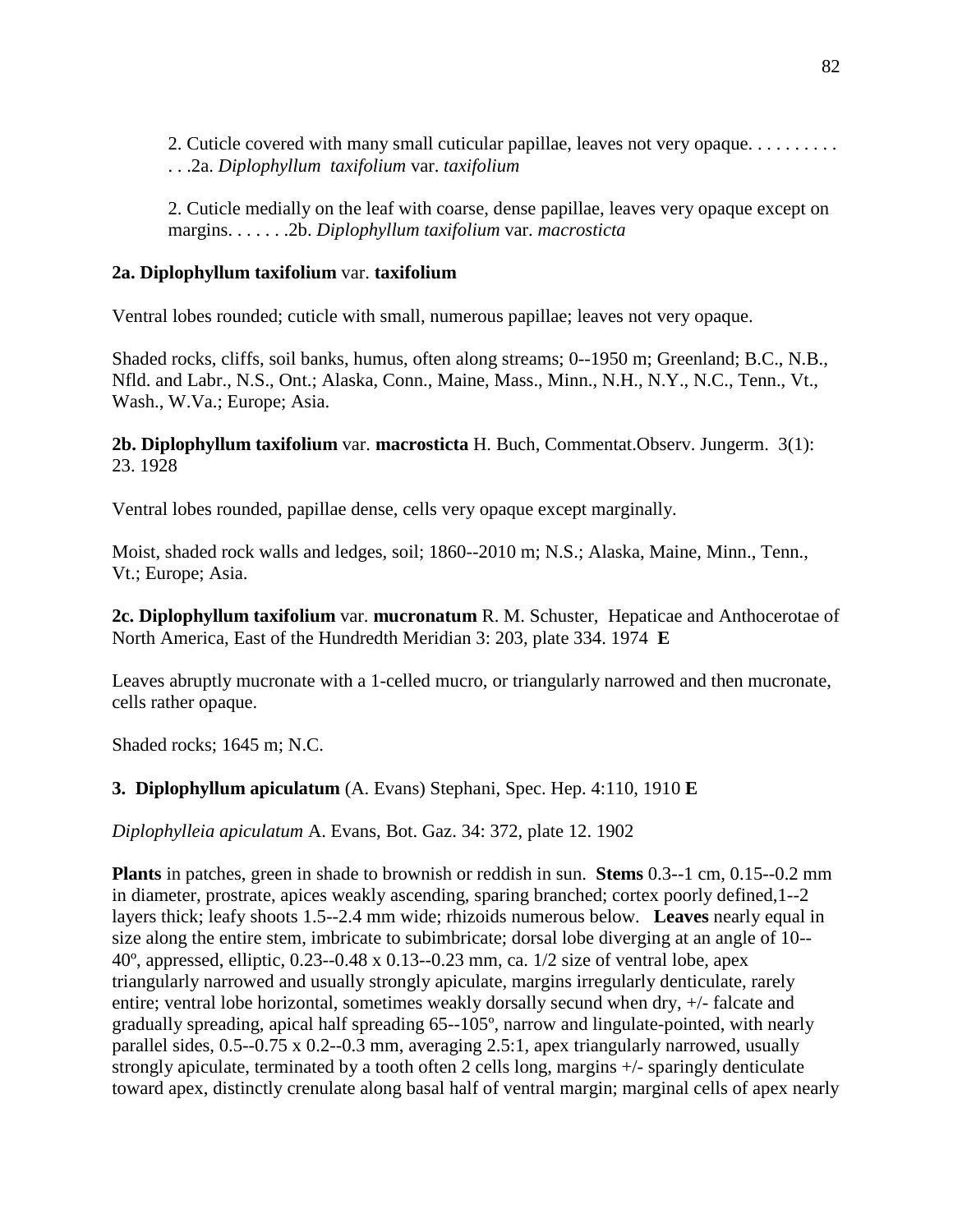2. Cuticle covered with many small cuticular papillae, leaves not very opaque. . . . . . . . . . . . .2a. *Diplophyllum taxifolium* var. *taxifolium*

2. Cuticle medially on the leaf with coarse, dense papillae, leaves very opaque except on margins. . . . . . .2b. *Diplophyllum taxifolium* var. *macrosticta*

**2a. Diplophyllum taxifolium** var. **taxifolium**

Ventral lobes rounded; cuticle with small, numerous papillae; leaves not very opaque.

Shaded rocks, cliffs, soil banks, humus, often along streams; 0--1950 m; Greenland; B.C., N.B., Nfld. and Labr., N.S., Ont.; Alaska, Conn., Maine, Mass., Minn., N.H., N.Y., N.C., Tenn., Vt., Wash., W.Va.; Europe; Asia.

**2b. Diplophyllum taxifolium** var. **macrosticta** H. Buch, Commentat.Observ. Jungerm. 3(1): 23. 1928

Ventral lobes rounded, papillae dense, cells very opaque except marginally.

Moist, shaded rock walls and ledges, soil; 1860--2010 m; N.S.; Alaska, Maine, Minn., Tenn., Vt.; Europe; Asia.

**2c. Diplophyllum taxifolium** var. **mucronatum** R. M. Schuster, Hepaticae and Anthocerotae of North America, East of the Hundredth Meridian 3: 203, plate 334. 1974 **E**

Leaves abruptly mucronate with a 1-celled mucro, or triangularly narrowed and then mucronate, cells rather opaque.

Shaded rocks; 1645 m; N.C.

**3. Diplophyllum apiculatum** (A. Evans) Stephani, Spec. Hep. 4:110, 1910 **E**

*Diplophylleia apiculatum* A. Evans, Bot. Gaz. 34: 372, plate 12. 1902

**Plants** in patches, green in shade to brownish or reddish in sun. **Stems** 0.3--1 cm, 0.15--0.2 mm in diameter, prostrate, apices weakly ascending, sparing branched; cortex poorly defined,1--2 layers thick; leafy shoots 1.5--2.4 mm wide; rhizoids numerous below. **Leaves** nearly equal in size along the entire stem, imbricate to subimbricate; dorsal lobe diverging at an angle of 10--40º, appressed, elliptic, 0.23--0.48 x 0.13--0.23 mm, ca. 1/2 size of ventral lobe, apex triangularly narrowed and usually strongly apiculate, margins irregularly denticulate, rarely entire; ventral lobe horizontal, sometimes weakly dorsally secund when dry, +/- falcate and gradually spreading, apical half spreading 65--105º, narrow and lingulate-pointed, with nearly parallel sides, 0.5--0.75 x 0.2--0.3 mm, averaging 2.5:1, apex triangularly narrowed, usually strongly apiculate, terminated by a tooth often 2 cells long, margins +/- sparingly denticulate toward apex, distinctly crenulate along basal half of ventral margin; marginal cells of apex nearly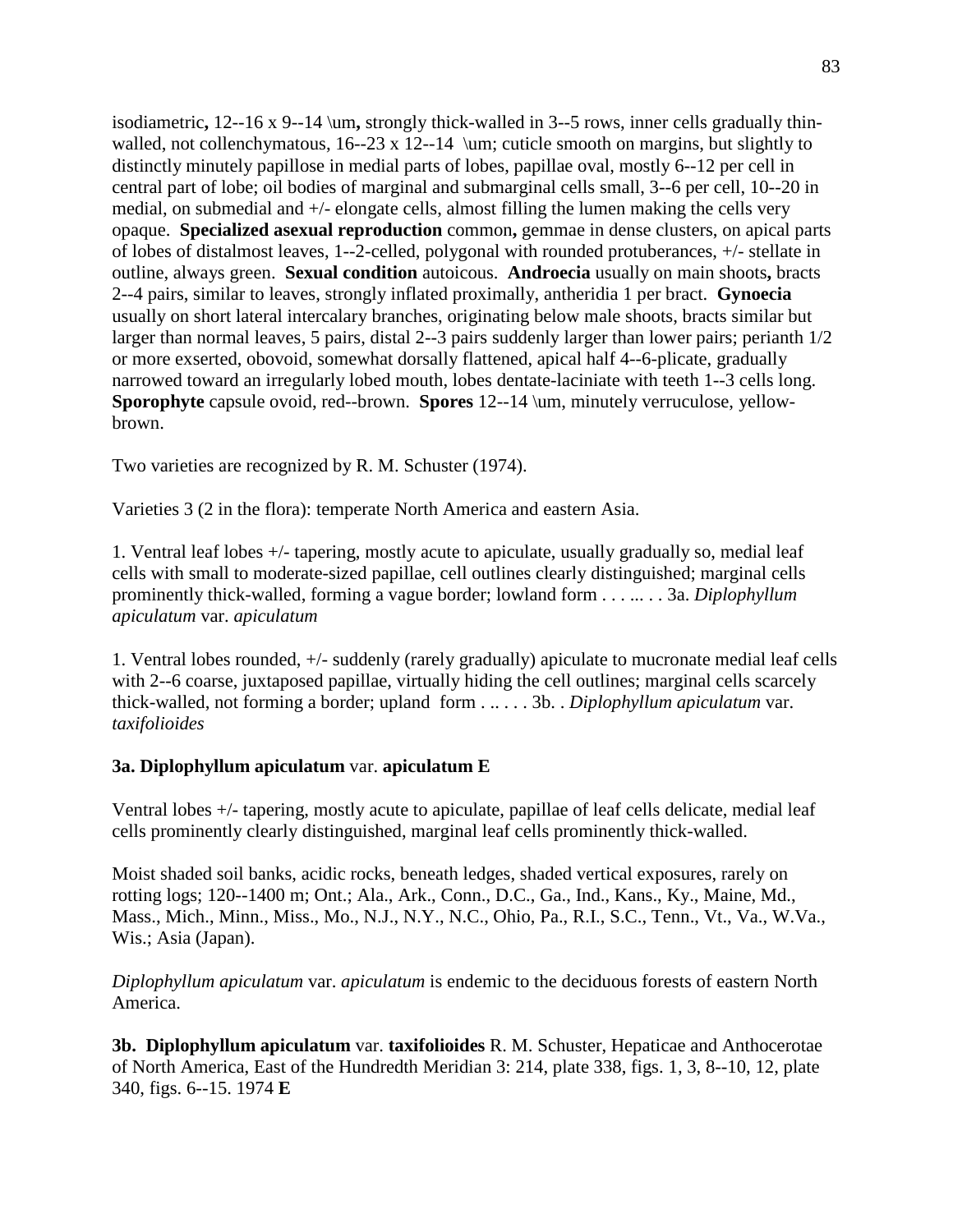isodiametric**,** 12--16 x 9--14 \um**,** strongly thick-walled in 3--5 rows, inner cells gradually thin-walled, not collenchymatous, 16--23 x 12--14 \um; cuticle smooth on margins, but slightly to distinctly minutely papillose in medial parts of lobes, papillae oval, mostly 6--12 per cell in central part of lobe; oil bodies of marginal and submarginal cells small, 3--6 per cell, 10--20 in medial, on submedial and +/- elongate cells, almost filling the lumen making the cells very opaque. **Specialized asexual reproduction** common**,** gemmae in dense clusters, on apical parts of lobes of distalmost leaves, 1--2-celled, polygonal with rounded protuberances, +/- stellate in outline, always green. **Sexual condition** autoicous. **Androecia** usually on main shoots**,** bracts 2--4 pairs, similar to leaves, strongly inflated proximally, antheridia 1 per bract. **Gynoecia** usually on short lateral intercalary branches, originating below male shoots, bracts similar but larger than normal leaves, 5 pairs, distal 2--3 pairs suddenly larger than lower pairs; perianth 1/2 or more exserted, obovoid, somewhat dorsally flattened, apical half 4--6-plicate, gradually narrowed toward an irregularly lobed mouth, lobes dentate-laciniate with teeth 1--3 cells long. **Sporophyte** capsule ovoid, red--brown. **Spores** 12--14 \um, minutely verruculose, yellow-brown.

Two varieties are recognized by R. M. Schuster (1974).

Varieties 3 (2 in the flora): temperate North America and eastern Asia.

1. Ventral leaf lobes +/- tapering, mostly acute to apiculate, usually gradually so, medial leaf cells with small to moderate-sized papillae, cell outlines clearly distinguished; marginal cells prominently thick-walled, forming a vague border; lowland form . . . ... . . 3a. *Diplophyllum apiculatum* var. *apiculatum*

1. Ventral lobes rounded, +/- suddenly (rarely gradually) apiculate to mucronate medial leaf cells with 2--6 coarse, juxtaposed papillae, virtually hiding the cell outlines; marginal cells scarcely thick-walled, not forming a border; upland form . .. . . . 3b. . *Diplophyllum apiculatum* var. *taxifolioides*

**3a. Diplophyllum apiculatum** var. **apiculatum E**

Ventral lobes +/- tapering, mostly acute to apiculate, papillae of leaf cells delicate, medial leaf cells prominently clearly distinguished, marginal leaf cells prominently thick-walled.

Moist shaded soil banks, acidic rocks, beneath ledges, shaded vertical exposures, rarely on rotting logs; 120--1400 m; Ont.; Ala., Ark., Conn., D.C., Ga., Ind., Kans., Ky., Maine, Md., Mass., Mich., Minn., Miss., Mo., N.J., N.Y., N.C., Ohio, Pa., R.I., S.C., Tenn., Vt., Va., W.Va., Wis.; Asia (Japan).

*Diplophyllum apiculatum* var. *apiculatum* is endemic to the deciduous forests of eastern North America.

**3b. Diplophyllum apiculatum** var. **taxifolioides** R. M. Schuster, Hepaticae and Anthocerotae of North America, East of the Hundredth Meridian 3: 214, plate 338, figs. 1, 3, 8--10, 12, plate 340, figs. 6--15. 1974 **E**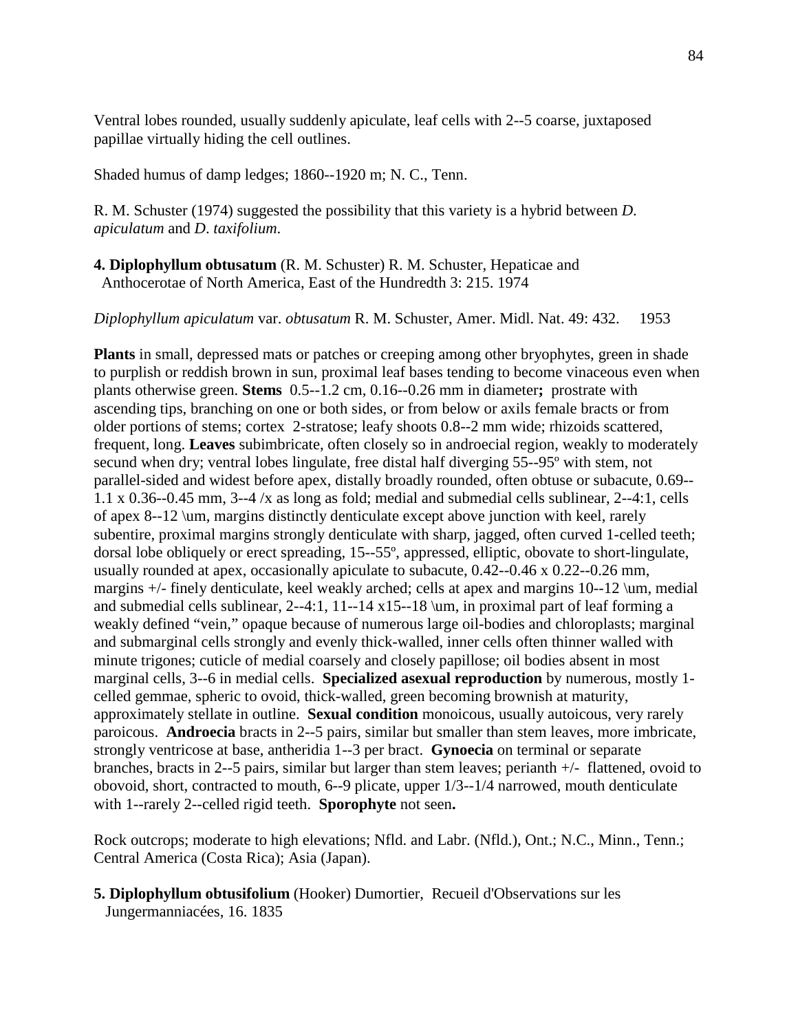Ventral lobes rounded, usually suddenly apiculate, leaf cells with 2--5 coarse, juxtaposed papillae virtually hiding the cell outlines.

Shaded humus of damp ledges; 1860--1920 m; N. C., Tenn.

R. M. Schuster (1974) suggested the possibility that this variety is a hybrid between *D. apiculatum* and *D. taxifolium*.

**4. Diplophyllum obtusatum** (R. M. Schuster) R. M. Schuster, Hepaticae and Anthocerotae of North America, East of the Hundredth 3: 215. 1974

*Diplophyllum apiculatum* var. *obtusatum* R. M. Schuster, Amer. Midl. Nat. 49: 432. 1953

**Plants** in small, depressed mats or patches or creeping among other bryophytes, green in shade to purplish or reddish brown in sun, proximal leaf bases tending to become vinaceous even when plants otherwise green. **Stems** 0.5--1.2 cm, 0.16--0.26 mm in diameter**;** prostrate with ascending tips, branching on one or both sides, or from below or axils female bracts or from older portions of stems; cortex 2-stratose; leafy shoots 0.8--2 mm wide; rhizoids scattered, frequent, long. **Leaves** subimbricate, often closely so in androecial region, weakly to moderately secund when dry; ventral lobes lingulate, free distal half diverging 55--95º with stem, not parallel-sided and widest before apex, distally broadly rounded, often obtuse or subacute, 0.69--1.1 x 0.36--0.45 mm, 3--4 /x as long as fold; medial and submedial cells sublinear, 2--4:1, cells of apex 8--12 \um, margins distinctly denticulate except above junction with keel, rarely subentire, proximal margins strongly denticulate with sharp, jagged, often curved 1-celled teeth; dorsal lobe obliquely or erect spreading, 15--55º, appressed, elliptic, obovate to short-lingulate, usually rounded at apex, occasionally apiculate to subacute, 0.42--0.46 x 0.22--0.26 mm, margins +/- finely denticulate, keel weakly arched; cells at apex and margins 10--12 \um, medial and submedial cells sublinear, 2--4:1, 11--14 x15--18 \um, in proximal part of leaf forming a weakly defined "vein," opaque because of numerous large oil-bodies and chloroplasts; marginal and submarginal cells strongly and evenly thick-walled, inner cells often thinner walled with minute trigones; cuticle of medial coarsely and closely papillose; oil bodies absent in most marginal cells, 3--6 in medial cells. **Specialized asexual reproduction** by numerous, mostly 1-celled gemmae, spheric to ovoid, thick-walled, green becoming brownish at maturity, approximately stellate in outline. **Sexual condition** monoicous, usually autoicous, very rarely paroicous. **Androecia** bracts in 2--5 pairs, similar but smaller than stem leaves, more imbricate, strongly ventricose at base, antheridia 1--3 per bract. **Gynoecia** on terminal or separate branches, bracts in 2--5 pairs, similar but larger than stem leaves; perianth +/- flattened, ovoid to obovoid, short, contracted to mouth, 6--9 plicate, upper 1/3--1/4 narrowed, mouth denticulate with 1--rarely 2--celled rigid teeth. **Sporophyte** not seen**.**

Rock outcrops; moderate to high elevations; Nfld. and Labr. (Nfld.), Ont.; N.C., Minn., Tenn.; Central America (Costa Rica); Asia (Japan).

**5. Diplophyllum obtusifolium** (Hooker) Dumortier, Recueil d'Observations sur les Jungermanniacées, 16. 1835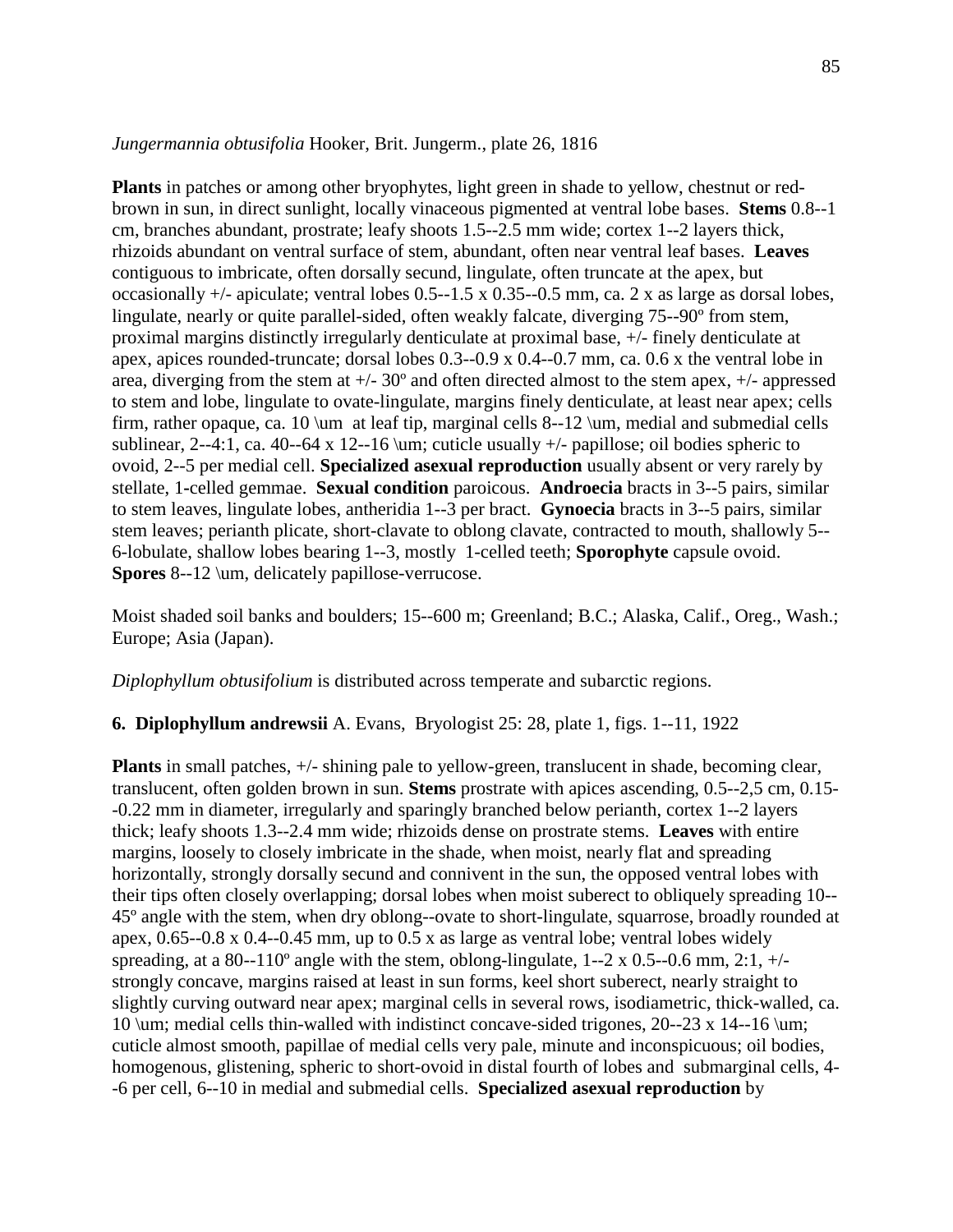*Jungermannia obtusifolia* Hooker, Brit. Jungerm., plate 26, 1816

**Plants** in patches or among other bryophytes, light green in shade to yellow, chestnut or red-brown in sun, in direct sunlight, locally vinaceous pigmented at ventral lobe bases. **Stems** 0.8--1 cm, branches abundant, prostrate; leafy shoots 1.5--2.5 mm wide; cortex 1--2 layers thick, rhizoids abundant on ventral surface of stem, abundant, often near ventral leaf bases. **Leaves** contiguous to imbricate, often dorsally secund, lingulate, often truncate at the apex, but occasionally +/- apiculate; ventral lobes 0.5--1.5 x 0.35--0.5 mm, ca. 2 x as large as dorsal lobes, lingulate, nearly or quite parallel-sided, often weakly falcate, diverging 75--90º from stem, proximal margins distinctly irregularly denticulate at proximal base, +/- finely denticulate at apex, apices rounded-truncate; dorsal lobes 0.3--0.9 x 0.4--0.7 mm, ca. 0.6 x the ventral lobe in area, diverging from the stem at +/- 30º and often directed almost to the stem apex, +/- appressed to stem and lobe, lingulate to ovate-lingulate, margins finely denticulate, at least near apex; cells firm, rather opaque, ca. 10 \um at leaf tip, marginal cells 8--12 \um, medial and submedial cells sublinear, 2--4:1, ca. 40--64 x 12--16 \um; cuticle usually +/- papillose; oil bodies spheric to ovoid, 2--5 per medial cell. **Specialized asexual reproduction** usually absent or very rarely by stellate, 1-celled gemmae. **Sexual condition** paroicous. **Androecia** bracts in 3--5 pairs, similar to stem leaves, lingulate lobes, antheridia 1--3 per bract. **Gynoecia** bracts in 3--5 pairs, similar stem leaves; perianth plicate, short-clavate to oblong clavate, contracted to mouth, shallowly 5--6-lobulate, shallow lobes bearing 1--3, mostly 1-celled teeth; **Sporophyte** capsule ovoid. **Spores** 8--12 \um, delicately papillose-verrucose.

Moist shaded soil banks and boulders; 15--600 m; Greenland; B.C.; Alaska, Calif., Oreg., Wash.; Europe; Asia (Japan).

*Diplophyllum obtusifolium* is distributed across temperate and subarctic regions.

**6. Diplophyllum andrewsii** A. Evans, Bryologist 25: 28, plate 1, figs. 1--11, 1922

**Plants** in small patches, +/- shining pale to yellow-green, translucent in shade, becoming clear, translucent, often golden brown in sun. **Stems** prostrate with apices ascending, 0.5--2,5 cm, 0.15--0.22 mm in diameter, irregularly and sparingly branched below perianth, cortex 1--2 layers thick; leafy shoots 1.3--2.4 mm wide; rhizoids dense on prostrate stems. **Leaves** with entire margins, loosely to closely imbricate in the shade, when moist, nearly flat and spreading horizontally, strongly dorsally secund and connivent in the sun, the opposed ventral lobes with their tips often closely overlapping; dorsal lobes when moist suberect to obliquely spreading 10--45º angle with the stem, when dry oblong--ovate to short-lingulate, squarrose, broadly rounded at apex, 0.65--0.8 x 0.4--0.45 mm, up to 0.5 x as large as ventral lobe; ventral lobes widely spreading, at a 80--110º angle with the stem, oblong-lingulate, 1--2 x 0.5--0.6 mm, 2:1, +/- strongly concave, margins raised at least in sun forms, keel short suberect, nearly straight to slightly curving outward near apex; marginal cells in several rows, isodiametric, thick-walled, ca. 10 \um; medial cells thin-walled with indistinct concave-sided trigones, 20--23 x 14--16 \um; cuticle almost smooth, papillae of medial cells very pale, minute and inconspicuous; oil bodies, homogenous, glistening, spheric to short-ovoid in distal fourth of lobes and submarginal cells, 4--6 per cell, 6--10 in medial and submedial cells. **Specialized asexual reproduction** by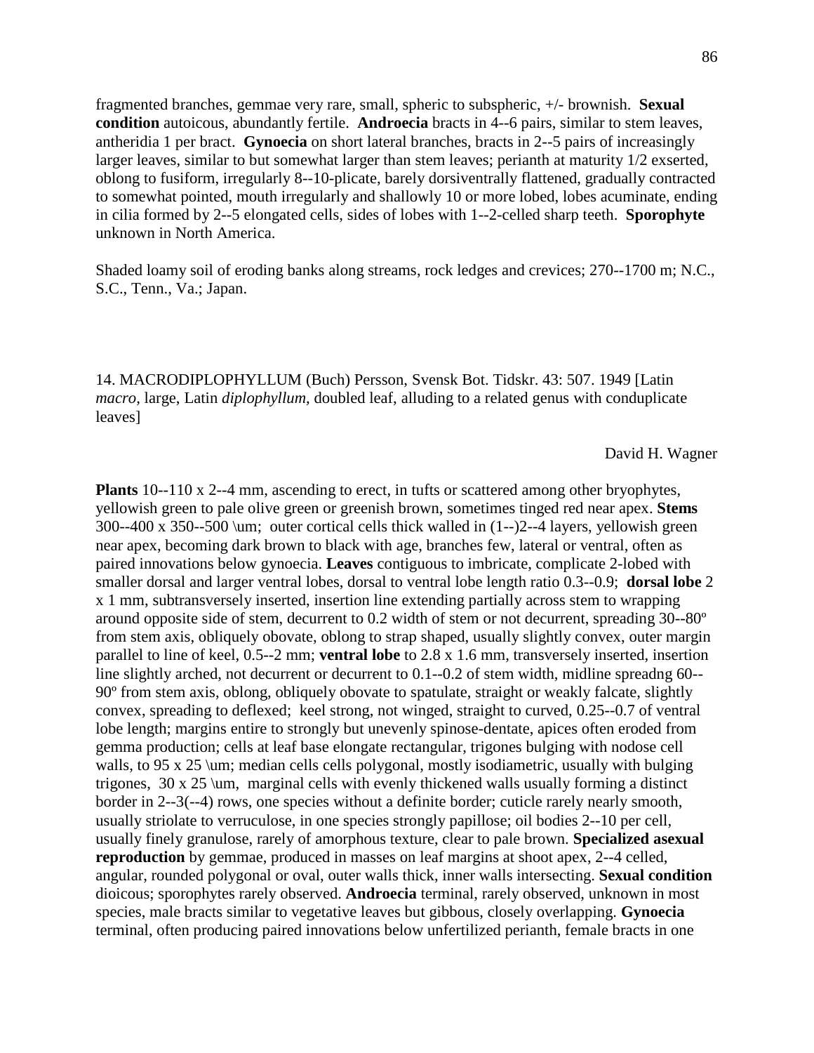fragmented branches, gemmae very rare, small, spheric to subspheric, +/- brownish. **Sexual condition** autoicous, abundantly fertile. **Androecia** bracts in 4--6 pairs, similar to stem leaves, antheridia 1 per bract. **Gynoecia** on short lateral branches, bracts in 2--5 pairs of increasingly larger leaves, similar to but somewhat larger than stem leaves; perianth at maturity 1/2 exserted, oblong to fusiform, irregularly 8--10-plicate, barely dorsiventrally flattened, gradually contracted to somewhat pointed, mouth irregularly and shallowly 10 or more lobed, lobes acuminate, ending in cilia formed by 2--5 elongated cells, sides of lobes with 1--2-celled sharp teeth. **Sporophyte** unknown in North America.

Shaded loamy soil of eroding banks along streams, rock ledges and crevices; 270--1700 m; N.C., S.C., Tenn., Va.; Japan.

14. MACRODIPLOPHYLLUM (Buch) Persson, Svensk Bot. Tidskr. 43: 507. 1949 [Latin *macro*, large, Latin *diplophyllum,* doubled leaf, alluding to a related genus with conduplicate leaves]

David H. Wagner

**Plants** 10--110 x 2--4 mm, ascending to erect, in tufts or scattered among other bryophytes, yellowish green to pale olive green or greenish brown, sometimes tinged red near apex. **Stems** 300--400 x 350--500 \um; outer cortical cells thick walled in (1--)2--4 layers, yellowish green near apex, becoming dark brown to black with age, branches few, lateral or ventral, often as paired innovations below gynoecia. **Leaves** contiguous to imbricate, complicate 2-lobed with smaller dorsal and larger ventral lobes, dorsal to ventral lobe length ratio 0.3--0.9; **dorsal lobe** 2 x 1 mm, subtransversely inserted, insertion line extending partially across stem to wrapping around opposite side of stem, decurrent to 0.2 width of stem or not decurrent, spreading 30--80º from stem axis, obliquely obovate, oblong to strap shaped, usually slightly convex, outer margin parallel to line of keel, 0.5--2 mm; **ventral lobe** to 2.8 x 1.6 mm, transversely inserted, insertion line slightly arched, not decurrent or decurrent to 0.1--0.2 of stem width, midline spreadng 60--90º from stem axis, oblong, obliquely obovate to spatulate, straight or weakly falcate, slightly convex, spreading to deflexed; keel strong, not winged, straight to curved, 0.25--0.7 of ventral lobe length; margins entire to strongly but unevenly spinose-dentate, apices often eroded from gemma production; cells at leaf base elongate rectangular, trigones bulging with nodose cell walls, to 95 x 25 \um; median cells cells polygonal, mostly isodiametric, usually with bulging trigones, 30 x 25 \um, marginal cells with evenly thickened walls usually forming a distinct border in 2--3(--4) rows, one species without a definite border; cuticle rarely nearly smooth, usually striolate to verruculose, in one species strongly papillose; oil bodies 2--10 per cell, usually finely granulose, rarely of amorphous texture, clear to pale brown. **Specialized asexual reproduction** by gemmae, produced in masses on leaf margins at shoot apex, 2--4 celled, angular, rounded polygonal or oval, outer walls thick, inner walls intersecting. **Sexual condition** dioicous; sporophytes rarely observed. **Androecia** terminal, rarely observed, unknown in most species, male bracts similar to vegetative leaves but gibbous, closely overlapping. **Gynoecia** terminal, often producing paired innovations below unfertilized perianth, female bracts in one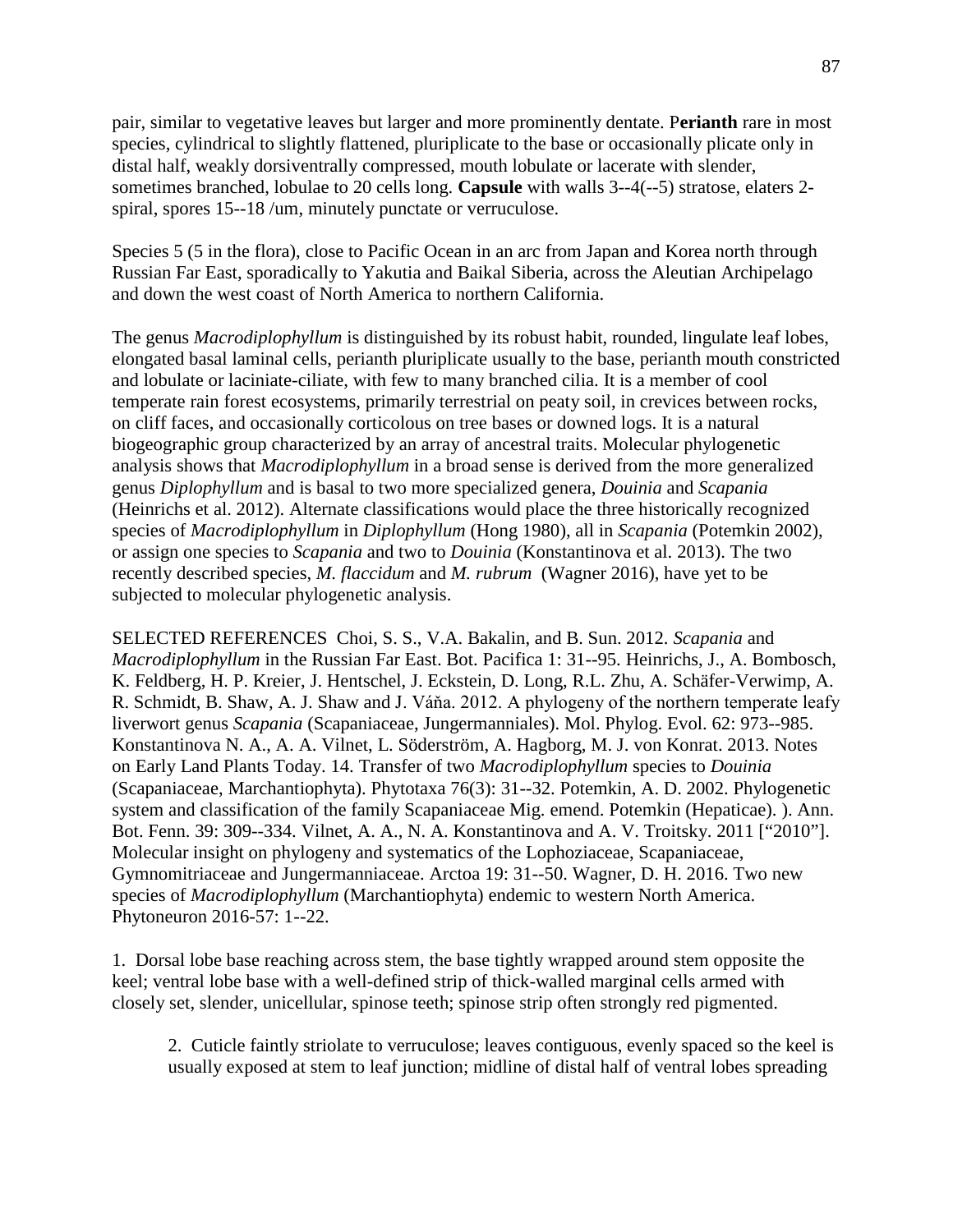pair, similar to vegetative leaves but larger and more prominently dentate. **Perianth** rare in most species, cylindrical to slightly flattened, pluriplicate to the base or occasionally plicate only in distal half, weakly dorsiventrally compressed, mouth lobulate or lacerate with slender, sometimes branched, lobulae to 20 cells long. **Capsule** with walls 3--4(--5) stratose, elaters 2-spiral, spores 15--18 /um, minutely punctate or verruculose.

Species 5 (5 in the flora), close to Pacific Ocean in an arc from Japan and Korea north through Russian Far East, sporadically to Yakutia and Baikal Siberia, across the Aleutian Archipelago and down the west coast of North America to northern California.

The genus *Macrodiplophyllum* is distinguished by its robust habit, rounded, lingulate leaf lobes, elongated basal laminal cells, perianth pluriplicate usually to the base, perianth mouth constricted and lobulate or laciniate-ciliate, with few to many branched cilia. It is a member of cool temperate rain forest ecosystems, primarily terrestrial on peaty soil, in crevices between rocks, on cliff faces, and occasionally corticolous on tree bases or downed logs. It is a natural biogeographic group characterized by an array of ancestral traits. Molecular phylogenetic analysis shows that *Macrodiplophyllum* in a broad sense is derived from the more generalized genus *Diplophyllum* and is basal to two more specialized genera, *Douinia* and *Scapania* (Heinrichs et al. 2012). Alternate classifications would place the three historically recognized species of *Macrodiplophyllum* in *Diplophyllum* (Hong 1980), all in *Scapania* (Potemkin 2002), or assign one species to *Scapania* and two to *Douinia* (Konstantinova et al. 2013). The two recently described species, *M. flaccidum* and *M. rubrum* (Wagner 2016), have yet to be subjected to molecular phylogenetic analysis.

SELECTED REFERENCES Choi, S. S., V.A. Bakalin, and B. Sun. 2012. *Scapania* and *Macrodiplophyllum* in the Russian Far East. Bot. Pacifica 1: 31--95. Heinrichs, J., A. Bombosch, K. Feldberg, H. P. Kreier, J. Hentschel, J. Eckstein, D. Long, R.L. Zhu, A. Schäfer-Verwimp, A. R. Schmidt, B. Shaw, A. J. Shaw and J. Váňa. 2012. A phylogeny of the northern temperate leafy liverwort genus *Scapania* (Scapaniaceae, Jungermanniales). Mol. Phylog. Evol. 62: 973--985. Konstantinova N. A., A. A. Vilnet, L. Söderström, A. Hagborg, M. J. von Konrat. 2013. Notes on Early Land Plants Today. 14. Transfer of two *Macrodiplophyllum* species to *Douinia* (Scapaniaceae, Marchantiophyta). Phytotaxa 76(3): 31--32. Potemkin, A. D. 2002. Phylogenetic system and classification of the family Scapaniaceae Mig. emend. Potemkin (Hepaticae). ). Ann. Bot. Fenn. 39: 309--334. Vilnet, A. A., N. A. Konstantinova and A. V. Troitsky. 2011 ["2010"]. Molecular insight on phylogeny and systematics of the Lophoziaceae, Scapaniaceae, Gymnomitriaceae and Jungermanniaceae. Arctoa 19: 31--50. Wagner, D. H. 2016. Two new species of *Macrodiplophyllum* (Marchantiophyta) endemic to western North America. Phytoneuron 2016-57: 1--22.

1. Dorsal lobe base reaching across stem, the base tightly wrapped around stem opposite the keel; ventral lobe base with a well-defined strip of thick-walled marginal cells armed with closely set, slender, unicellular, spinose teeth; spinose strip often strongly red pigmented.

    2. Cuticle faintly striolate to verruculose; leaves contiguous, evenly spaced so the keel is usually exposed at stem to leaf junction; midline of distal half of ventral lobes spreading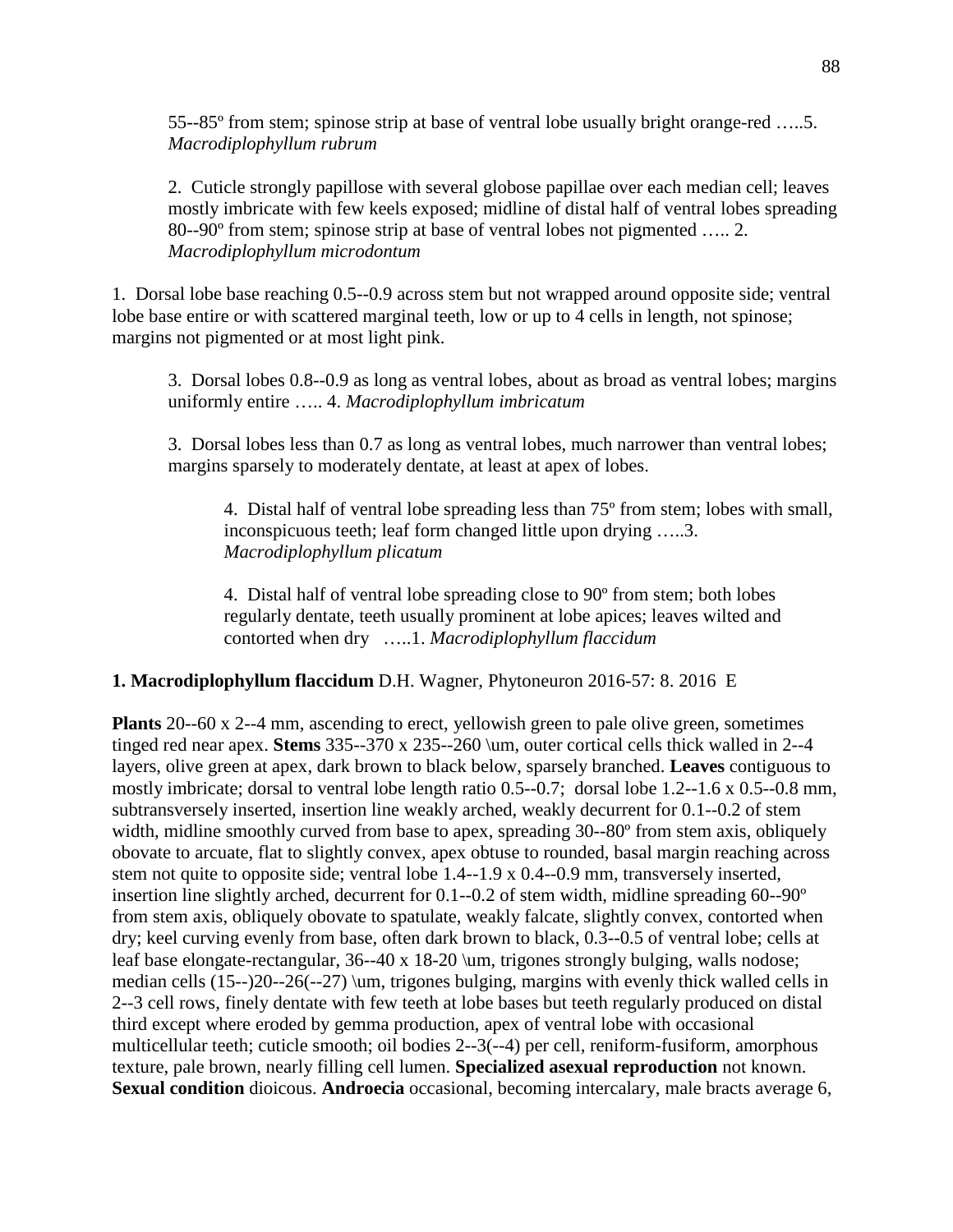55--85º from stem; spinose strip at base of ventral lobe usually bright orange-red …..5. *Macrodiplophyllum rubrum*

2. Cuticle strongly papillose with several globose papillae over each median cell; leaves mostly imbricate with few keels exposed; midline of distal half of ventral lobes spreading 80--90º from stem; spinose strip at base of ventral lobes not pigmented ….. 2. *Macrodiplophyllum microdontum*

1. Dorsal lobe base reaching 0.5--0.9 across stem but not wrapped around opposite side; ventral lobe base entire or with scattered marginal teeth, low or up to 4 cells in length, not spinose; margins not pigmented or at most light pink.

3. Dorsal lobes 0.8--0.9 as long as ventral lobes, about as broad as ventral lobes; margins uniformly entire ….. 4. *Macrodiplophyllum imbricatum*

3. Dorsal lobes less than 0.7 as long as ventral lobes, much narrower than ventral lobes; margins sparsely to moderately dentate, at least at apex of lobes.

4. Distal half of ventral lobe spreading less than 75º from stem; lobes with small, inconspicuous teeth; leaf form changed little upon drying …..3. *Macrodiplophyllum plicatum*

4. Distal half of ventral lobe spreading close to 90º from stem; both lobes regularly dentate, teeth usually prominent at lobe apices; leaves wilted and contorted when dry …..1. *Macrodiplophyllum flaccidum*

**1. Macrodiplophyllum flaccidum** D.H. Wagner, Phytoneuron 2016-57: 8. 2016 E

**Plants** 20--60 x 2--4 mm, ascending to erect, yellowish green to pale olive green, sometimes tinged red near apex. **Stems** 335--370 x 235--260 \um, outer cortical cells thick walled in 2--4 layers, olive green at apex, dark brown to black below, sparsely branched. **Leaves** contiguous to mostly imbricate; dorsal to ventral lobe length ratio 0.5--0.7; dorsal lobe 1.2--1.6 x 0.5--0.8 mm, subtransversely inserted, insertion line weakly arched, weakly decurrent for 0.1--0.2 of stem width, midline smoothly curved from base to apex, spreading 30--80º from stem axis, obliquely obovate to arcuate, flat to slightly convex, apex obtuse to rounded, basal margin reaching across stem not quite to opposite side; ventral lobe 1.4--1.9 x 0.4--0.9 mm, transversely inserted, insertion line slightly arched, decurrent for 0.1--0.2 of stem width, midline spreading 60--90º from stem axis, obliquely obovate to spatulate, weakly falcate, slightly convex, contorted when dry; keel curving evenly from base, often dark brown to black, 0.3--0.5 of ventral lobe; cells at leaf base elongate-rectangular, 36--40 x 18-20 \um, trigones strongly bulging, walls nodose; median cells (15--)20--26(--27) \um, trigones bulging, margins with evenly thick walled cells in 2--3 cell rows, finely dentate with few teeth at lobe bases but teeth regularly produced on distal third except where eroded by gemma production, apex of ventral lobe with occasional multicellular teeth; cuticle smooth; oil bodies 2--3(--4) per cell, reniform-fusiform, amorphous texture, pale brown, nearly filling cell lumen. **Specialized asexual reproduction** not known. **Sexual condition** dioicous. **Androecia** occasional, becoming intercalary, male bracts average 6,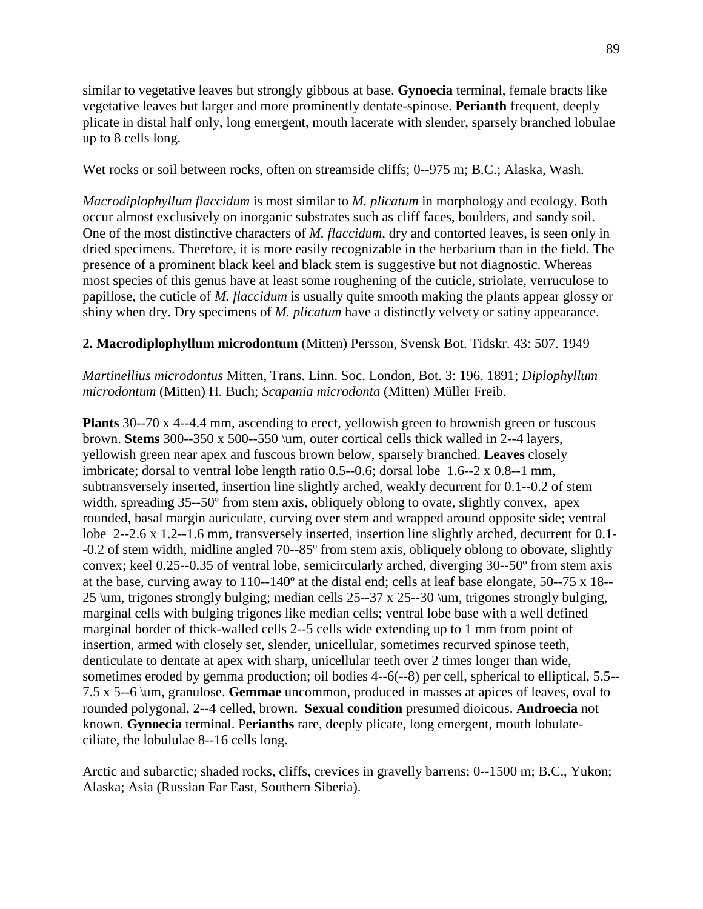similar to vegetative leaves but strongly gibbous at base. **Gynoecia** terminal, female bracts like vegetative leaves but larger and more prominently dentate-spinose. **Perianth** frequent, deeply plicate in distal half only, long emergent, mouth lacerate with slender, sparsely branched lobulae up to 8 cells long.

Wet rocks or soil between rocks, often on streamside cliffs; 0--975 m; B.C.; Alaska, Wash.

*Macrodiplophyllum flaccidum* is most similar to *M. plicatum* in morphology and ecology. Both occur almost exclusively on inorganic substrates such as cliff faces, boulders, and sandy soil. One of the most distinctive characters of *M. flaccidum*, dry and contorted leaves, is seen only in dried specimens. Therefore, it is more easily recognizable in the herbarium than in the field. The presence of a prominent black keel and black stem is suggestive but not diagnostic. Whereas most species of this genus have at least some roughening of the cuticle, striolate, verruculose to papillose, the cuticle of *M. flaccidum* is usually quite smooth making the plants appear glossy or shiny when dry. Dry specimens of *M. plicatum* have a distinctly velvety or satiny appearance.

**2. Macrodiplophyllum microdontum** (Mitten) Persson, Svensk Bot. Tidskr. 43: 507. 1949

*Martinellius microdontus* Mitten, Trans. Linn. Soc. London, Bot. 3: 196. 1891; *Diplophyllum microdontum* (Mitten) H. Buch; *Scapania microdonta* (Mitten) Müller Freib.

**Plants** 30--70 x 4--4.4 mm, ascending to erect, yellowish green to brownish green or fuscous brown. **Stems** 300--350 x 500--550 \um, outer cortical cells thick walled in 2--4 layers, yellowish green near apex and fuscous brown below, sparsely branched. **Leaves** closely imbricate; dorsal to ventral lobe length ratio 0.5--0.6; dorsal lobe 1.6--2 x 0.8--1 mm, subtransversely inserted, insertion line slightly arched, weakly decurrent for 0.1--0.2 of stem width, spreading 35--50º from stem axis, obliquely oblong to ovate, slightly convex, apex rounded, basal margin auriculate, curving over stem and wrapped around opposite side; ventral lobe 2--2.6 x 1.2--1.6 mm, transversely inserted, insertion line slightly arched, decurrent for 0.1--0.2 of stem width, midline angled 70--85º from stem axis, obliquely oblong to obovate, slightly convex; keel 0.25--0.35 of ventral lobe, semicircularly arched, diverging 30--50º from stem axis at the base, curving away to 110--140º at the distal end; cells at leaf base elongate, 50--75 x 18--25 \um, trigones strongly bulging; median cells 25--37 x 25--30 \um, trigones strongly bulging, marginal cells with bulging trigones like median cells; ventral lobe base with a well defined marginal border of thick-walled cells 2--5 cells wide extending up to 1 mm from point of insertion, armed with closely set, slender, unicellular, sometimes recurved spinose teeth, denticulate to dentate at apex with sharp, unicellular teeth over 2 times longer than wide, sometimes eroded by gemma production; oil bodies 4--6(--8) per cell, spherical to elliptical, 5.5--7.5 x 5--6 \um, granulose. **Gemmae** uncommon, produced in masses at apices of leaves, oval to rounded polygonal, 2--4 celled, brown. **Sexual condition** presumed dioicous. **Androecia** not known. **Gynoecia** terminal. P**erianths** rare, deeply plicate, long emergent, mouth lobulate-ciliate, the lobululae 8--16 cells long.

Arctic and subarctic; shaded rocks, cliffs, crevices in gravelly barrens; 0--1500 m; B.C., Yukon; Alaska; Asia (Russian Far East, Southern Siberia).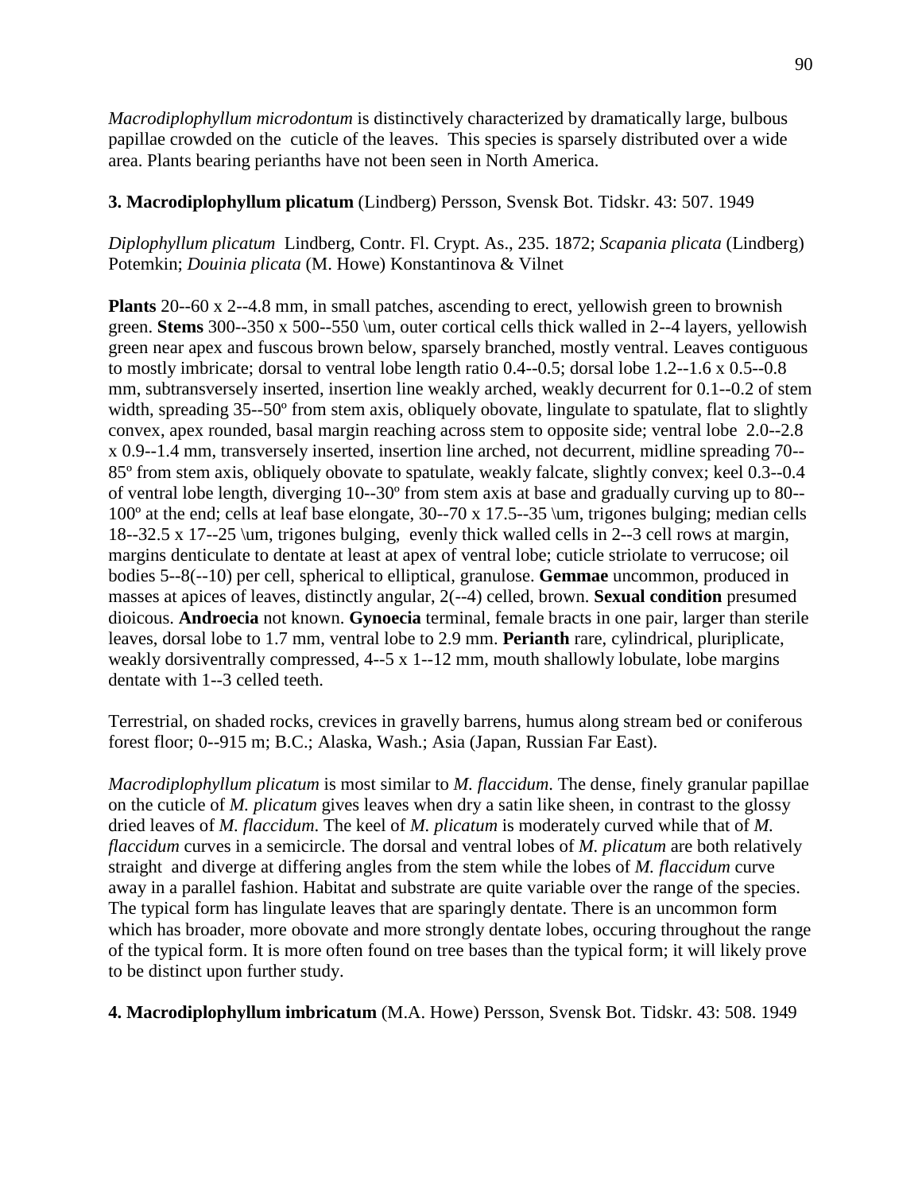*Macrodiplophyllum microdontum* is distinctively characterized by dramatically large, bulbous papillae crowded on the cuticle of the leaves. This species is sparsely distributed over a wide area. Plants bearing perianths have not been seen in North America.

**3. Macrodiplophyllum plicatum** (Lindberg) Persson, Svensk Bot. Tidskr. 43: 507. 1949

*Diplophyllum plicatum* Lindberg, Contr. Fl. Crypt. As., 235. 1872; *Scapania plicata* (Lindberg) Potemkin; *Douinia plicata* (M. Howe) Konstantinova & Vilnet

**Plants** 20--60 x 2--4.8 mm, in small patches, ascending to erect, yellowish green to brownish green. **Stems** 300--350 x 500--550 \um, outer cortical cells thick walled in 2--4 layers, yellowish green near apex and fuscous brown below, sparsely branched, mostly ventral. Leaves contiguous to mostly imbricate; dorsal to ventral lobe length ratio 0.4--0.5; dorsal lobe 1.2--1.6 x 0.5--0.8 mm, subtransversely inserted, insertion line weakly arched, weakly decurrent for 0.1--0.2 of stem width, spreading 35--50º from stem axis, obliquely obovate, lingulate to spatulate, flat to slightly convex, apex rounded, basal margin reaching across stem to opposite side; ventral lobe 2.0--2.8 x 0.9--1.4 mm, transversely inserted, insertion line arched, not decurrent, midline spreading 70--85º from stem axis, obliquely obovate to spatulate, weakly falcate, slightly convex; keel 0.3--0.4 of ventral lobe length, diverging 10--30º from stem axis at base and gradually curving up to 80--100º at the end; cells at leaf base elongate, 30--70 x 17.5--35 \um, trigones bulging; median cells 18--32.5 x 17--25 \um, trigones bulging, evenly thick walled cells in 2--3 cell rows at margin, margins denticulate to dentate at least at apex of ventral lobe; cuticle striolate to verrucose; oil bodies 5--8(--10) per cell, spherical to elliptical, granulose. **Gemmae** uncommon, produced in masses at apices of leaves, distinctly angular, 2(--4) celled, brown. **Sexual condition** presumed dioicous. **Androecia** not known. **Gynoecia** terminal, female bracts in one pair, larger than sterile leaves, dorsal lobe to 1.7 mm, ventral lobe to 2.9 mm. **Perianth** rare, cylindrical, pluriplicate, weakly dorsiventrally compressed, 4--5 x 1--12 mm, mouth shallowly lobulate, lobe margins dentate with 1--3 celled teeth.

Terrestrial, on shaded rocks, crevices in gravelly barrens, humus along stream bed or coniferous forest floor; 0--915 m; B.C.; Alaska, Wash.; Asia (Japan, Russian Far East).

*Macrodiplophyllum plicatum* is most similar to *M. flaccidum*. The dense, finely granular papillae on the cuticle of *M. plicatum* gives leaves when dry a satin like sheen, in contrast to the glossy dried leaves of *M. flaccidum*. The keel of *M. plicatum* is moderately curved while that of *M. flaccidum* curves in a semicircle. The dorsal and ventral lobes of *M. plicatum* are both relatively straight and diverge at differing angles from the stem while the lobes of *M. flaccidum* curve away in a parallel fashion. Habitat and substrate are quite variable over the range of the species. The typical form has lingulate leaves that are sparingly dentate. There is an uncommon form which has broader, more obovate and more strongly dentate lobes, occuring throughout the range of the typical form. It is more often found on tree bases than the typical form; it will likely prove to be distinct upon further study.

**4. Macrodiplophyllum imbricatum** (M.A. Howe) Persson, Svensk Bot. Tidskr. 43: 508. 1949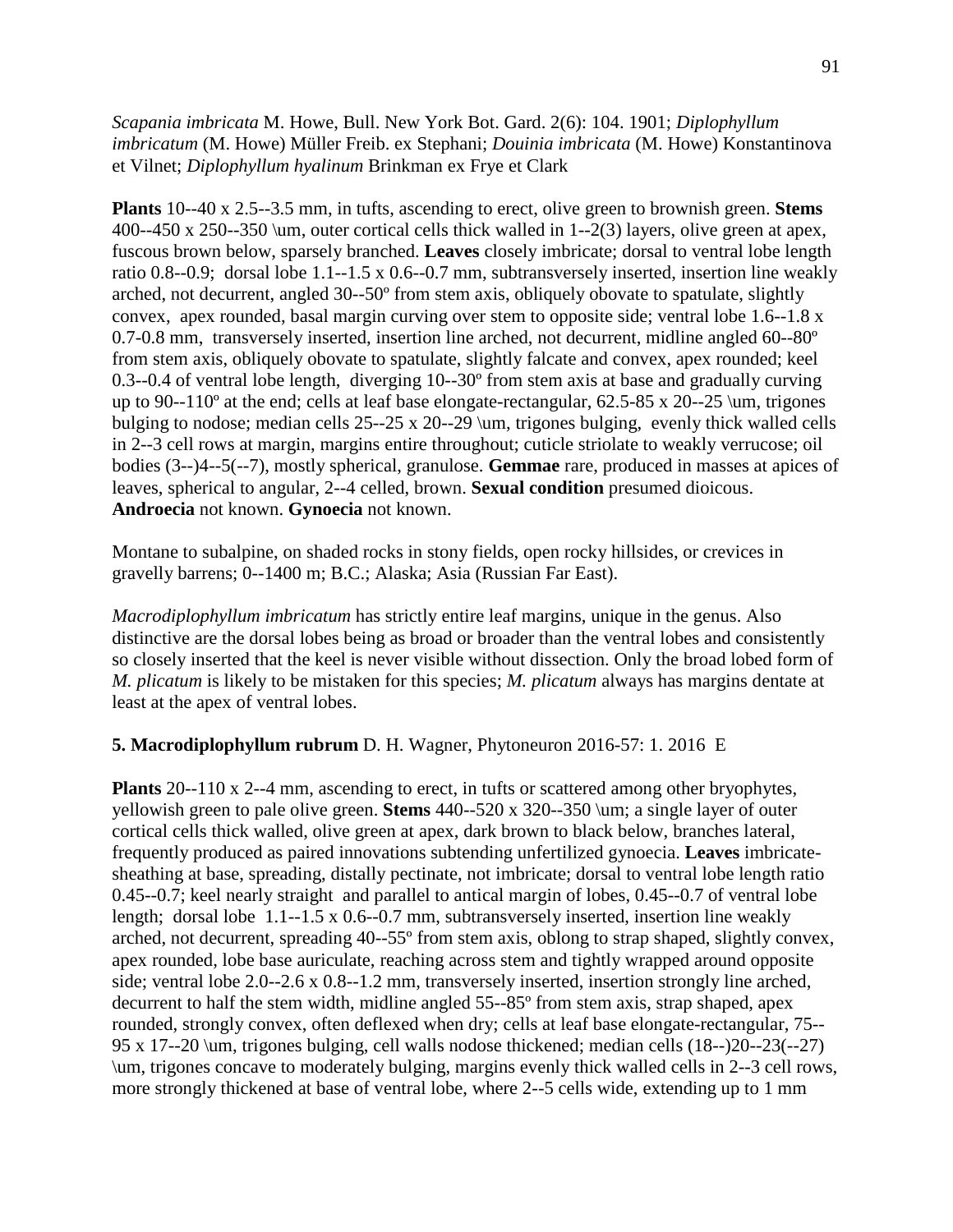*Scapania imbricata* M. Howe, Bull. New York Bot. Gard. 2(6): 104. 1901; *Diplophyllum imbricatum* (M. Howe) Müller Freib. ex Stephani; *Douinia imbricata* (M. Howe) Konstantinova et Vilnet; *Diplophyllum hyalinum* Brinkman ex Frye et Clark

**Plants** 10--40 x 2.5--3.5 mm, in tufts, ascending to erect, olive green to brownish green. **Stems** 400--450 x 250--350 \um, outer cortical cells thick walled in 1--2(3) layers, olive green at apex, fuscous brown below, sparsely branched. **Leaves** closely imbricate; dorsal to ventral lobe length ratio 0.8--0.9; dorsal lobe 1.1--1.5 x 0.6--0.7 mm, subtransversely inserted, insertion line weakly arched, not decurrent, angled 30--50º from stem axis, obliquely obovate to spatulate, slightly convex, apex rounded, basal margin curving over stem to opposite side; ventral lobe 1.6--1.8 x 0.7-0.8 mm, transversely inserted, insertion line arched, not decurrent, midline angled 60--80º from stem axis, obliquely obovate to spatulate, slightly falcate and convex, apex rounded; keel 0.3--0.4 of ventral lobe length, diverging 10--30º from stem axis at base and gradually curving up to 90--110º at the end; cells at leaf base elongate-rectangular, 62.5-85 x 20--25 \um, trigones bulging to nodose; median cells 25--25 x 20--29 \um, trigones bulging, evenly thick walled cells in 2--3 cell rows at margin, margins entire throughout; cuticle striolate to weakly verrucose; oil bodies (3--)4--5(--7), mostly spherical, granulose. **Gemmae** rare, produced in masses at apices of leaves, spherical to angular, 2--4 celled, brown. **Sexual condition** presumed dioicous. **Androecia** not known. **Gynoecia** not known.

Montane to subalpine, on shaded rocks in stony fields, open rocky hillsides, or crevices in gravelly barrens; 0--1400 m; B.C.; Alaska; Asia (Russian Far East).

*Macrodiplophyllum imbricatum* has strictly entire leaf margins, unique in the genus. Also distinctive are the dorsal lobes being as broad or broader than the ventral lobes and consistently so closely inserted that the keel is never visible without dissection. Only the broad lobed form of *M. plicatum* is likely to be mistaken for this species; *M. plicatum* always has margins dentate at least at the apex of ventral lobes.

**5. Macrodiplophyllum rubrum** D. H. Wagner, Phytoneuron 2016-57: 1. 2016 E

**Plants** 20--110 x 2--4 mm, ascending to erect, in tufts or scattered among other bryophytes, yellowish green to pale olive green. **Stems** 440--520 x 320--350 \um; a single layer of outer cortical cells thick walled, olive green at apex, dark brown to black below, branches lateral, frequently produced as paired innovations subtending unfertilized gynoecia. **Leaves** imbricate-sheathing at base, spreading, distally pectinate, not imbricate; dorsal to ventral lobe length ratio 0.45--0.7; keel nearly straight and parallel to antical margin of lobes, 0.45--0.7 of ventral lobe length; dorsal lobe 1.1--1.5 x 0.6--0.7 mm, subtransversely inserted, insertion line weakly arched, not decurrent, spreading 40--55º from stem axis, oblong to strap shaped, slightly convex, apex rounded, lobe base auriculate, reaching across stem and tightly wrapped around opposite side; ventral lobe 2.0--2.6 x 0.8--1.2 mm, transversely inserted, insertion strongly line arched, decurrent to half the stem width, midline angled 55--85º from stem axis, strap shaped, apex rounded, strongly convex, often deflexed when dry; cells at leaf base elongate-rectangular, 75--95 x 17--20 \um, trigones bulging, cell walls nodose thickened; median cells (18--)20--23(--27) \um, trigones concave to moderately bulging, margins evenly thick walled cells in 2--3 cell rows, more strongly thickened at base of ventral lobe, where 2--5 cells wide, extending up to 1 mm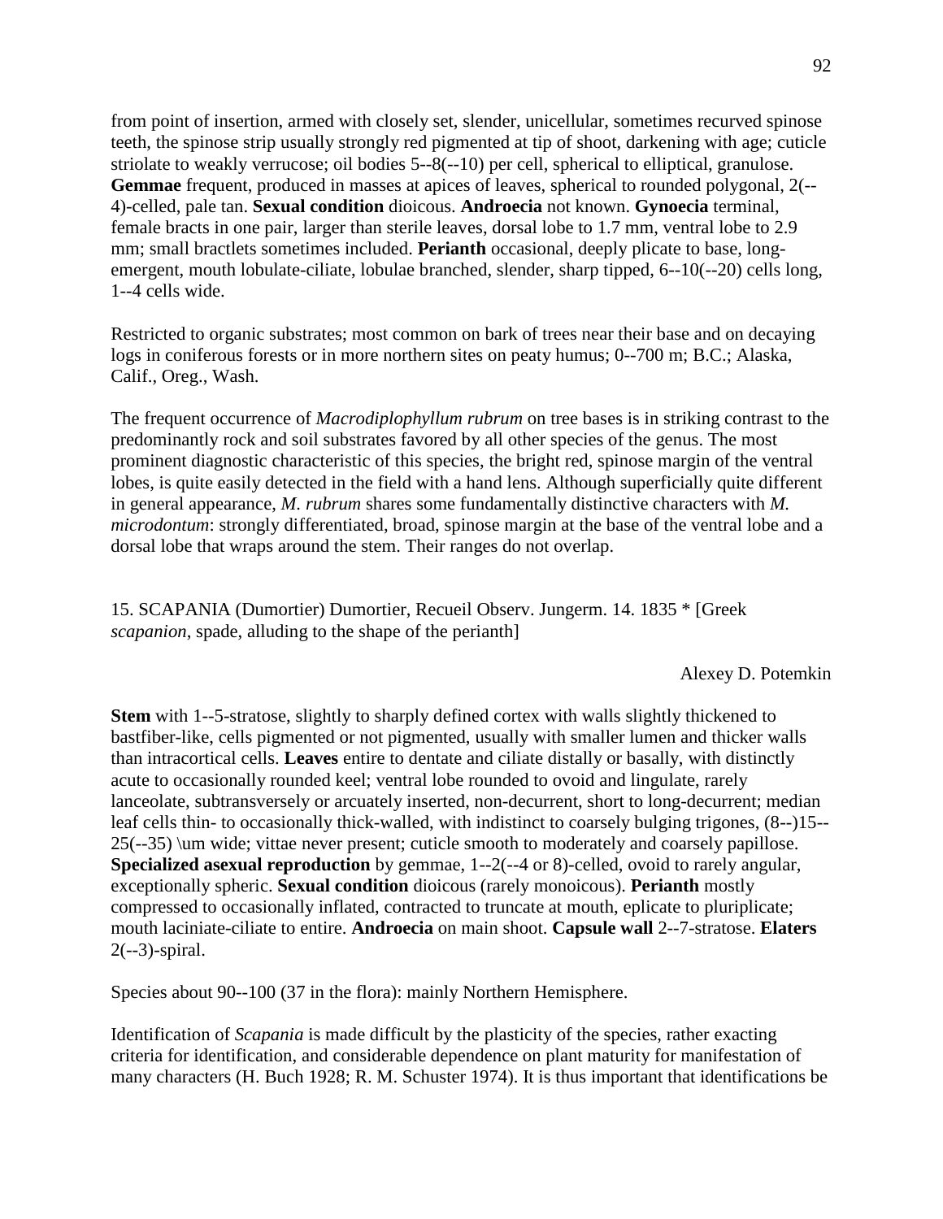from point of insertion, armed with closely set, slender, unicellular, sometimes recurved spinose teeth, the spinose strip usually strongly red pigmented at tip of shoot, darkening with age; cuticle striolate to weakly verrucose; oil bodies 5--8(--10) per cell, spherical to elliptical, granulose. **Gemmae** frequent, produced in masses at apices of leaves, spherical to rounded polygonal, 2(--4)-celled, pale tan. **Sexual condition** dioicous. **Androecia** not known. **Gynoecia** terminal, female bracts in one pair, larger than sterile leaves, dorsal lobe to 1.7 mm, ventral lobe to 2.9 mm; small bractlets sometimes included. **Perianth** occasional, deeply plicate to base, long-emergent, mouth lobulate-ciliate, lobulae branched, slender, sharp tipped, 6--10(--20) cells long, 1--4 cells wide.

Restricted to organic substrates; most common on bark of trees near their base and on decaying logs in coniferous forests or in more northern sites on peaty humus; 0--700 m; B.C.; Alaska, Calif., Oreg., Wash.

The frequent occurrence of *Macrodiplophyllum rubrum* on tree bases is in striking contrast to the predominantly rock and soil substrates favored by all other species of the genus. The most prominent diagnostic characteristic of this species, the bright red, spinose margin of the ventral lobes, is quite easily detected in the field with a hand lens. Although superficially quite different in general appearance, *M. rubrum* shares some fundamentally distinctive characters with *M. microdontum*: strongly differentiated, broad, spinose margin at the base of the ventral lobe and a dorsal lobe that wraps around the stem. Their ranges do not overlap.

## 15. SCAPANIA (Dumortier) Dumortier, Recueil Observ. Jungerm. 14. 1835 * [Greek *scapanion*, spade, alluding to the shape of the perianth]

Alexey D. Potemkin

**Stem** with 1--5-stratose, slightly to sharply defined cortex with walls slightly thickened to bastfiber-like, cells pigmented or not pigmented, usually with smaller lumen and thicker walls than intracortical cells. **Leaves** entire to dentate and ciliate distally or basally, with distinctly acute to occasionally rounded keel; ventral lobe rounded to ovoid and lingulate, rarely lanceolate, subtransversely or arcuately inserted, non-decurrent, short to long-decurrent; median leaf cells thin- to occasionally thick-walled, with indistinct to coarsely bulging trigones, (8--)15--25(--35) \um wide; vittae never present; cuticle smooth to moderately and coarsely papillose. **Specialized asexual reproduction** by gemmae, 1--2(--4 or 8)-celled, ovoid to rarely angular, exceptionally spheric. **Sexual condition** dioicous (rarely monoicous). **Perianth** mostly compressed to occasionally inflated, contracted to truncate at mouth, eplicate to pluriplicate; mouth laciniate-ciliate to entire. **Androecia** on main shoot. **Capsule wall** 2--7-stratose. **Elaters** 2(--3)-spiral.

Species about 90--100 (37 in the flora): mainly Northern Hemisphere.

Identification of *Scapania* is made difficult by the plasticity of the species, rather exacting criteria for identification, and considerable dependence on plant maturity for manifestation of many characters (H. Buch 1928; R. M. Schuster 1974). It is thus important that identifications be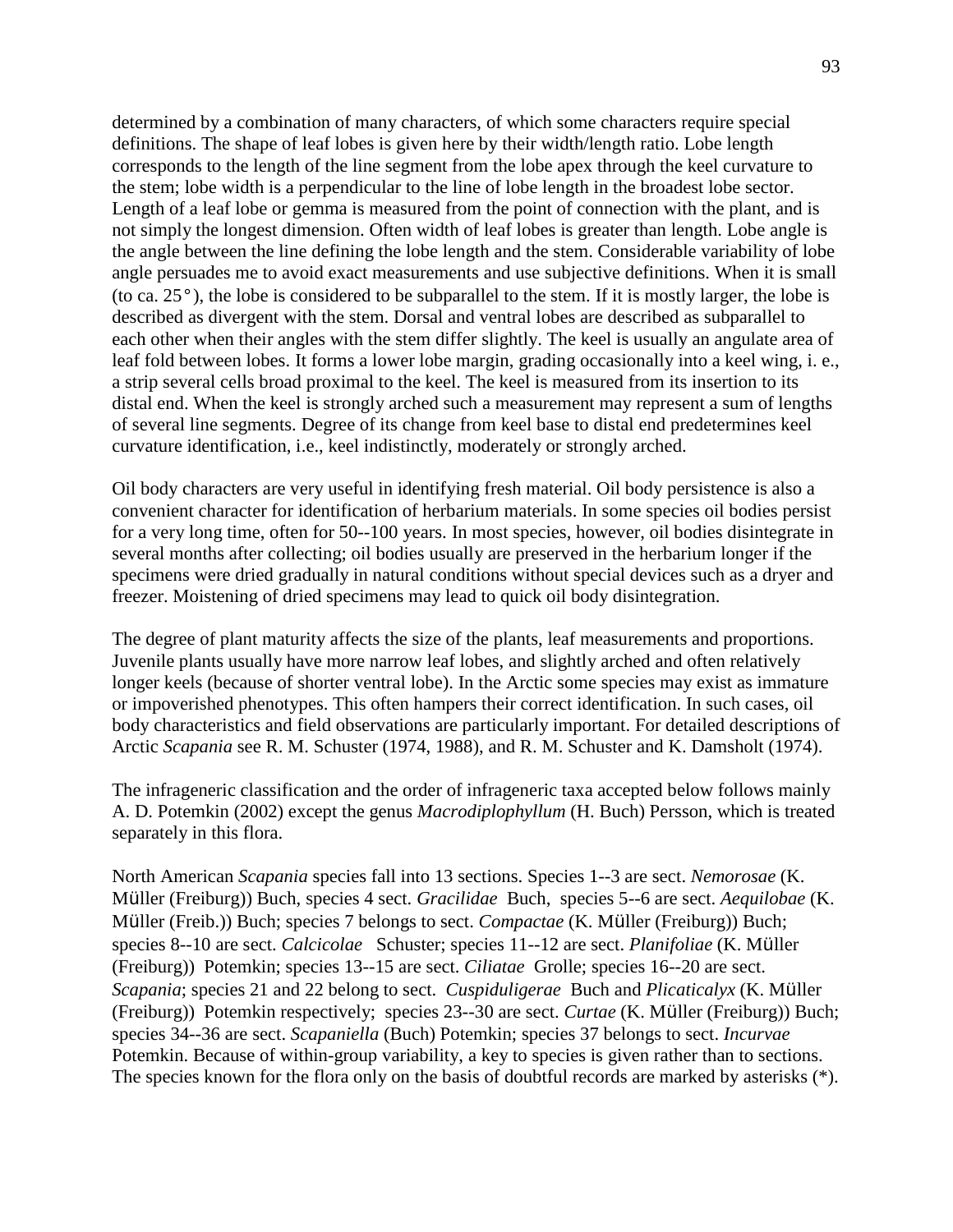determined by a combination of many characters, of which some characters require special definitions. The shape of leaf lobes is given here by their width/length ratio. Lobe length corresponds to the length of the line segment from the lobe apex through the keel curvature to the stem; lobe width is a perpendicular to the line of lobe length in the broadest lobe sector. Length of a leaf lobe or gemma is measured from the point of connection with the plant, and is not simply the longest dimension. Often width of leaf lobes is greater than length. Lobe angle is the angle between the line defining the lobe length and the stem. Considerable variability of lobe angle persuades me to avoid exact measurements and use subjective definitions. When it is small (to ca. 25°), the lobe is considered to be subparallel to the stem. If it is mostly larger, the lobe is described as divergent with the stem. Dorsal and ventral lobes are described as subparallel to each other when their angles with the stem differ slightly. The keel is usually an angulate area of leaf fold between lobes. It forms a lower lobe margin, grading occasionally into a keel wing, i. e., a strip several cells broad proximal to the keel. The keel is measured from its insertion to its distal end. When the keel is strongly arched such a measurement may represent a sum of lengths of several line segments. Degree of its change from keel base to distal end predetermines keel curvature identification, i.e., keel indistinctly, moderately or strongly arched.

Oil body characters are very useful in identifying fresh material. Oil body persistence is also a convenient character for identification of herbarium materials. In some species oil bodies persist for a very long time, often for 50--100 years. In most species, however, oil bodies disintegrate in several months after collecting; oil bodies usually are preserved in the herbarium longer if the specimens were dried gradually in natural conditions without special devices such as a dryer and freezer. Moistening of dried specimens may lead to quick oil body disintegration.

The degree of plant maturity affects the size of the plants, leaf measurements and proportions. Juvenile plants usually have more narrow leaf lobes, and slightly arched and often relatively longer keels (because of shorter ventral lobe). In the Arctic some species may exist as immature or impoverished phenotypes. This often hampers their correct identification. In such cases, oil body characteristics and field observations are particularly important. For detailed descriptions of Arctic *Scapania* see R. M. Schuster (1974, 1988), and R. M. Schuster and K. Damsholt (1974).

The infrageneric classification and the order of infrageneric taxa accepted below follows mainly A. D. Potemkin (2002) except the genus *Macrodiplophyllum* (H. Buch) Persson, which is treated separately in this flora.

North American *Scapania* species fall into 13 sections. Species 1--3 are sect. *Nemorosae* (K. Müller (Freiburg)) Buch, species 4 sect. *Gracilidae* Buch, species 5--6 are sect. *Aequilobae* (K. Müller (Freib.)) Buch; species 7 belongs to sect. *Compactae* (K. Müller (Freiburg)) Buch; species 8--10 are sect. *Calcicolae* Schuster; species 11--12 are sect. *Planifoliae* (K. Müller (Freiburg)) Potemkin; species 13--15 are sect. *Ciliatae* Grolle; species 16--20 are sect. *Scapania*; species 21 and 22 belong to sect. *Cuspiduligerae* Buch and *Plicaticalyx* (K. Müller (Freiburg)) Potemkin respectively; species 23--30 are sect. *Curtae* (K. Müller (Freiburg)) Buch; species 34--36 are sect. *Scapaniella* (Buch) Potemkin; species 37 belongs to sect. *Incurvae* Potemkin. Because of within-group variability, a key to species is given rather than to sections. The species known for the flora only on the basis of doubtful records are marked by asterisks (*).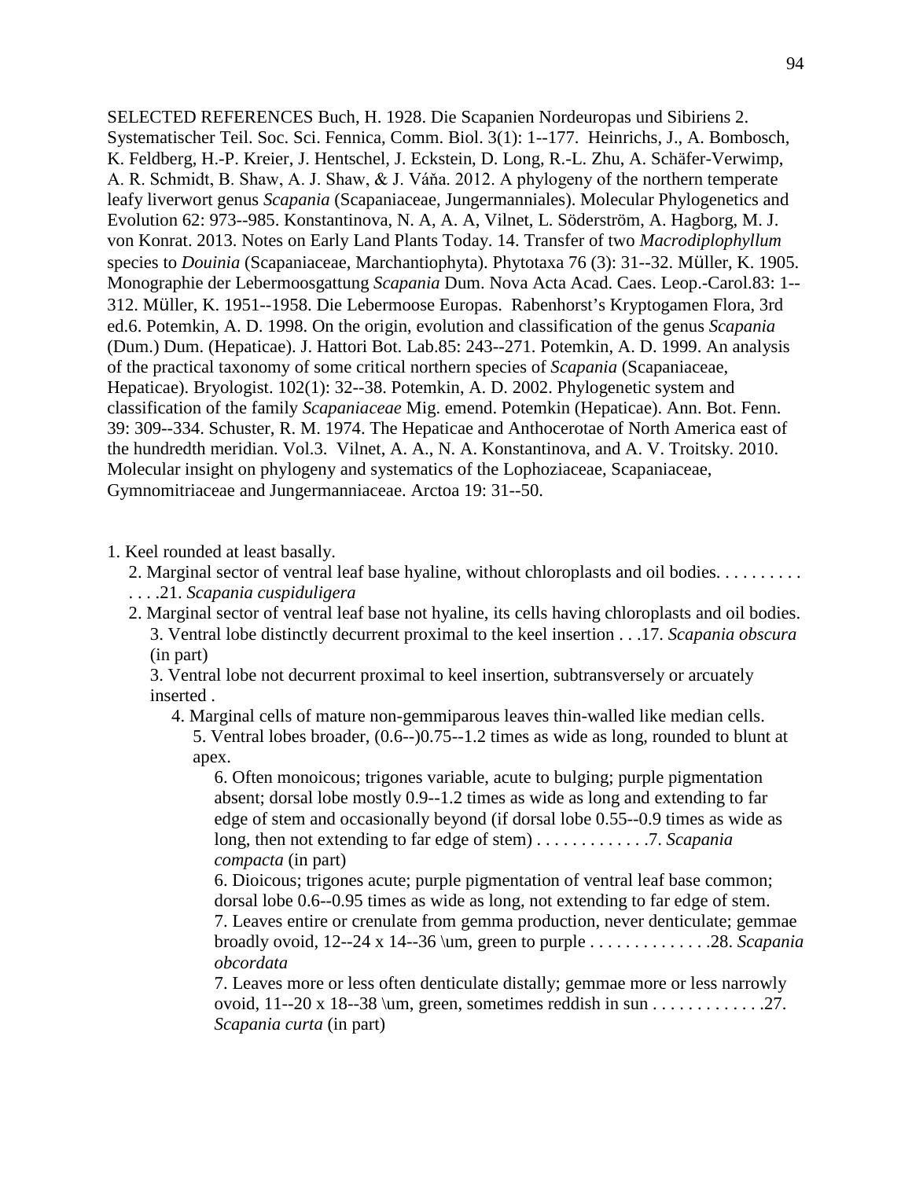SELECTED REFERENCES Buch, H. 1928. Die Scapanien Nordeuropas und Sibiriens 2. Systematischer Teil. Soc. Sci. Fennica, Comm. Biol. 3(1): 1--177. Heinrichs, J., A. Bombosch, K. Feldberg, H.-P. Kreier, J. Hentschel, J. Eckstein, D. Long, R.-L. Zhu, A. Schäfer-Verwimp, A. R. Schmidt, B. Shaw, A. J. Shaw, & J. Váňa. 2012. A phylogeny of the northern temperate leafy liverwort genus *Scapania* (Scapaniaceae, Jungermanniales). Molecular Phylogenetics and Evolution 62: 973--985. Konstantinova, N. A, A. A, Vilnet, L. Söderström, A. Hagborg, M. J. von Konrat. 2013. Notes on Early Land Plants Today. 14. Transfer of two *Macrodiplophyllum* species to *Douinia* (Scapaniaceae, Marchantiophyta). Phytotaxa 76 (3): 31--32. Müller, K. 1905. Monographie der Lebermoosgattung *Scapania* Dum. Nova Acta Acad. Caes. Leop.-Carol.83: 1--312. Müller, K. 1951--1958. Die Lebermoose Europas. Rabenhorst's Kryptogamen Flora, 3rd ed.6. Potemkin, A. D. 1998. On the origin, evolution and classification of the genus *Scapania* (Dum.) Dum. (Hepaticae). J. Hattori Bot. Lab.85: 243--271. Potemkin, A. D. 1999. An analysis of the practical taxonomy of some critical northern species of *Scapania* (Scapaniaceae, Hepaticae). Bryologist. 102(1): 32--38. Potemkin, A. D. 2002. Phylogenetic system and classification of the family *Scapaniaceae* Mig. emend. Potemkin (Hepaticae). Ann. Bot. Fenn. 39: 309--334. Schuster, R. M. 1974. The Hepaticae and Anthocerotae of North America east of the hundredth meridian. Vol.3. Vilnet, A. A., N. A. Konstantinova, and A. V. Troitsky. 2010. Molecular insight on phylogeny and systematics of the Lophoziaceae, Scapaniaceae, Gymnomitriaceae and Jungermanniaceae. Arctoa 19: 31--50.

1. Keel rounded at least basally.
   2. Marginal sector of ventral leaf base hyaline, without chloroplasts and oil bodies. . . . . . . . . . . . . .21. *Scapania cuspiduligera*
   2. Marginal sector of ventral leaf base not hyaline, its cells having chloroplasts and oil bodies.
      3. Ventral lobe distinctly decurrent proximal to the keel insertion . . .17. *Scapania obscura* (in part)
      3. Ventral lobe not decurrent proximal to keel insertion, subtransversely or arcuately inserted .
         4. Marginal cells of mature non-gemmiparous leaves thin-walled like median cells.
            5. Ventral lobes broader, (0.6--)0.75--1.2 times as wide as long, rounded to blunt at apex.
               6. Often monoicous; trigones variable, acute to bulging; purple pigmentation absent; dorsal lobe mostly 0.9--1.2 times as wide as long and extending to far edge of stem and occasionally beyond (if dorsal lobe 0.55--0.9 times as wide as long, then not extending to far edge of stem) . . . . . . . . . . . . .7. *Scapania compacta* (in part)
               6. Dioicous; trigones acute; purple pigmentation of ventral leaf base common; dorsal lobe 0.6--0.95 times as wide as long, not extending to far edge of stem.
               7. Leaves entire or crenulate from gemma production, never denticulate; gemmae broadly ovoid, 12--24 x 14--36 \um, green to purple . . . . . . . . . . . . . .28. *Scapania obcordata*
               7. Leaves more or less often denticulate distally; gemmae more or less narrowly ovoid, 11--20 x 18--38 \um, green, sometimes reddish in sun . . . . . . . . . . . . .27. *Scapania curta* (in part)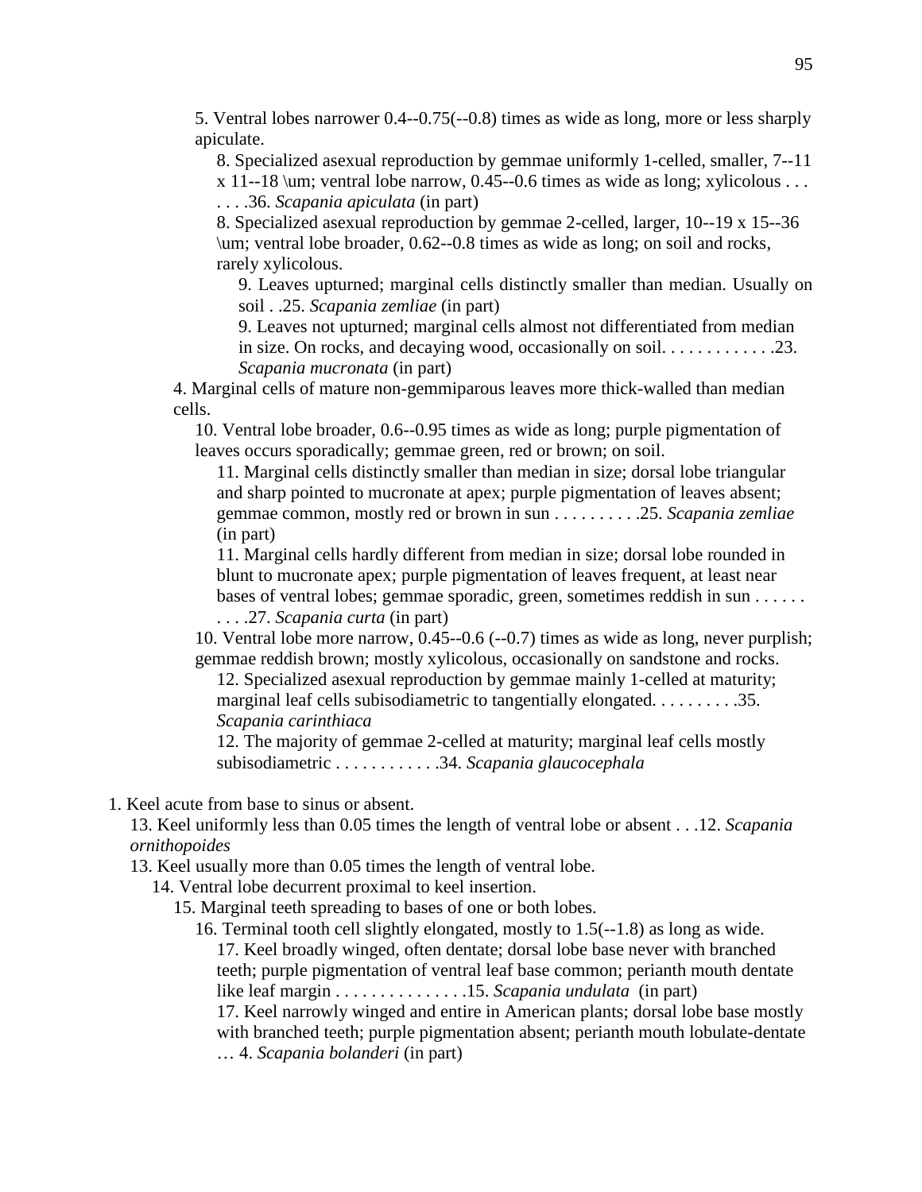5. Ventral lobes narrower 0.4--0.75(--0.8) times as wide as long, more or less sharply apiculate.

8. Specialized asexual reproduction by gemmae uniformly 1-celled, smaller, 7--11 x 11--18 \um; ventral lobe narrow, 0.45--0.6 times as wide as long; xylicolous . . . . . . .36. *Scapania apiculata* (in part)

8. Specialized asexual reproduction by gemmae 2-celled, larger, 10--19 x 15--36 \um; ventral lobe broader, 0.62--0.8 times as wide as long; on soil and rocks, rarely xylicolous.

9. Leaves upturned; marginal cells distinctly smaller than median. Usually on soil . .25. *Scapania zemliae* (in part)

9. Leaves not upturned; marginal cells almost not differentiated from median in size. On rocks, and decaying wood, occasionally on soil. . . . . . . . . . . . .23. *Scapania mucronata* (in part)

4. Marginal cells of mature non-gemmiparous leaves more thick-walled than median cells.

10. Ventral lobe broader, 0.6--0.95 times as wide as long; purple pigmentation of leaves occurs sporadically; gemmae green, red or brown; on soil.

11. Marginal cells distinctly smaller than median in size; dorsal lobe triangular and sharp pointed to mucronate at apex; purple pigmentation of leaves absent; gemmae common, mostly red or brown in sun . . . . . . . . . .25. *Scapania zemliae* (in part)

11. Marginal cells hardly different from median in size; dorsal lobe rounded in blunt to mucronate apex; purple pigmentation of leaves frequent, at least near bases of ventral lobes; gemmae sporadic, green, sometimes reddish in sun . . . . . . . . . .27. *Scapania curta* (in part)

10. Ventral lobe more narrow, 0.45--0.6 (--0.7) times as wide as long, never purplish; gemmae reddish brown; mostly xylicolous, occasionally on sandstone and rocks.

12. Specialized asexual reproduction by gemmae mainly 1-celled at maturity; marginal leaf cells subisodiametric to tangentially elongated. . . . . . . . . .35. *Scapania carinthiaca*

12. The majority of gemmae 2-celled at maturity; marginal leaf cells mostly subisodiametric . . . . . . . . . . . .34. *Scapania glaucocephala*

1. Keel acute from base to sinus or absent.

13. Keel uniformly less than 0.05 times the length of ventral lobe or absent . . .12. *Scapania ornithopoides*

13. Keel usually more than 0.05 times the length of ventral lobe.

14. Ventral lobe decurrent proximal to keel insertion.

15. Marginal teeth spreading to bases of one or both lobes.

16. Terminal tooth cell slightly elongated, mostly to 1.5(--1.8) as long as wide.

17. Keel broadly winged, often dentate; dorsal lobe base never with branched teeth; purple pigmentation of ventral leaf base common; perianth mouth dentate like leaf margin . . . . . . . . . . . . . . .15. *Scapania undulata* (in part)

17. Keel narrowly winged and entire in American plants; dorsal lobe base mostly with branched teeth; purple pigmentation absent; perianth mouth lobulate-dentate … 4. *Scapania bolanderi* (in part)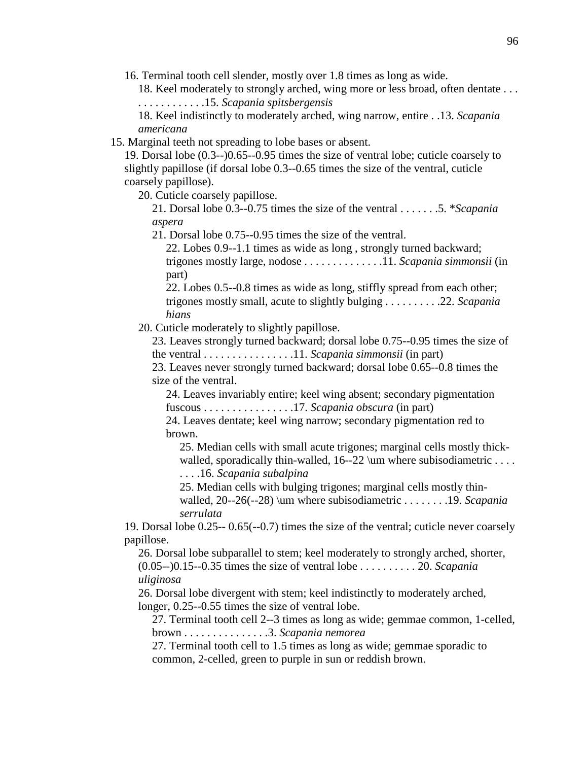16. Terminal tooth cell slender, mostly over 1.8 times as long as wide.

18. Keel moderately to strongly arched, wing more or less broad, often dentate . . . . . . . . . . . . . . .15. *Scapania spitsbergensis*

18. Keel indistinctly to moderately arched, wing narrow, entire . .13. *Scapania americana*

15. Marginal teeth not spreading to lobe bases or absent.

19. Dorsal lobe (0.3--)0.65--0.95 times the size of ventral lobe; cuticle coarsely to slightly papillose (if dorsal lobe 0.3--0.65 times the size of the ventral, cuticle coarsely papillose).

20. Cuticle coarsely papillose.

21. Dorsal lobe 0.3--0.75 times the size of the ventral . . . . . . .5. **Scapania aspera*

21. Dorsal lobe 0.75--0.95 times the size of the ventral.

22. Lobes 0.9--1.1 times as wide as long , strongly turned backward; trigones mostly large, nodose . . . . . . . . . . . . . .11. *Scapania simmonsii* (in part)

22. Lobes 0.5--0.8 times as wide as long, stiffly spread from each other; trigones mostly small, acute to slightly bulging . . . . . . . . . .22. *Scapania hians*

20. Cuticle moderately to slightly papillose.

23. Leaves strongly turned backward; dorsal lobe 0.75--0.95 times the size of the ventral . . . . . . . . . . . . . . . .11. *Scapania simmonsii* (in part)

23. Leaves never strongly turned backward; dorsal lobe 0.65--0.8 times the size of the ventral.

24. Leaves invariably entire; keel wing absent; secondary pigmentation fuscous . . . . . . . . . . . . . . . .17. *Scapania obscura* (in part)

24. Leaves dentate; keel wing narrow; secondary pigmentation red to brown.

25. Median cells with small acute trigones; marginal cells mostly thick-walled, sporadically thin-walled, 16--22 \um where subisodiametric . . . . . . . .16. *Scapania subalpina*

25. Median cells with bulging trigones; marginal cells mostly thin-walled, 20--26(--28) \um where subisodiametric . . . . . . . .19. *Scapania serrulata*

19. Dorsal lobe 0.25-- 0.65(--0.7) times the size of the ventral; cuticle never coarsely papillose.

26. Dorsal lobe subparallel to stem; keel moderately to strongly arched, shorter, (0.05--)0.15--0.35 times the size of ventral lobe . . . . . . . . . . 20. *Scapania uliginosa*

26. Dorsal lobe divergent with stem; keel indistinctly to moderately arched, longer, 0.25--0.55 times the size of ventral lobe.

27. Terminal tooth cell 2--3 times as long as wide; gemmae common, 1-celled, brown . . . . . . . . . . . . . . .3. *Scapania nemorea*

27. Terminal tooth cell to 1.5 times as long as wide; gemmae sporadic to common, 2-celled, green to purple in sun or reddish brown.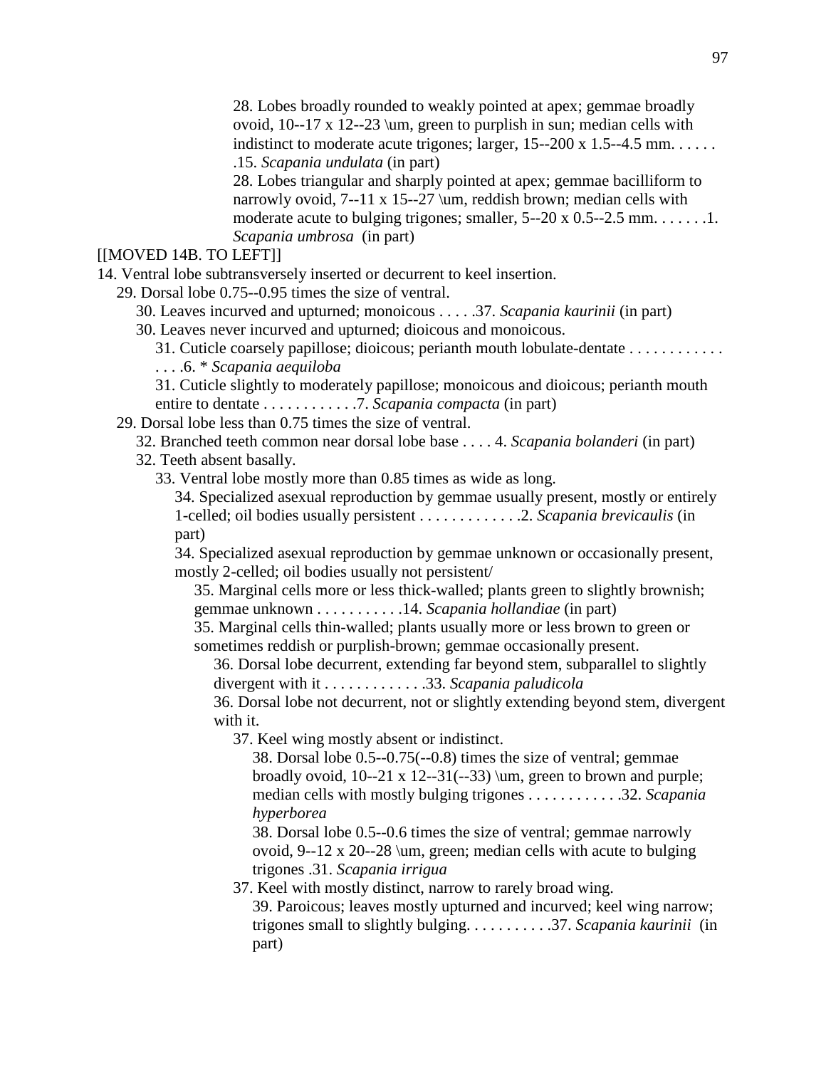28. Lobes broadly rounded to weakly pointed at apex; gemmae broadly ovoid, 10--17 x 12--23 \um, green to purplish in sun; median cells with indistinct to moderate acute trigones; larger, 15--200 x 1.5--4.5 mm. . . . . . .15. *Scapania undulata* (in part)

28. Lobes triangular and sharply pointed at apex; gemmae bacilliform to narrowly ovoid, 7--11 x 15--27 \um, reddish brown; median cells with moderate acute to bulging trigones; smaller, 5--20 x 0.5--2.5 mm. . . . . . .1. *Scapania umbrosa* (in part)

[[MOVED 14B. TO LEFT]]

14. Ventral lobe subtransversely inserted or decurrent to keel insertion.

29. Dorsal lobe 0.75--0.95 times the size of ventral.

30. Leaves incurved and upturned; monoicous . . . . .37. *Scapania kaurinii* (in part)

30. Leaves never incurved and upturned; dioicous and monoicous.

31. Cuticle coarsely papillose; dioicous; perianth mouth lobulate-dentate . . . . . . . . . . . . . . . .6. * *Scapania aequiloba*

31. Cuticle slightly to moderately papillose; monoicous and dioicous; perianth mouth entire to dentate . . . . . . . . . . . .7. *Scapania compacta* (in part)

29. Dorsal lobe less than 0.75 times the size of ventral.

32. Branched teeth common near dorsal lobe base . . . . 4. *Scapania bolanderi* (in part)

32. Teeth absent basally.

33. Ventral lobe mostly more than 0.85 times as wide as long.

34. Specialized asexual reproduction by gemmae usually present, mostly or entirely 1-celled; oil bodies usually persistent . . . . . . . . . . . . .2. *Scapania brevicaulis* (in part)

34. Specialized asexual reproduction by gemmae unknown or occasionally present, mostly 2-celled; oil bodies usually not persistent/

35. Marginal cells more or less thick-walled; plants green to slightly brownish; gemmae unknown . . . . . . . . . . .14. *Scapania hollandiae* (in part)

35. Marginal cells thin-walled; plants usually more or less brown to green or sometimes reddish or purplish-brown; gemmae occasionally present.

36. Dorsal lobe decurrent, extending far beyond stem, subparallel to slightly divergent with it . . . . . . . . . . . . .33. *Scapania paludicola*

36. Dorsal lobe not decurrent, not or slightly extending beyond stem, divergent with it.

37. Keel wing mostly absent or indistinct.

38. Dorsal lobe 0.5--0.75(--0.8) times the size of ventral; gemmae broadly ovoid, 10--21 x 12--31(--33) \um, green to brown and purple; median cells with mostly bulging trigones . . . . . . . . . . . .32. *Scapania hyperborea*

38. Dorsal lobe 0.5--0.6 times the size of ventral; gemmae narrowly ovoid, 9--12 x 20--28 \um, green; median cells with acute to bulging trigones .31. *Scapania irrigua*

37. Keel with mostly distinct, narrow to rarely broad wing.

39. Paroicous; leaves mostly upturned and incurved; keel wing narrow; trigones small to slightly bulging. . . . . . . . . . .37. *Scapania kaurinii* (in part)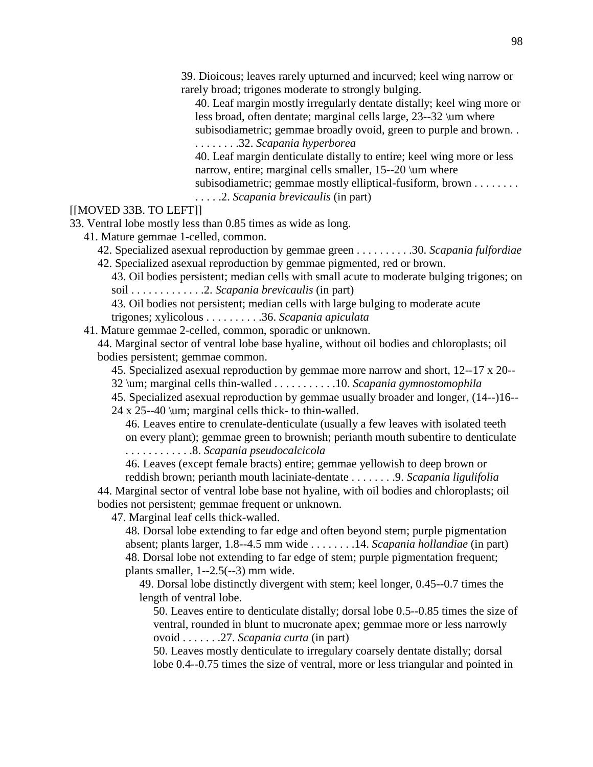39. Dioicous; leaves rarely upturned and incurved; keel wing narrow or rarely broad; trigones moderate to strongly bulging.

40. Leaf margin mostly irregularly dentate distally; keel wing more or less broad, often dentate; marginal cells large, 23--32 \um where subisodiametric; gemmae broadly ovoid, green to purple and brown. . . . . . . . . .32. *Scapania hyperborea*

40. Leaf margin denticulate distally to entire; keel wing more or less narrow, entire; marginal cells smaller, 15--20 \um where subisodiametric; gemmae mostly elliptical-fusiform, brown . . . . . . . . . . . . .2. *Scapania brevicaulis* (in part)

[[MOVED 33B. TO LEFT]]

33. Ventral lobe mostly less than 0.85 times as wide as long.

41. Mature gemmae 1-celled, common.

42. Specialized asexual reproduction by gemmae green . . . . . . . . . .30. *Scapania fulfordiae*

42. Specialized asexual reproduction by gemmae pigmented, red or brown.

43. Oil bodies persistent; median cells with small acute to moderate bulging trigones; on soil . . . . . . . . . . . . .2. *Scapania brevicaulis* (in part)

43. Oil bodies not persistent; median cells with large bulging to moderate acute trigones; xylicolous . . . . . . . . . .36. *Scapania apiculata*

41. Mature gemmae 2-celled, common, sporadic or unknown.

44. Marginal sector of ventral lobe base hyaline, without oil bodies and chloroplasts; oil bodies persistent; gemmae common.

45. Specialized asexual reproduction by gemmae more narrow and short, 12--17 x 20--32 \um; marginal cells thin-walled . . . . . . . . . . .10. *Scapania gymnostomophila*

45. Specialized asexual reproduction by gemmae usually broader and longer, (14--)16--24 x 25--40 \um; marginal cells thick- to thin-walled.

46. Leaves entire to crenulate-denticulate (usually a few leaves with isolated teeth on every plant); gemmae green to brownish; perianth mouth subentire to denticulate . . . . . . . . . . . .8. *Scapania pseudocalcicola*

46. Leaves (except female bracts) entire; gemmae yellowish to deep brown or reddish brown; perianth mouth laciniate-dentate . . . . . . . .9. *Scapania ligulifolia*

44. Marginal sector of ventral lobe base not hyaline, with oil bodies and chloroplasts; oil bodies not persistent; gemmae frequent or unknown.

47. Marginal leaf cells thick-walled.

48. Dorsal lobe extending to far edge and often beyond stem; purple pigmentation absent; plants larger, 1.8--4.5 mm wide . . . . . . . .14. *Scapania hollandiae* (in part)

48. Dorsal lobe not extending to far edge of stem; purple pigmentation frequent; plants smaller, 1--2.5(--3) mm wide.

49. Dorsal lobe distinctly divergent with stem; keel longer, 0.45--0.7 times the length of ventral lobe.

50. Leaves entire to denticulate distally; dorsal lobe 0.5--0.85 times the size of ventral, rounded in blunt to mucronate apex; gemmae more or less narrowly ovoid . . . . . . .27. *Scapania curta* (in part)

50. Leaves mostly denticulate to irregulary coarsely dentate distally; dorsal lobe 0.4--0.75 times the size of ventral, more or less triangular and pointed in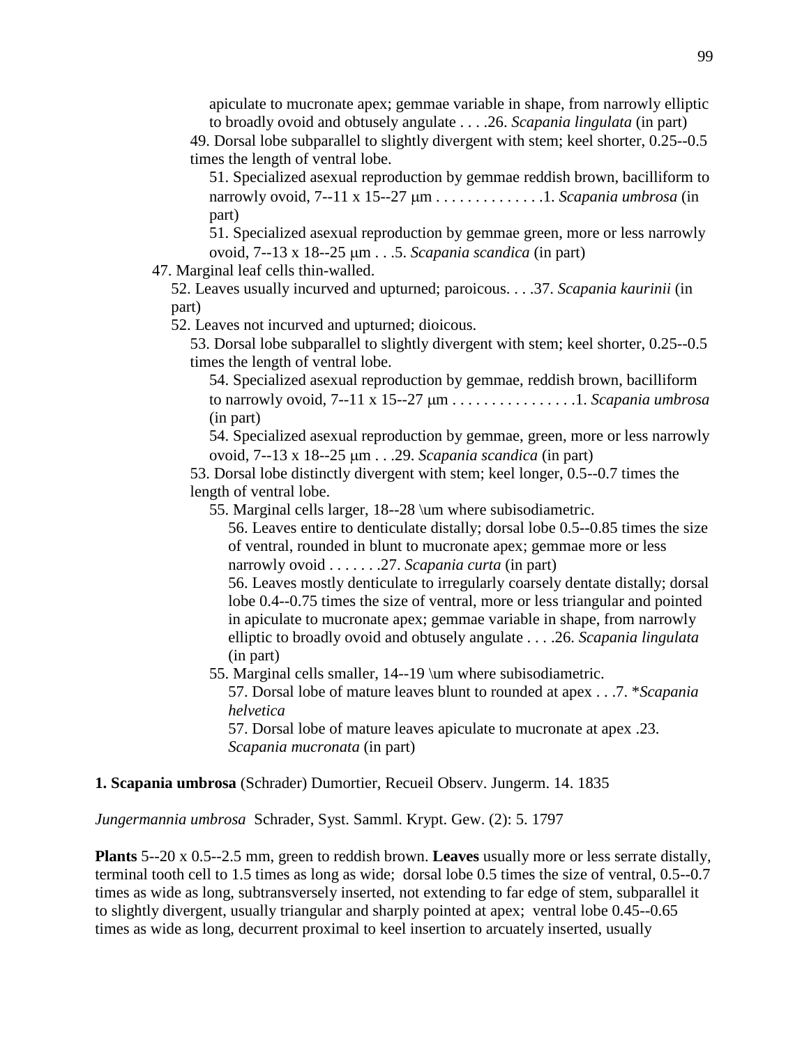apiculate to mucronate apex; gemmae variable in shape, from narrowly elliptic to broadly ovoid and obtusely angulate . . . .26. *Scapania lingulata* (in part)

49. Dorsal lobe subparallel to slightly divergent with stem; keel shorter, 0.25--0.5 times the length of ventral lobe.

51. Specialized asexual reproduction by gemmae reddish brown, bacilliform to narrowly ovoid, 7--11 x 15--27 μm . . . . . . . . . . . . . .1. *Scapania umbrosa* (in part)

51. Specialized asexual reproduction by gemmae green, more or less narrowly ovoid, 7--13 x 18--25 μm . . .5. *Scapania scandica* (in part)

47. Marginal leaf cells thin-walled.

52. Leaves usually incurved and upturned; paroicous. . . .37. *Scapania kaurinii* (in part)

52. Leaves not incurved and upturned; dioicous.

53. Dorsal lobe subparallel to slightly divergent with stem; keel shorter, 0.25--0.5 times the length of ventral lobe.

54. Specialized asexual reproduction by gemmae, reddish brown, bacilliform to narrowly ovoid, 7--11 x 15--27 μm . . . . . . . . . . . . . . . .1. *Scapania umbrosa* (in part)

54. Specialized asexual reproduction by gemmae, green, more or less narrowly ovoid, 7--13 x 18--25 μm . . .29. *Scapania scandica* (in part)

53. Dorsal lobe distinctly divergent with stem; keel longer, 0.5--0.7 times the length of ventral lobe.

55. Marginal cells larger, 18--28 \um where subisodiametric.

56. Leaves entire to denticulate distally; dorsal lobe 0.5--0.85 times the size of ventral, rounded in blunt to mucronate apex; gemmae more or less narrowly ovoid . . . . . . .27. *Scapania curta* (in part)

56. Leaves mostly denticulate to irregularly coarsely dentate distally; dorsal lobe 0.4--0.75 times the size of ventral, more or less triangular and pointed in apiculate to mucronate apex; gemmae variable in shape, from narrowly elliptic to broadly ovoid and obtusely angulate . . . .26. *Scapania lingulata* (in part)

55. Marginal cells smaller, 14--19 \um where subisodiametric.

57. Dorsal lobe of mature leaves blunt to rounded at apex . . .7. \**Scapania helvetica*

57. Dorsal lobe of mature leaves apiculate to mucronate at apex .23. *Scapania mucronata* (in part)

**1. Scapania umbrosa** (Schrader) Dumortier, Recueil Observ. Jungerm. 14. 1835

*Jungermannia umbrosa* Schrader, Syst. Samml. Krypt. Gew. (2): 5. 1797

**Plants** 5--20 x 0.5--2.5 mm, green to reddish brown. **Leaves** usually more or less serrate distally, terminal tooth cell to 1.5 times as long as wide; dorsal lobe 0.5 times the size of ventral, 0.5--0.7 times as wide as long, subtransversely inserted, not extending to far edge of stem, subparallel it to slightly divergent, usually triangular and sharply pointed at apex; ventral lobe 0.45--0.65 times as wide as long, decurrent proximal to keel insertion to arcuately inserted, usually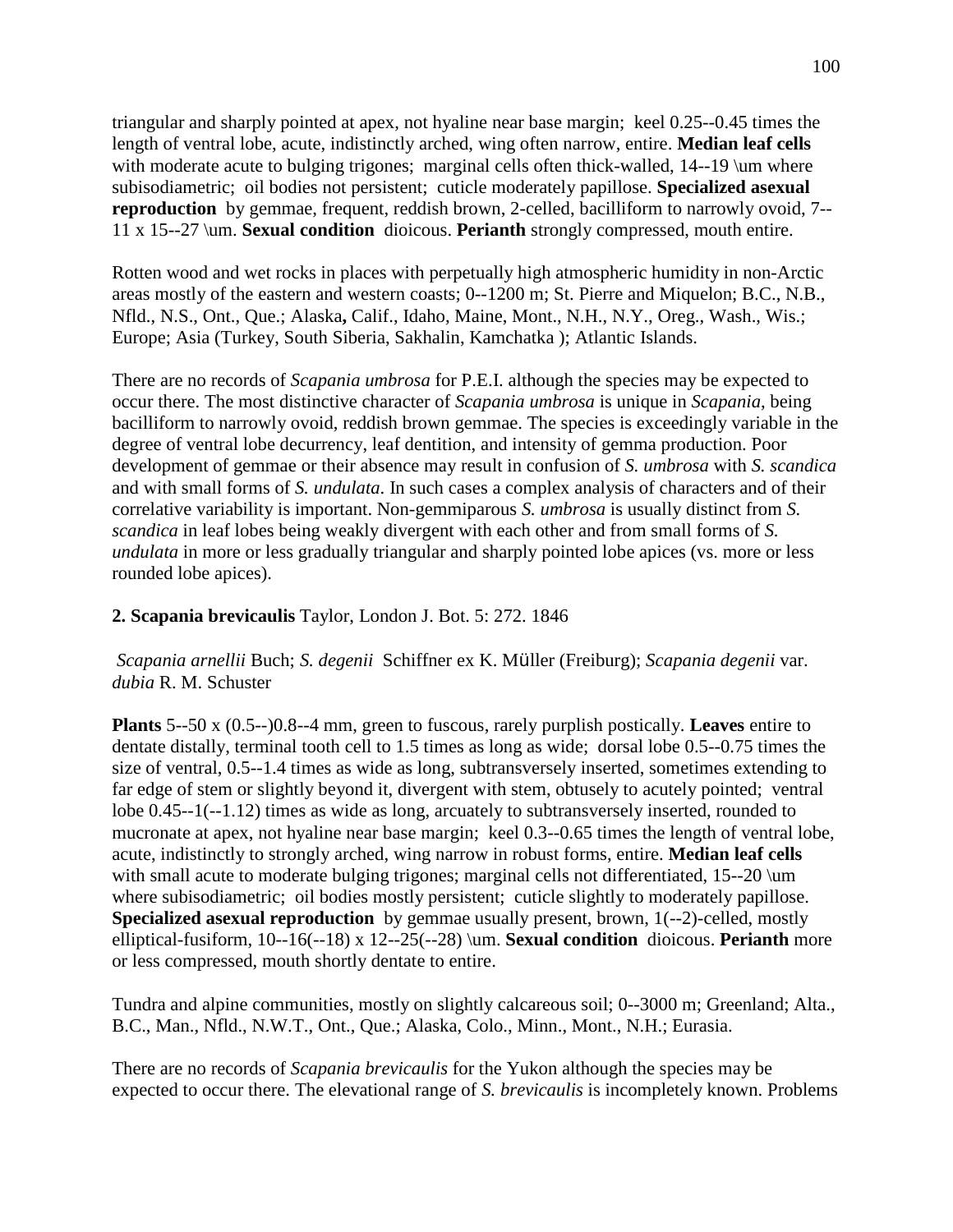triangular and sharply pointed at apex, not hyaline near base margin; keel 0.25--0.45 times the length of ventral lobe, acute, indistinctly arched, wing often narrow, entire. **Median leaf cells** with moderate acute to bulging trigones; marginal cells often thick-walled, 14--19 \um where subisodiametric; oil bodies not persistent; cuticle moderately papillose. **Specialized asexual reproduction** by gemmae, frequent, reddish brown, 2-celled, bacilliform to narrowly ovoid, 7--11 x 15--27 \um. **Sexual condition** dioicous. **Perianth** strongly compressed, mouth entire.

Rotten wood and wet rocks in places with perpetually high atmospheric humidity in non-Arctic areas mostly of the eastern and western coasts; 0--1200 m; St. Pierre and Miquelon; B.C., N.B., Nfld., N.S., Ont., Que.; Alaska**,** Calif., Idaho, Maine, Mont., N.H., N.Y., Oreg., Wash., Wis.; Europe; Asia (Turkey, South Siberia, Sakhalin, Kamchatka ); Atlantic Islands.

There are no records of *Scapania umbrosa* for P.E.I. although the species may be expected to occur there. The most distinctive character of *Scapania umbrosa* is unique in *Scapania*, being bacilliform to narrowly ovoid, reddish brown gemmae. The species is exceedingly variable in the degree of ventral lobe decurrency, leaf dentition, and intensity of gemma production. Poor development of gemmae or their absence may result in confusion of *S. umbrosa* with *S. scandica* and with small forms of *S. undulata*. In such cases a complex analysis of characters and of their correlative variability is important. Non-gemmiparous *S. umbrosa* is usually distinct from *S. scandica* in leaf lobes being weakly divergent with each other and from small forms of *S. undulata* in more or less gradually triangular and sharply pointed lobe apices (vs. more or less rounded lobe apices).

**2. Scapania brevicaulis** Taylor, London J. Bot. 5: 272. 1846

*Scapania arnellii* Buch; *S. degenii* Schiffner ex K. Müller (Freiburg); *Scapania degenii* var. *dubia* R. M. Schuster

**Plants** 5--50 x (0.5--)0.8--4 mm, green to fuscous, rarely purplish postically. **Leaves** entire to dentate distally, terminal tooth cell to 1.5 times as long as wide; dorsal lobe 0.5--0.75 times the size of ventral, 0.5--1.4 times as wide as long, subtransversely inserted, sometimes extending to far edge of stem or slightly beyond it, divergent with stem, obtusely to acutely pointed; ventral lobe 0.45--1(--1.12) times as wide as long, arcuately to subtransversely inserted, rounded to mucronate at apex, not hyaline near base margin; keel 0.3--0.65 times the length of ventral lobe, acute, indistinctly to strongly arched, wing narrow in robust forms, entire. **Median leaf cells** with small acute to moderate bulging trigones; marginal cells not differentiated, 15--20 \um where subisodiametric; oil bodies mostly persistent; cuticle slightly to moderately papillose. **Specialized asexual reproduction** by gemmae usually present, brown, 1(--2)-celled, mostly elliptical-fusiform, 10--16(--18) x 12--25(--28) \um. **Sexual condition** dioicous. **Perianth** more or less compressed, mouth shortly dentate to entire.

Tundra and alpine communities, mostly on slightly calcareous soil; 0--3000 m; Greenland; Alta., B.C., Man., Nfld., N.W.T., Ont., Que.; Alaska, Colo., Minn., Mont., N.H.; Eurasia.

There are no records of *Scapania brevicaulis* for the Yukon although the species may be expected to occur there. The elevational range of *S. brevicaulis* is incompletely known. Problems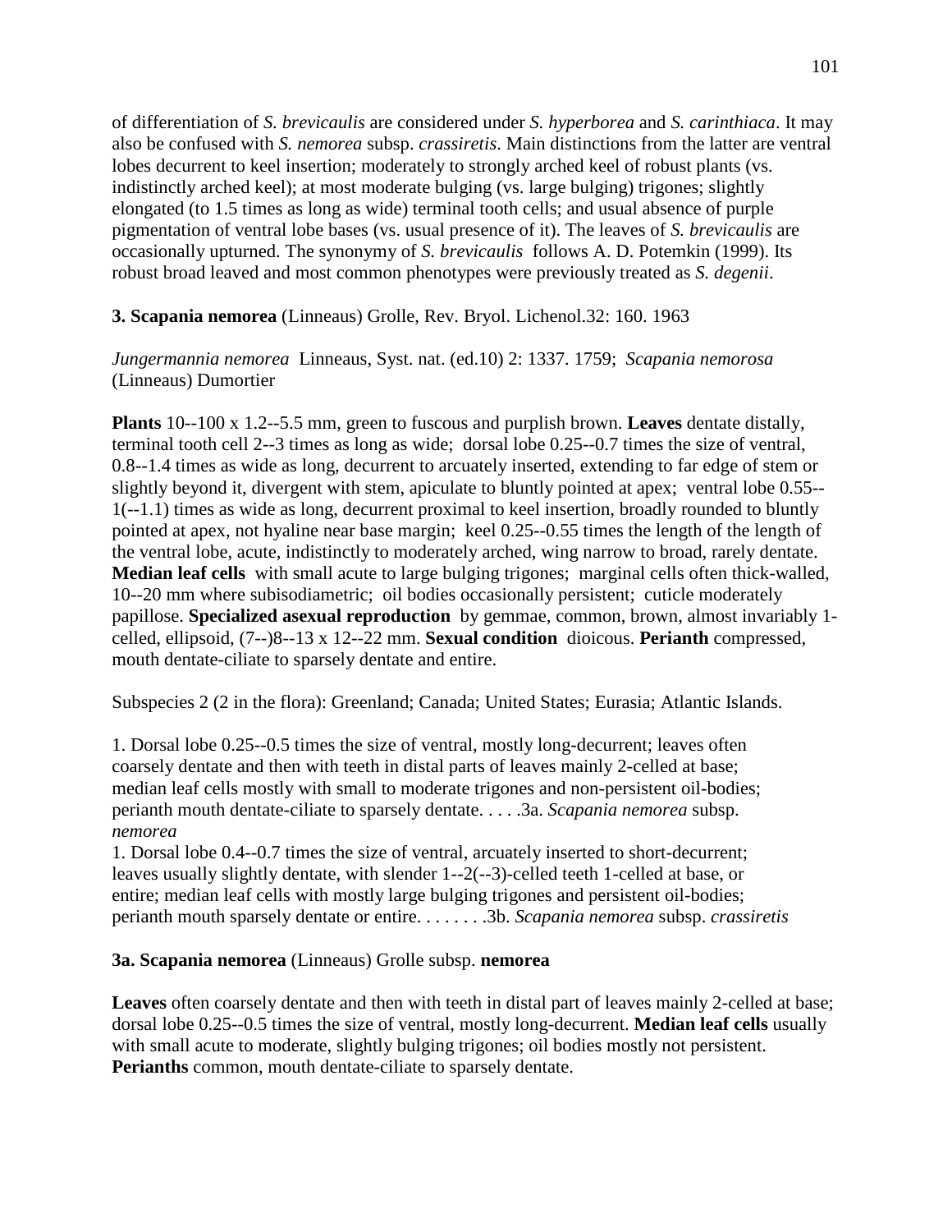of differentiation of *S. brevicaulis* are considered under *S. hyperborea* and *S. carinthiaca*. It may also be confused with *S. nemorea* subsp. *crassiretis*. Main distinctions from the latter are ventral lobes decurrent to keel insertion; moderately to strongly arched keel of robust plants (vs. indistinctly arched keel); at most moderate bulging (vs. large bulging) trigones; slightly elongated (to 1.5 times as long as wide) terminal tooth cells; and usual absence of purple pigmentation of ventral lobe bases (vs. usual presence of it). The leaves of *S. brevicaulis* are occasionally upturned. The synonymy of *S. brevicaulis* follows A. D. Potemkin (1999). Its robust broad leaved and most common phenotypes were previously treated as *S. degenii*.

**3. Scapania nemorea** (Linneaus) Grolle, Rev. Bryol. Lichenol.32: 160. 1963

*Jungermannia nemorea* Linneaus, Syst. nat. (ed.10) 2: 1337. 1759; *Scapania nemorosa* (Linneaus) Dumortier

**Plants** 10--100 x 1.2--5.5 mm, green to fuscous and purplish brown. **Leaves** dentate distally, terminal tooth cell 2--3 times as long as wide; dorsal lobe 0.25--0.7 times the size of ventral, 0.8--1.4 times as wide as long, decurrent to arcuately inserted, extending to far edge of stem or slightly beyond it, divergent with stem, apiculate to bluntly pointed at apex; ventral lobe 0.55--1(--1.1) times as wide as long, decurrent proximal to keel insertion, broadly rounded to bluntly pointed at apex, not hyaline near base margin; keel 0.25--0.55 times the length of the length of the ventral lobe, acute, indistinctly to moderately arched, wing narrow to broad, rarely dentate. **Median leaf cells** with small acute to large bulging trigones; marginal cells often thick-walled, 10--20 mm where subisodiametric; oil bodies occasionally persistent; cuticle moderately papillose. **Specialized asexual reproduction** by gemmae, common, brown, almost invariably 1-celled, ellipsoid, (7--)8--13 x 12--22 mm. **Sexual condition** dioicous. **Perianth** compressed, mouth dentate-ciliate to sparsely dentate and entire.

Subspecies 2 (2 in the flora): Greenland; Canada; United States; Eurasia; Atlantic Islands.

1. Dorsal lobe 0.25--0.5 times the size of ventral, mostly long-decurrent; leaves often coarsely dentate and then with teeth in distal parts of leaves mainly 2-celled at base; median leaf cells mostly with small to moderate trigones and non-persistent oil-bodies; perianth mouth dentate-ciliate to sparsely dentate. . . . .3a. *Scapania nemorea* subsp. *nemorea*

1. Dorsal lobe 0.4--0.7 times the size of ventral, arcuately inserted to short-decurrent; leaves usually slightly dentate, with slender 1--2(--3)-celled teeth 1-celled at base, or entire; median leaf cells with mostly large bulging trigones and persistent oil-bodies; perianth mouth sparsely dentate or entire. . . . . . . .3b. *Scapania nemorea* subsp. *crassiretis*

**3a. Scapania nemorea** (Linneaus) Grolle subsp. **nemorea**

**Leaves** often coarsely dentate and then with teeth in distal part of leaves mainly 2-celled at base; dorsal lobe 0.25--0.5 times the size of ventral, mostly long-decurrent. **Median leaf cells** usually with small acute to moderate, slightly bulging trigones; oil bodies mostly not persistent. **Perianths** common, mouth dentate-ciliate to sparsely dentate.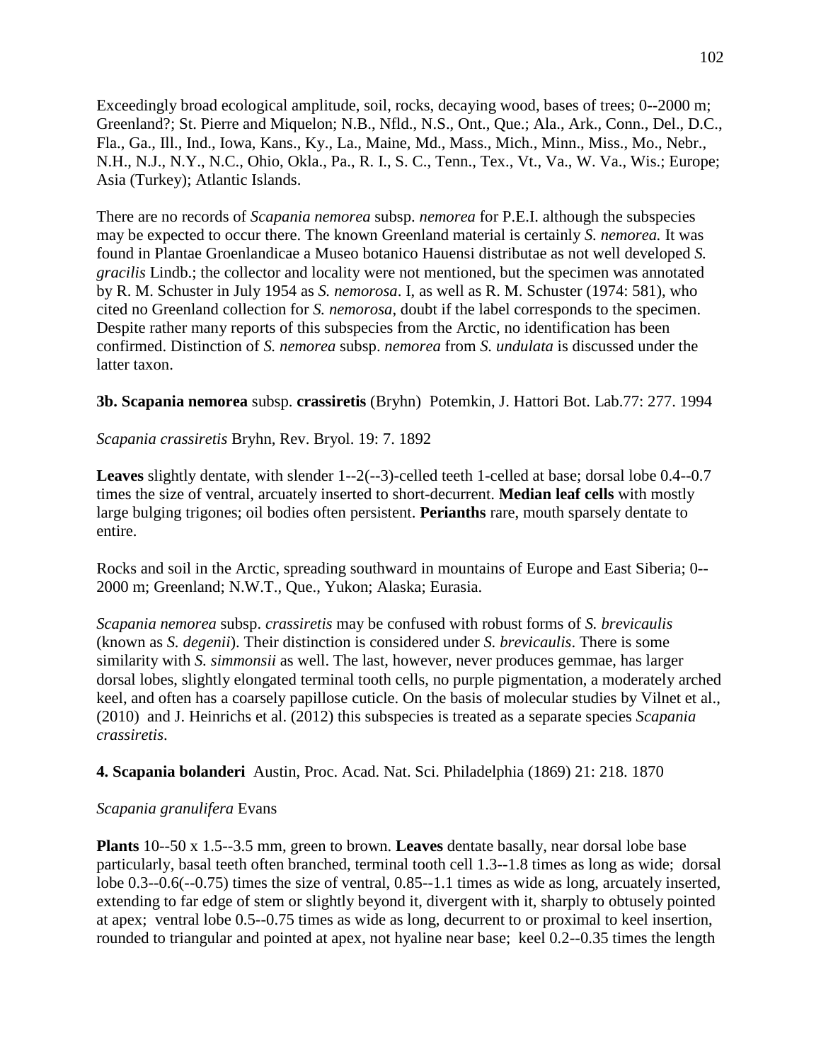Exceedingly broad ecological amplitude, soil, rocks, decaying wood, bases of trees; 0--2000 m; Greenland?; St. Pierre and Miquelon; N.B., Nfld., N.S., Ont., Que.; Ala., Ark., Conn., Del., D.C., Fla., Ga., Ill., Ind., Iowa, Kans., Ky., La., Maine, Md., Mass., Mich., Minn., Miss., Mo., Nebr., N.H., N.J., N.Y., N.C., Ohio, Okla., Pa., R. I., S. C., Tenn., Tex., Vt., Va., W. Va., Wis.; Europe; Asia (Turkey); Atlantic Islands.

There are no records of *Scapania nemorea* subsp. *nemorea* for P.E.I. although the subspecies may be expected to occur there. The known Greenland material is certainly *S. nemorea.* It was found in Plantae Groenlandicae a Museo botanico Hauensi distributae as not well developed *S. gracilis* Lindb.; the collector and locality were not mentioned, but the specimen was annotated by R. M. Schuster in July 1954 as *S. nemorosa*. I, as well as R. M. Schuster (1974: 581), who cited no Greenland collection for *S. nemorosa*, doubt if the label corresponds to the specimen. Despite rather many reports of this subspecies from the Arctic, no identification has been confirmed. Distinction of *S. nemorea* subsp. *nemorea* from *S. undulata* is discussed under the latter taxon.

**3b. Scapania nemorea** subsp. **crassiretis** (Bryhn) Potemkin, J. Hattori Bot. Lab.77: 277. 1994

*Scapania crassiretis* Bryhn, Rev. Bryol. 19: 7. 1892

**Leaves** slightly dentate, with slender 1--2(--3)-celled teeth 1-celled at base; dorsal lobe 0.4--0.7 times the size of ventral, arcuately inserted to short-decurrent. **Median leaf cells** with mostly large bulging trigones; oil bodies often persistent. **Perianths** rare, mouth sparsely dentate to entire.

Rocks and soil in the Arctic, spreading southward in mountains of Europe and East Siberia; 0--2000 m; Greenland; N.W.T., Que., Yukon; Alaska; Eurasia.

*Scapania nemorea* subsp. *crassiretis* may be confused with robust forms of *S. brevicaulis* (known as *S. degenii*). Their distinction is considered under *S. brevicaulis*. There is some similarity with *S. simmonsii* as well. The last, however, never produces gemmae, has larger dorsal lobes, slightly elongated terminal tooth cells, no purple pigmentation, a moderately arched keel, and often has a coarsely papillose cuticle. On the basis of molecular studies by Vilnet et al., (2010) and J. Heinrichs et al. (2012) this subspecies is treated as a separate species *Scapania crassiretis*.

**4. Scapania bolanderi** Austin, Proc. Acad. Nat. Sci. Philadelphia (1869) 21: 218. 1870

*Scapania granulifera* Evans

**Plants** 10--50 x 1.5--3.5 mm, green to brown. **Leaves** dentate basally, near dorsal lobe base particularly, basal teeth often branched, terminal tooth cell 1.3--1.8 times as long as wide; dorsal lobe 0.3--0.6(--0.75) times the size of ventral, 0.85--1.1 times as wide as long, arcuately inserted, extending to far edge of stem or slightly beyond it, divergent with it, sharply to obtusely pointed at apex; ventral lobe 0.5--0.75 times as wide as long, decurrent to or proximal to keel insertion, rounded to triangular and pointed at apex, not hyaline near base; keel 0.2--0.35 times the length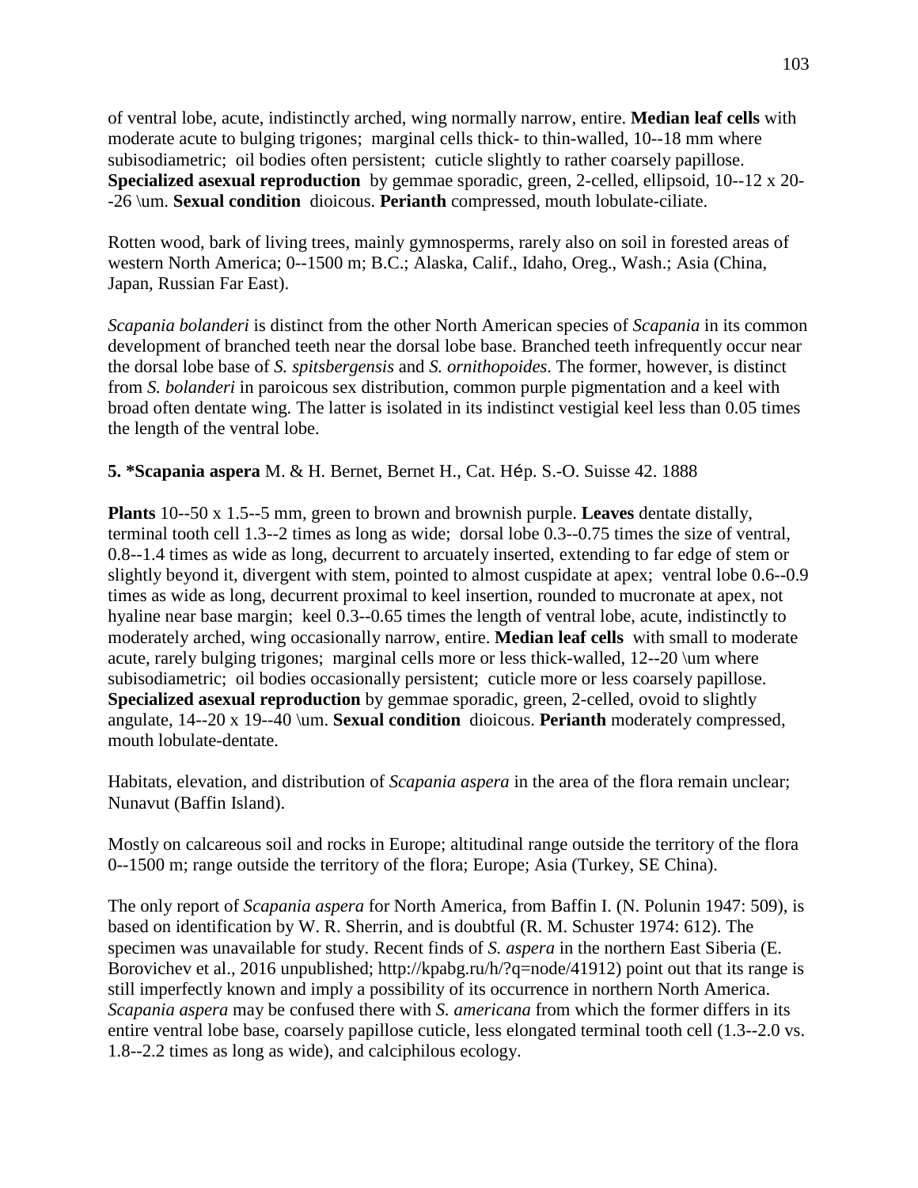of ventral lobe, acute, indistinctly arched, wing normally narrow, entire. **Median leaf cells** with moderate acute to bulging trigones; marginal cells thick- to thin-walled, 10--18 mm where subisodiametric; oil bodies often persistent; cuticle slightly to rather coarsely papillose. **Specialized asexual reproduction** by gemmae sporadic, green, 2-celled, ellipsoid, 10--12 x 20--26 \um. **Sexual condition** dioicous. **Perianth** compressed, mouth lobulate-ciliate.

Rotten wood, bark of living trees, mainly gymnosperms, rarely also on soil in forested areas of western North America; 0--1500 m; B.C.; Alaska, Calif., Idaho, Oreg., Wash.; Asia (China, Japan, Russian Far East).

*Scapania bolanderi* is distinct from the other North American species of *Scapania* in its common development of branched teeth near the dorsal lobe base. Branched teeth infrequently occur near the dorsal lobe base of *S. spitsbergensis* and *S. ornithopoides*. The former, however, is distinct from *S. bolanderi* in paroicous sex distribution, common purple pigmentation and a keel with broad often dentate wing. The latter is isolated in its indistinct vestigial keel less than 0.05 times the length of the ventral lobe.

**5. *Scapania aspera** M. & H. Bernet, Bernet H., Cat. Hép. S.-O. Suisse 42. 1888

**Plants** 10--50 x 1.5--5 mm, green to brown and brownish purple. **Leaves** dentate distally, terminal tooth cell 1.3--2 times as long as wide; dorsal lobe 0.3--0.75 times the size of ventral, 0.8--1.4 times as wide as long, decurrent to arcuately inserted, extending to far edge of stem or slightly beyond it, divergent with stem, pointed to almost cuspidate at apex; ventral lobe 0.6--0.9 times as wide as long, decurrent proximal to keel insertion, rounded to mucronate at apex, not hyaline near base margin; keel 0.3--0.65 times the length of ventral lobe, acute, indistinctly to moderately arched, wing occasionally narrow, entire. **Median leaf cells** with small to moderate acute, rarely bulging trigones; marginal cells more or less thick-walled, 12--20 \um where subisodiametric; oil bodies occasionally persistent; cuticle more or less coarsely papillose. **Specialized asexual reproduction** by gemmae sporadic, green, 2-celled, ovoid to slightly angulate, 14--20 x 19--40 \um. **Sexual condition** dioicous. **Perianth** moderately compressed, mouth lobulate-dentate.

Habitats, elevation, and distribution of *Scapania aspera* in the area of the flora remain unclear; Nunavut (Baffin Island).

Mostly on calcareous soil and rocks in Europe; altitudinal range outside the territory of the flora 0--1500 m; range outside the territory of the flora; Europe; Asia (Turkey, SE China).

The only report of *Scapania aspera* for North America, from Baffin I. (N. Polunin 1947: 509), is based on identification by W. R. Sherrin, and is doubtful (R. M. Schuster 1974: 612). The specimen was unavailable for study. Recent finds of *S. aspera* in the northern East Siberia (E. Borovichev et al., 2016 unpublished; http://kpabg.ru/h/?q=node/41912) point out that its range is still imperfectly known and imply a possibility of its occurrence in northern North America. *Scapania aspera* may be confused there with *S. americana* from which the former differs in its entire ventral lobe base, coarsely papillose cuticle, less elongated terminal tooth cell (1.3--2.0 vs. 1.8--2.2 times as long as wide), and calciphilous ecology.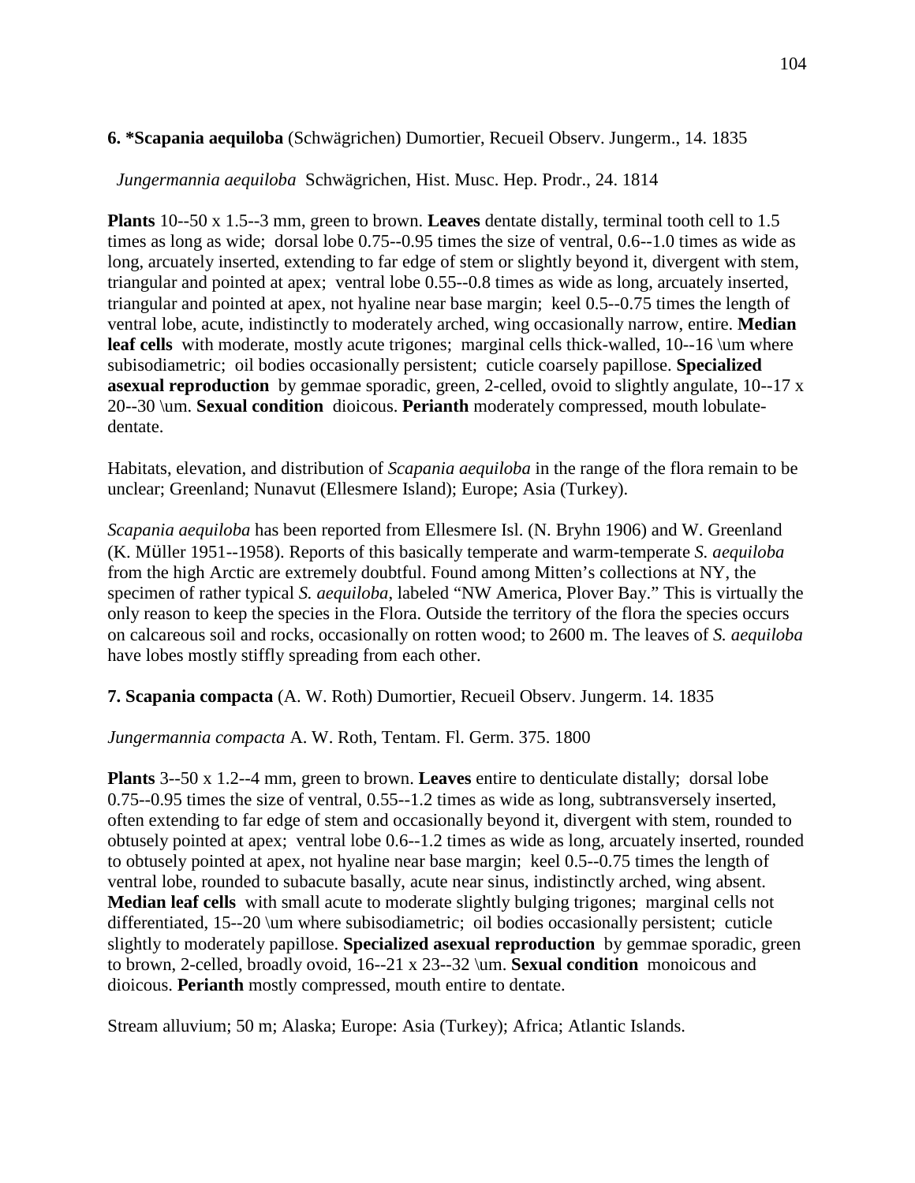**6. *Scapania aequiloba** (Schwägrichen) Dumortier, Recueil Observ. Jungerm., 14. 1835

*Jungermannia aequiloba* Schwägrichen, Hist. Musc. Hep. Prodr., 24. 1814

**Plants** 10--50 x 1.5--3 mm, green to brown. **Leaves** dentate distally, terminal tooth cell to 1.5 times as long as wide; dorsal lobe 0.75--0.95 times the size of ventral, 0.6--1.0 times as wide as long, arcuately inserted, extending to far edge of stem or slightly beyond it, divergent with stem, triangular and pointed at apex; ventral lobe 0.55--0.8 times as wide as long, arcuately inserted, triangular and pointed at apex, not hyaline near base margin; keel 0.5--0.75 times the length of ventral lobe, acute, indistinctly to moderately arched, wing occasionally narrow, entire. **Median leaf cells** with moderate, mostly acute trigones; marginal cells thick-walled, 10--16 \um where subisodiametric; oil bodies occasionally persistent; cuticle coarsely papillose. **Specialized asexual reproduction** by gemmae sporadic, green, 2-celled, ovoid to slightly angulate, 10--17 x 20--30 \um. **Sexual condition** dioicous. **Perianth** moderately compressed, mouth lobulate-dentate.

Habitats, elevation, and distribution of *Scapania aequiloba* in the range of the flora remain to be unclear; Greenland; Nunavut (Ellesmere Island); Europe; Asia (Turkey).

*Scapania aequiloba* has been reported from Ellesmere Isl. (N. Bryhn 1906) and W. Greenland (K. Müller 1951--1958). Reports of this basically temperate and warm-temperate *S. aequiloba* from the high Arctic are extremely doubtful. Found among Mitten's collections at NY, the specimen of rather typical *S. aequiloba*, labeled "NW America, Plover Bay." This is virtually the only reason to keep the species in the Flora. Outside the territory of the flora the species occurs on calcareous soil and rocks, occasionally on rotten wood; to 2600 m. The leaves of *S. aequiloba* have lobes mostly stiffly spreading from each other.

**7. Scapania compacta** (A. W. Roth) Dumortier, Recueil Observ. Jungerm. 14. 1835

*Jungermannia compacta* A. W. Roth, Tentam. Fl. Germ. 375. 1800

**Plants** 3--50 x 1.2--4 mm, green to brown. **Leaves** entire to denticulate distally; dorsal lobe 0.75--0.95 times the size of ventral, 0.55--1.2 times as wide as long, subtransversely inserted, often extending to far edge of stem and occasionally beyond it, divergent with stem, rounded to obtusely pointed at apex; ventral lobe 0.6--1.2 times as wide as long, arcuately inserted, rounded to obtusely pointed at apex, not hyaline near base margin; keel 0.5--0.75 times the length of ventral lobe, rounded to subacute basally, acute near sinus, indistinctly arched, wing absent. **Median leaf cells** with small acute to moderate slightly bulging trigones; marginal cells not differentiated, 15--20 \um where subisodiametric; oil bodies occasionally persistent; cuticle slightly to moderately papillose. **Specialized asexual reproduction** by gemmae sporadic, green to brown, 2-celled, broadly ovoid, 16--21 x 23--32 \um. **Sexual condition** monoicous and dioicous. **Perianth** mostly compressed, mouth entire to dentate.

Stream alluvium; 50 m; Alaska; Europe: Asia (Turkey); Africa; Atlantic Islands.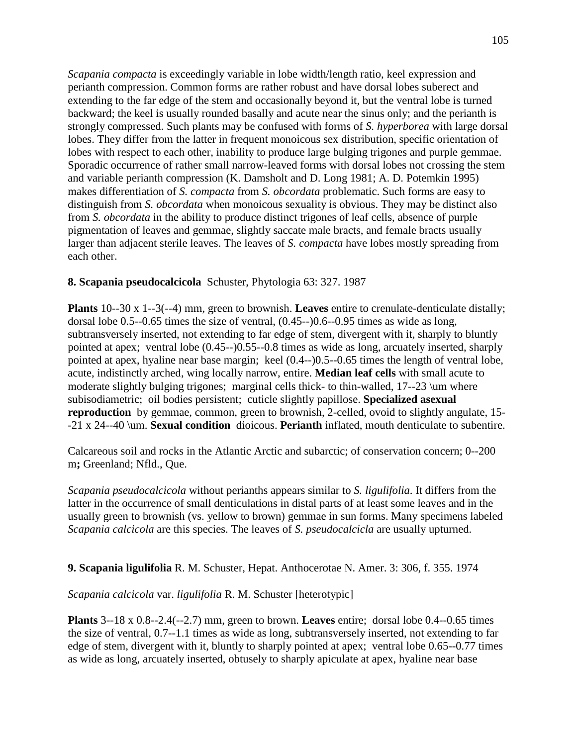*Scapania compacta* is exceedingly variable in lobe width/length ratio, keel expression and perianth compression. Common forms are rather robust and have dorsal lobes suberect and extending to the far edge of the stem and occasionally beyond it, but the ventral lobe is turned backward; the keel is usually rounded basally and acute near the sinus only; and the perianth is strongly compressed. Such plants may be confused with forms of *S. hyperborea* with large dorsal lobes. They differ from the latter in frequent monoicous sex distribution, specific orientation of lobes with respect to each other, inability to produce large bulging trigones and purple gemmae. Sporadic occurrence of rather small narrow-leaved forms with dorsal lobes not crossing the stem and variable perianth compression (K. Damsholt and D. Long 1981; A. D. Potemkin 1995) makes differentiation of *S. compacta* from *S. obcordata* problematic. Such forms are easy to distinguish from *S. obcordata* when monoicous sexuality is obvious. They may be distinct also from *S. obcordata* in the ability to produce distinct trigones of leaf cells, absence of purple pigmentation of leaves and gemmae, slightly saccate male bracts, and female bracts usually larger than adjacent sterile leaves. The leaves of *S. compacta* have lobes mostly spreading from each other.

**8. Scapania pseudocalcicola** Schuster, Phytologia 63: 327. 1987

**Plants** 10--30 x 1--3(--4) mm, green to brownish. **Leaves** entire to crenulate-denticulate distally; dorsal lobe 0.5--0.65 times the size of ventral, (0.45--)0.6--0.95 times as wide as long, subtransversely inserted, not extending to far edge of stem, divergent with it, sharply to bluntly pointed at apex; ventral lobe (0.45--)0.55--0.8 times as wide as long, arcuately inserted, sharply pointed at apex, hyaline near base margin; keel (0.4--)0.5--0.65 times the length of ventral lobe, acute, indistinctly arched, wing locally narrow, entire. **Median leaf cells** with small acute to moderate slightly bulging trigones; marginal cells thick- to thin-walled, 17--23 \um where subisodiametric; oil bodies persistent; cuticle slightly papillose. **Specialized asexual reproduction** by gemmae, common, green to brownish, 2-celled, ovoid to slightly angulate, 15--21 x 24--40 \um. **Sexual condition** dioicous. **Perianth** inflated, mouth denticulate to subentire.

Calcareous soil and rocks in the Atlantic Arctic and subarctic; of conservation concern; 0--200 m**;** Greenland; Nfld., Que.

*Scapania pseudocalcicola* without perianths appears similar to *S. ligulifolia*. It differs from the latter in the occurrence of small denticulations in distal parts of at least some leaves and in the usually green to brownish (vs. yellow to brown) gemmae in sun forms. Many specimens labeled *Scapania calcicola* are this species. The leaves of *S. pseudocalcicla* are usually upturned.

**9. Scapania ligulifolia** R. M. Schuster, Hepat. Anthocerotae N. Amer. 3: 306, f. 355. 1974

*Scapania calcicola* var. *ligulifolia* R. M. Schuster [heterotypic]

**Plants** 3--18 x 0.8--2.4(--2.7) mm, green to brown. **Leaves** entire; dorsal lobe 0.4--0.65 times the size of ventral, 0.7--1.1 times as wide as long, subtransversely inserted, not extending to far edge of stem, divergent with it, bluntly to sharply pointed at apex; ventral lobe 0.65--0.77 times as wide as long, arcuately inserted, obtusely to sharply apiculate at apex, hyaline near base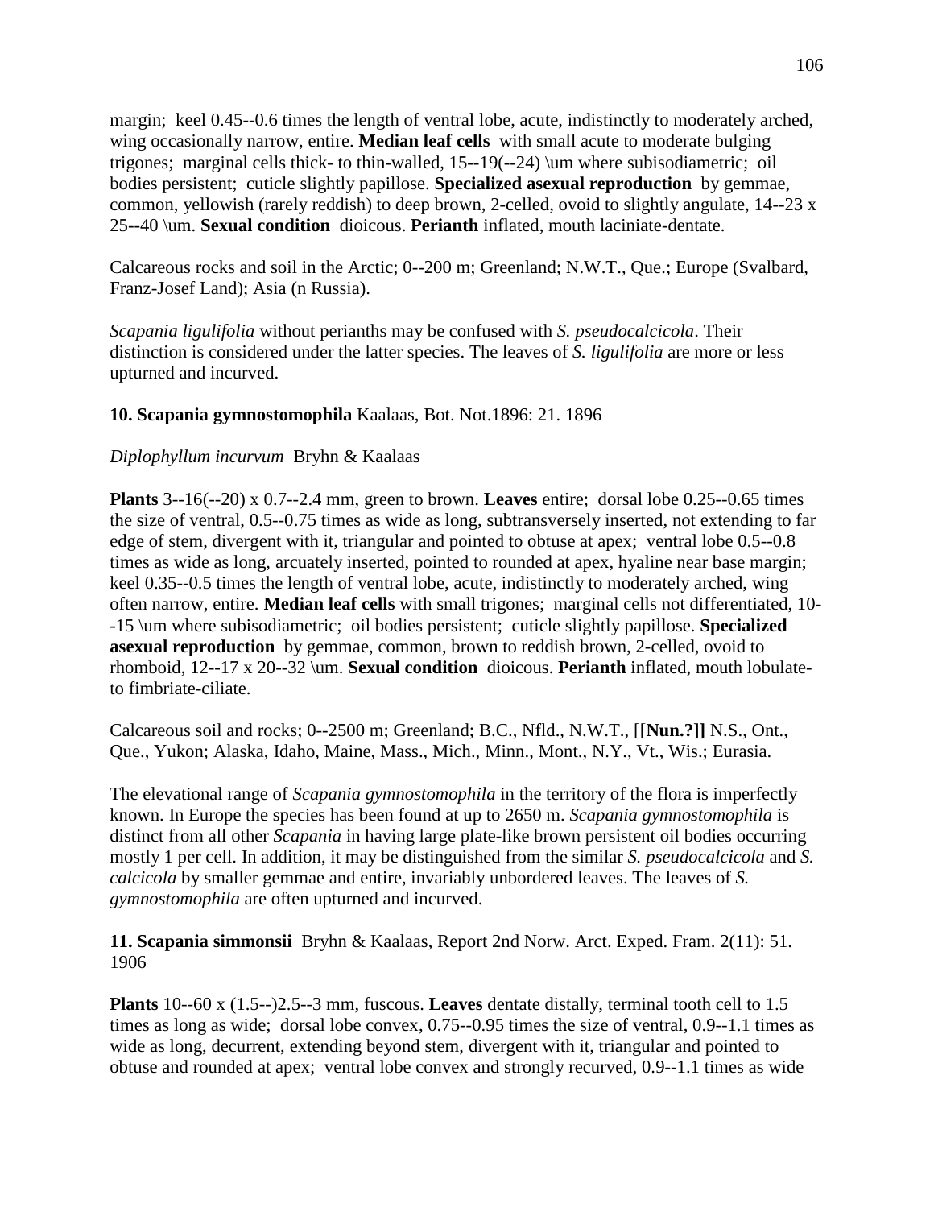margin; keel 0.45--0.6 times the length of ventral lobe, acute, indistinctly to moderately arched, wing occasionally narrow, entire. **Median leaf cells** with small acute to moderate bulging trigones; marginal cells thick- to thin-walled, 15--19(--24) \um where subisodiametric; oil bodies persistent; cuticle slightly papillose. **Specialized asexual reproduction** by gemmae, common, yellowish (rarely reddish) to deep brown, 2-celled, ovoid to slightly angulate, 14--23 x 25--40 \um. **Sexual condition** dioicous. **Perianth** inflated, mouth laciniate-dentate.

Calcareous rocks and soil in the Arctic; 0--200 m; Greenland; N.W.T., Que.; Europe (Svalbard, Franz-Josef Land); Asia (n Russia).

*Scapania ligulifolia* without perianths may be confused with *S. pseudocalcicola*. Their distinction is considered under the latter species. The leaves of *S. ligulifolia* are more or less upturned and incurved.

**10. Scapania gymnostomophila** Kaalaas, Bot. Not.1896: 21. 1896

*Diplophyllum incurvum* Bryhn & Kaalaas

**Plants** 3--16(--20) x 0.7--2.4 mm, green to brown. **Leaves** entire; dorsal lobe 0.25--0.65 times the size of ventral, 0.5--0.75 times as wide as long, subtransversely inserted, not extending to far edge of stem, divergent with it, triangular and pointed to obtuse at apex; ventral lobe 0.5--0.8 times as wide as long, arcuately inserted, pointed to rounded at apex, hyaline near base margin; keel 0.35--0.5 times the length of ventral lobe, acute, indistinctly to moderately arched, wing often narrow, entire. **Median leaf cells** with small trigones; marginal cells not differentiated, 10--15 \um where subisodiametric; oil bodies persistent; cuticle slightly papillose. **Specialized asexual reproduction** by gemmae, common, brown to reddish brown, 2-celled, ovoid to rhomboid, 12--17 x 20--32 \um. **Sexual condition** dioicous. **Perianth** inflated, mouth lobulate- to fimbriate-ciliate.

Calcareous soil and rocks; 0--2500 m; Greenland; B.C., Nfld., N.W.T., [[**Nun.?]]** N.S., Ont., Que., Yukon; Alaska, Idaho, Maine, Mass., Mich., Minn., Mont., N.Y., Vt., Wis.; Eurasia.

The elevational range of *Scapania gymnostomophila* in the territory of the flora is imperfectly known. In Europe the species has been found at up to 2650 m. *Scapania gymnostomophila* is distinct from all other *Scapania* in having large plate-like brown persistent oil bodies occurring mostly 1 per cell. In addition, it may be distinguished from the similar *S. pseudocalcicola* and *S. calcicola* by smaller gemmae and entire, invariably unbordered leaves. The leaves of *S. gymnostomophila* are often upturned and incurved.

**11. Scapania simmonsii** Bryhn & Kaalaas, Report 2nd Norw. Arct. Exped. Fram. 2(11): 51. 1906

**Plants** 10--60 x (1.5--)2.5--3 mm, fuscous. **Leaves** dentate distally, terminal tooth cell to 1.5 times as long as wide; dorsal lobe convex, 0.75--0.95 times the size of ventral, 0.9--1.1 times as wide as long, decurrent, extending beyond stem, divergent with it, triangular and pointed to obtuse and rounded at apex; ventral lobe convex and strongly recurved, 0.9--1.1 times as wide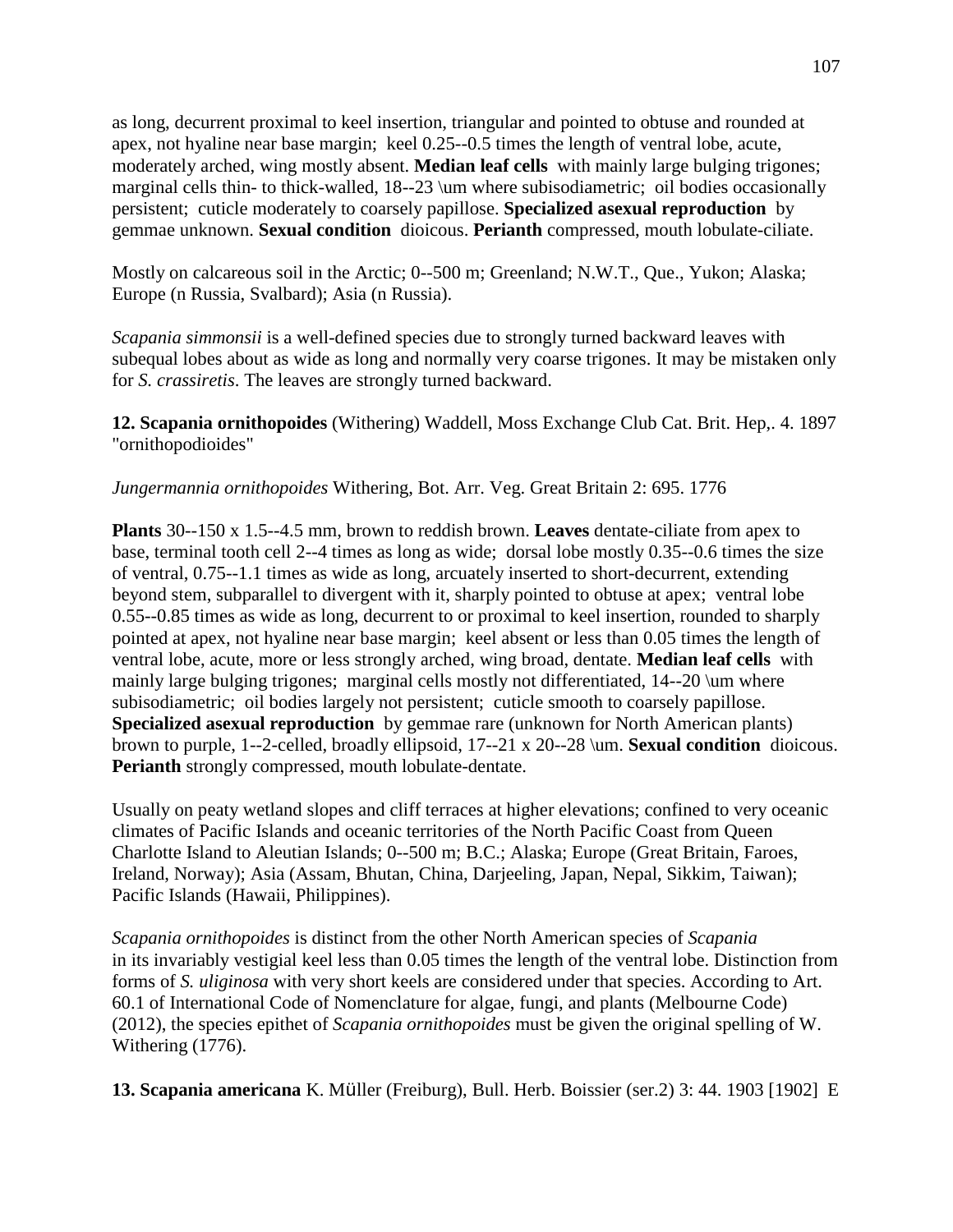as long, decurrent proximal to keel insertion, triangular and pointed to obtuse and rounded at apex, not hyaline near base margin; keel 0.25--0.5 times the length of ventral lobe, acute, moderately arched, wing mostly absent. **Median leaf cells** with mainly large bulging trigones; marginal cells thin- to thick-walled, 18--23 \um where subisodiametric; oil bodies occasionally persistent; cuticle moderately to coarsely papillose. **Specialized asexual reproduction** by gemmae unknown. **Sexual condition** dioicous. **Perianth** compressed, mouth lobulate-ciliate.

Mostly on calcareous soil in the Arctic; 0--500 m; Greenland; N.W.T., Que., Yukon; Alaska; Europe (n Russia, Svalbard); Asia (n Russia).

*Scapania simmonsii* is a well-defined species due to strongly turned backward leaves with subequal lobes about as wide as long and normally very coarse trigones. It may be mistaken only for *S. crassiretis*. The leaves are strongly turned backward.

**12. Scapania ornithopoides** (Withering) Waddell, Moss Exchange Club Cat. Brit. Hep,. 4. 1897 "ornithopodioides"

*Jungermannia ornithopoides* Withering, Bot. Arr. Veg. Great Britain 2: 695. 1776

**Plants** 30--150 x 1.5--4.5 mm, brown to reddish brown. **Leaves** dentate-ciliate from apex to base, terminal tooth cell 2--4 times as long as wide; dorsal lobe mostly 0.35--0.6 times the size of ventral, 0.75--1.1 times as wide as long, arcuately inserted to short-decurrent, extending beyond stem, subparallel to divergent with it, sharply pointed to obtuse at apex; ventral lobe 0.55--0.85 times as wide as long, decurrent to or proximal to keel insertion, rounded to sharply pointed at apex, not hyaline near base margin; keel absent or less than 0.05 times the length of ventral lobe, acute, more or less strongly arched, wing broad, dentate. **Median leaf cells** with mainly large bulging trigones; marginal cells mostly not differentiated, 14--20 \um where subisodiametric; oil bodies largely not persistent; cuticle smooth to coarsely papillose. **Specialized asexual reproduction** by gemmae rare (unknown for North American plants) brown to purple, 1--2-celled, broadly ellipsoid, 17--21 x 20--28 \um. **Sexual condition** dioicous. **Perianth** strongly compressed, mouth lobulate-dentate.

Usually on peaty wetland slopes and cliff terraces at higher elevations; confined to very oceanic climates of Pacific Islands and oceanic territories of the North Pacific Coast from Queen Charlotte Island to Aleutian Islands; 0--500 m; B.C.; Alaska; Europe (Great Britain, Faroes, Ireland, Norway); Asia (Assam, Bhutan, China, Darjeeling, Japan, Nepal, Sikkim, Taiwan); Pacific Islands (Hawaii, Philippines).

*Scapania ornithopoides* is distinct from the other North American species of *Scapania* in its invariably vestigial keel less than 0.05 times the length of the ventral lobe. Distinction from forms of *S. uliginosa* with very short keels are considered under that species. According to Art. 60.1 of International Code of Nomenclature for algae, fungi, and plants (Melbourne Code) (2012), the species epithet of *Scapania ornithopoides* must be given the original spelling of W. Withering (1776).

**13. Scapania americana** K. Müller (Freiburg), Bull. Herb. Boissier (ser.2) 3: 44. 1903 [1902] E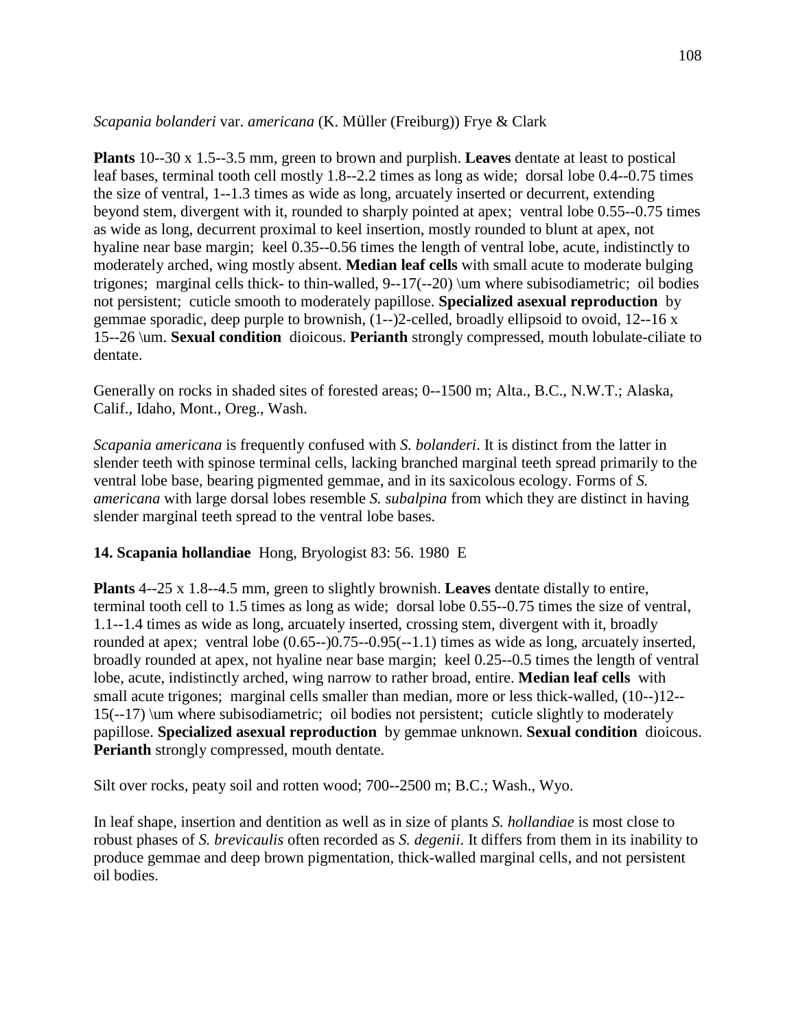*Scapania bolanderi* var. *americana* (K. Müller (Freiburg)) Frye & Clark

**Plants** 10--30 x 1.5--3.5 mm, green to brown and purplish. **Leaves** dentate at least to postical leaf bases, terminal tooth cell mostly 1.8--2.2 times as long as wide; dorsal lobe 0.4--0.75 times the size of ventral, 1--1.3 times as wide as long, arcuately inserted or decurrent, extending beyond stem, divergent with it, rounded to sharply pointed at apex; ventral lobe 0.55--0.75 times as wide as long, decurrent proximal to keel insertion, mostly rounded to blunt at apex, not hyaline near base margin; keel 0.35--0.56 times the length of ventral lobe, acute, indistinctly to moderately arched, wing mostly absent. **Median leaf cells** with small acute to moderate bulging trigones; marginal cells thick- to thin-walled, 9--17(--20) \um where subisodiametric; oil bodies not persistent; cuticle smooth to moderately papillose. **Specialized asexual reproduction** by gemmae sporadic, deep purple to brownish, (1--)2-celled, broadly ellipsoid to ovoid, 12--16 x 15--26 \um. **Sexual condition** dioicous. **Perianth** strongly compressed, mouth lobulate-ciliate to dentate.

Generally on rocks in shaded sites of forested areas; 0--1500 m; Alta., B.C., N.W.T.; Alaska, Calif., Idaho, Mont., Oreg., Wash.

*Scapania americana* is frequently confused with *S. bolanderi*. It is distinct from the latter in slender teeth with spinose terminal cells, lacking branched marginal teeth spread primarily to the ventral lobe base, bearing pigmented gemmae, and in its saxicolous ecology. Forms of *S. americana* with large dorsal lobes resemble *S. subalpina* from which they are distinct in having slender marginal teeth spread to the ventral lobe bases.

**14. Scapania hollandiae** Hong, Bryologist 83: 56. 1980 E

**Plants** 4--25 x 1.8--4.5 mm, green to slightly brownish. **Leaves** dentate distally to entire, terminal tooth cell to 1.5 times as long as wide; dorsal lobe 0.55--0.75 times the size of ventral, 1.1--1.4 times as wide as long, arcuately inserted, crossing stem, divergent with it, broadly rounded at apex; ventral lobe (0.65--)0.75--0.95(--1.1) times as wide as long, arcuately inserted, broadly rounded at apex, not hyaline near base margin; keel 0.25--0.5 times the length of ventral lobe, acute, indistinctly arched, wing narrow to rather broad, entire. **Median leaf cells** with small acute trigones; marginal cells smaller than median, more or less thick-walled, (10--)12--15(--17) \um where subisodiametric; oil bodies not persistent; cuticle slightly to moderately papillose. **Specialized asexual reproduction** by gemmae unknown. **Sexual condition** dioicous. **Perianth** strongly compressed, mouth dentate.

Silt over rocks, peaty soil and rotten wood; 700--2500 m; B.C.; Wash., Wyo.

In leaf shape, insertion and dentition as well as in size of plants *S. hollandiae* is most close to robust phases of *S. brevicaulis* often recorded as *S. degenii*. It differs from them in its inability to produce gemmae and deep brown pigmentation, thick-walled marginal cells, and not persistent oil bodies.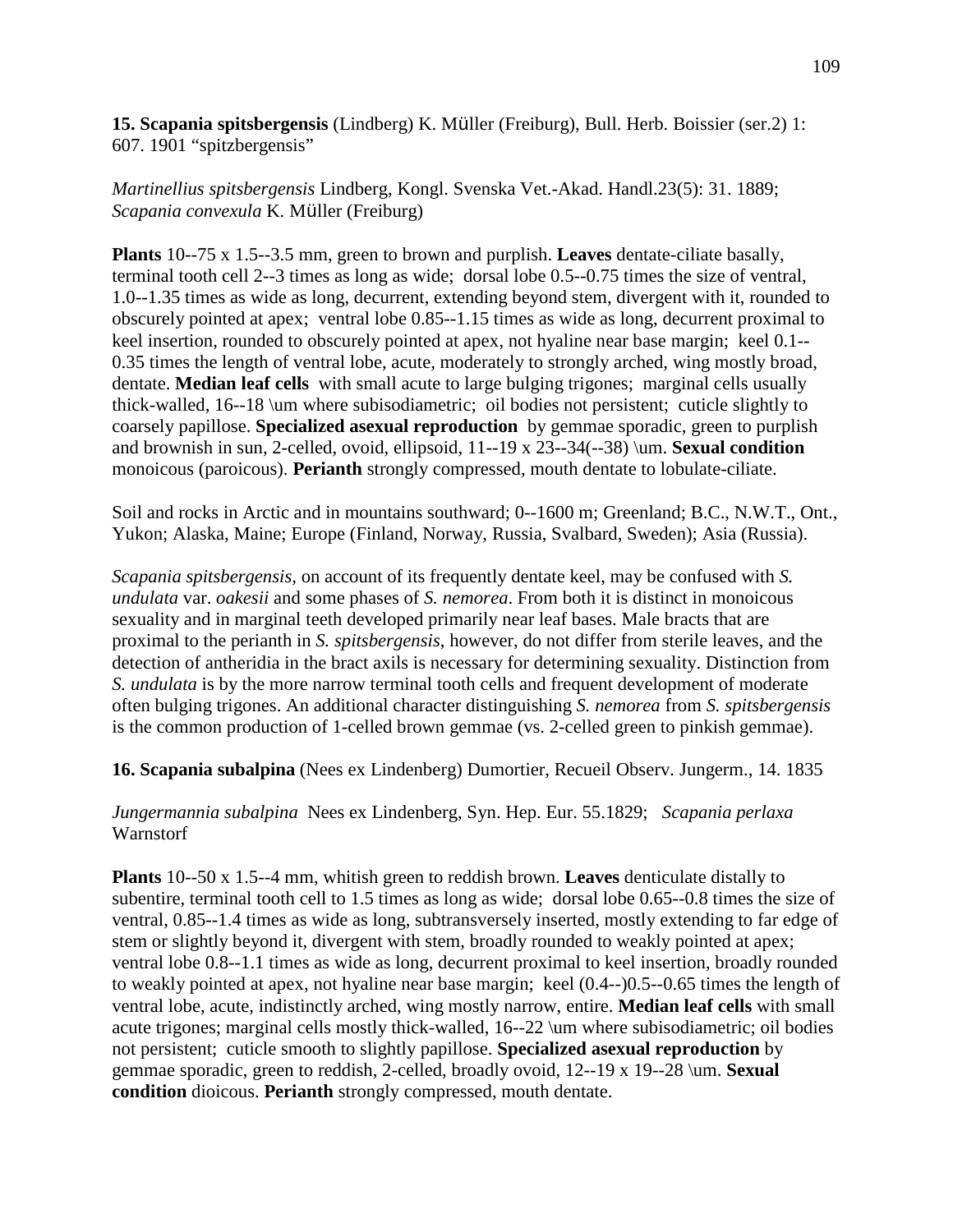**15. Scapania spitsbergensis** (Lindberg) K. Müller (Freiburg), Bull. Herb. Boissier (ser.2) 1: 607. 1901 “spitzbergensis”

*Martinellius spitsbergensis* Lindberg, Kongl. Svenska Vet.-Akad. Handl.23(5): 31. 1889; *Scapania convexula* K. Müller (Freiburg)

**Plants** 10--75 x 1.5--3.5 mm, green to brown and purplish. **Leaves** dentate-ciliate basally, terminal tooth cell 2--3 times as long as wide; dorsal lobe 0.5--0.75 times the size of ventral, 1.0--1.35 times as wide as long, decurrent, extending beyond stem, divergent with it, rounded to obscurely pointed at apex; ventral lobe 0.85--1.15 times as wide as long, decurrent proximal to keel insertion, rounded to obscurely pointed at apex, not hyaline near base margin; keel 0.1--0.35 times the length of ventral lobe, acute, moderately to strongly arched, wing mostly broad, dentate. **Median leaf cells** with small acute to large bulging trigones; marginal cells usually thick-walled, 16--18 \um where subisodiametric; oil bodies not persistent; cuticle slightly to coarsely papillose. **Specialized asexual reproduction** by gemmae sporadic, green to purplish and brownish in sun, 2-celled, ovoid, ellipsoid, 11--19 x 23--34(--38) \um. **Sexual condition** monoicous (paroicous). **Perianth** strongly compressed, mouth dentate to lobulate-ciliate.

Soil and rocks in Arctic and in mountains southward; 0--1600 m; Greenland; B.C., N.W.T., Ont., Yukon; Alaska, Maine; Europe (Finland, Norway, Russia, Svalbard, Sweden); Asia (Russia).

*Scapania spitsbergensis*, on account of its frequently dentate keel, may be confused with *S. undulata* var. *oakesii* and some phases of *S. nemorea*. From both it is distinct in monoicous sexuality and in marginal teeth developed primarily near leaf bases. Male bracts that are proximal to the perianth in *S. spitsbergensis*, however, do not differ from sterile leaves, and the detection of antheridia in the bract axils is necessary for determining sexuality. Distinction from *S. undulata* is by the more narrow terminal tooth cells and frequent development of moderate often bulging trigones. An additional character distinguishing *S. nemorea* from *S. spitsbergensis* is the common production of 1-celled brown gemmae (vs. 2-celled green to pinkish gemmae).

**16. Scapania subalpina** (Nees ex Lindenberg) Dumortier, Recueil Observ. Jungerm., 14. 1835

*Jungermannia subalpina* Nees ex Lindenberg, Syn. Hep. Eur. 55.1829; *Scapania perlaxa* Warnstorf

**Plants** 10--50 x 1.5--4 mm, whitish green to reddish brown. **Leaves** denticulate distally to subentire, terminal tooth cell to 1.5 times as long as wide; dorsal lobe 0.65--0.8 times the size of ventral, 0.85--1.4 times as wide as long, subtransversely inserted, mostly extending to far edge of stem or slightly beyond it, divergent with stem, broadly rounded to weakly pointed at apex; ventral lobe 0.8--1.1 times as wide as long, decurrent proximal to keel insertion, broadly rounded to weakly pointed at apex, not hyaline near base margin; keel (0.4--)0.5--0.65 times the length of ventral lobe, acute, indistinctly arched, wing mostly narrow, entire. **Median leaf cells** with small acute trigones; marginal cells mostly thick-walled, 16--22 \um where subisodiametric; oil bodies not persistent; cuticle smooth to slightly papillose. **Specialized asexual reproduction** by gemmae sporadic, green to reddish, 2-celled, broadly ovoid, 12--19 x 19--28 \um. **Sexual condition** dioicous. **Perianth** strongly compressed, mouth dentate.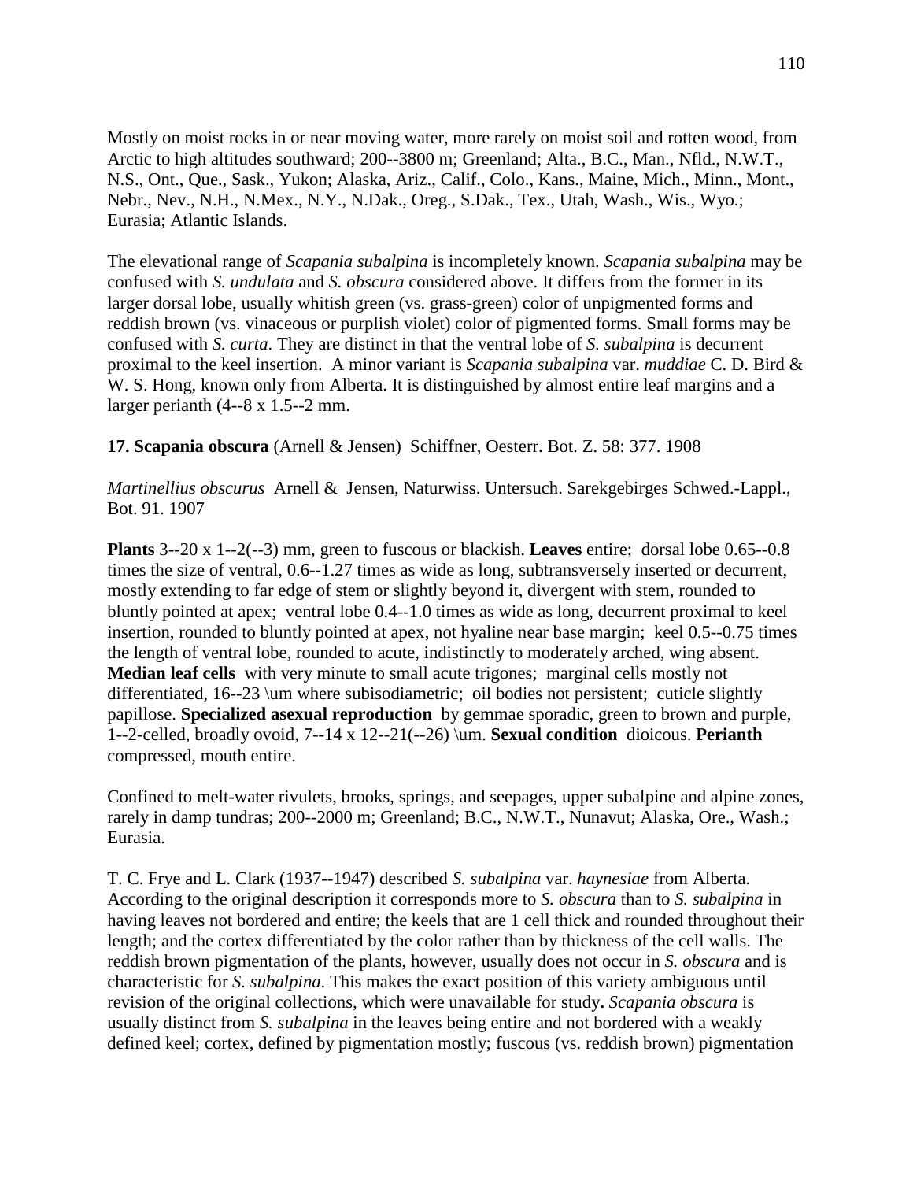Mostly on moist rocks in or near moving water, more rarely on moist soil and rotten wood, from Arctic to high altitudes southward; 200--3800 m; Greenland; Alta., B.C., Man., Nfld., N.W.T., N.S., Ont., Que., Sask., Yukon; Alaska, Ariz., Calif., Colo., Kans., Maine, Mich., Minn., Mont., Nebr., Nev., N.H., N.Mex., N.Y., N.Dak., Oreg., S.Dak., Tex., Utah, Wash., Wis., Wyo.; Eurasia; Atlantic Islands.

The elevational range of *Scapania subalpina* is incompletely known. *Scapania subalpina* may be confused with *S. undulata* and *S. obscura* considered above. It differs from the former in its larger dorsal lobe, usually whitish green (vs. grass-green) color of unpigmented forms and reddish brown (vs. vinaceous or purplish violet) color of pigmented forms. Small forms may be confused with *S. curta*. They are distinct in that the ventral lobe of *S. subalpina* is decurrent proximal to the keel insertion. A minor variant is *Scapania subalpina* var. *muddiae* C. D. Bird & W. S. Hong, known only from Alberta. It is distinguished by almost entire leaf margins and a larger perianth (4--8 x 1.5--2 mm.

**17. Scapania obscura** (Arnell & Jensen) Schiffner, Oesterr. Bot. Z. 58: 377. 1908

*Martinellius obscurus* Arnell & Jensen, Naturwiss. Untersuch. Sarekgebirges Schwed.-Lappl., Bot. 91. 1907

**Plants** 3--20 x 1--2(--3) mm, green to fuscous or blackish. **Leaves** entire; dorsal lobe 0.65--0.8 times the size of ventral, 0.6--1.27 times as wide as long, subtransversely inserted or decurrent, mostly extending to far edge of stem or slightly beyond it, divergent with stem, rounded to bluntly pointed at apex; ventral lobe 0.4--1.0 times as wide as long, decurrent proximal to keel insertion, rounded to bluntly pointed at apex, not hyaline near base margin; keel 0.5--0.75 times the length of ventral lobe, rounded to acute, indistinctly to moderately arched, wing absent. **Median leaf cells** with very minute to small acute trigones; marginal cells mostly not differentiated, 16--23 \um where subisodiametric; oil bodies not persistent; cuticle slightly papillose. **Specialized asexual reproduction** by gemmae sporadic, green to brown and purple, 1--2-celled, broadly ovoid, 7--14 x 12--21(--26) \um. **Sexual condition** dioicous. **Perianth** compressed, mouth entire.

Confined to melt-water rivulets, brooks, springs, and seepages, upper subalpine and alpine zones, rarely in damp tundras; 200--2000 m; Greenland; B.C., N.W.T., Nunavut; Alaska, Ore., Wash.; Eurasia.

T. C. Frye and L. Clark (1937--1947) described *S. subalpina* var. *haynesiae* from Alberta. According to the original description it corresponds more to *S. obscura* than to *S. subalpina* in having leaves not bordered and entire; the keels that are 1 cell thick and rounded throughout their length; and the cortex differentiated by the color rather than by thickness of the cell walls. The reddish brown pigmentation of the plants, however, usually does not occur in *S. obscura* and is characteristic for *S. subalpina*. This makes the exact position of this variety ambiguous until revision of the original collections, which were unavailable for study**.** *Scapania obscura* is usually distinct from *S. subalpina* in the leaves being entire and not bordered with a weakly defined keel; cortex, defined by pigmentation mostly; fuscous (vs. reddish brown) pigmentation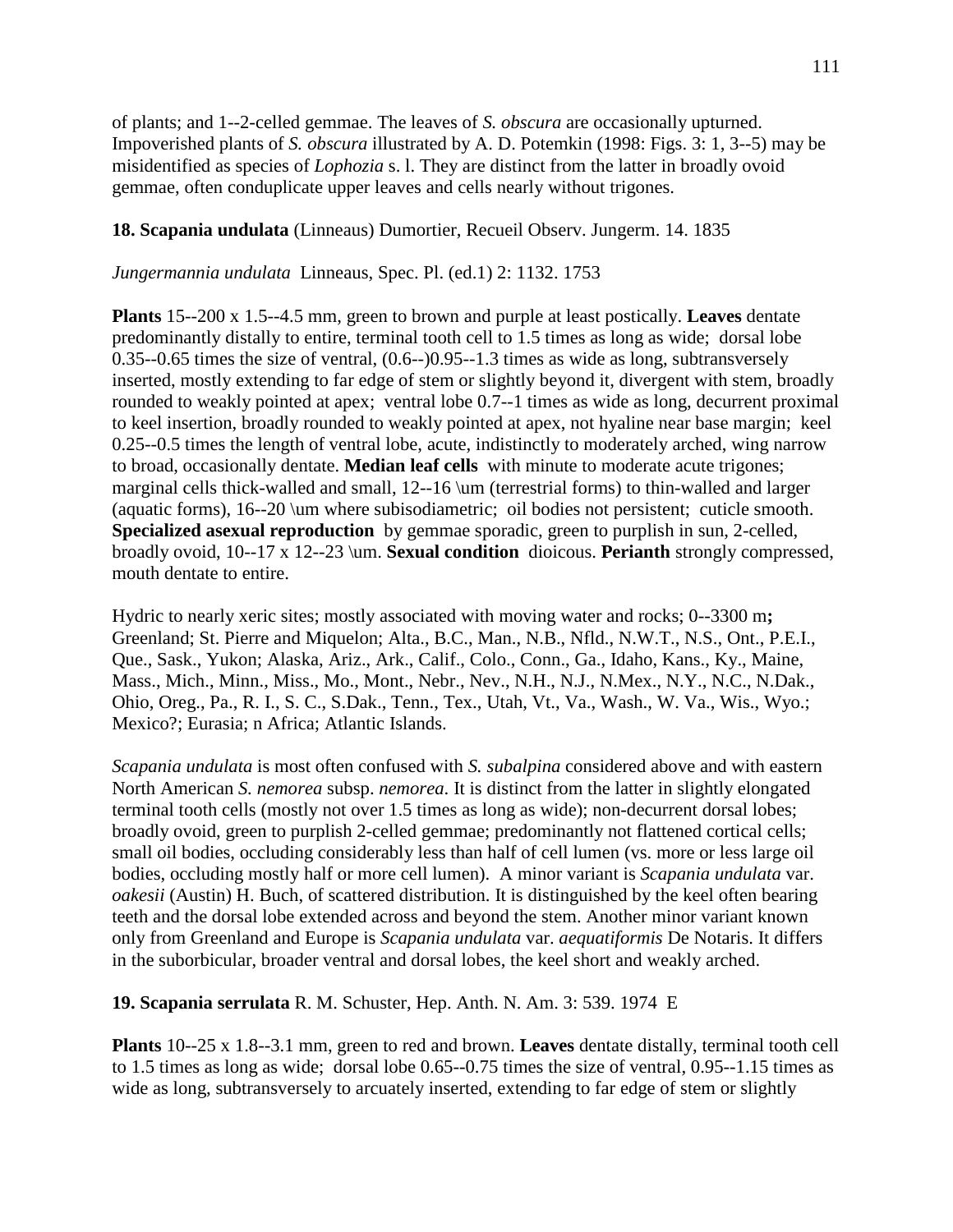of plants; and 1--2-celled gemmae. The leaves of *S. obscura* are occasionally upturned. Impoverished plants of *S. obscura* illustrated by A. D. Potemkin (1998: Figs. 3: 1, 3--5) may be misidentified as species of *Lophozia* s. l. They are distinct from the latter in broadly ovoid gemmae, often conduplicate upper leaves and cells nearly without trigones.

**18. Scapania undulata** (Linneaus) Dumortier, Recueil Observ. Jungerm. 14. 1835

*Jungermannia undulata* Linneaus, Spec. Pl. (ed.1) 2: 1132. 1753

**Plants** 15--200 x 1.5--4.5 mm, green to brown and purple at least postically. **Leaves** dentate predominantly distally to entire, terminal tooth cell to 1.5 times as long as wide; dorsal lobe 0.35--0.65 times the size of ventral, (0.6--)0.95--1.3 times as wide as long, subtransversely inserted, mostly extending to far edge of stem or slightly beyond it, divergent with stem, broadly rounded to weakly pointed at apex; ventral lobe 0.7--1 times as wide as long, decurrent proximal to keel insertion, broadly rounded to weakly pointed at apex, not hyaline near base margin; keel 0.25--0.5 times the length of ventral lobe, acute, indistinctly to moderately arched, wing narrow to broad, occasionally dentate. **Median leaf cells** with minute to moderate acute trigones; marginal cells thick-walled and small, 12--16 \um (terrestrial forms) to thin-walled and larger (aquatic forms), 16--20 \um where subisodiametric; oil bodies not persistent; cuticle smooth. **Specialized asexual reproduction** by gemmae sporadic, green to purplish in sun, 2-celled, broadly ovoid, 10--17 x 12--23 \um. **Sexual condition** dioicous. **Perianth** strongly compressed, mouth dentate to entire.

Hydric to nearly xeric sites; mostly associated with moving water and rocks; 0--3300 m**;** Greenland; St. Pierre and Miquelon; Alta., B.C., Man., N.B., Nfld., N.W.T., N.S., Ont., P.E.I., Que., Sask., Yukon; Alaska, Ariz., Ark., Calif., Colo., Conn., Ga., Idaho, Kans., Ky., Maine, Mass., Mich., Minn., Miss., Mo., Mont., Nebr., Nev., N.H., N.J., N.Mex., N.Y., N.C., N.Dak., Ohio, Oreg., Pa., R. I., S. C., S.Dak., Tenn., Tex., Utah, Vt., Va., Wash., W. Va., Wis., Wyo.; Mexico?; Eurasia; n Africa; Atlantic Islands.

*Scapania undulata* is most often confused with *S. subalpina* considered above and with eastern North American *S. nemorea* subsp. *nemorea*. It is distinct from the latter in slightly elongated terminal tooth cells (mostly not over 1.5 times as long as wide); non-decurrent dorsal lobes; broadly ovoid, green to purplish 2-celled gemmae; predominantly not flattened cortical cells; small oil bodies, occluding considerably less than half of cell lumen (vs. more or less large oil bodies, occluding mostly half or more cell lumen). A minor variant is *Scapania undulata* var. *oakesii* (Austin) H. Buch, of scattered distribution. It is distinguished by the keel often bearing teeth and the dorsal lobe extended across and beyond the stem. Another minor variant known only from Greenland and Europe is *Scapania undulata* var. *aequatiformis* De Notaris. It differs in the suborbicular, broader ventral and dorsal lobes, the keel short and weakly arched.

**19. Scapania serrulata** R. M. Schuster, Hep. Anth. N. Am. 3: 539. 1974 E

**Plants** 10--25 x 1.8--3.1 mm, green to red and brown. **Leaves** dentate distally, terminal tooth cell to 1.5 times as long as wide; dorsal lobe 0.65--0.75 times the size of ventral, 0.95--1.15 times as wide as long, subtransversely to arcuately inserted, extending to far edge of stem or slightly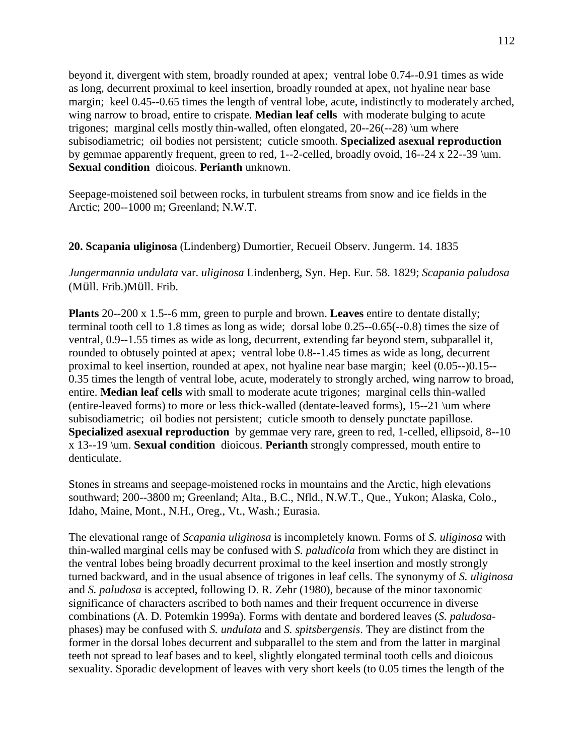beyond it, divergent with stem, broadly rounded at apex; ventral lobe 0.74--0.91 times as wide as long, decurrent proximal to keel insertion, broadly rounded at apex, not hyaline near base margin; keel 0.45--0.65 times the length of ventral lobe, acute, indistinctly to moderately arched, wing narrow to broad, entire to crispate. **Median leaf cells** with moderate bulging to acute trigones; marginal cells mostly thin-walled, often elongated, 20--26(--28) \um where subisodiametric; oil bodies not persistent; cuticle smooth. **Specialized asexual reproduction** by gemmae apparently frequent, green to red, 1--2-celled, broadly ovoid, 16--24 x 22--39 \um. **Sexual condition** dioicous. **Perianth** unknown.

Seepage-moistened soil between rocks, in turbulent streams from snow and ice fields in the Arctic; 200--1000 m; Greenland; N.W.T.

**20. Scapania uliginosa** (Lindenberg) Dumortier, Recueil Observ. Jungerm. 14. 1835

*Jungermannia undulata* var. *uliginosa* Lindenberg, Syn. Hep. Eur. 58. 1829; *Scapania paludosa* (Müll. Frib.)Müll. Frib.

**Plants** 20--200 x 1.5--6 mm, green to purple and brown. **Leaves** entire to dentate distally; terminal tooth cell to 1.8 times as long as wide; dorsal lobe 0.25--0.65(--0.8) times the size of ventral, 0.9--1.55 times as wide as long, decurrent, extending far beyond stem, subparallel it, rounded to obtusely pointed at apex; ventral lobe 0.8--1.45 times as wide as long, decurrent proximal to keel insertion, rounded at apex, not hyaline near base margin; keel (0.05--)0.15--0.35 times the length of ventral lobe, acute, moderately to strongly arched, wing narrow to broad, entire. **Median leaf cells** with small to moderate acute trigones; marginal cells thin-walled (entire-leaved forms) to more or less thick-walled (dentate-leaved forms), 15--21 \um where subisodiametric; oil bodies not persistent; cuticle smooth to densely punctate papillose. **Specialized asexual reproduction** by gemmae very rare, green to red, 1-celled, ellipsoid, 8--10 x 13--19 \um. **Sexual condition** dioicous. **Perianth** strongly compressed, mouth entire to denticulate.

Stones in streams and seepage-moistened rocks in mountains and the Arctic, high elevations southward; 200--3800 m; Greenland; Alta., B.C., Nfld., N.W.T., Que., Yukon; Alaska, Colo., Idaho, Maine, Mont., N.H., Oreg., Vt., Wash.; Eurasia.

The elevational range of *Scapania uliginosa* is incompletely known. Forms of *S. uliginosa* with thin-walled marginal cells may be confused with *S. paludicola* from which they are distinct in the ventral lobes being broadly decurrent proximal to the keel insertion and mostly strongly turned backward, and in the usual absence of trigones in leaf cells. The synonymy of *S. uliginosa* and *S. paludosa* is accepted, following D. R. Zehr (1980), because of the minor taxonomic significance of characters ascribed to both names and their frequent occurrence in diverse combinations (A. D. Potemkin 1999a). Forms with dentate and bordered leaves (*S. paludosa*-phases) may be confused with *S. undulata* and *S. spitsbergensis*. They are distinct from the former in the dorsal lobes decurrent and subparallel to the stem and from the latter in marginal teeth not spread to leaf bases and to keel, slightly elongated terminal tooth cells and dioicous sexuality. Sporadic development of leaves with very short keels (to 0.05 times the length of the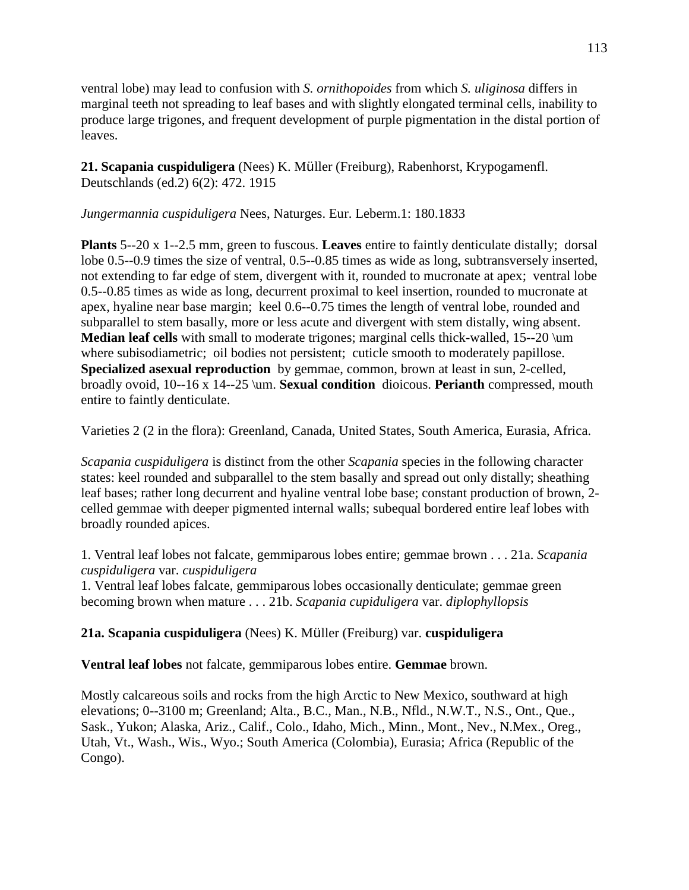ventral lobe) may lead to confusion with *S. ornithopoides* from which *S. uliginosa* differs in marginal teeth not spreading to leaf bases and with slightly elongated terminal cells, inability to produce large trigones, and frequent development of purple pigmentation in the distal portion of leaves.

**21. Scapania cuspiduligera** (Nees) K. Müller (Freiburg), Rabenhorst, Krypogamenfl. Deutschlands (ed.2) 6(2): 472. 1915

*Jungermannia cuspiduligera* Nees, Naturges. Eur. Leberm.1: 180.1833

**Plants** 5--20 x 1--2.5 mm, green to fuscous. **Leaves** entire to faintly denticulate distally; dorsal lobe 0.5--0.9 times the size of ventral, 0.5--0.85 times as wide as long, subtransversely inserted, not extending to far edge of stem, divergent with it, rounded to mucronate at apex; ventral lobe 0.5--0.85 times as wide as long, decurrent proximal to keel insertion, rounded to mucronate at apex, hyaline near base margin; keel 0.6--0.75 times the length of ventral lobe, rounded and subparallel to stem basally, more or less acute and divergent with stem distally, wing absent. **Median leaf cells** with small to moderate trigones; marginal cells thick-walled, 15--20 \um where subisodiametric; oil bodies not persistent; cuticle smooth to moderately papillose. **Specialized asexual reproduction** by gemmae, common, brown at least in sun, 2-celled, broadly ovoid, 10--16 x 14--25 \um. **Sexual condition** dioicous. **Perianth** compressed, mouth entire to faintly denticulate.

Varieties 2 (2 in the flora): Greenland, Canada, United States, South America, Eurasia, Africa.

*Scapania cuspiduligera* is distinct from the other *Scapania* species in the following character states: keel rounded and subparallel to the stem basally and spread out only distally; sheathing leaf bases; rather long decurrent and hyaline ventral lobe base; constant production of brown, 2-celled gemmae with deeper pigmented internal walls; subequal bordered entire leaf lobes with broadly rounded apices.

1. Ventral leaf lobes not falcate, gemmiparous lobes entire; gemmae brown . . . 21a. *Scapania cuspiduligera* var. *cuspiduligera*
1. Ventral leaf lobes falcate, gemmiparous lobes occasionally denticulate; gemmae green becoming brown when mature . . . 21b. *Scapania cupiduligera* var. *diplophyllopsis*

**21a. Scapania cuspiduligera** (Nees) K. Müller (Freiburg) var. **cuspiduligera**

**Ventral leaf lobes** not falcate, gemmiparous lobes entire. **Gemmae** brown.

Mostly calcareous soils and rocks from the high Arctic to New Mexico, southward at high elevations; 0--3100 m; Greenland; Alta., B.C., Man., N.B., Nfld., N.W.T., N.S., Ont., Que., Sask., Yukon; Alaska, Ariz., Calif., Colo., Idaho, Mich., Minn., Mont., Nev., N.Mex., Oreg., Utah, Vt., Wash., Wis., Wyo.; South America (Colombia), Eurasia; Africa (Republic of the Congo).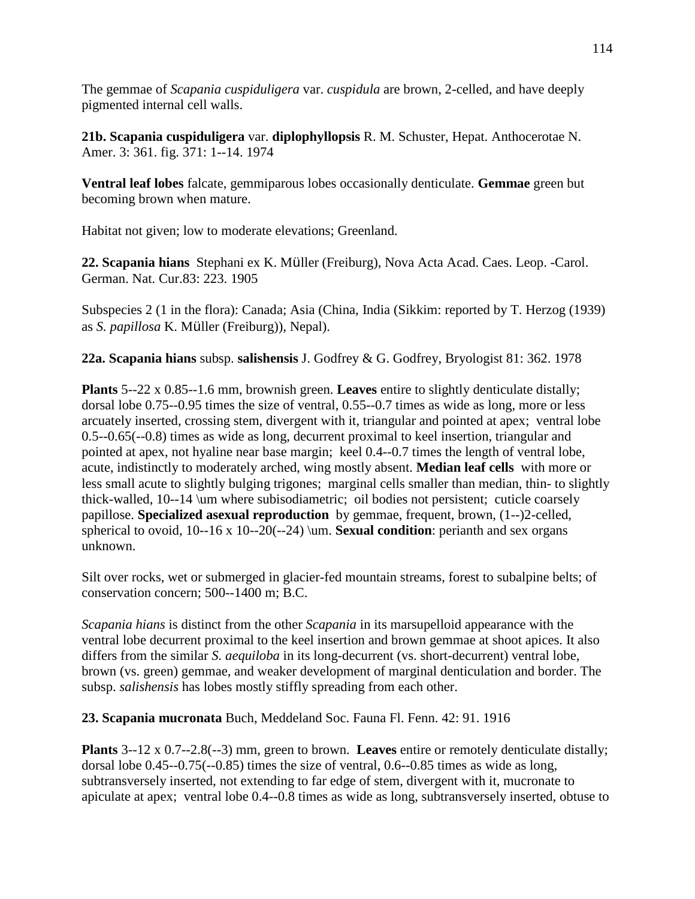The gemmae of *Scapania cuspiduligera* var. *cuspidula* are brown, 2-celled, and have deeply pigmented internal cell walls.

**21b. Scapania cuspiduligera** var. **diplophyllopsis** R. M. Schuster, Hepat. Anthocerotae N. Amer. 3: 361. fig. 371: 1--14. 1974

**Ventral leaf lobes** falcate, gemmiparous lobes occasionally denticulate. **Gemmae** green but becoming brown when mature.

Habitat not given; low to moderate elevations; Greenland.

**22. Scapania hians** Stephani ex K. Müller (Freiburg), Nova Acta Acad. Caes. Leop. -Carol. German. Nat. Cur.83: 223. 1905

Subspecies 2 (1 in the flora): Canada; Asia (China, India (Sikkim: reported by T. Herzog (1939) as *S. papillosa* K. Müller (Freiburg)), Nepal).

**22a. Scapania hians** subsp. **salishensis** J. Godfrey & G. Godfrey, Bryologist 81: 362. 1978

**Plants** 5--22 x 0.85--1.6 mm, brownish green. **Leaves** entire to slightly denticulate distally; dorsal lobe 0.75--0.95 times the size of ventral, 0.55--0.7 times as wide as long, more or less arcuately inserted, crossing stem, divergent with it, triangular and pointed at apex; ventral lobe 0.5--0.65(--0.8) times as wide as long, decurrent proximal to keel insertion, triangular and pointed at apex, not hyaline near base margin; keel 0.4--0.7 times the length of ventral lobe, acute, indistinctly to moderately arched, wing mostly absent. **Median leaf cells** with more or less small acute to slightly bulging trigones; marginal cells smaller than median, thin- to slightly thick-walled, 10--14 \um where subisodiametric; oil bodies not persistent; cuticle coarsely papillose. **Specialized asexual reproduction** by gemmae, frequent, brown, (1--)2-celled, spherical to ovoid, 10--16 x 10--20(--24) \um. **Sexual condition**: perianth and sex organs unknown.

Silt over rocks, wet or submerged in glacier-fed mountain streams, forest to subalpine belts; of conservation concern; 500--1400 m; B.C.

*Scapania hians* is distinct from the other *Scapania* in its marsupelloid appearance with the ventral lobe decurrent proximal to the keel insertion and brown gemmae at shoot apices. It also differs from the similar *S. aequiloba* in its long-decurrent (vs. short-decurrent) ventral lobe, brown (vs. green) gemmae, and weaker development of marginal denticulation and border. The subsp. *salishensis* has lobes mostly stiffly spreading from each other.

**23. Scapania mucronata** Buch, Meddeland Soc. Fauna Fl. Fenn. 42: 91. 1916

**Plants** 3--12 x 0.7--2.8(--3) mm, green to brown. **Leaves** entire or remotely denticulate distally; dorsal lobe 0.45--0.75(--0.85) times the size of ventral, 0.6--0.85 times as wide as long, subtransversely inserted, not extending to far edge of stem, divergent with it, mucronate to apiculate at apex; ventral lobe 0.4--0.8 times as wide as long, subtransversely inserted, obtuse to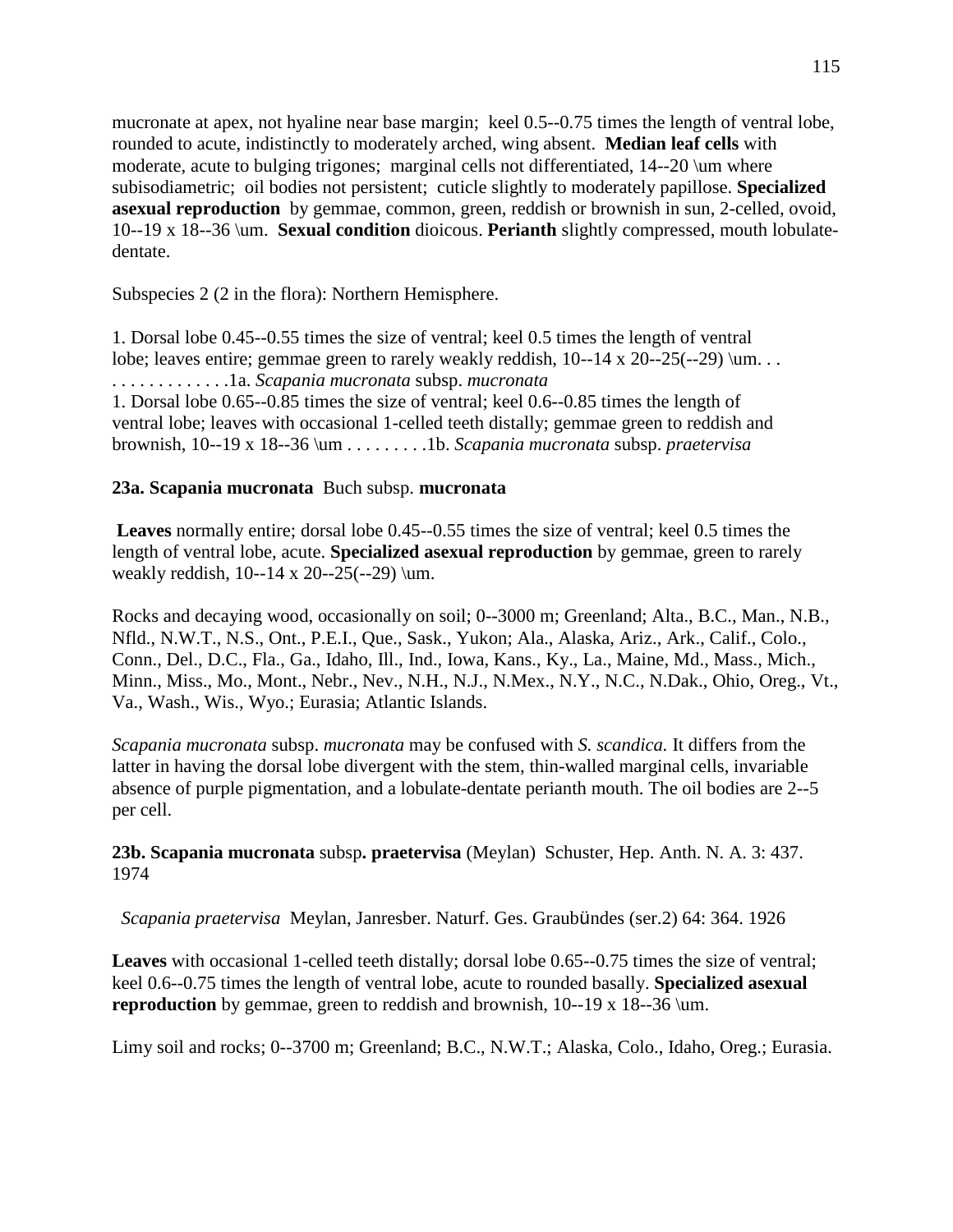mucronate at apex, not hyaline near base margin; keel 0.5--0.75 times the length of ventral lobe, rounded to acute, indistinctly to moderately arched, wing absent. **Median leaf cells** with moderate, acute to bulging trigones; marginal cells not differentiated, 14--20 \um where subisodiametric; oil bodies not persistent; cuticle slightly to moderately papillose. **Specialized asexual reproduction** by gemmae, common, green, reddish or brownish in sun, 2-celled, ovoid, 10--19 x 18--36 \um. **Sexual condition** dioicous. **Perianth** slightly compressed, mouth lobulate-dentate.

Subspecies 2 (2 in the flora): Northern Hemisphere.

1. Dorsal lobe 0.45--0.55 times the size of ventral; keel 0.5 times the length of ventral lobe; leaves entire; gemmae green to rarely weakly reddish, 10--14 x 20--25(--29) \um. . . . . . . . . . . . . . . .1a. *Scapania mucronata* subsp. *mucronata*
1. Dorsal lobe 0.65--0.85 times the size of ventral; keel 0.6--0.85 times the length of ventral lobe; leaves with occasional 1-celled teeth distally; gemmae green to reddish and brownish, 10--19 x 18--36 \um . . . . . . . . .1b. *Scapania mucronata* subsp. *praetervisa*

**23a. Scapania mucronata** Buch subsp. **mucronata**

**Leaves** normally entire; dorsal lobe 0.45--0.55 times the size of ventral; keel 0.5 times the length of ventral lobe, acute. **Specialized asexual reproduction** by gemmae, green to rarely weakly reddish, 10--14 x 20--25(--29) \um.

Rocks and decaying wood, occasionally on soil; 0--3000 m; Greenland; Alta., B.C., Man., N.B., Nfld., N.W.T., N.S., Ont., P.E.I., Que., Sask., Yukon; Ala., Alaska, Ariz., Ark., Calif., Colo., Conn., Del., D.C., Fla., Ga., Idaho, Ill., Ind., Iowa, Kans., Ky., La., Maine, Md., Mass., Mich., Minn., Miss., Mo., Mont., Nebr., Nev., N.H., N.J., N.Mex., N.Y., N.C., N.Dak., Ohio, Oreg., Vt., Va., Wash., Wis., Wyo.; Eurasia; Atlantic Islands.

*Scapania mucronata* subsp. *mucronata* may be confused with *S. scandica.* It differs from the latter in having the dorsal lobe divergent with the stem, thin-walled marginal cells, invariable absence of purple pigmentation, and a lobulate-dentate perianth mouth. The oil bodies are 2--5 per cell.

**23b. Scapania mucronata** subsp**. praetervisa** (Meylan) Schuster, Hep. Anth. N. A. 3: 437. 1974

*Scapania praetervisa* Meylan, Janresber. Naturf. Ges. Graubündes (ser.2) 64: 364. 1926

**Leaves** with occasional 1-celled teeth distally; dorsal lobe 0.65--0.75 times the size of ventral; keel 0.6--0.75 times the length of ventral lobe, acute to rounded basally. **Specialized asexual reproduction** by gemmae, green to reddish and brownish, 10--19 x 18--36 \um.

Limy soil and rocks; 0--3700 m; Greenland; B.C., N.W.T.; Alaska, Colo., Idaho, Oreg.; Eurasia.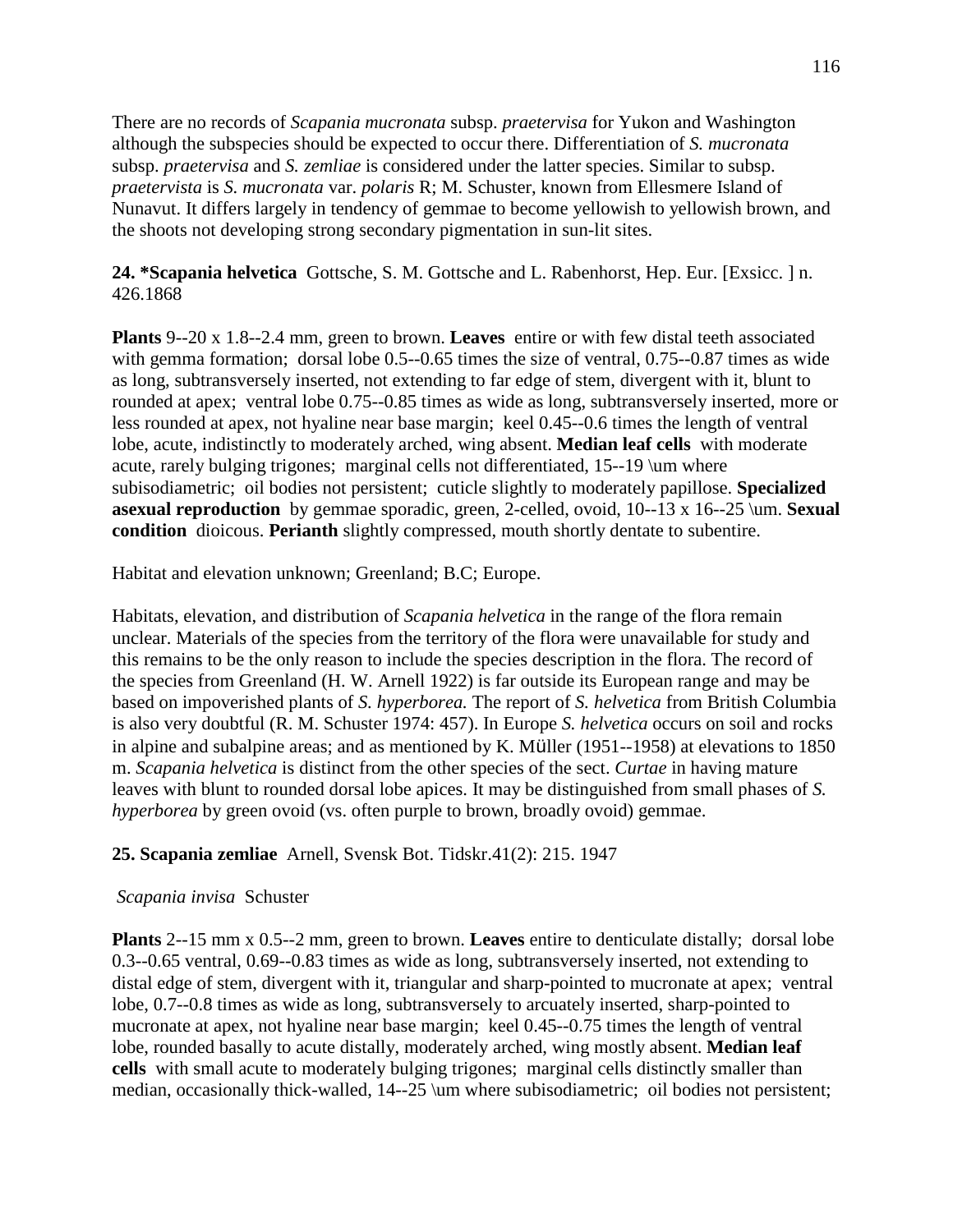There are no records of *Scapania mucronata* subsp. *praetervisa* for Yukon and Washington although the subspecies should be expected to occur there. Differentiation of *S. mucronata* subsp. *praetervisa* and *S. zemliae* is considered under the latter species. Similar to subsp. *praetervista* is *S. mucronata* var. *polaris* R; M. Schuster, known from Ellesmere Island of Nunavut. It differs largely in tendency of gemmae to become yellowish to yellowish brown, and the shoots not developing strong secondary pigmentation in sun-lit sites.

**24. *Scapania helvetica** Gottsche, S. M. Gottsche and L. Rabenhorst, Hep. Eur. [Exsicc. ] n. 426.1868

**Plants** 9--20 x 1.8--2.4 mm, green to brown. **Leaves** entire or with few distal teeth associated with gemma formation; dorsal lobe 0.5--0.65 times the size of ventral, 0.75--0.87 times as wide as long, subtransversely inserted, not extending to far edge of stem, divergent with it, blunt to rounded at apex; ventral lobe 0.75--0.85 times as wide as long, subtransversely inserted, more or less rounded at apex, not hyaline near base margin; keel 0.45--0.6 times the length of ventral lobe, acute, indistinctly to moderately arched, wing absent. **Median leaf cells** with moderate acute, rarely bulging trigones; marginal cells not differentiated, 15--19 \um where subisodiametric; oil bodies not persistent; cuticle slightly to moderately papillose. **Specialized asexual reproduction** by gemmae sporadic, green, 2-celled, ovoid, 10--13 x 16--25 \um. **Sexual condition** dioicous. **Perianth** slightly compressed, mouth shortly dentate to subentire.

Habitat and elevation unknown; Greenland; B.C; Europe.

Habitats, elevation, and distribution of *Scapania helvetica* in the range of the flora remain unclear. Materials of the species from the territory of the flora were unavailable for study and this remains to be the only reason to include the species description in the flora. The record of the species from Greenland (H. W. Arnell 1922) is far outside its European range and may be based on impoverished plants of *S. hyperborea.* The report of *S. helvetica* from British Columbia is also very doubtful (R. M. Schuster 1974: 457). In Europe *S. helvetica* occurs on soil and rocks in alpine and subalpine areas; and as mentioned by K. Müller (1951--1958) at elevations to 1850 m. *Scapania helvetica* is distinct from the other species of the sect. *Curtae* in having mature leaves with blunt to rounded dorsal lobe apices. It may be distinguished from small phases of *S. hyperborea* by green ovoid (vs. often purple to brown, broadly ovoid) gemmae.

**25. Scapania zemliae** Arnell, Svensk Bot. Tidskr.41(2): 215. 1947

*Scapania invisa* Schuster

**Plants** 2--15 mm x 0.5--2 mm, green to brown. **Leaves** entire to denticulate distally; dorsal lobe 0.3--0.65 ventral, 0.69--0.83 times as wide as long, subtransversely inserted, not extending to distal edge of stem, divergent with it, triangular and sharp-pointed to mucronate at apex; ventral lobe, 0.7--0.8 times as wide as long, subtransversely to arcuately inserted, sharp-pointed to mucronate at apex, not hyaline near base margin; keel 0.45--0.75 times the length of ventral lobe, rounded basally to acute distally, moderately arched, wing mostly absent. **Median leaf cells** with small acute to moderately bulging trigones; marginal cells distinctly smaller than median, occasionally thick-walled, 14--25 \um where subisodiametric; oil bodies not persistent;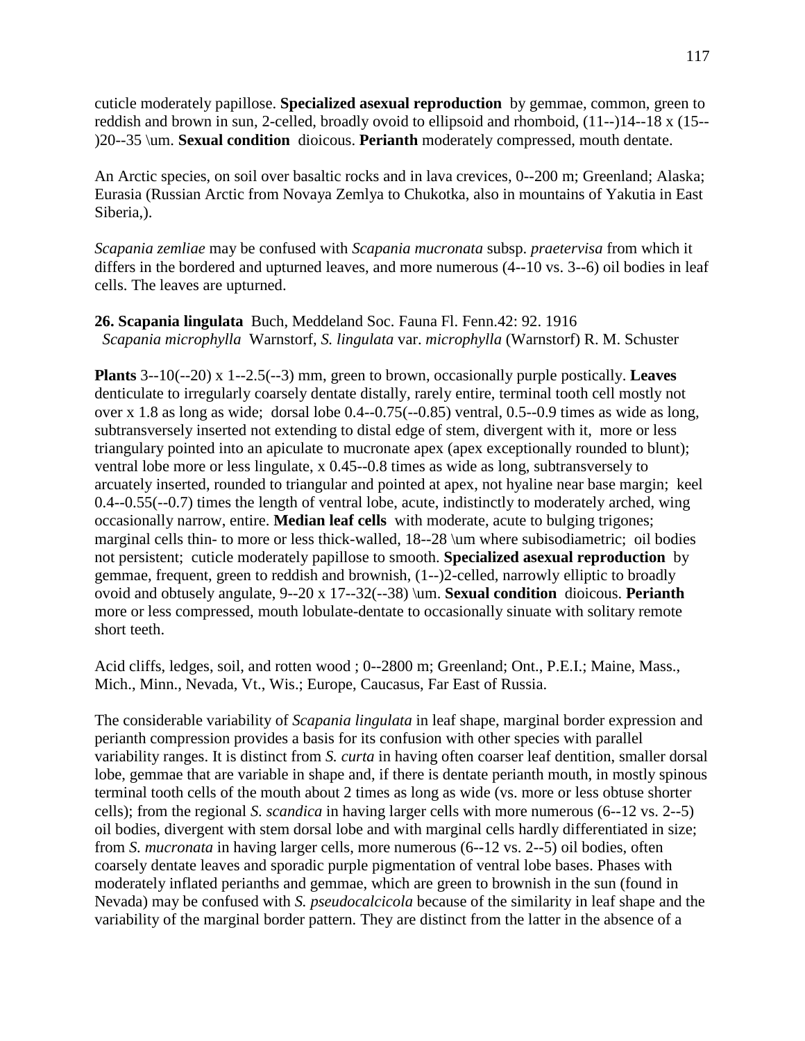cuticle moderately papillose. **Specialized asexual reproduction** by gemmae, common, green to reddish and brown in sun, 2-celled, broadly ovoid to ellipsoid and rhomboid, (11--)14--18 x (15--)20--35 \um. **Sexual condition** dioicous. **Perianth** moderately compressed, mouth dentate.

An Arctic species, on soil over basaltic rocks and in lava crevices, 0--200 m; Greenland; Alaska; Eurasia (Russian Arctic from Novaya Zemlya to Chukotka, also in mountains of Yakutia in East Siberia,).

*Scapania zemliae* may be confused with *Scapania mucronata* subsp. *praetervisa* from which it differs in the bordered and upturned leaves, and more numerous (4--10 vs. 3--6) oil bodies in leaf cells. The leaves are upturned.

**26. Scapania lingulata** Buch, Meddeland Soc. Fauna Fl. Fenn.42: 92. 1916
*Scapania microphylla* Warnstorf, *S. lingulata* var. *microphylla* (Warnstorf) R. M. Schuster

**Plants** 3--10(--20) x 1--2.5(--3) mm, green to brown, occasionally purple postically. **Leaves** denticulate to irregularly coarsely dentate distally, rarely entire, terminal tooth cell mostly not over x 1.8 as long as wide; dorsal lobe 0.4--0.75(--0.85) ventral, 0.5--0.9 times as wide as long, subtransversely inserted not extending to distal edge of stem, divergent with it, more or less triangulary pointed into an apiculate to mucronate apex (apex exceptionally rounded to blunt); ventral lobe more or less lingulate, x 0.45--0.8 times as wide as long, subtransversely to arcuately inserted, rounded to triangular and pointed at apex, not hyaline near base margin; keel 0.4--0.55(--0.7) times the length of ventral lobe, acute, indistinctly to moderately arched, wing occasionally narrow, entire. **Median leaf cells** with moderate, acute to bulging trigones; marginal cells thin- to more or less thick-walled, 18--28 \um where subisodiametric; oil bodies not persistent; cuticle moderately papillose to smooth. **Specialized asexual reproduction** by gemmae, frequent, green to reddish and brownish, (1--)2-celled, narrowly elliptic to broadly ovoid and obtusely angulate, 9--20 x 17--32(--38) \um. **Sexual condition** dioicous. **Perianth** more or less compressed, mouth lobulate-dentate to occasionally sinuate with solitary remote short teeth.

Acid cliffs, ledges, soil, and rotten wood ; 0--2800 m; Greenland; Ont., P.E.I.; Maine, Mass., Mich., Minn., Nevada, Vt., Wis.; Europe, Caucasus, Far East of Russia.

The considerable variability of *Scapania lingulata* in leaf shape, marginal border expression and perianth compression provides a basis for its confusion with other species with parallel variability ranges. It is distinct from *S. curta* in having often coarser leaf dentition, smaller dorsal lobe, gemmae that are variable in shape and, if there is dentate perianth mouth, in mostly spinous terminal tooth cells of the mouth about 2 times as long as wide (vs. more or less obtuse shorter cells); from the regional *S. scandica* in having larger cells with more numerous (6--12 vs. 2--5) oil bodies, divergent with stem dorsal lobe and with marginal cells hardly differentiated in size; from *S. mucronata* in having larger cells, more numerous (6--12 vs. 2--5) oil bodies, often coarsely dentate leaves and sporadic purple pigmentation of ventral lobe bases. Phases with moderately inflated perianths and gemmae, which are green to brownish in the sun (found in Nevada) may be confused with *S. pseudocalcicola* because of the similarity in leaf shape and the variability of the marginal border pattern. They are distinct from the latter in the absence of a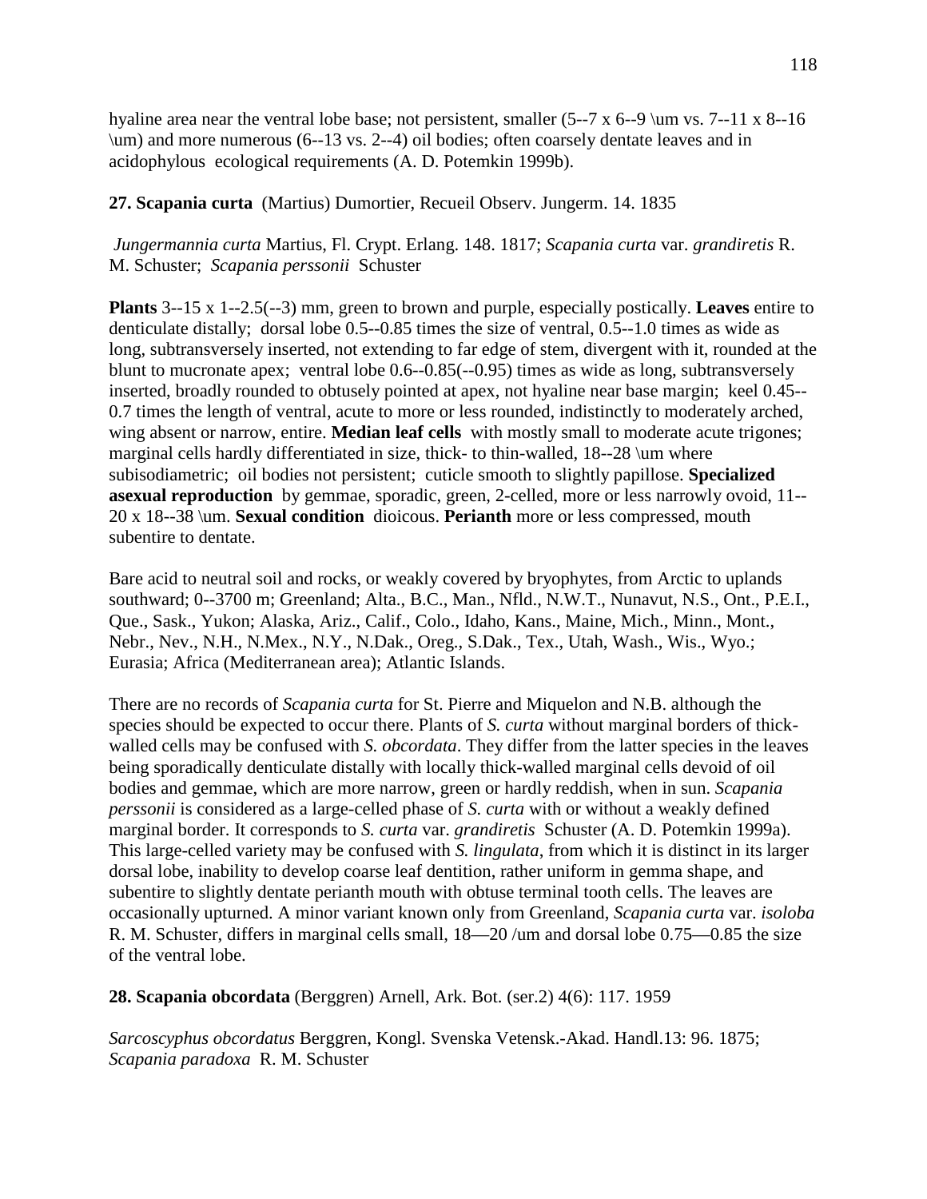hyaline area near the ventral lobe base; not persistent, smaller (5--7 x 6--9 \um vs. 7--11 x 8--16 \um) and more numerous (6--13 vs. 2--4) oil bodies; often coarsely dentate leaves and in acidophylous ecological requirements (A. D. Potemkin 1999b).

**27. Scapania curta** (Martius) Dumortier, Recueil Observ. Jungerm. 14. 1835

*Jungermannia curta* Martius, Fl. Crypt. Erlang. 148. 1817; *Scapania curta* var. *grandiretis* R. M. Schuster; *Scapania perssonii* Schuster

**Plants** 3--15 x 1--2.5(--3) mm, green to brown and purple, especially postically. **Leaves** entire to denticulate distally; dorsal lobe 0.5--0.85 times the size of ventral, 0.5--1.0 times as wide as long, subtransversely inserted, not extending to far edge of stem, divergent with it, rounded at the blunt to mucronate apex; ventral lobe 0.6--0.85(--0.95) times as wide as long, subtransversely inserted, broadly rounded to obtusely pointed at apex, not hyaline near base margin; keel 0.45--0.7 times the length of ventral, acute to more or less rounded, indistinctly to moderately arched, wing absent or narrow, entire. **Median leaf cells** with mostly small to moderate acute trigones; marginal cells hardly differentiated in size, thick- to thin-walled, 18--28 \um where subisodiametric; oil bodies not persistent; cuticle smooth to slightly papillose. **Specialized asexual reproduction** by gemmae, sporadic, green, 2-celled, more or less narrowly ovoid, 11--20 x 18--38 \um. **Sexual condition** dioicous. **Perianth** more or less compressed, mouth subentire to dentate.

Bare acid to neutral soil and rocks, or weakly covered by bryophytes, from Arctic to uplands southward; 0--3700 m; Greenland; Alta., B.C., Man., Nfld., N.W.T., Nunavut, N.S., Ont., P.E.I., Que., Sask., Yukon; Alaska, Ariz., Calif., Colo., Idaho, Kans., Maine, Mich., Minn., Mont., Nebr., Nev., N.H., N.Mex., N.Y., N.Dak., Oreg., S.Dak., Tex., Utah, Wash., Wis., Wyo.; Eurasia; Africa (Mediterranean area); Atlantic Islands.

There are no records of *Scapania curta* for St. Pierre and Miquelon and N.B. although the species should be expected to occur there. Plants of *S. curta* without marginal borders of thick-walled cells may be confused with *S. obcordata*. They differ from the latter species in the leaves being sporadically denticulate distally with locally thick-walled marginal cells devoid of oil bodies and gemmae, which are more narrow, green or hardly reddish, when in sun. *Scapania perssonii* is considered as a large-celled phase of *S. curta* with or without a weakly defined marginal border. It corresponds to *S. curta* var. *grandiretis* Schuster (A. D. Potemkin 1999a). This large-celled variety may be confused with *S. lingulata*, from which it is distinct in its larger dorsal lobe, inability to develop coarse leaf dentition, rather uniform in gemma shape, and subentire to slightly dentate perianth mouth with obtuse terminal tooth cells. The leaves are occasionally upturned. A minor variant known only from Greenland, *Scapania curta* var. *isoloba* R. M. Schuster, differs in marginal cells small, 18—20 /um and dorsal lobe 0.75—0.85 the size of the ventral lobe.

**28. Scapania obcordata** (Berggren) Arnell, Ark. Bot. (ser.2) 4(6): 117. 1959

*Sarcoscyphus obcordatus* Berggren, Kongl. Svenska Vetensk.-Akad. Handl.13: 96. 1875; *Scapania paradoxa* R. M. Schuster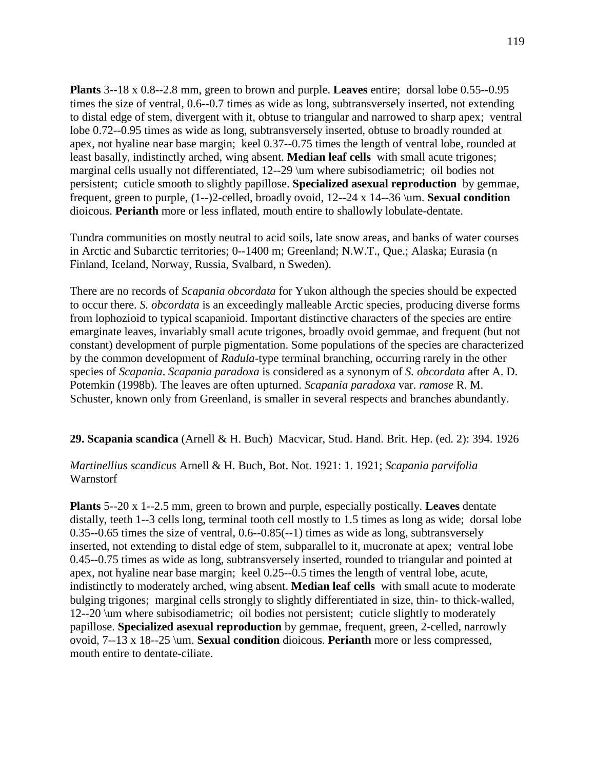**Plants** 3--18 x 0.8--2.8 mm, green to brown and purple. **Leaves** entire; dorsal lobe 0.55--0.95 times the size of ventral, 0.6--0.7 times as wide as long, subtransversely inserted, not extending to distal edge of stem, divergent with it, obtuse to triangular and narrowed to sharp apex; ventral lobe 0.72--0.95 times as wide as long, subtransversely inserted, obtuse to broadly rounded at apex, not hyaline near base margin; keel 0.37--0.75 times the length of ventral lobe, rounded at least basally, indistinctly arched, wing absent. **Median leaf cells** with small acute trigones; marginal cells usually not differentiated, 12--29 \um where subisodiametric; oil bodies not persistent; cuticle smooth to slightly papillose. **Specialized asexual reproduction** by gemmae, frequent, green to purple, (1--)2-celled, broadly ovoid, 12--24 x 14--36 \um. **Sexual condition** dioicous. **Perianth** more or less inflated, mouth entire to shallowly lobulate-dentate.

Tundra communities on mostly neutral to acid soils, late snow areas, and banks of water courses in Arctic and Subarctic territories; 0--1400 m; Greenland; N.W.T., Que.; Alaska; Eurasia (n Finland, Iceland, Norway, Russia, Svalbard, n Sweden).

There are no records of *Scapania obcordata* for Yukon although the species should be expected to occur there. *S. obcordata* is an exceedingly malleable Arctic species, producing diverse forms from lophozioid to typical scapanioid. Important distinctive characters of the species are entire emarginate leaves, invariably small acute trigones, broadly ovoid gemmae, and frequent (but not constant) development of purple pigmentation. Some populations of the species are characterized by the common development of *Radula*-type terminal branching, occurring rarely in the other species of *Scapania*. *Scapania paradoxa* is considered as a synonym of *S. obcordata* after A. D. Potemkin (1998b). The leaves are often upturned. *Scapania paradoxa* var. *ramose* R. M. Schuster, known only from Greenland, is smaller in several respects and branches abundantly.

**29. Scapania scandica** (Arnell & H. Buch) Macvicar, Stud. Hand. Brit. Hep. (ed. 2): 394. 1926

*Martinellius scandicus* Arnell & H. Buch, Bot. Not. 1921: 1. 1921; *Scapania parvifolia* Warnstorf

**Plants** 5--20 x 1--2.5 mm, green to brown and purple, especially postically. **Leaves** dentate distally, teeth 1--3 cells long, terminal tooth cell mostly to 1.5 times as long as wide; dorsal lobe 0.35--0.65 times the size of ventral, 0.6--0.85(--1) times as wide as long, subtransversely inserted, not extending to distal edge of stem, subparallel to it, mucronate at apex; ventral lobe 0.45--0.75 times as wide as long, subtransversely inserted, rounded to triangular and pointed at apex, not hyaline near base margin; keel 0.25--0.5 times the length of ventral lobe, acute, indistinctly to moderately arched, wing absent. **Median leaf cells** with small acute to moderate bulging trigones; marginal cells strongly to slightly differentiated in size, thin- to thick-walled, 12--20 \um where subisodiametric; oil bodies not persistent; cuticle slightly to moderately papillose. **Specialized asexual reproduction** by gemmae, frequent, green, 2-celled, narrowly ovoid, 7--13 x 18--25 \um. **Sexual condition** dioicous. **Perianth** more or less compressed, mouth entire to dentate-ciliate.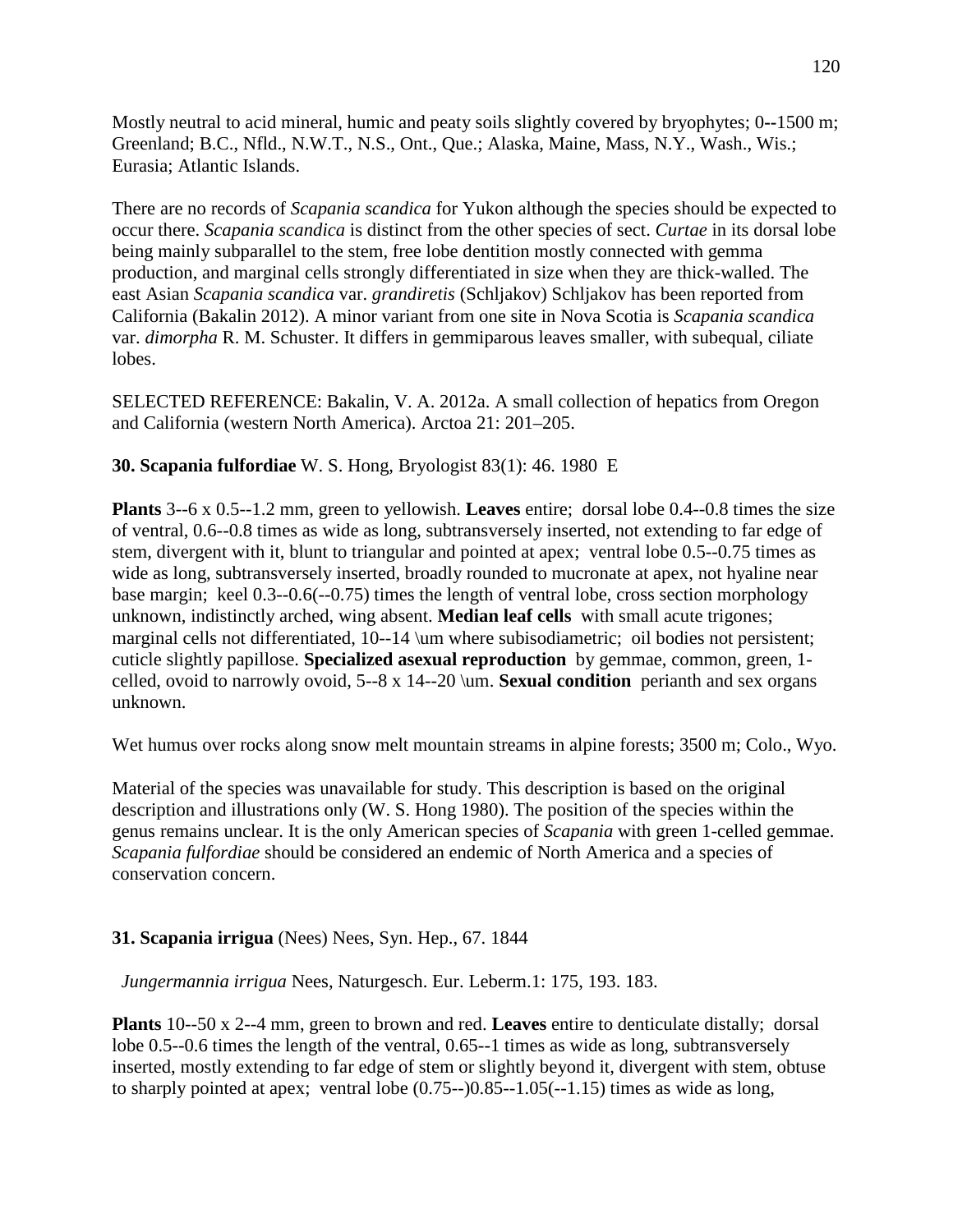Mostly neutral to acid mineral, humic and peaty soils slightly covered by bryophytes; 0--1500 m; Greenland; B.C., Nfld., N.W.T., N.S., Ont., Que.; Alaska, Maine, Mass, N.Y., Wash., Wis.; Eurasia; Atlantic Islands.

There are no records of *Scapania scandica* for Yukon although the species should be expected to occur there. *Scapania scandica* is distinct from the other species of sect. *Curtae* in its dorsal lobe being mainly subparallel to the stem, free lobe dentition mostly connected with gemma production, and marginal cells strongly differentiated in size when they are thick-walled. The east Asian *Scapania scandica* var. *grandiretis* (Schljakov) Schljakov has been reported from California (Bakalin 2012). A minor variant from one site in Nova Scotia is *Scapania scandica* var. *dimorpha* R. M. Schuster. It differs in gemmiparous leaves smaller, with subequal, ciliate lobes.

SELECTED REFERENCE: Bakalin, V. A. 2012a. A small collection of hepatics from Oregon and California (western North America). Arctoa 21: 201–205.

**30. Scapania fulfordiae** W. S. Hong, Bryologist 83(1): 46. 1980 E

**Plants** 3--6 x 0.5--1.2 mm, green to yellowish. **Leaves** entire; dorsal lobe 0.4--0.8 times the size of ventral, 0.6--0.8 times as wide as long, subtransversely inserted, not extending to far edge of stem, divergent with it, blunt to triangular and pointed at apex; ventral lobe 0.5--0.75 times as wide as long, subtransversely inserted, broadly rounded to mucronate at apex, not hyaline near base margin; keel 0.3--0.6(--0.75) times the length of ventral lobe, cross section morphology unknown, indistinctly arched, wing absent. **Median leaf cells** with small acute trigones; marginal cells not differentiated, 10--14 \um where subisodiametric; oil bodies not persistent; cuticle slightly papillose. **Specialized asexual reproduction** by gemmae, common, green, 1-celled, ovoid to narrowly ovoid, 5--8 x 14--20 \um. **Sexual condition** perianth and sex organs unknown.

Wet humus over rocks along snow melt mountain streams in alpine forests; 3500 m; Colo., Wyo.

Material of the species was unavailable for study. This description is based on the original description and illustrations only (W. S. Hong 1980). The position of the species within the genus remains unclear. It is the only American species of *Scapania* with green 1-celled gemmae. *Scapania fulfordiae* should be considered an endemic of North America and a species of conservation concern.

**31. Scapania irrigua** (Nees) Nees, Syn. Hep., 67. 1844

*Jungermannia irrigua* Nees, Naturgesch. Eur. Leberm.1: 175, 193. 183.

**Plants** 10--50 x 2--4 mm, green to brown and red. **Leaves** entire to denticulate distally; dorsal lobe 0.5--0.6 times the length of the ventral, 0.65--1 times as wide as long, subtransversely inserted, mostly extending to far edge of stem or slightly beyond it, divergent with stem, obtuse to sharply pointed at apex; ventral lobe (0.75--)0.85--1.05(--1.15) times as wide as long,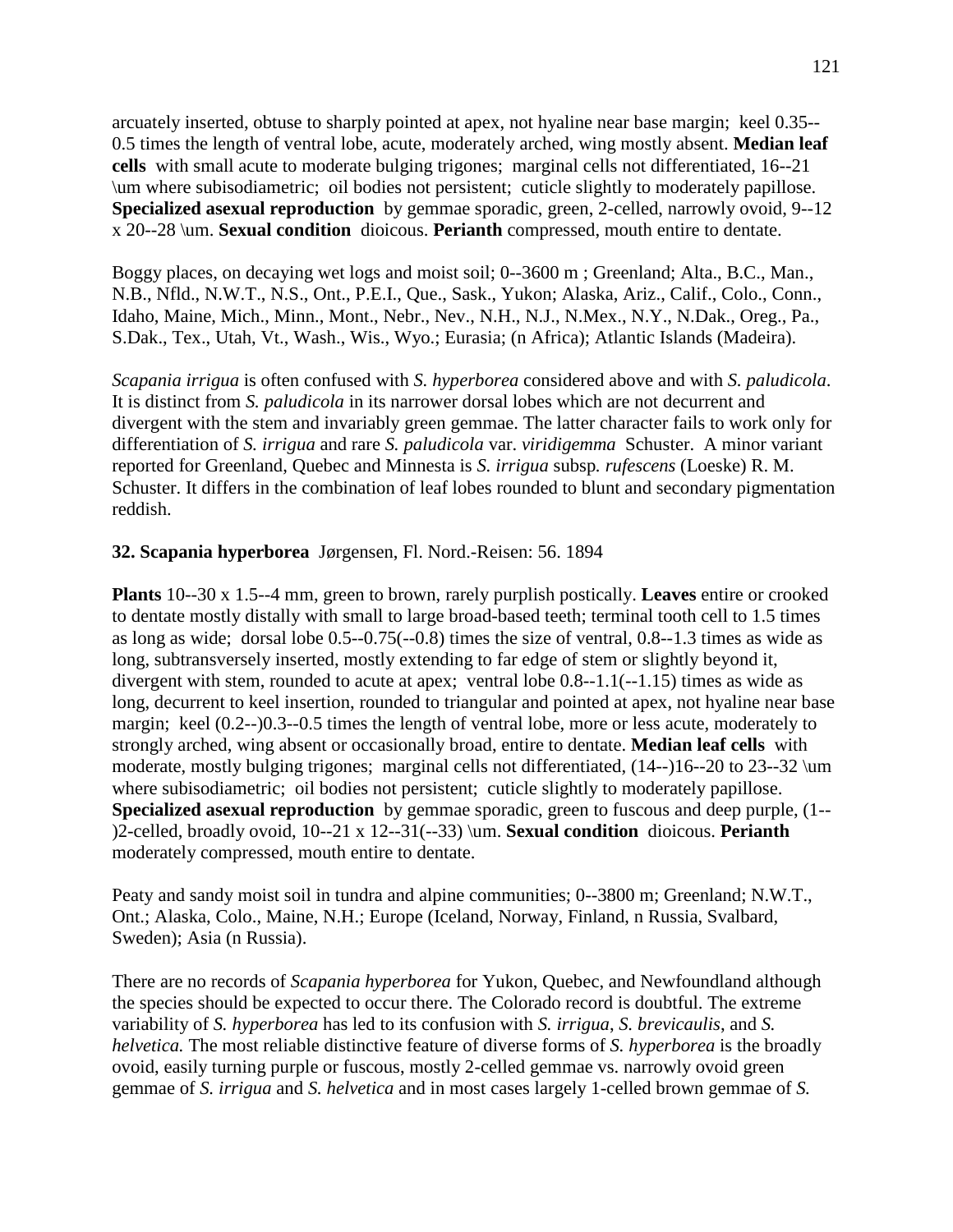arcuately inserted, obtuse to sharply pointed at apex, not hyaline near base margin; keel 0.35--0.5 times the length of ventral lobe, acute, moderately arched, wing mostly absent. **Median leaf cells** with small acute to moderate bulging trigones; marginal cells not differentiated, 16--21 \um where subisodiametric; oil bodies not persistent; cuticle slightly to moderately papillose. **Specialized asexual reproduction** by gemmae sporadic, green, 2-celled, narrowly ovoid, 9--12 x 20--28 \um. **Sexual condition** dioicous. **Perianth** compressed, mouth entire to dentate.

Boggy places, on decaying wet logs and moist soil; 0--3600 m ; Greenland; Alta., B.C., Man., N.B., Nfld., N.W.T., N.S., Ont., P.E.I., Que., Sask., Yukon; Alaska, Ariz., Calif., Colo., Conn., Idaho, Maine, Mich., Minn., Mont., Nebr., Nev., N.H., N.J., N.Mex., N.Y., N.Dak., Oreg., Pa., S.Dak., Tex., Utah, Vt., Wash., Wis., Wyo.; Eurasia; (n Africa); Atlantic Islands (Madeira).

*Scapania irrigua* is often confused with *S. hyperborea* considered above and with *S. paludicola*. It is distinct from *S. paludicola* in its narrower dorsal lobes which are not decurrent and divergent with the stem and invariably green gemmae. The latter character fails to work only for differentiation of *S. irrigua* and rare *S. paludicola* var. *viridigemma* Schuster. A minor variant reported for Greenland, Quebec and Minnesta is *S. irrigua* subsp. *rufescens* (Loeske) R. M. Schuster. It differs in the combination of leaf lobes rounded to blunt and secondary pigmentation reddish.

**32. Scapania hyperborea** Jørgensen, Fl. Nord.-Reisen: 56. 1894

**Plants** 10--30 x 1.5--4 mm, green to brown, rarely purplish postically. **Leaves** entire or crooked to dentate mostly distally with small to large broad-based teeth; terminal tooth cell to 1.5 times as long as wide; dorsal lobe 0.5--0.75(--0.8) times the size of ventral, 0.8--1.3 times as wide as long, subtransversely inserted, mostly extending to far edge of stem or slightly beyond it, divergent with stem, rounded to acute at apex; ventral lobe 0.8--1.1(--1.15) times as wide as long, decurrent to keel insertion, rounded to triangular and pointed at apex, not hyaline near base margin; keel (0.2--)0.3--0.5 times the length of ventral lobe, more or less acute, moderately to strongly arched, wing absent or occasionally broad, entire to dentate. **Median leaf cells** with moderate, mostly bulging trigones; marginal cells not differentiated, (14--)16--20 to 23--32 \um where subisodiametric; oil bodies not persistent; cuticle slightly to moderately papillose. **Specialized asexual reproduction** by gemmae sporadic, green to fuscous and deep purple, (1--)2-celled, broadly ovoid, 10--21 x 12--31(--33) \um. **Sexual condition** dioicous. **Perianth** moderately compressed, mouth entire to dentate.

Peaty and sandy moist soil in tundra and alpine communities; 0--3800 m; Greenland; N.W.T., Ont.; Alaska, Colo., Maine, N.H.; Europe (Iceland, Norway, Finland, n Russia, Svalbard, Sweden); Asia (n Russia).

There are no records of *Scapania hyperborea* for Yukon, Quebec, and Newfoundland although the species should be expected to occur there. The Colorado record is doubtful. The extreme variability of *S. hyperborea* has led to its confusion with *S. irrigua*, *S. brevicaulis*, and *S. helvetica.* The most reliable distinctive feature of diverse forms of *S. hyperborea* is the broadly ovoid, easily turning purple or fuscous, mostly 2-celled gemmae vs. narrowly ovoid green gemmae of *S. irrigua* and *S. helvetica* and in most cases largely 1-celled brown gemmae of *S.*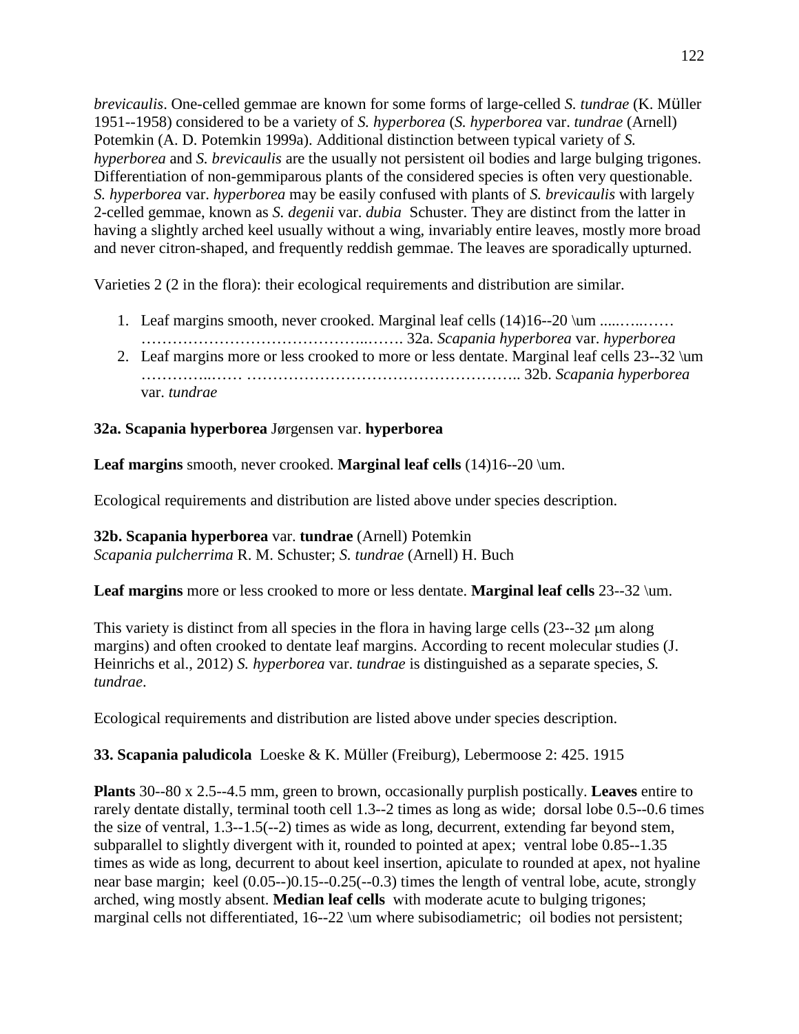*brevicaulis*. One-celled gemmae are known for some forms of large-celled *S. tundrae* (K. Müller 1951--1958) considered to be a variety of *S. hyperborea* (*S. hyperborea* var. *tundrae* (Arnell) Potemkin (A. D. Potemkin 1999a). Additional distinction between typical variety of *S. hyperborea* and *S. brevicaulis* are the usually not persistent oil bodies and large bulging trigones. Differentiation of non-gemmiparous plants of the considered species is often very questionable. *S. hyperborea* var. *hyperborea* may be easily confused with plants of *S. brevicaulis* with largely 2-celled gemmae, known as *S. degenii* var. *dubia* Schuster. They are distinct from the latter in having a slightly arched keel usually without a wing, invariably entire leaves, mostly more broad and never citron-shaped, and frequently reddish gemmae. The leaves are sporadically upturned.

Varieties 2 (2 in the flora): their ecological requirements and distribution are similar.

1. Leaf margins smooth, never crooked. Marginal leaf cells (14)16--20 \um .....…...…… ……………………………………..……. 32a. *Scapania hyperborea* var. *hyperborea*
2. Leaf margins more or less crooked to more or less dentate. Marginal leaf cells 23--32 \um …………..…… …………………………………………….. 32b. *Scapania hyperborea* var. *tundrae*

**32a. Scapania hyperborea** Jørgensen var. **hyperborea**

**Leaf margins** smooth, never crooked. **Marginal leaf cells** (14)16--20 \um.

Ecological requirements and distribution are listed above under species description.

**32b. Scapania hyperborea** var. **tundrae** (Arnell) Potemkin
*Scapania pulcherrima* R. M. Schuster; *S. tundrae* (Arnell) H. Buch

**Leaf margins** more or less crooked to more or less dentate. **Marginal leaf cells** 23--32 \um.

This variety is distinct from all species in the flora in having large cells (23--32 μm along margins) and often crooked to dentate leaf margins. According to recent molecular studies (J. Heinrichs et al., 2012) *S. hyperborea* var. *tundrae* is distinguished as a separate species, *S. tundrae*.

Ecological requirements and distribution are listed above under species description.

**33. Scapania paludicola** Loeske & K. Müller (Freiburg), Lebermoose 2: 425. 1915

**Plants** 30--80 x 2.5--4.5 mm, green to brown, occasionally purplish postically. **Leaves** entire to rarely dentate distally, terminal tooth cell 1.3--2 times as long as wide; dorsal lobe 0.5--0.6 times the size of ventral, 1.3--1.5(--2) times as wide as long, decurrent, extending far beyond stem, subparallel to slightly divergent with it, rounded to pointed at apex; ventral lobe 0.85--1.35 times as wide as long, decurrent to about keel insertion, apiculate to rounded at apex, not hyaline near base margin; keel (0.05--)0.15--0.25(--0.3) times the length of ventral lobe, acute, strongly arched, wing mostly absent. **Median leaf cells** with moderate acute to bulging trigones; marginal cells not differentiated, 16--22 \um where subisodiametric; oil bodies not persistent;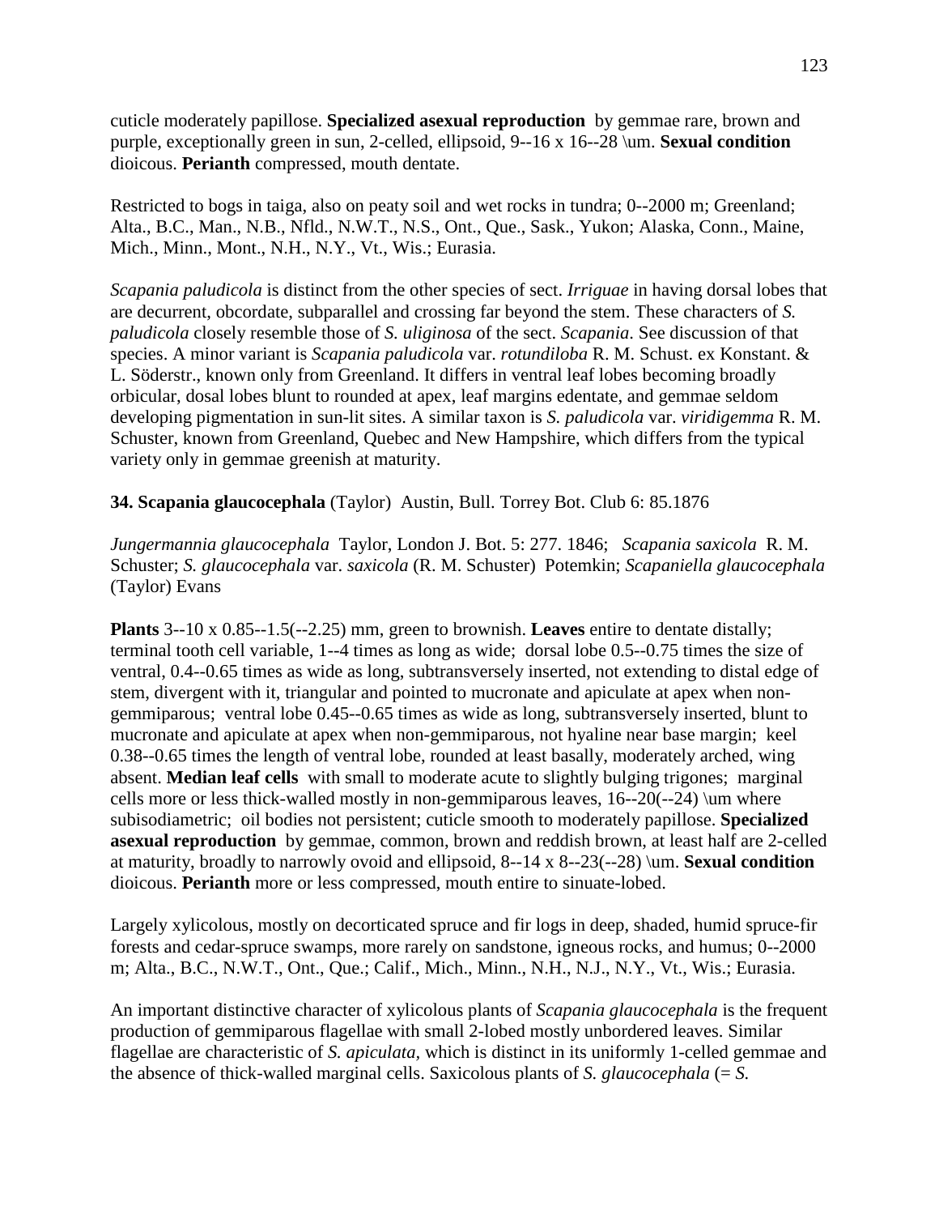cuticle moderately papillose. **Specialized asexual reproduction** by gemmae rare, brown and purple, exceptionally green in sun, 2-celled, ellipsoid, 9--16 x 16--28 \um. **Sexual condition** dioicous. **Perianth** compressed, mouth dentate.

Restricted to bogs in taiga, also on peaty soil and wet rocks in tundra; 0--2000 m; Greenland; Alta., B.C., Man., N.B., Nfld., N.W.T., N.S., Ont., Que., Sask., Yukon; Alaska, Conn., Maine, Mich., Minn., Mont., N.H., N.Y., Vt., Wis.; Eurasia.

*Scapania paludicola* is distinct from the other species of sect. *Irriguae* in having dorsal lobes that are decurrent, obcordate, subparallel and crossing far beyond the stem. These characters of *S. paludicola* closely resemble those of *S. uliginosa* of the sect. *Scapania*. See discussion of that species. A minor variant is *Scapania paludicola* var. *rotundiloba* R. M. Schust. ex Konstant. & L. Söderstr., known only from Greenland. It differs in ventral leaf lobes becoming broadly orbicular, dosal lobes blunt to rounded at apex, leaf margins edentate, and gemmae seldom developing pigmentation in sun-lit sites. A similar taxon is *S. paludicola* var. *viridigemma* R. M. Schuster, known from Greenland, Quebec and New Hampshire, which differs from the typical variety only in gemmae greenish at maturity.

**34. Scapania glaucocephala** (Taylor) Austin, Bull. Torrey Bot. Club 6: 85.1876

*Jungermannia glaucocephala* Taylor, London J. Bot. 5: 277. 1846; *Scapania saxicola* R. M. Schuster; *S. glaucocephala* var. *saxicola* (R. M. Schuster) Potemkin; *Scapaniella glaucocephala* (Taylor) Evans

**Plants** 3--10 x 0.85--1.5(--2.25) mm, green to brownish. **Leaves** entire to dentate distally; terminal tooth cell variable, 1--4 times as long as wide; dorsal lobe 0.5--0.75 times the size of ventral, 0.4--0.65 times as wide as long, subtransversely inserted, not extending to distal edge of stem, divergent with it, triangular and pointed to mucronate and apiculate at apex when non-gemmiparous; ventral lobe 0.45--0.65 times as wide as long, subtransversely inserted, blunt to mucronate and apiculate at apex when non-gemmiparous, not hyaline near base margin; keel 0.38--0.65 times the length of ventral lobe, rounded at least basally, moderately arched, wing absent. **Median leaf cells** with small to moderate acute to slightly bulging trigones; marginal cells more or less thick-walled mostly in non-gemmiparous leaves, 16--20(--24) \um where subisodiametric; oil bodies not persistent; cuticle smooth to moderately papillose. **Specialized asexual reproduction** by gemmae, common, brown and reddish brown, at least half are 2-celled at maturity, broadly to narrowly ovoid and ellipsoid, 8--14 x 8--23(--28) \um. **Sexual condition** dioicous. **Perianth** more or less compressed, mouth entire to sinuate-lobed.

Largely xylicolous, mostly on decorticated spruce and fir logs in deep, shaded, humid spruce-fir forests and cedar-spruce swamps, more rarely on sandstone, igneous rocks, and humus; 0--2000 m; Alta., B.C., N.W.T., Ont., Que.; Calif., Mich., Minn., N.H., N.J., N.Y., Vt., Wis.; Eurasia.

An important distinctive character of xylicolous plants of *Scapania glaucocephala* is the frequent production of gemmiparous flagellae with small 2-lobed mostly unbordered leaves. Similar flagellae are characteristic of *S. apiculata*, which is distinct in its uniformly 1-celled gemmae and the absence of thick-walled marginal cells. Saxicolous plants of *S. glaucocephala* (= *S.*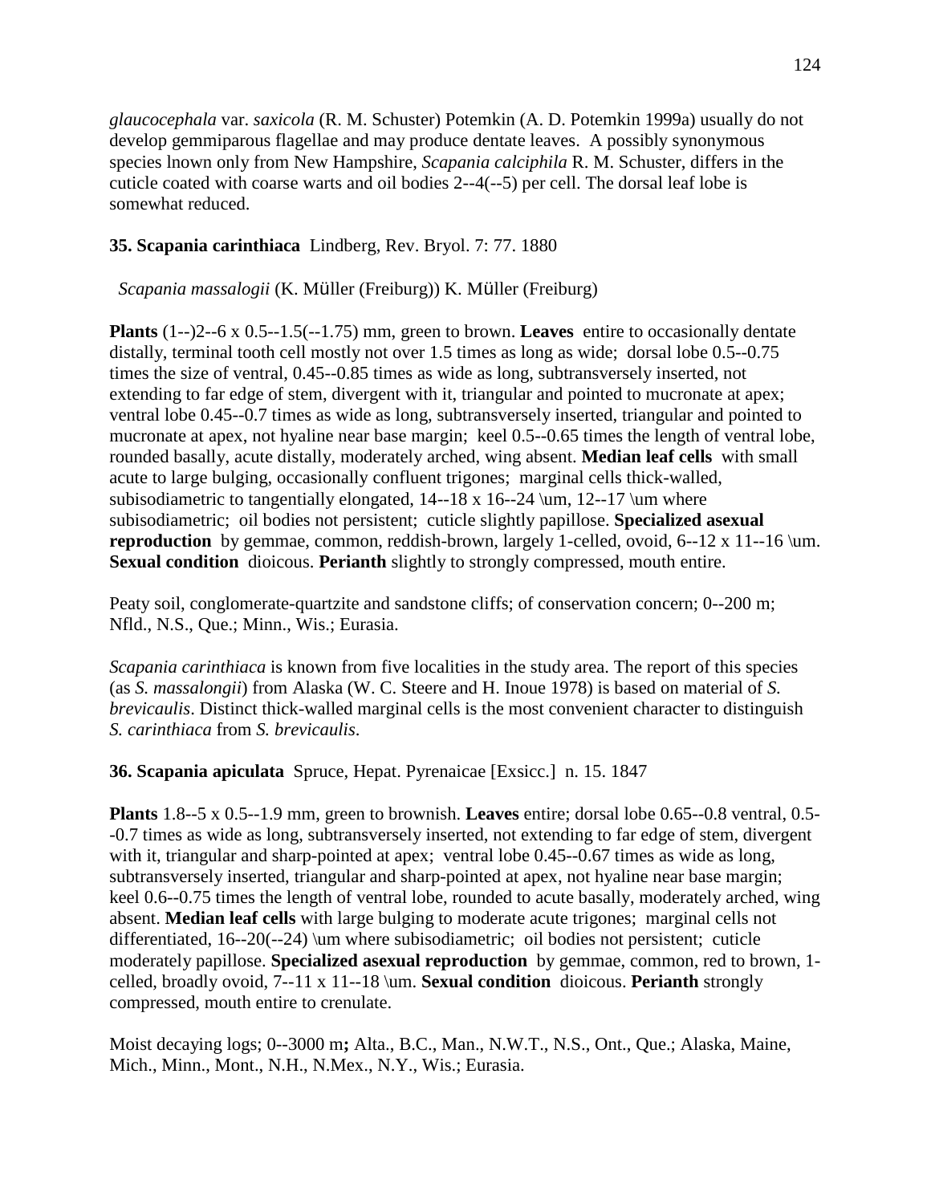*glaucocephala* var. *saxicola* (R. M. Schuster) Potemkin (A. D. Potemkin 1999a) usually do not develop gemmiparous flagellae and may produce dentate leaves. A possibly synonymous species lnown only from New Hampshire, *Scapania calciphila* R. M. Schuster, differs in the cuticle coated with coarse warts and oil bodies 2--4(--5) per cell. The dorsal leaf lobe is somewhat reduced.

**35. Scapania carinthiaca** Lindberg, Rev. Bryol. 7: 77. 1880

*Scapania massalogii* (K. Müller (Freiburg)) K. Müller (Freiburg)

**Plants** (1--)2--6 x 0.5--1.5(--1.75) mm, green to brown. **Leaves** entire to occasionally dentate distally, terminal tooth cell mostly not over 1.5 times as long as wide; dorsal lobe 0.5--0.75 times the size of ventral, 0.45--0.85 times as wide as long, subtransversely inserted, not extending to far edge of stem, divergent with it, triangular and pointed to mucronate at apex; ventral lobe 0.45--0.7 times as wide as long, subtransversely inserted, triangular and pointed to mucronate at apex, not hyaline near base margin; keel 0.5--0.65 times the length of ventral lobe, rounded basally, acute distally, moderately arched, wing absent. **Median leaf cells** with small acute to large bulging, occasionally confluent trigones; marginal cells thick-walled, subisodiametric to tangentially elongated, 14--18 x 16--24 \um, 12--17 \um where subisodiametric; oil bodies not persistent; cuticle slightly papillose. **Specialized asexual reproduction** by gemmae, common, reddish-brown, largely 1-celled, ovoid, 6--12 x 11--16 \um. **Sexual condition** dioicous. **Perianth** slightly to strongly compressed, mouth entire.

Peaty soil, conglomerate-quartzite and sandstone cliffs; of conservation concern; 0--200 m; Nfld., N.S., Que.; Minn., Wis.; Eurasia.

*Scapania carinthiaca* is known from five localities in the study area. The report of this species (as *S. massalongii*) from Alaska (W. C. Steere and H. Inoue 1978) is based on material of *S. brevicaulis*. Distinct thick-walled marginal cells is the most convenient character to distinguish *S. carinthiaca* from *S. brevicaulis*.

**36. Scapania apiculata** Spruce, Hepat. Pyrenaicae [Exsicc.] n. 15. 1847

**Plants** 1.8--5 x 0.5--1.9 mm, green to brownish. **Leaves** entire; dorsal lobe 0.65--0.8 ventral, 0.5--0.7 times as wide as long, subtransversely inserted, not extending to far edge of stem, divergent with it, triangular and sharp-pointed at apex; ventral lobe 0.45--0.67 times as wide as long, subtransversely inserted, triangular and sharp-pointed at apex, not hyaline near base margin; keel 0.6--0.75 times the length of ventral lobe, rounded to acute basally, moderately arched, wing absent. **Median leaf cells** with large bulging to moderate acute trigones; marginal cells not differentiated, 16--20(--24) \um where subisodiametric; oil bodies not persistent; cuticle moderately papillose. **Specialized asexual reproduction** by gemmae, common, red to brown, 1-celled, broadly ovoid, 7--11 x 11--18 \um. **Sexual condition** dioicous. **Perianth** strongly compressed, mouth entire to crenulate.

Moist decaying logs; 0--3000 m**;** Alta., B.C., Man., N.W.T., N.S., Ont., Que.; Alaska, Maine, Mich., Minn., Mont., N.H., N.Mex., N.Y., Wis.; Eurasia.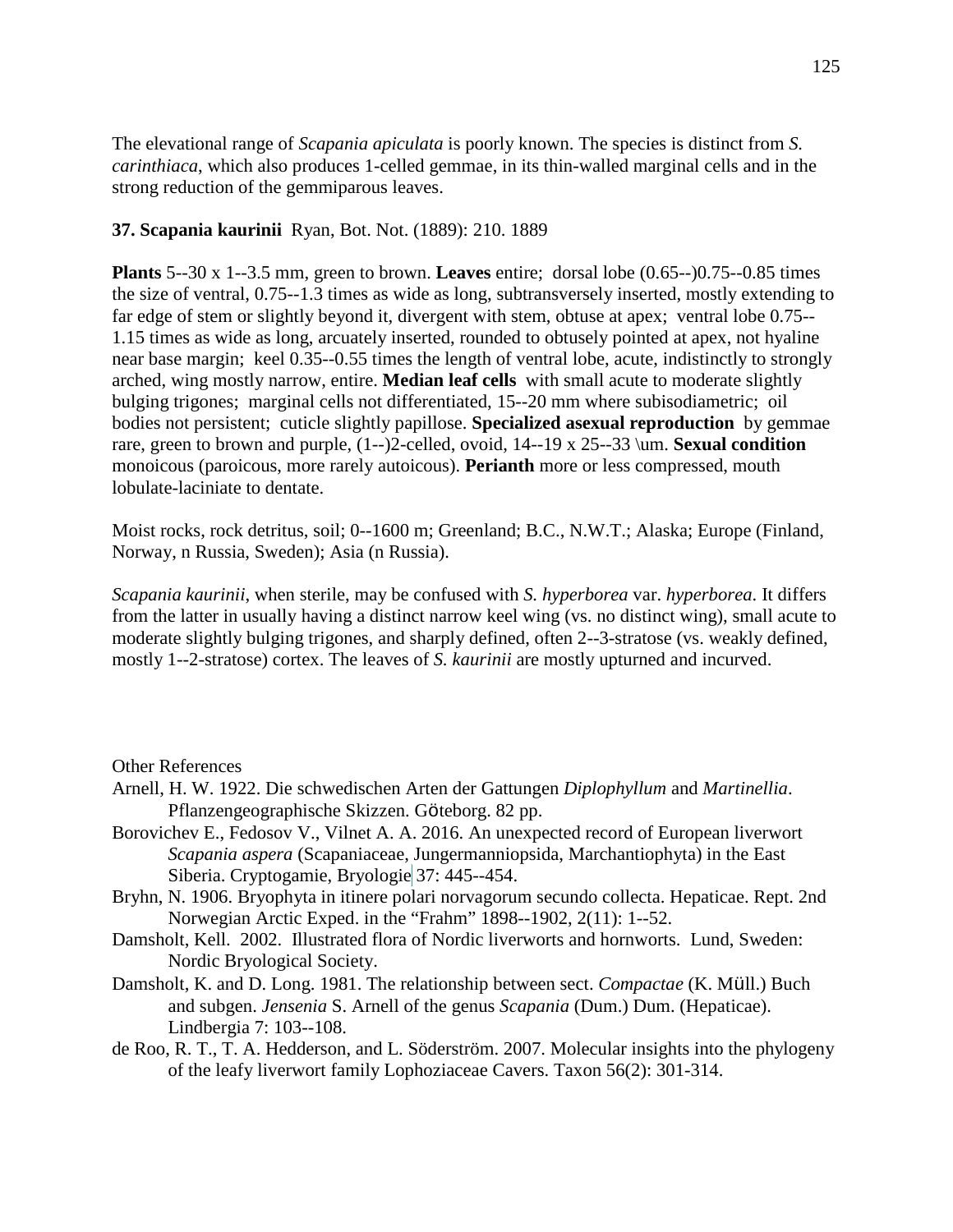The elevational range of *Scapania apiculata* is poorly known. The species is distinct from *S. carinthiaca*, which also produces 1-celled gemmae, in its thin-walled marginal cells and in the strong reduction of the gemmiparous leaves.

**37. Scapania kaurinii** Ryan, Bot. Not. (1889): 210. 1889

**Plants** 5--30 x 1--3.5 mm, green to brown. **Leaves** entire; dorsal lobe (0.65--)0.75--0.85 times the size of ventral, 0.75--1.3 times as wide as long, subtransversely inserted, mostly extending to far edge of stem or slightly beyond it, divergent with stem, obtuse at apex; ventral lobe 0.75--1.15 times as wide as long, arcuately inserted, rounded to obtusely pointed at apex, not hyaline near base margin; keel 0.35--0.55 times the length of ventral lobe, acute, indistinctly to strongly arched, wing mostly narrow, entire. **Median leaf cells** with small acute to moderate slightly bulging trigones; marginal cells not differentiated, 15--20 mm where subisodiametric; oil bodies not persistent; cuticle slightly papillose. **Specialized asexual reproduction** by gemmae rare, green to brown and purple, (1--)2-celled, ovoid, 14--19 x 25--33 \um. **Sexual condition** monoicous (paroicous, more rarely autoicous). **Perianth** more or less compressed, mouth lobulate-laciniate to dentate.

Moist rocks, rock detritus, soil; 0--1600 m; Greenland; B.C., N.W.T.; Alaska; Europe (Finland, Norway, n Russia, Sweden); Asia (n Russia).

*Scapania kaurinii*, when sterile, may be confused with *S. hyperborea* var. *hyperborea*. It differs from the latter in usually having a distinct narrow keel wing (vs. no distinct wing), small acute to moderate slightly bulging trigones, and sharply defined, often 2--3-stratose (vs. weakly defined, mostly 1--2-stratose) cortex. The leaves of *S. kaurinii* are mostly upturned and incurved.

Other References

Arnell, H. W. 1922. Die schwedischen Arten der Gattungen *Diplophyllum* and *Martinellia*. Pflanzengeographische Skizzen. Göteborg. 82 pp.

Borovichev E., Fedosov V., Vilnet A. A. 2016. An unexpected record of European liverwort *Scapania aspera* (Scapaniaceae, Jungermanniopsida, Marchantiophyta) in the East Siberia. Cryptogamie, Bryologie 37: 445--454.

Bryhn, N. 1906. Bryophyta in itinere polari norvagorum secundo collecta. Hepaticae. Rept. 2nd Norwegian Arctic Exped. in the “Frahm” 1898--1902, 2(11): 1--52.

Damsholt, Kell. 2002. Illustrated flora of Nordic liverworts and hornworts. Lund, Sweden: Nordic Bryological Society.

Damsholt, K. and D. Long. 1981. The relationship between sect. *Compactae* (K. Müll.) Buch and subgen. *Jensenia* S. Arnell of the genus *Scapania* (Dum.) Dum. (Hepaticae). Lindbergia 7: 103--108.

de Roo, R. T., T. A. Hedderson, and L. Söderström. 2007. Molecular insights into the phylogeny of the leafy liverwort family Lophoziaceae Cavers. Taxon 56(2): 301-314.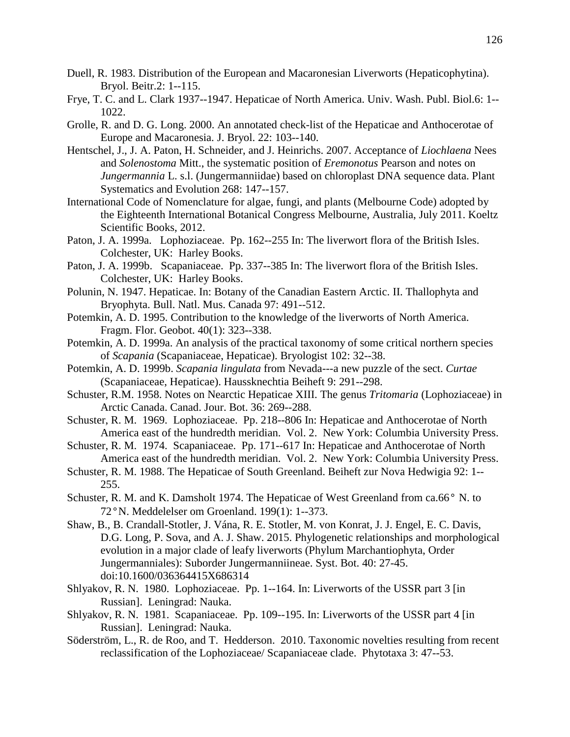Duell, R. 1983. Distribution of the European and Macaronesian Liverworts (Hepaticophytina). Bryol. Beitr.2: 1--115.

Frye, T. C. and L. Clark 1937--1947. Hepaticae of North America. Univ. Wash. Publ. Biol.6: 1--1022.

Grolle, R. and D. G. Long. 2000. An annotated check-list of the Hepaticae and Anthocerotae of Europe and Macaronesia. J. Bryol. 22: 103--140.

Hentschel, J., J. A. Paton, H. Schneider, and J. Heinrichs. 2007. Acceptance of *Liochlaena* Nees and *Solenostoma* Mitt., the systematic position of *Eremonotus* Pearson and notes on *Jungermannia* L. s.l. (Jungermanniidae) based on chloroplast DNA sequence data. Plant Systematics and Evolution 268: 147--157.

International Code of Nomenclature for algae, fungi, and plants (Melbourne Code) adopted by the Eighteenth International Botanical Congress Melbourne, Australia, July 2011. Koeltz Scientific Books, 2012.

Paton, J. A. 1999a. Lophoziaceae. Pp. 162--255 In: The liverwort flora of the British Isles. Colchester, UK: Harley Books.

Paton, J. A. 1999b. Scapaniaceae. Pp. 337--385 In: The liverwort flora of the British Isles. Colchester, UK: Harley Books.

Polunin, N. 1947. Hepaticae. In: Botany of the Canadian Eastern Arctic. II. Thallophyta and Bryophyta. Bull. Natl. Mus. Canada 97: 491--512.

Potemkin, A. D. 1995. Contribution to the knowledge of the liverworts of North America. Fragm. Flor. Geobot. 40(1): 323--338.

Potemkin, A. D. 1999a. An analysis of the practical taxonomy of some critical northern species of *Scapania* (Scapaniaceae, Hepaticae). Bryologist 102: 32--38.

Potemkin, A. D. 1999b. *Scapania lingulata* from Nevada---a new puzzle of the sect. *Curtae* (Scapaniaceae, Hepaticae). Haussknechtia Beiheft 9: 291--298.

Schuster, R.M. 1958. Notes on Nearctic Hepaticae XIII. The genus *Tritomaria* (Lophoziaceae) in Arctic Canada. Canad. Jour. Bot. 36: 269--288.

Schuster, R. M. 1969. Lophoziaceae. Pp. 218--806 In: Hepaticae and Anthocerotae of North America east of the hundredth meridian. Vol. 2. New York: Columbia University Press.

Schuster, R. M. 1974. Scapaniaceae. Pp. 171--617 In: Hepaticae and Anthocerotae of North America east of the hundredth meridian. Vol. 2. New York: Columbia University Press.

Schuster, R. M. 1988. The Hepaticae of South Greenland. Beiheft zur Nova Hedwigia 92: 1--255.

Schuster, R. M. and K. Damsholt 1974. The Hepaticae of West Greenland from ca.66° N. to 72°N. Meddelelser om Groenland. 199(1): 1--373.

Shaw, B., B. Crandall-Stotler, J. Vána, R. E. Stotler, M. von Konrat, J. J. Engel, E. C. Davis, D.G. Long, P. Sova, and A. J. Shaw. 2015. Phylogenetic relationships and morphological evolution in a major clade of leafy liverworts (Phylum Marchantiophyta, Order Jungermanniales): Suborder Jungermanniineae. Syst. Bot. 40: 27-45. doi:10.1600/036364415X686314

Shlyakov, R. N. 1980. Lophoziaceae. Pp. 1--164. In: Liverworts of the USSR part 3 [in Russian]. Leningrad: Nauka.

Shlyakov, R. N. 1981. Scapaniaceae. Pp. 109--195. In: Liverworts of the USSR part 4 [in Russian]. Leningrad: Nauka.

Söderström, L., R. de Roo, and T. Hedderson. 2010. Taxonomic novelties resulting from recent reclassification of the Lophoziaceae/ Scapaniaceae clade. Phytotaxa 3: 47--53.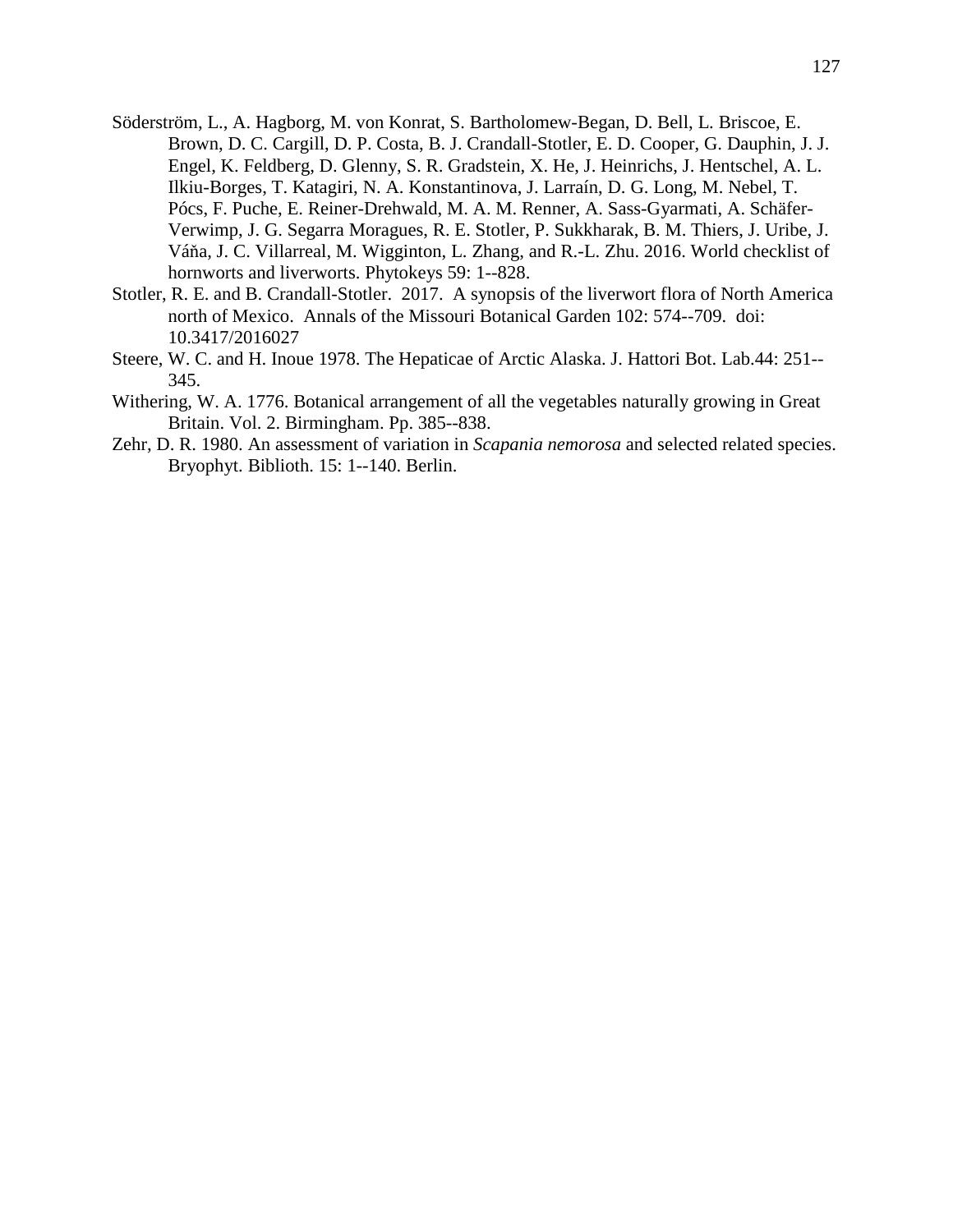Söderström, L., A. Hagborg, M. von Konrat, S. Bartholomew-Began, D. Bell, L. Briscoe, E. Brown, D. C. Cargill, D. P. Costa, B. J. Crandall-Stotler, E. D. Cooper, G. Dauphin, J. J. Engel, K. Feldberg, D. Glenny, S. R. Gradstein, X. He, J. Heinrichs, J. Hentschel, A. L. Ilkiu-Borges, T. Katagiri, N. A. Konstantinova, J. Larraín, D. G. Long, M. Nebel, T. Pócs, F. Puche, E. Reiner-Drehwald, M. A. M. Renner, A. Sass-Gyarmati, A. Schäfer-Verwimp, J. G. Segarra Moragues, R. E. Stotler, P. Sukkharak, B. M. Thiers, J. Uribe, J. Váňa, J. C. Villarreal, M. Wigginton, L. Zhang, and R.-L. Zhu. 2016. World checklist of hornworts and liverworts. Phytokeys 59: 1--828.

Stotler, R. E. and B. Crandall-Stotler. 2017. A synopsis of the liverwort flora of North America north of Mexico. Annals of the Missouri Botanical Garden 102: 574--709. doi: 10.3417/2016027

Steere, W. C. and H. Inoue 1978. The Hepaticae of Arctic Alaska. J. Hattori Bot. Lab.44: 251--345.

Withering, W. A. 1776. Botanical arrangement of all the vegetables naturally growing in Great Britain. Vol. 2. Birmingham. Pp. 385--838.

Zehr, D. R. 1980. An assessment of variation in *Scapania nemorosa* and selected related species. Bryophyt. Biblioth. 15: 1--140. Berlin.